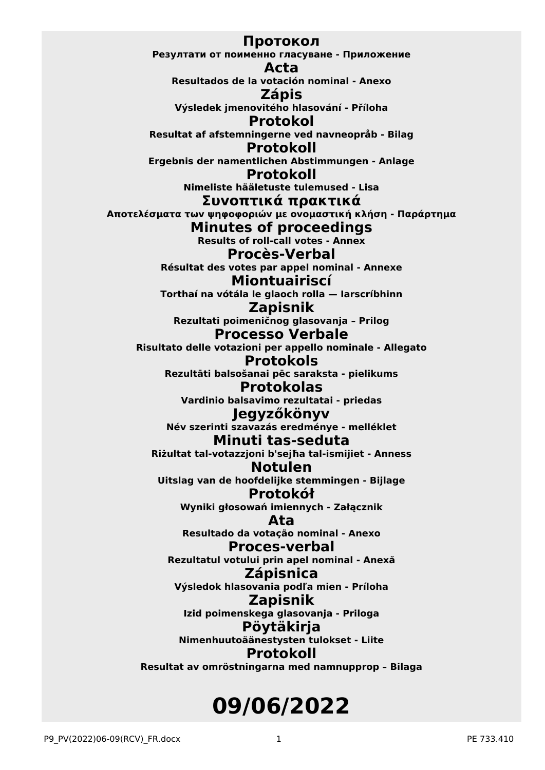# Протокол
**Резултати от поименно гласуване - Приложение**

# Acta
**Resultados de la votación nominal - Anexo**

# Zápis
**Výsledek jmenovitého hlasování - Příloha**

# Protokol
**Resultat af afstemningerne ved navneopråb - Bilag**

# Protokoll
**Ergebnis der namentlichen Abstimmungen - Anlage**

# Protokoll
**Nimeliste hääletuste tulemused - Lisa**

# Συνοπτικά πρακτικά
**Αποτελέσματα των ψηφοφοριών με ονομαστική κλήση - Παράρτημα**

# Minutes of proceedings
**Results of roll-call votes - Annex**

# Procès-Verbal
**Résultat des votes par appel nominal - Annexe**

# Miontuairiscí
**Torthaí na vótála le glaoch rolla — Iarscríbhinn**

# Zapisnik
**Rezultati poimeničnog glasovanja – Prilog**

# Processo Verbale
**Risultato delle votazioni per appello nominale - Allegato**

# Protokols
**Rezultāti balsošanai pēc saraksta - pielikums**

# Protokolas
**Vardinio balsavimo rezultatai - priedas**

# Jegyzőkönyv
**Név szerinti szavazás eredménye - melléklet**

# Minuti tas-seduta
**Riżultat tal-votazzjoni b'sejħa tal-ismijiet - Anness**

# Notulen
**Uitslag van de hoofdelijke stemmingen - Bijlage**

# Protokół
**Wyniki głosowań imiennych - Załącznik**

# Ata
**Resultado da votação nominal - Anexo**

# Proces-verbal
**Rezultatul votului prin apel nominal - Anexă**

# Zápisnica
**Výsledok hlasovania podľa mien - Príloha**

# Zapisnik
**Izid poimenskega glasovanja - Priloga**

# Pöytäkirja
**Nimenhuutoäänestysten tulokset - Liite**

# Protokoll
**Resultat av omröstningarna med namnupprop – Bilaga**

# 09/06/2022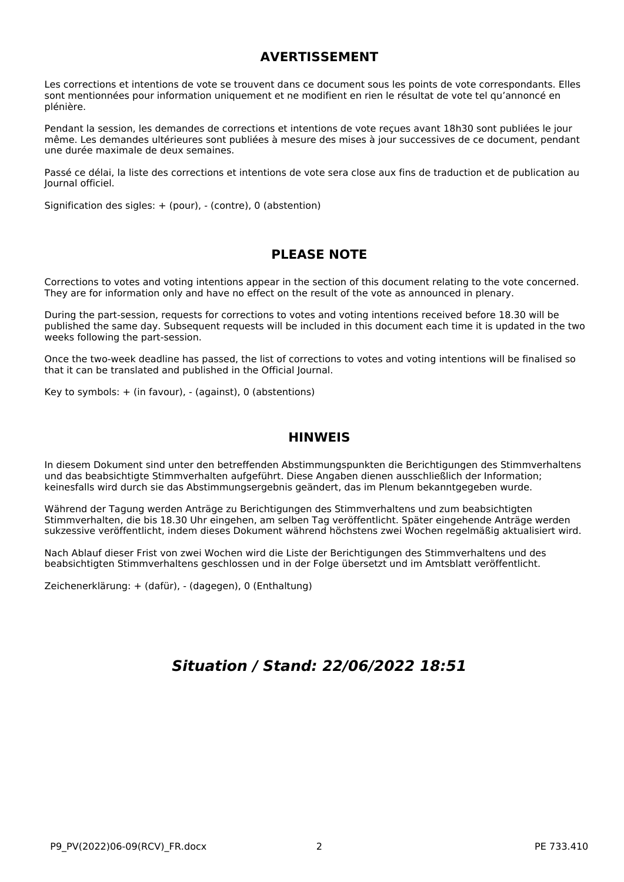## AVERTISSEMENT

Les corrections et intentions de vote se trouvent dans ce document sous les points de vote correspondants. Elles sont mentionnées pour information uniquement et ne modifient en rien le résultat de vote tel qu'annoncé en plénière.

Pendant la session, les demandes de corrections et intentions de vote reçues avant 18h30 sont publiées le jour même. Les demandes ultérieures sont publiées à mesure des mises à jour successives de ce document, pendant une durée maximale de deux semaines.

Passé ce délai, la liste des corrections et intentions de vote sera close aux fins de traduction et de publication au Journal officiel.

Signification des sigles: + (pour), - (contre), 0 (abstention)

## PLEASE NOTE

Corrections to votes and voting intentions appear in the section of this document relating to the vote concerned. They are for information only and have no effect on the result of the vote as announced in plenary.

During the part-session, requests for corrections to votes and voting intentions received before 18.30 will be published the same day. Subsequent requests will be included in this document each time it is updated in the two weeks following the part-session.

Once the two-week deadline has passed, the list of corrections to votes and voting intentions will be finalised so that it can be translated and published in the Official Journal.

Key to symbols: + (in favour), - (against), 0 (abstentions)

## HINWEIS

In diesem Dokument sind unter den betreffenden Abstimmungspunkten die Berichtigungen des Stimmverhaltens und das beabsichtigte Stimmverhalten aufgeführt. Diese Angaben dienen ausschließlich der Information; keinesfalls wird durch sie das Abstimmungsergebnis geändert, das im Plenum bekanntgegeben wurde.

Während der Tagung werden Anträge zu Berichtigungen des Stimmverhaltens und zum beabsichtigten Stimmverhalten, die bis 18.30 Uhr eingehen, am selben Tag veröffentlicht. Später eingehende Anträge werden sukzessive veröffentlicht, indem dieses Dokument während höchstens zwei Wochen regelmäßig aktualisiert wird.

Nach Ablauf dieser Frist von zwei Wochen wird die Liste der Berichtigungen des Stimmverhaltens und des beabsichtigten Stimmverhaltens geschlossen und in der Folge übersetzt und im Amtsblatt veröffentlicht.

Zeichenerklärung: + (dafür), - (dagegen), 0 (Enthaltung)

## *Situation / Stand: 22/06/2022 18:51*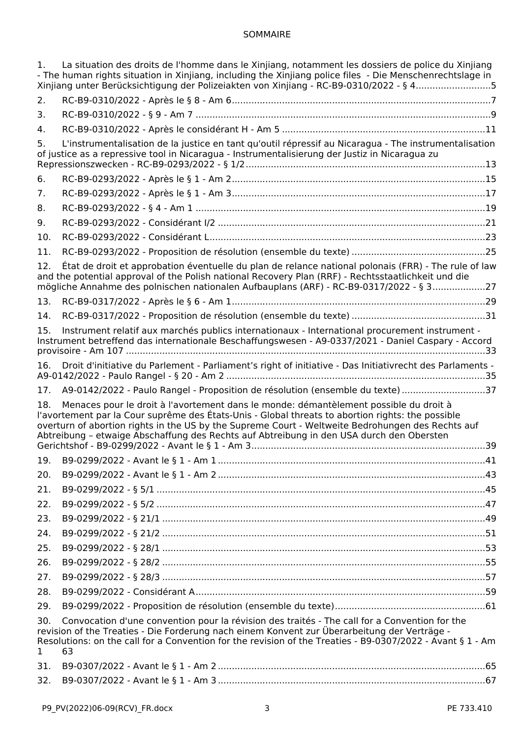SOMMAIRE

1. La situation des droits de l'homme dans le Xinjiang, notamment les dossiers de police du Xinjiang - The human rights situation in Xinjiang, including the Xinjiang police files - Die Menschenrechtslage in Xinjiang unter Berücksichtigung der Polizeiakten von Xinjiang - RC-B9-0310/2022 - § 4 ........................... 5
2. RC-B9-0310/2022 - Après le § 8 - Am 6 ........................... 7
3. RC-B9-0310/2022 - § 9 - Am 7 ........................... 9
4. RC-B9-0310/2022 - Après le considérant H - Am 5 ........................... 11
5. L'instrumentalisation de la justice en tant qu'outil répressif au Nicaragua - The instrumentalisation of justice as a repressive tool in Nicaragua - Instrumentalisierung der Justiz in Nicaragua zu Repressionszwecken - RC-B9-0293/2022 - § 1/2 ........................... 13
6. RC-B9-0293/2022 - Après le § 1 - Am 2 ........................... 15
7. RC-B9-0293/2022 - Après le § 1 - Am 3 ........................... 17
8. RC-B9-0293/2022 - § 4 - Am 1 ........................... 19
9. RC-B9-0293/2022 - Considérant I/2 ........................... 21
10. RC-B9-0293/2022 - Considérant L ........................... 23
11. RC-B9-0293/2022 - Proposition de résolution (ensemble du texte) ........................... 25
12. État de droit et approbation éventuelle du plan de relance national polonais (FRR) - The rule of law and the potential approval of the Polish national Recovery Plan (RRF) - Rechtsstaatlichkeit und die mögliche Annahme des polnischen nationalen Aufbauplans (ARF) - RC-B9-0317/2022 - § 3 ........................... 27
13. RC-B9-0317/2022 - Après le § 6 - Am 1 ........................... 29
14. RC-B9-0317/2022 - Proposition de résolution (ensemble du texte) ........................... 31
15. Instrument relatif aux marchés publics internationaux - International procurement instrument - Instrument betreffend das internationale Beschaffungswesen - A9-0337/2021 - Daniel Caspary - Accord provisoire - Am 107 ........................... 33
16. Droit d'initiative du Parlement - Parliament’s right of initiative - Das Initiativrecht des Parlaments - A9-0142/2022 - Paulo Rangel - § 20 - Am 2 ........................... 35
17. A9-0142/2022 - Paulo Rangel - Proposition de résolution (ensemble du texte) ........................... 37
18. Menaces pour le droit à l'avortement dans le monde: démantèlement possible du droit à l'avortement par la Cour suprême des États-Unis - Global threats to abortion rights: the possible overturn of abortion rights in the US by the Supreme Court - Weltweite Bedrohungen des Rechts auf Abtreibung – etwaige Abschaffung des Rechts auf Abtreibung in den USA durch den Obersten Gerichtshof - B9-0299/2022 - Avant le § 1 - Am 3 ........................... 39
19. B9-0299/2022 - Avant le § 1 - Am 1 ........................... 41
20. B9-0299/2022 - Avant le § 1 - Am 2 ........................... 43
21. B9-0299/2022 - § 5/1 ........................... 45
22. B9-0299/2022 - § 5/2 ........................... 47
23. B9-0299/2022 - § 21/1 ........................... 49
24. B9-0299/2022 - § 21/2 ........................... 51
25. B9-0299/2022 - § 28/1 ........................... 53
26. B9-0299/2022 - § 28/2 ........................... 55
27. B9-0299/2022 - § 28/3 ........................... 57
28. B9-0299/2022 - Considérant A ........................... 59
29. B9-0299/2022 - Proposition de résolution (ensemble du texte) ........................... 61
30. Convocation d'une convention pour la révision des traités - The call for a Convention for the revision of the Treaties - Die Forderung nach einem Konvent zur Überarbeitung der Verträge - Resolutions: on the call for a Convention for the revision of the Treaties - B9-0307/2022 - Avant § 1 - Am 1 63
31. B9-0307/2022 - Avant le § 1 - Am 2 ........................... 65
32. B9-0307/2022 - Avant le § 1 - Am 3 ........................... 67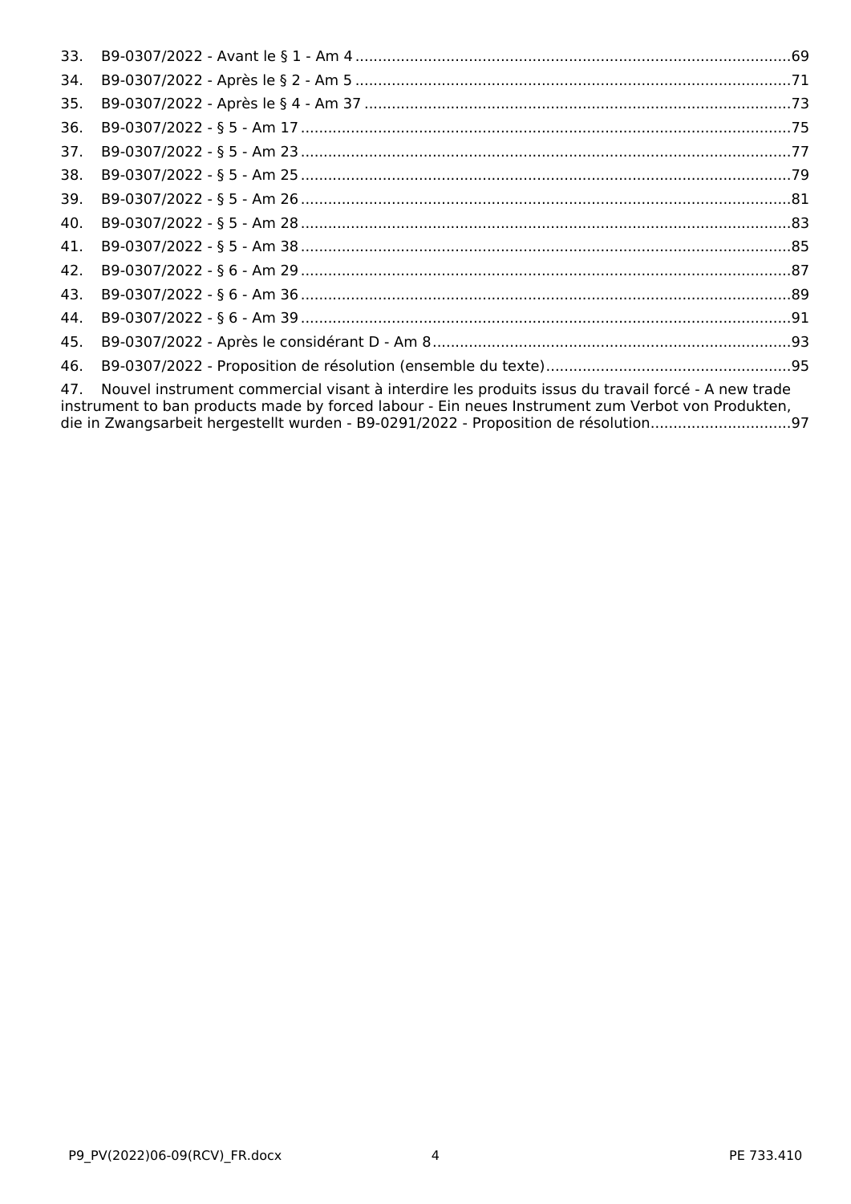33. B9-0307/2022 - Avant le § 1 - Am 4 ...............................................................................................69
34. B9-0307/2022 - Après le § 2 - Am 5 ...............................................................................................71
35. B9-0307/2022 - Après le § 4 - Am 37 .............................................................................................73
36. B9-0307/2022 - § 5 - Am 17 ............................................................................................................75
37. B9-0307/2022 - § 5 - Am 23 ............................................................................................................77
38. B9-0307/2022 - § 5 - Am 25 ............................................................................................................79
39. B9-0307/2022 - § 5 - Am 26 ............................................................................................................81
40. B9-0307/2022 - § 5 - Am 28 ............................................................................................................83
41. B9-0307/2022 - § 5 - Am 38 ............................................................................................................85
42. B9-0307/2022 - § 6 - Am 29 ............................................................................................................87
43. B9-0307/2022 - § 6 - Am 36 ............................................................................................................89
44. B9-0307/2022 - § 6 - Am 39 ............................................................................................................91
45. B9-0307/2022 - Après le considérant D - Am 8 ...............................................................................93
46. B9-0307/2022 - Proposition de résolution (ensemble du texte)......................................................95
47. Nouvel instrument commercial visant à interdire les produits issus du travail forcé - A new trade instrument to ban products made by forced labour - Ein neues Instrument zum Verbot von Produkten, die in Zwangsarbeit hergestellt wurden - B9-0291/2022 - Proposition de résolution...............................97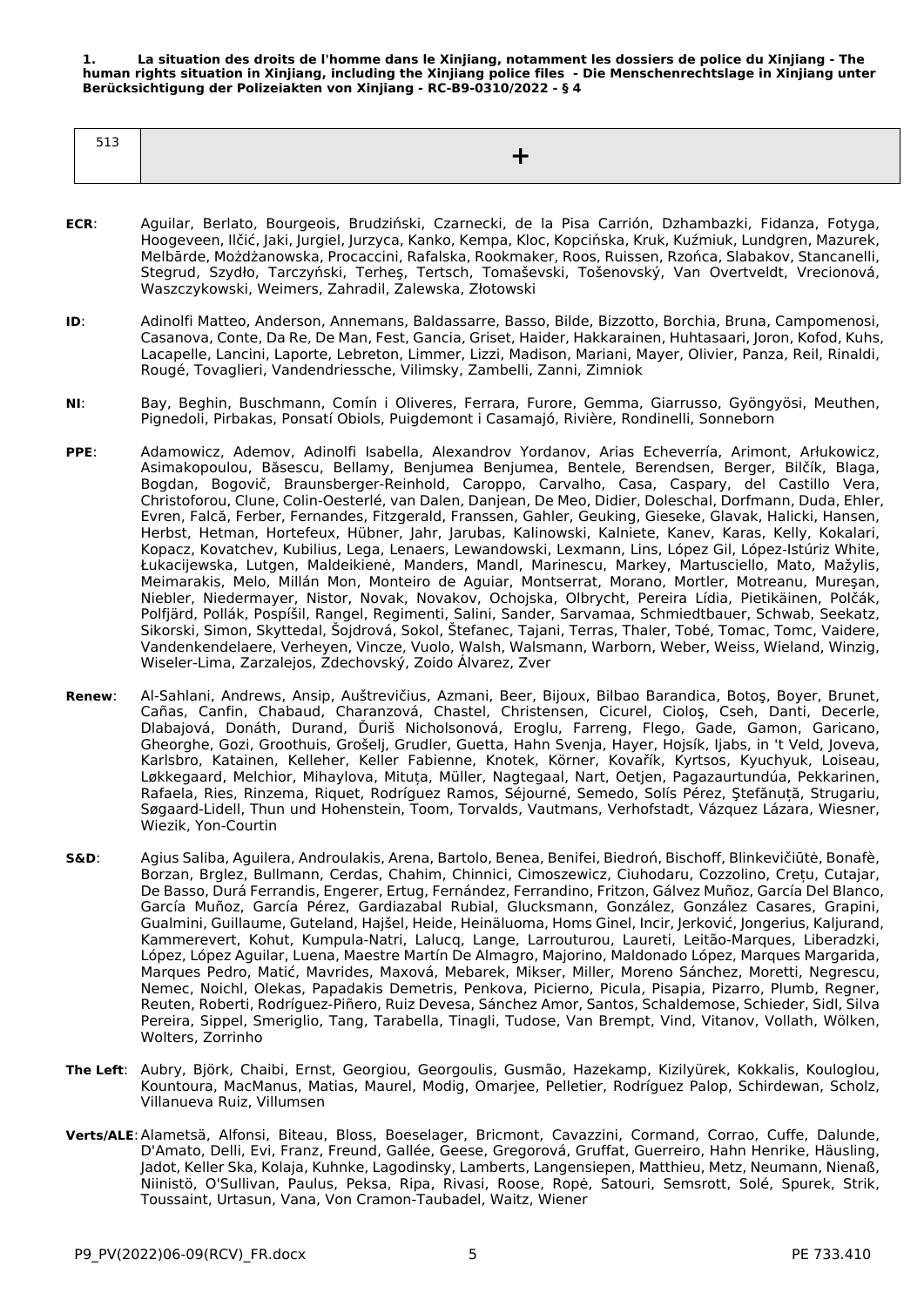**1. La situation des droits de l'homme dans le Xinjiang, notamment les dossiers de police du Xinjiang - The human rights situation in Xinjiang, including the Xinjiang police files - Die Menschenrechtslage in Xinjiang unter Berücksichtigung der Polizeiakten von Xinjiang - RC-B9-0310/2022 - § 4**

| 513 | + |
| --- | --- |

**ECR**: Aguilar, Berlato, Bourgeois, Brudziński, Czarnecki, de la Pisa Carrión, Dzhambazki, Fidanza, Fotyga, Hoogeveen, Ilčić, Jaki, Jurgiel, Jurzyca, Kanko, Kempa, Kloc, Kopcińska, Kruk, Kuźmiuk, Lundgren, Mazurek, Melbārde, Możdżanowska, Procaccini, Rafalska, Rookmaker, Roos, Ruissen, Rzońca, Slabakov, Stancanelli, Stegrud, Szydło, Tarczyński, Terheş, Tertsch, Tomaševski, Tošenovský, Van Overtveldt, Vrecionová, Waszczykowski, Weimers, Zahradil, Zalewska, Złotowski

**ID**: Adinolfi Matteo, Anderson, Annemans, Baldassarre, Basso, Bilde, Bizzotto, Borchia, Bruna, Campomenosi, Casanova, Conte, Da Re, De Man, Fest, Gancia, Griset, Haider, Hakkarainen, Huhtasaari, Joron, Kofod, Kuhs, Lacapelle, Lancini, Laporte, Lebreton, Limmer, Lizzi, Madison, Mariani, Mayer, Olivier, Panza, Reil, Rinaldi, Rougé, Tovaglieri, Vandendriessche, Vilimsky, Zambelli, Zanni, Zimniok

**NI**: Bay, Beghin, Buschmann, Comín i Oliveres, Ferrara, Furore, Gemma, Giarrusso, Gyöngyösi, Meuthen, Pignedoli, Pirbakas, Ponsatí Obiols, Puigdemont i Casamajó, Rivière, Rondinelli, Sonneborn

**PPE**: Adamowicz, Ademov, Adinolfi Isabella, Alexandrov Yordanov, Arias Echeverría, Arimont, Arłukowicz, Asimakopoulou, Băsescu, Bellamy, Benjumea Benjumea, Bentele, Berendsen, Berger, Bilčík, Blaga, Bogdan, Bogovič, Braunsberger-Reinhold, Caroppo, Carvalho, Casa, Caspary, del Castillo Vera, Christoforou, Clune, Colin-Oesterlé, van Dalen, Danjean, De Meo, Didier, Doleschal, Dorfmann, Duda, Ehler, Evren, Falcă, Ferber, Fernandes, Fitzgerald, Franssen, Gahler, Geuking, Gieseke, Glavak, Halicki, Hansen, Herbst, Hetman, Hortefeux, Hübner, Jahr, Jarubas, Kalinowski, Kalniete, Kanev, Karas, Kelly, Kokalari, Kopacz, Kovatchev, Kubilius, Lega, Lenaers, Lewandowski, Lexmann, Lins, López Gil, López-Istúriz White, Łukacijewska, Lutgen, Maldeikienė, Manders, Mandl, Marinescu, Markey, Martusciello, Mato, Mažylis, Meimarakis, Melo, Millán Mon, Monteiro de Aguiar, Montserrat, Morano, Mortler, Motreanu, Mureşan, Niebler, Niedermayer, Nistor, Novak, Novakov, Ochojska, Olbrycht, Pereira Lídia, Pietikäinen, Polčák, Polfjärd, Pollák, Pospíšil, Rangel, Regimenti, Salini, Sander, Sarvamaa, Schmiedtbauer, Schwab, Seekatz, Sikorski, Simon, Skyttedal, Šojdrová, Sokol, Štefanec, Tajani, Terras, Thaler, Tobé, Tomac, Tomc, Vaidere, Vandenkendelaere, Verheyen, Vincze, Vuolo, Walsh, Walsmann, Warborn, Weber, Weiss, Wieland, Winzig, Wiseler-Lima, Zarzalejos, Zdechovský, Zoido Álvarez, Zver

**Renew**: Al-Sahlani, Andrews, Ansip, Auštrevičius, Azmani, Beer, Bijoux, Bilbao Barandica, Botoş, Boyer, Brunet, Cañas, Canfin, Chabaud, Charanzová, Chastel, Christensen, Cicurel, Cioloş, Cseh, Danti, Decerle, Dlabajová, Donáth, Durand, Ďuriš Nicholsonová, Eroglu, Farreng, Flego, Gade, Gamon, Garicano, Gheorghe, Gozi, Groothuis, Grošelj, Grudler, Guetta, Hahn Svenja, Hayer, Hojsík, Ijabs, in 't Veld, Joveva, Karlsbro, Katainen, Kelleher, Keller Fabienne, Knotek, Körner, Kovařík, Kyrtsos, Kyuchyuk, Loiseau, Løkkegaard, Melchior, Mihaylova, Mituța, Müller, Nagtegaal, Nart, Oetjen, Pagazaurtundúa, Pekkarinen, Rafaela, Ries, Rinzema, Riquet, Rodríguez Ramos, Séjourné, Semedo, Solís Pérez, Ştefănuță, Strugariu, Søgaard-Lidell, Thun und Hohenstein, Toom, Torvalds, Vautmans, Verhofstadt, Vázquez Lázara, Wiesner, Wiezik, Yon-Courtin

**S&D**: Agius Saliba, Aguilera, Androulakis, Arena, Bartolo, Benea, Benifei, Biedroń, Bischoff, Blinkevičiūtė, Bonafè, Borzan, Brglez, Bullmann, Cerdas, Chahim, Chinnici, Cimoszewicz, Ciuhodaru, Cozzolino, Crețu, Cutajar, De Basso, Durá Ferrandis, Engerer, Ertug, Fernández, Ferrandino, Fritzon, Gálvez Muñoz, García Del Blanco, García Muñoz, García Pérez, Gardiazabal Rubial, Glucksmann, González, González Casares, Grapini, Gualmini, Guillaume, Guteland, Hajšel, Heide, Heinäluoma, Homs Ginel, Incir, Jerković, Jongerius, Kaljurand, Kammerevert, Kohut, Kumpula-Natri, Lalucq, Lange, Larrouturou, Laureti, Leitão-Marques, Liberadzki, López, López Aguilar, Luena, Maestre Martín De Almagro, Majorino, Maldonado López, Marques Margarida, Marques Pedro, Matić, Mavrides, Maxová, Mebarek, Mikser, Miller, Moreno Sánchez, Moretti, Negrescu, Nemec, Noichl, Olekas, Papadakis Demetris, Penkova, Picierno, Picula, Pisapia, Pizarro, Plumb, Regner, Reuten, Roberti, Rodríguez-Piñero, Ruiz Devesa, Sánchez Amor, Santos, Schaldemose, Schieder, Sidl, Silva Pereira, Sippel, Smeriglio, Tang, Tarabella, Tinagli, Tudose, Van Brempt, Vind, Vitanov, Vollath, Wölken, Wolters, Zorrinho

**The Left**: Aubry, Björk, Chaibi, Ernst, Georgiou, Georgoulis, Gusmão, Hazekamp, Kizilyürek, Kokkalis, Kouloglou, Kountoura, MacManus, Matias, Maurel, Modig, Omarjee, Pelletier, Rodríguez Palop, Schirdewan, Scholz, Villanueva Ruiz, Villumsen

**Verts/ALE**: Alametsä, Alfonsi, Biteau, Bloss, Boeselager, Bricmont, Cavazzini, Cormand, Corrao, Cuffe, Dalunde, D'Amato, Delli, Evi, Franz, Freund, Gallée, Geese, Gregorová, Gruffat, Guerreiro, Hahn Henrike, Häusling, Jadot, Keller Ska, Kolaja, Kuhnke, Lagodinsky, Lamberts, Langensiepen, Matthieu, Metz, Neumann, Nienaß, Niinistö, O'Sullivan, Paulus, Peksa, Ripa, Rivasi, Roose, Ropė, Satouri, Semsrott, Solé, Spurek, Strik, Toussaint, Urtasun, Vana, Von Cramon-Taubadel, Waitz, Wiener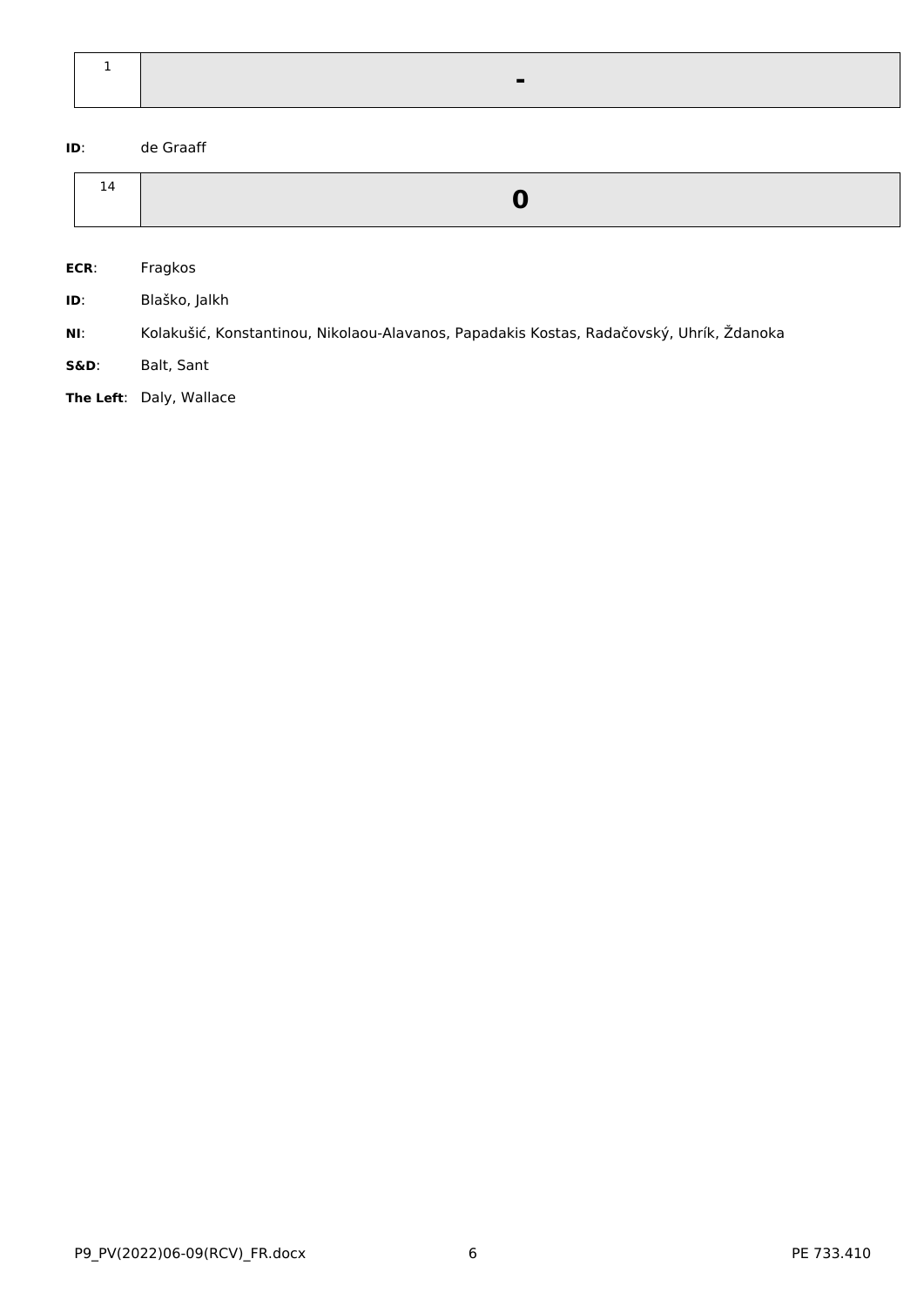| 1 | - |
|---|---|

**ID**: de Graaff

| 14 | 0 |
|---|---|

**ECR**: Fragkos

**ID**: Blaško, Jalkh

**NI**: Kolakušić, Konstantinou, Nikolaou-Alavanos, Papadakis Kostas, Radačovský, Uhrík, Ždanoka

**S&D**: Balt, Sant

**The Left**: Daly, Wallace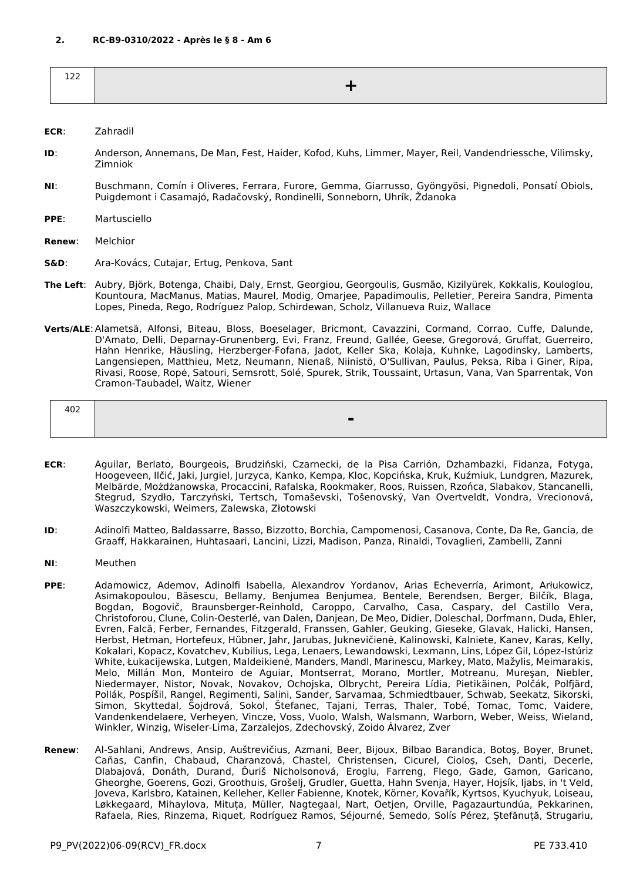**2. RC-B9-0310/2022 - Après le § 8 - Am 6**

| 122 | + |
|---|---|

**ECR**: Zahradil

**ID**: Anderson, Annemans, De Man, Fest, Haider, Kofod, Kuhs, Limmer, Mayer, Reil, Vandendriessche, Vilimsky, Zimniok

**NI**: Buschmann, Comín i Oliveres, Ferrara, Furore, Gemma, Giarrusso, Gyöngyösi, Pignedoli, Ponsatí Obiols, Puigdemont i Casamajó, Radačovský, Rondinelli, Sonneborn, Uhrík, Ždanoka

**PPE**: Martusciello

**Renew**: Melchior

**S&D**: Ara-Kovács, Cutajar, Ertug, Penkova, Sant

**The Left**: Aubry, Björk, Botenga, Chaibi, Daly, Ernst, Georgiou, Georgoulis, Gusmão, Kizilyürek, Kokkalis, Kouloglou, Kountoura, MacManus, Matias, Maurel, Modig, Omarjee, Papadimoulis, Pelletier, Pereira Sandra, Pimenta Lopes, Pineda, Rego, Rodríguez Palop, Schirdewan, Scholz, Villanueva Ruiz, Wallace

**Verts/ALE**: Alametsä, Alfonsi, Biteau, Bloss, Boeselager, Bricmont, Cavazzini, Cormand, Corrao, Cuffe, Dalunde, D'Amato, Delli, Deparnay-Grunenberg, Evi, Franz, Freund, Gallée, Geese, Gregorová, Gruffat, Guerreiro, Hahn Henrike, Häusling, Herzberger-Fofana, Jadot, Keller Ska, Kolaja, Kuhnke, Lagodinsky, Lamberts, Langensiepen, Matthieu, Metz, Neumann, Nienaß, Niinistö, O'Sullivan, Paulus, Peksa, Riba i Giner, Ripa, Rivasi, Roose, Ropė, Satouri, Semsrott, Solé, Spurek, Strik, Toussaint, Urtasun, Vana, Van Sparrentak, Von Cramon-Taubadel, Waitz, Wiener

| 402 | - |
|---|---|

**ECR**: Aguilar, Berlato, Bourgeois, Brudziński, Czarnecki, de la Pisa Carrión, Dzhambazki, Fidanza, Fotyga, Hoogeveen, Ilčić, Jaki, Jurgiel, Jurzyca, Kanko, Kempa, Kloc, Kopcińska, Kruk, Kuźmiuk, Lundgren, Mazurek, Melbārde, Możdżanowska, Procaccini, Rafalska, Rookmaker, Roos, Ruissen, Rzońca, Slabakov, Stancanelli, Stegrud, Szydło, Tarczyński, Tertsch, Tomaševski, Tošenovský, Van Overtveldt, Vondra, Vrecionová, Waszczykowski, Weimers, Zalewska, Złotowski

**ID**: Adinolfi Matteo, Baldassarre, Basso, Bizzotto, Borchia, Campomenosi, Casanova, Conte, Da Re, Gancia, de Graaff, Hakkarainen, Huhtasaari, Lancini, Lizzi, Madison, Panza, Rinaldi, Tovaglieri, Zambelli, Zanni

**NI**: Meuthen

**PPE**: Adamowicz, Ademov, Adinolfi Isabella, Alexandrov Yordanov, Arias Echeverría, Arimont, Arłukowicz, Asimakopoulou, Băsescu, Bellamy, Benjumea Benjumea, Bentele, Berendsen, Berger, Bilčík, Blaga, Bogdan, Bogovič, Braunsberger-Reinhold, Caroppo, Carvalho, Casa, Caspary, del Castillo Vera, Christoforou, Clune, Colin-Oesterlé, van Dalen, Danjean, De Meo, Didier, Doleschal, Dorfmann, Duda, Ehler, Evren, Falcă, Ferber, Fernandes, Fitzgerald, Franssen, Gahler, Geuking, Gieseke, Glavak, Halicki, Hansen, Herbst, Hetman, Hortefeux, Hübner, Jahr, Jarubas, Juknevičienė, Kalinowski, Kalniete, Kanev, Karas, Kelly, Kokalari, Kopacz, Kovatchev, Kubilius, Lega, Lenaers, Lewandowski, Lexmann, Lins, López Gil, López-Istúriz White, Łukacijewska, Lutgen, Maldeikienė, Manders, Mandl, Marinescu, Markey, Mato, Mažylis, Meimarakis, Melo, Millán Mon, Monteiro de Aguiar, Montserrat, Morano, Mortler, Motreanu, Mureşan, Niebler, Niedermayer, Nistor, Novak, Novakov, Ochojska, Olbrycht, Pereira Lídia, Pietikäinen, Polčák, Polfjärd, Pollák, Pospíšil, Rangel, Regimenti, Salini, Sander, Sarvamaa, Schmiedtbauer, Schwab, Seekatz, Sikorski, Simon, Skyttedal, Šojdrová, Sokol, Štefanec, Tajani, Terras, Thaler, Tobé, Tomac, Tomc, Vaidere, Vandenkendelaere, Verheyen, Vincze, Voss, Vuolo, Walsh, Walsmann, Warborn, Weber, Weiss, Wieland, Winkler, Winzig, Wiseler-Lima, Zarzalejos, Zdechovský, Zoido Álvarez, Zver

**Renew**: Al-Sahlani, Andrews, Ansip, Auštrevičius, Azmani, Beer, Bijoux, Bilbao Barandica, Botoş, Boyer, Brunet, Cañas, Canfin, Chabaud, Charanzová, Chastel, Christensen, Cicurel, Cioloş, Cseh, Danti, Decerle, Dlabajová, Donáth, Durand, Ďuriš Nicholsonová, Eroglu, Farreng, Flego, Gade, Gamon, Garicano, Gheorghe, Goerens, Gozi, Groothuis, Grošelj, Grudler, Guetta, Hahn Svenja, Hayer, Hojsík, Ijabs, in 't Veld, Joveva, Karlsbro, Katainen, Kelleher, Keller Fabienne, Knotek, Körner, Kovařík, Kyrtsos, Kyuchyuk, Loiseau, Løkkegaard, Mihaylova, Mituța, Müller, Nagtegaal, Nart, Oetjen, Orville, Pagazaurtundúa, Pekkarinen, Rafaela, Ries, Rinzema, Riquet, Rodríguez Ramos, Séjourné, Semedo, Solís Pérez, Ştefănuță, Strugariu,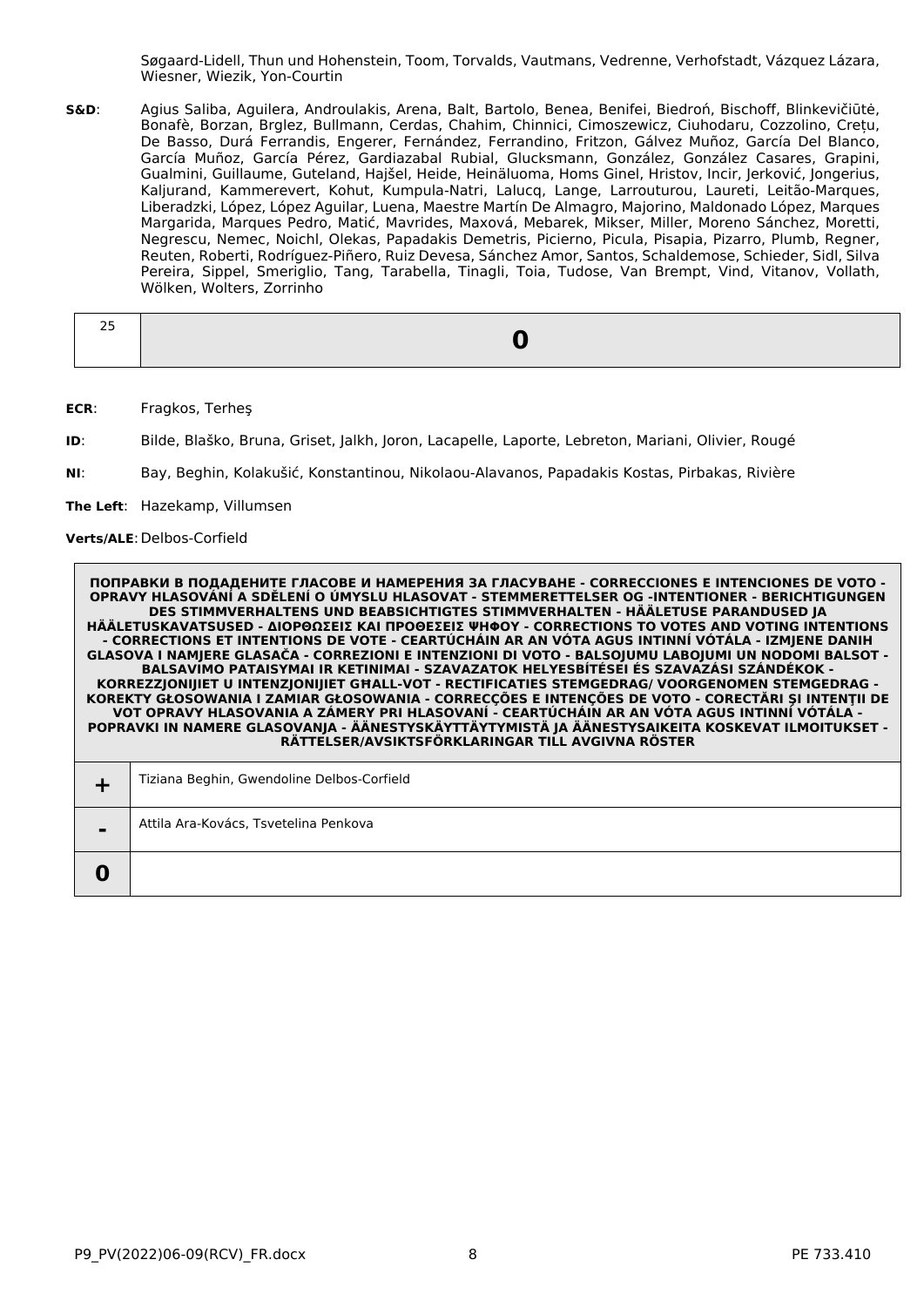Søgaard-Lidell, Thun und Hohenstein, Toom, Torvalds, Vautmans, Vedrenne, Verhofstadt, Vázquez Lázara, Wiesner, Wiezik, Yon-Courtin

**S&D**: Agius Saliba, Aguilera, Androulakis, Arena, Balt, Bartolo, Benea, Benifei, Biedroń, Bischoff, Blinkevičiūtė, Bonafè, Borzan, Brglez, Bullmann, Cerdas, Chahim, Chinnici, Cimoszewicz, Ciuhodaru, Cozzolino, Crețu, De Basso, Durá Ferrandis, Engerer, Fernández, Ferrandino, Fritzon, Gálvez Muñoz, García Del Blanco, García Muñoz, García Pérez, Gardiazabal Rubial, Glucksmann, González, González Casares, Grapini, Gualmini, Guillaume, Guteland, Hajšel, Heide, Heinäluoma, Homs Ginel, Hristov, Incir, Jerković, Jongerius, Kaljurand, Kammerevert, Kohut, Kumpula-Natri, Lalucq, Lange, Larrouturou, Laureti, Leitão-Marques, Liberadzki, López, López Aguilar, Luena, Maestre Martín De Almagro, Majorino, Maldonado López, Marques Margarida, Marques Pedro, Matić, Mavrides, Maxová, Mebarek, Mikser, Miller, Moreno Sánchez, Moretti, Negrescu, Nemec, Noichl, Olekas, Papadakis Demetris, Picierno, Picula, Pisapia, Pizarro, Plumb, Regner, Reuten, Roberti, Rodríguez-Piñero, Ruiz Devesa, Sánchez Amor, Santos, Schaldemose, Schieder, Sidl, Silva Pereira, Sippel, Smeriglio, Tang, Tarabella, Tinagli, Toia, Tudose, Van Brempt, Vind, Vitanov, Vollath, Wölken, Wolters, Zorrinho

| 25 | **0** |
|---|---|

**ECR**: Fragkos, Terheş

**ID**: Bilde, Blaško, Bruna, Griset, Jalkh, Joron, Lacapelle, Laporte, Lebreton, Mariani, Olivier, Rougé

**NI**: Bay, Beghin, Kolakušić, Konstantinou, Nikolaou-Alavanos, Papadakis Kostas, Pirbakas, Rivière

**The Left**: Hazekamp, Villumsen

**Verts/ALE**: Delbos-Corfield

| **ПОПРАВКИ В ПОДАДЕНИТЕ ГЛАСОВЕ И НАМЕРЕНИЯ ЗА ГЛАСУВАНЕ - CORRECCIONES E INTENCIONES DE VOTO - OPRAVY HLASOVÁNÍ A SDĚLENÍ O ÚMYSLU HLASOVAT - STEMMERETTELSER OG -INTENTIONER - BERICHTIGUNGEN DES STIMMVERHALTENS UND BEABSICHTIGTES STIMMVERHALTEN - HÄÄLETUSE PARANDUSED JA HÄÄLETUSKAVATSUSED - ΔΙΟΡΘΩΣΕΙΣ ΚΑΙ ΠΡΟΘΕΣΕΙΣ ΨΗΦΟΥ - CORRECTIONS TO VOTES AND VOTING INTENTIONS - CORRECTIONS ET INTENTIONS DE VOTE - CEARTÚCHÁIN AR AN VÓTA AGUS INTINNÍ VÓTÁLA - IZMJENE DANIH GLASOVA I NAMJERE GLASAČA - CORREZIONI E INTENZIONI DI VOTO - BALSOJUMU LABOJUMI UN NODOMI BALSOT - BALSAVIMO PATAISYMAI IR KETINIMAI - SZAVAZATOK HELYESBÍTÉSEI ÉS SZAVAZÁSI SZÁNDÉKOK - KORREZZJONIJIET U INTENZJONIJIET GĦALL-VOT - RECTIFICATIES STEMGEDRAG/ VOORGENOMEN STEMGEDRAG - KOREKTY GŁOSOWANIA I ZAMIAR GŁOSOWANIA - CORRECÇÕES E INTENÇÕES DE VOTO - CORECTĂRI ŞI INTENŢII DE VOT OPRAVY HLASOVANIA A ZÁMERY PRI HLASOVANÍ - CEARTÚCHÁIN AR AN VÓTA AGUS INTINNÍ VÓTÁLA - POPRAVKI IN NAMERE GLASOVANJA - ÄÄNESTYSKÄYTTÄYTYMISTÄ JA ÄÄNESTYSAIKEITA KOSKEVAT ILMOITUKSET - RÄTTELSER/AVSIKTSFÖRKLARINGAR TILL AVGIVNA RÖSTER** | |
|---|---|
| **+** | Tiziana Beghin, Gwendoline Delbos-Corfield |
| **-** | Attila Ara-Kovács, Tsvetelina Penkova |
| **0** | |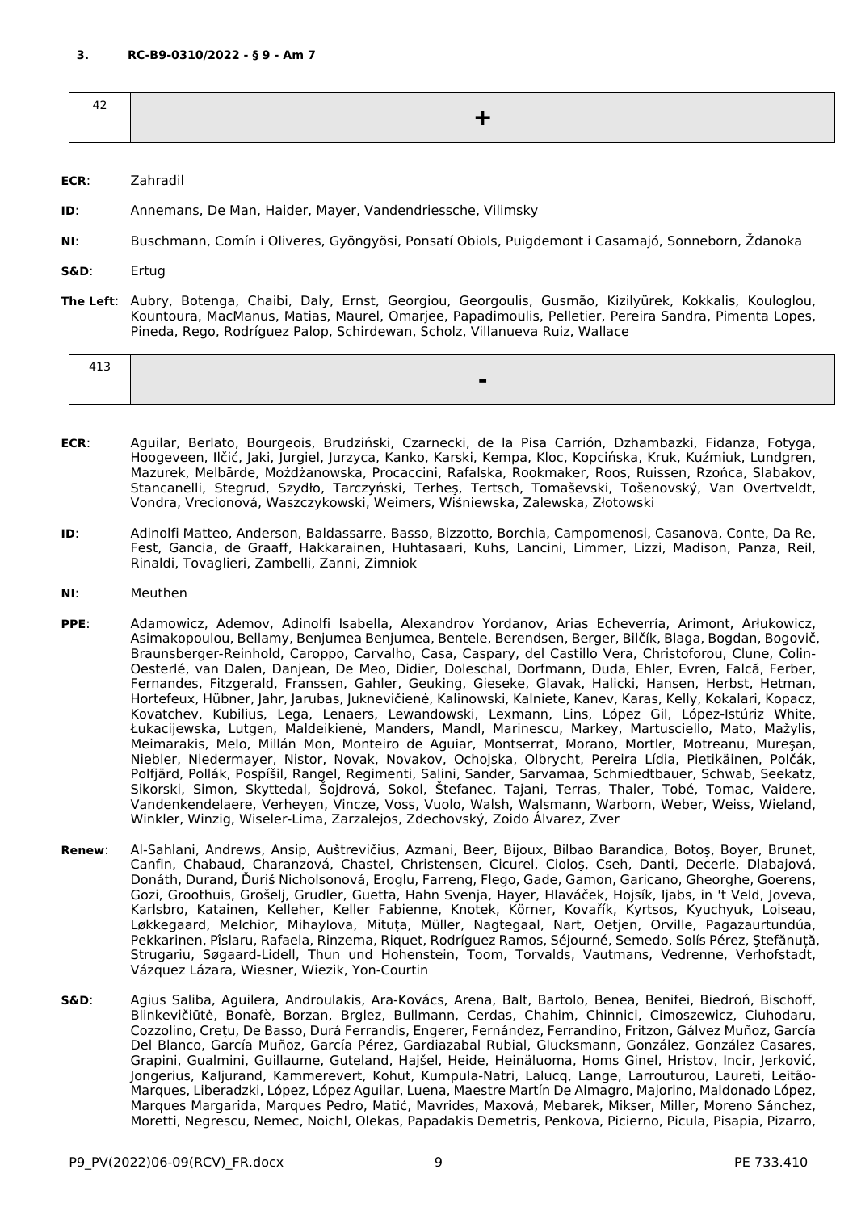### 3. RC-B9-0310/2022 - § 9 - Am 7

| 42 | + |
|---|---|

**ECR**: Zahradil

**ID**: Annemans, De Man, Haider, Mayer, Vandendriessche, Vilimsky

**NI**: Buschmann, Comín i Oliveres, Gyöngyösi, Ponsatí Obiols, Puigdemont i Casamajó, Sonneborn, Ždanoka

**S&D**: Ertug

**The Left**: Aubry, Botenga, Chaibi, Daly, Ernst, Georgiou, Georgoulis, Gusmão, Kizilyürek, Kokkalis, Kouloglou, Kountoura, MacManus, Matias, Maurel, Omarjee, Papadimoulis, Pelletier, Pereira Sandra, Pimenta Lopes, Pineda, Rego, Rodríguez Palop, Schirdewan, Scholz, Villanueva Ruiz, Wallace

| 413 | - |
|---|---|

**ECR**: Aguilar, Berlato, Bourgeois, Brudziński, Czarnecki, de la Pisa Carrión, Dzhambazki, Fidanza, Fotyga, Hoogeveen, Ilčić, Jaki, Jurgiel, Jurzyca, Kanko, Karski, Kempa, Kloc, Kopcińska, Kruk, Kuźmiuk, Lundgren, Mazurek, Melbārde, Możdżanowska, Procaccini, Rafalska, Rookmaker, Roos, Ruissen, Rzońca, Slabakov, Stancanelli, Stegrud, Szydło, Tarczyński, Terheş, Tertsch, Tomaševski, Tošenovský, Van Overtveldt, Vondra, Vrecionová, Waszczykowski, Weimers, Wiśniewska, Zalewska, Złotowski

**ID**: Adinolfi Matteo, Anderson, Baldassarre, Basso, Bizzotto, Borchia, Campomenosi, Casanova, Conte, Da Re, Fest, Gancia, de Graaff, Hakkarainen, Huhtasaari, Kuhs, Lancini, Limmer, Lizzi, Madison, Panza, Reil, Rinaldi, Tovaglieri, Zambelli, Zanni, Zimniok

**NI**: Meuthen

**PPE**: Adamowicz, Ademov, Adinolfi Isabella, Alexandrov Yordanov, Arias Echeverría, Arimont, Arłukowicz, Asimakopoulou, Bellamy, Benjumea Benjumea, Bentele, Berendsen, Berger, Bilčík, Blaga, Bogdan, Bogovič, Braunsberger-Reinhold, Caroppo, Carvalho, Casa, Caspary, del Castillo Vera, Christoforou, Clune, Colin-Oesterlé, van Dalen, Danjean, De Meo, Didier, Doleschal, Dorfmann, Duda, Ehler, Evren, Falcă, Ferber, Fernandes, Fitzgerald, Franssen, Gahler, Geuking, Gieseke, Glavak, Halicki, Hansen, Herbst, Hetman, Hortefeux, Hübner, Jahr, Jarubas, Juknevičienė, Kalinowski, Kalniete, Kanev, Karas, Kelly, Kokalari, Kopacz, Kovatchev, Kubilius, Lega, Lenaers, Lewandowski, Lexmann, Lins, López Gil, López-Istúriz White, Łukacijewska, Lutgen, Maldeikienė, Manders, Mandl, Marinescu, Markey, Martusciello, Mato, Mažylis, Meimarakis, Melo, Millán Mon, Monteiro de Aguiar, Montserrat, Morano, Mortler, Motreanu, Mureşan, Niebler, Niedermayer, Nistor, Novak, Novakov, Ochojska, Olbrycht, Pereira Lídia, Pietikäinen, Polčák, Polfjärd, Pollák, Pospíšil, Rangel, Regimenti, Salini, Sander, Sarvamaa, Schmiedtbauer, Schwab, Seekatz, Sikorski, Simon, Skyttedal, Šojdrová, Sokol, Štefanec, Tajani, Terras, Thaler, Tobé, Tomac, Vaidere, Vandenkendelaere, Verheyen, Vincze, Voss, Vuolo, Walsh, Walsmann, Warborn, Weber, Weiss, Wieland, Winkler, Winzig, Wiseler-Lima, Zarzalejos, Zdechovský, Zoido Álvarez, Zver

**Renew**: Al-Sahlani, Andrews, Ansip, Auštrevičius, Azmani, Beer, Bijoux, Bilbao Barandica, Botoş, Boyer, Brunet, Canfin, Chabaud, Charanzová, Chastel, Christensen, Cicurel, Cioloş, Cseh, Danti, Decerle, Dlabajová, Donáth, Durand, Ďuriš Nicholsonová, Eroglu, Farreng, Flego, Gade, Gamon, Garicano, Gheorghe, Goerens, Gozi, Groothuis, Grošelj, Grudler, Guetta, Hahn Svenja, Hayer, Hlaváček, Hojsík, Ijabs, in 't Veld, Joveva, Karlsbro, Katainen, Kelleher, Keller Fabienne, Knotek, Körner, Kovařík, Kyrtsos, Kyuchyuk, Loiseau, Løkkegaard, Melchior, Mihaylova, Mituța, Müller, Nagtegaal, Nart, Oetjen, Orville, Pagazaurtundúa, Pekkarinen, Pîslaru, Rafaela, Rinzema, Riquet, Rodríguez Ramos, Séjourné, Semedo, Solís Pérez, Ştefănuță, Strugariu, Søgaard-Lidell, Thun und Hohenstein, Toom, Torvalds, Vautmans, Vedrenne, Verhofstadt, Vázquez Lázara, Wiesner, Wiezik, Yon-Courtin

**S&D**: Agius Saliba, Aguilera, Androulakis, Ara-Kovács, Arena, Balt, Bartolo, Benea, Benifei, Biedroń, Bischoff, Blinkevičiūtė, Bonafè, Borzan, Brglez, Bullmann, Cerdas, Chahim, Chinnici, Cimoszewicz, Ciuhodaru, Cozzolino, Crețu, De Basso, Durá Ferrandis, Engerer, Fernández, Ferrandino, Fritzon, Gálvez Muñoz, García Del Blanco, García Muñoz, García Pérez, Gardiazabal Rubial, Glucksmann, González, González Casares, Grapini, Gualmini, Guillaume, Guteland, Hajšel, Heide, Heinäluoma, Homs Ginel, Hristov, Incir, Jerković, Jongerius, Kaljurand, Kammerevert, Kohut, Kumpula-Natri, Lalucq, Lange, Larrouturou, Laureti, Leitão-Marques, Liberadzki, López, López Aguilar, Luena, Maestre Martín De Almagro, Majorino, Maldonado López, Marques Margarida, Marques Pedro, Matić, Mavrides, Maxová, Mebarek, Mikser, Miller, Moreno Sánchez, Moretti, Negrescu, Nemec, Noichl, Olekas, Papadakis Demetris, Penkova, Picierno, Picula, Pisapia, Pizarro,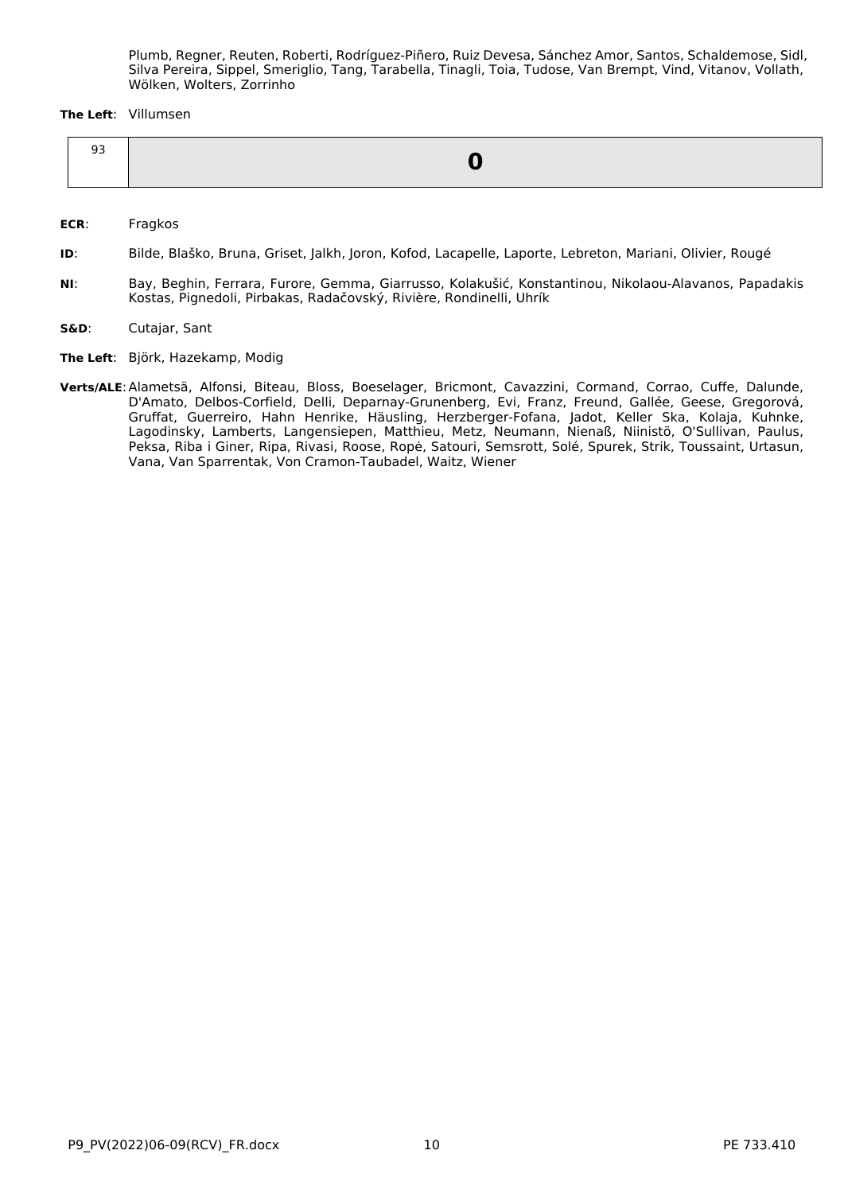Plumb, Regner, Reuten, Roberti, Rodríguez-Piñero, Ruiz Devesa, Sánchez Amor, Santos, Schaldemose, Sidl, Silva Pereira, Sippel, Smeriglio, Tang, Tarabella, Tinagli, Toia, Tudose, Van Brempt, Vind, Vitanov, Vollath, Wölken, Wolters, Zorrinho

**The Left**: Villumsen

| 93 | **0** |
|---|---|

**ECR**: Fragkos

**ID**: Bilde, Blaško, Bruna, Griset, Jalkh, Joron, Kofod, Lacapelle, Laporte, Lebreton, Mariani, Olivier, Rougé

**NI**: Bay, Beghin, Ferrara, Furore, Gemma, Giarrusso, Kolakušić, Konstantinou, Nikolaou-Alavanos, Papadakis Kostas, Pignedoli, Pirbakas, Radačovský, Rivière, Rondinelli, Uhrík

**S&D**: Cutajar, Sant

**The Left**: Björk, Hazekamp, Modig

**Verts/ALE**: Alametsä, Alfonsi, Biteau, Bloss, Boeselager, Bricmont, Cavazzini, Cormand, Corrao, Cuffe, Dalunde, D'Amato, Delbos-Corfield, Delli, Deparnay-Grunenberg, Evi, Franz, Freund, Gallée, Geese, Gregorová, Gruffat, Guerreiro, Hahn Henrike, Häusling, Herzberger-Fofana, Jadot, Keller Ska, Kolaja, Kuhnke, Lagodinsky, Lamberts, Langensiepen, Matthieu, Metz, Neumann, Nienaß, Niinistö, O'Sullivan, Paulus, Peksa, Riba i Giner, Ripa, Rivasi, Roose, Ropė, Satouri, Semsrott, Solé, Spurek, Strik, Toussaint, Urtasun, Vana, Van Sparrentak, Von Cramon-Taubadel, Waitz, Wiener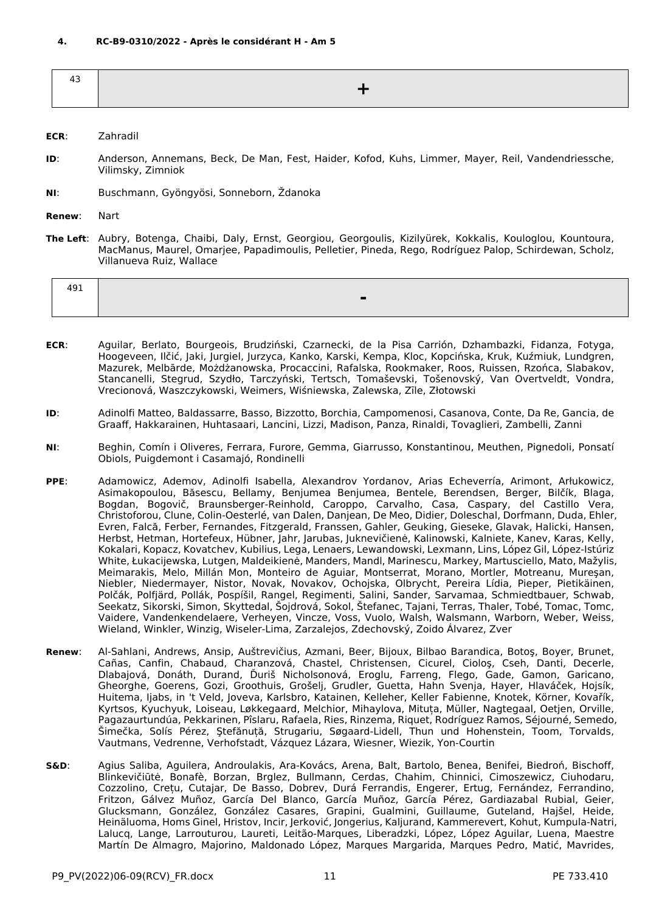**4. RC-B9-0310/2022 - Après le considérant H - Am 5**

| 43 | + |
|---|---|

**ECR**: Zahradil

**ID**: Anderson, Annemans, Beck, De Man, Fest, Haider, Kofod, Kuhs, Limmer, Mayer, Reil, Vandendriessche, Vilimsky, Zimniok

**NI**: Buschmann, Gyöngyösi, Sonneborn, Ždanoka

**Renew**: Nart

**The Left**: Aubry, Botenga, Chaibi, Daly, Ernst, Georgiou, Georgoulis, Kizilyürek, Kokkalis, Kouloglou, Kountoura, MacManus, Maurel, Omarjee, Papadimoulis, Pelletier, Pineda, Rego, Rodríguez Palop, Schirdewan, Scholz, Villanueva Ruiz, Wallace

| 491 | - |
|---|---|

**ECR**: Aguilar, Berlato, Bourgeois, Brudziński, Czarnecki, de la Pisa Carrión, Dzhambazki, Fidanza, Fotyga, Hoogeveen, Ilčić, Jaki, Jurgiel, Jurzyca, Kanko, Karski, Kempa, Kloc, Kopcińska, Kruk, Kuźmiuk, Lundgren, Mazurek, Melbārde, Możdżanowska, Procaccini, Rafalska, Rookmaker, Roos, Ruissen, Rzońca, Slabakov, Stancanelli, Stegrud, Szydło, Tarczyński, Tertsch, Tomaševski, Tošenovský, Van Overtveldt, Vondra, Vrecionová, Waszczykowski, Weimers, Wiśniewska, Zalewska, Zīle, Złotowski

**ID**: Adinolfi Matteo, Baldassarre, Basso, Bizzotto, Borchia, Campomenosi, Casanova, Conte, Da Re, Gancia, de Graaff, Hakkarainen, Huhtasaari, Lancini, Lizzi, Madison, Panza, Rinaldi, Tovaglieri, Zambelli, Zanni

**NI**: Beghin, Comín i Oliveres, Ferrara, Furore, Gemma, Giarrusso, Konstantinou, Meuthen, Pignedoli, Ponsatí Obiols, Puigdemont i Casamajó, Rondinelli

**PPE**: Adamowicz, Ademov, Adinolfi Isabella, Alexandrov Yordanov, Arias Echeverría, Arimont, Arłukowicz, Asimakopoulou, Băsescu, Bellamy, Benjumea Benjumea, Bentele, Berendsen, Berger, Bilčík, Blaga, Bogdan, Bogovič, Braunsberger-Reinhold, Caroppo, Carvalho, Casa, Caspary, del Castillo Vera, Christoforou, Clune, Colin-Oesterlé, van Dalen, Danjean, De Meo, Didier, Doleschal, Dorfmann, Duda, Ehler, Evren, Falcă, Ferber, Fernandes, Fitzgerald, Franssen, Gahler, Geuking, Gieseke, Glavak, Halicki, Hansen, Herbst, Hetman, Hortefeux, Hübner, Jahr, Jarubas, Juknevičienė, Kalinowski, Kalniete, Kanev, Karas, Kelly, Kokalari, Kopacz, Kovatchev, Kubilius, Lega, Lenaers, Lewandowski, Lexmann, Lins, López Gil, López-Istúriz White, Łukacijewska, Lutgen, Maldeikienė, Manders, Mandl, Marinescu, Markey, Martusciello, Mato, Mažylis, Meimarakis, Melo, Millán Mon, Monteiro de Aguiar, Montserrat, Morano, Mortler, Motreanu, Mureşan, Niebler, Niedermayer, Nistor, Novak, Novakov, Ochojska, Olbrycht, Pereira Lídia, Pieper, Pietikäinen, Polčák, Polfjärd, Pollák, Pospíšil, Rangel, Regimenti, Salini, Sander, Sarvamaa, Schmiedtbauer, Schwab, Seekatz, Sikorski, Simon, Skyttedal, Šojdrová, Sokol, Štefanec, Tajani, Terras, Thaler, Tobé, Tomac, Tomc, Vaidere, Vandenkendelaere, Verheyen, Vincze, Voss, Vuolo, Walsh, Walsmann, Warborn, Weber, Weiss, Wieland, Winkler, Winzig, Wiseler-Lima, Zarzalejos, Zdechovský, Zoido Álvarez, Zver

**Renew**: Al-Sahlani, Andrews, Ansip, Auštrevičius, Azmani, Beer, Bijoux, Bilbao Barandica, Botoş, Boyer, Brunet, Cañas, Canfin, Chabaud, Charanzová, Chastel, Christensen, Cicurel, Cioloş, Cseh, Danti, Decerle, Dlabajová, Donáth, Durand, Ďuriš Nicholsonová, Eroglu, Farreng, Flego, Gade, Gamon, Garicano, Gheorghe, Goerens, Gozi, Groothuis, Grošelj, Grudler, Guetta, Hahn Svenja, Hayer, Hlaváček, Hojsík, Huitema, Ijabs, in 't Veld, Joveva, Karlsbro, Katainen, Kelleher, Keller Fabienne, Knotek, Körner, Kovařík, Kyrtsos, Kyuchyuk, Loiseau, Løkkegaard, Melchior, Mihaylova, Mituța, Müller, Nagtegaal, Oetjen, Orville, Pagazaurtundúa, Pekkarinen, Pîslaru, Rafaela, Ries, Rinzema, Riquet, Rodríguez Ramos, Séjourné, Semedo, Šimečka, Solís Pérez, Ştefănuță, Strugariu, Søgaard-Lidell, Thun und Hohenstein, Toom, Torvalds, Vautmans, Vedrenne, Verhofstadt, Vázquez Lázara, Wiesner, Wiezik, Yon-Courtin

**S&D**: Agius Saliba, Aguilera, Androulakis, Ara-Kovács, Arena, Balt, Bartolo, Benea, Benifei, Biedroń, Bischoff, Blinkevičiūtė, Bonafè, Borzan, Brglez, Bullmann, Cerdas, Chahim, Chinnici, Cimoszewicz, Ciuhodaru, Cozzolino, Crețu, Cutajar, De Basso, Dobrev, Durá Ferrandis, Engerer, Ertug, Fernández, Ferrandino, Fritzon, Gálvez Muñoz, García Del Blanco, García Muñoz, García Pérez, Gardiazabal Rubial, Geier, Glucksmann, González, González Casares, Grapini, Gualmini, Guillaume, Guteland, Hajšel, Heide, Heinäluoma, Homs Ginel, Hristov, Incir, Jerković, Jongerius, Kaljurand, Kammerevert, Kohut, Kumpula-Natri, Lalucq, Lange, Larrouturou, Laureti, Leitão-Marques, Liberadzki, López, López Aguilar, Luena, Maestre Martín De Almagro, Majorino, Maldonado López, Marques Margarida, Marques Pedro, Matić, Mavrides,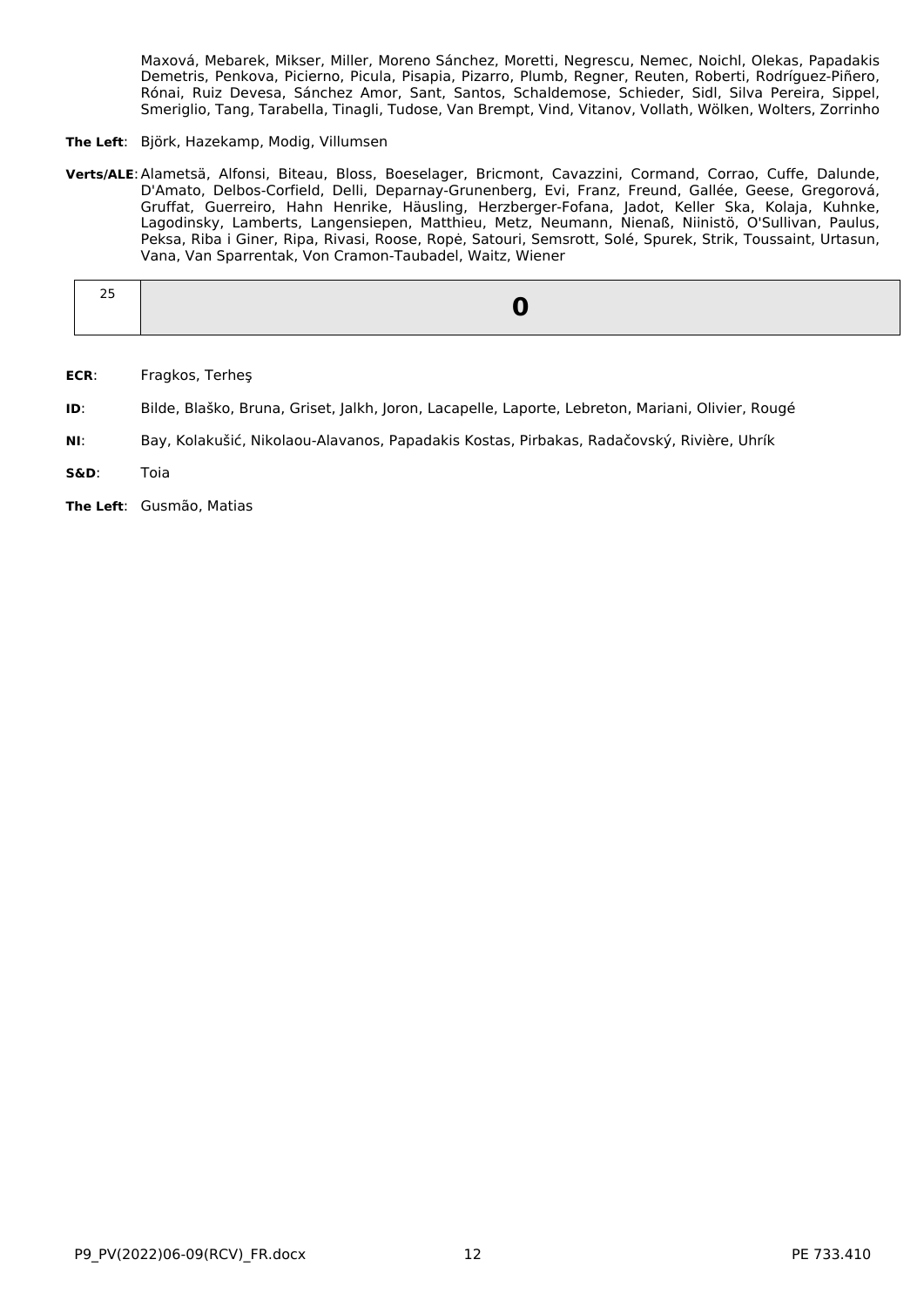Maxová, Mebarek, Mikser, Miller, Moreno Sánchez, Moretti, Negrescu, Nemec, Noichl, Olekas, Papadakis Demetris, Penkova, Picierno, Picula, Pisapia, Pizarro, Plumb, Regner, Reuten, Roberti, Rodríguez-Piñero, Rónai, Ruiz Devesa, Sánchez Amor, Sant, Santos, Schaldemose, Schieder, Sidl, Silva Pereira, Sippel, Smeriglio, Tang, Tarabella, Tinagli, Tudose, Van Brempt, Vind, Vitanov, Vollath, Wölken, Wolters, Zorrinho

**The Left**: Björk, Hazekamp, Modig, Villumsen

**Verts/ALE**: Alametsä, Alfonsi, Biteau, Bloss, Boeselager, Bricmont, Cavazzini, Cormand, Corrao, Cuffe, Dalunde, D'Amato, Delbos-Corfield, Delli, Deparnay-Grunenberg, Evi, Franz, Freund, Gallée, Geese, Gregorová, Gruffat, Guerreiro, Hahn Henrike, Häusling, Herzberger-Fofana, Jadot, Keller Ska, Kolaja, Kuhnke, Lagodinsky, Lamberts, Langensiepen, Matthieu, Metz, Neumann, Nienaß, Niinistö, O'Sullivan, Paulus, Peksa, Riba i Giner, Ripa, Rivasi, Roose, Ropė, Satouri, Semsrott, Solé, Spurek, Strik, Toussaint, Urtasun, Vana, Van Sparrentak, Von Cramon-Taubadel, Waitz, Wiener

| 25 | **0** |
|---|---|

**ECR**: Fragkos, Terheş

**ID**: Bilde, Blaško, Bruna, Griset, Jalkh, Joron, Lacapelle, Laporte, Lebreton, Mariani, Olivier, Rougé

**NI**: Bay, Kolakušić, Nikolaou-Alavanos, Papadakis Kostas, Pirbakas, Radačovský, Rivière, Uhrík

**S&D**: Toia

**The Left**: Gusmão, Matias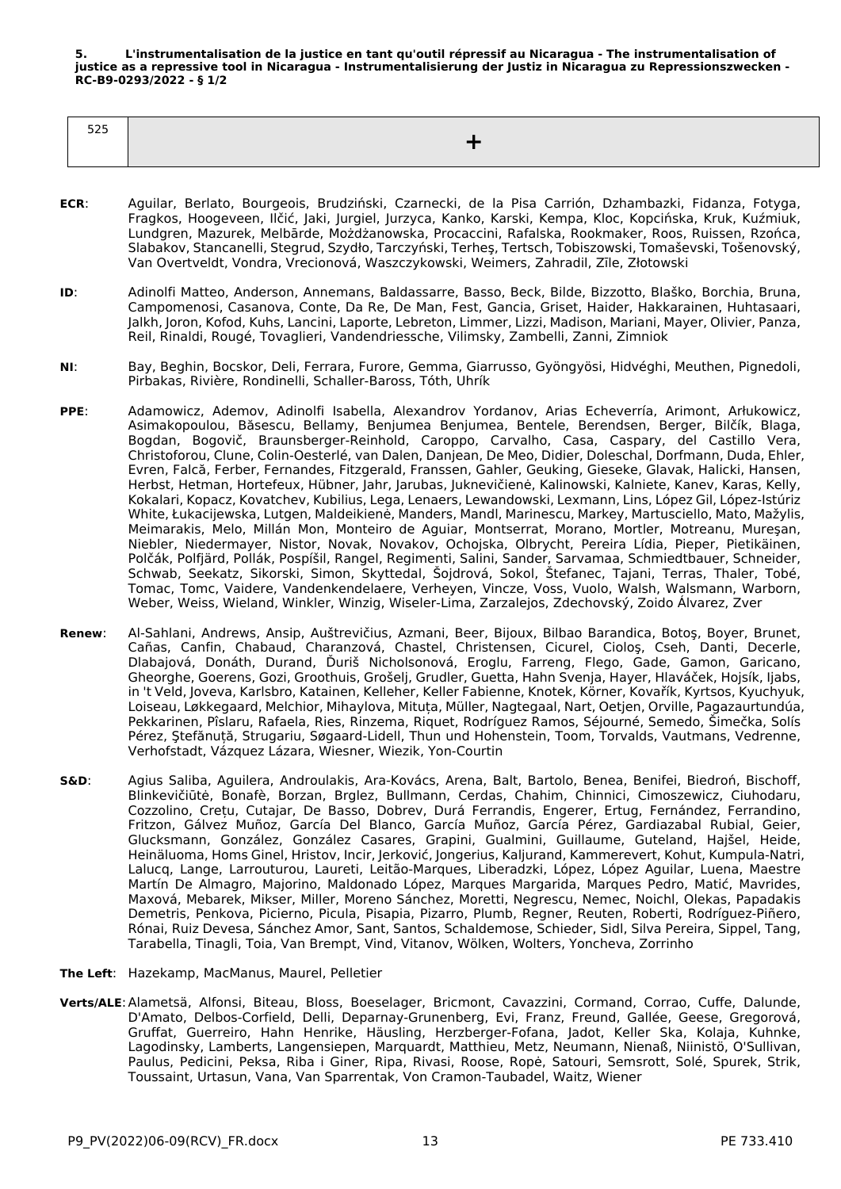**5. L'instrumentalisation de la justice en tant qu'outil répressif au Nicaragua - The instrumentalisation of justice as a repressive tool in Nicaragua - Instrumentalisierung der Justiz in Nicaragua zu Repressionszwecken - RC-B9-0293/2022 - § 1/2**

| 525 | + |
|---|---|

**ECR**: Aguilar, Berlato, Bourgeois, Brudziński, Czarnecki, de la Pisa Carrión, Dzhambazki, Fidanza, Fotyga, Fragkos, Hoogeveen, Ilčić, Jaki, Jurgiel, Jurzyca, Kanko, Karski, Kempa, Kloc, Kopcińska, Kruk, Kuźmiuk, Lundgren, Mazurek, Melbārde, Możdżanowska, Procaccini, Rafalska, Rookmaker, Roos, Ruissen, Rzońca, Slabakov, Stancanelli, Stegrud, Szydło, Tarczyński, Terheş, Tertsch, Tobiszowski, Tomaševski, Tošenovský, Van Overtveldt, Vondra, Vrecionová, Waszczykowski, Weimers, Zahradil, Zīle, Złotowski

**ID**: Adinolfi Matteo, Anderson, Annemans, Baldassarre, Basso, Beck, Bilde, Bizzotto, Blaško, Borchia, Bruna, Campomenosi, Casanova, Conte, Da Re, De Man, Fest, Gancia, Griset, Haider, Hakkarainen, Huhtasaari, Jalkh, Joron, Kofod, Kuhs, Lancini, Laporte, Lebreton, Limmer, Lizzi, Madison, Mariani, Mayer, Olivier, Panza, Reil, Rinaldi, Rougé, Tovaglieri, Vandendriessche, Vilimsky, Zambelli, Zanni, Zimniok

**NI**: Bay, Beghin, Bocskor, Deli, Ferrara, Furore, Gemma, Giarrusso, Gyöngyösi, Hidvéghi, Meuthen, Pignedoli, Pirbakas, Rivière, Rondinelli, Schaller-Baross, Tóth, Uhrík

**PPE**: Adamowicz, Ademov, Adinolfi Isabella, Alexandrov Yordanov, Arias Echeverría, Arimont, Arłukowicz, Asimakopoulou, Băsescu, Bellamy, Benjumea Benjumea, Bentele, Berendsen, Berger, Bilčík, Blaga, Bogdan, Bogovič, Braunsberger-Reinhold, Caroppo, Carvalho, Casa, Caspary, del Castillo Vera, Christoforou, Clune, Colin-Oesterlé, van Dalen, Danjean, De Meo, Didier, Doleschal, Dorfmann, Duda, Ehler, Evren, Falcă, Ferber, Fernandes, Fitzgerald, Franssen, Gahler, Geuking, Gieseke, Glavak, Halicki, Hansen, Herbst, Hetman, Hortefeux, Hübner, Jahr, Jarubas, Juknevičienė, Kalinowski, Kalniete, Kanev, Karas, Kelly, Kokalari, Kopacz, Kovatchev, Kubilius, Lega, Lenaers, Lewandowski, Lexmann, Lins, López Gil, López-Istúriz White, Łukacijewska, Lutgen, Maldeikienė, Manders, Mandl, Marinescu, Markey, Martusciello, Mato, Mažylis, Meimarakis, Melo, Millán Mon, Monteiro de Aguiar, Montserrat, Morano, Mortler, Motreanu, Mureşan, Niebler, Niedermayer, Nistor, Novak, Novakov, Ochojska, Olbrycht, Pereira Lídia, Pieper, Pietikäinen, Polčák, Polfjärd, Pollák, Pospíšil, Rangel, Regimenti, Salini, Sander, Sarvamaa, Schmiedtbauer, Schneider, Schwab, Seekatz, Sikorski, Simon, Skyttedal, Šojdrová, Sokol, Štefanec, Tajani, Terras, Thaler, Tobé, Tomac, Tomc, Vaidere, Vandenkendelaere, Verheyen, Vincze, Voss, Vuolo, Walsh, Walsmann, Warborn, Weber, Weiss, Wieland, Winkler, Winzig, Wiseler-Lima, Zarzalejos, Zdechovský, Zoido Álvarez, Zver

**Renew**: Al-Sahlani, Andrews, Ansip, Auštrevičius, Azmani, Beer, Bijoux, Bilbao Barandica, Botoş, Boyer, Brunet, Cañas, Canfin, Chabaud, Charanzová, Chastel, Christensen, Cicurel, Cioloş, Cseh, Danti, Decerle, Dlabajová, Donáth, Durand, Ďuriš Nicholsonová, Eroglu, Farreng, Flego, Gade, Gamon, Garicano, Gheorghe, Goerens, Gozi, Groothuis, Grošelj, Grudler, Guetta, Hahn Svenja, Hayer, Hlaváček, Hojsík, Ijabs, in 't Veld, Joveva, Karlsbro, Katainen, Kelleher, Keller Fabienne, Knotek, Körner, Kovařík, Kyrtsos, Kyuchyuk, Loiseau, Løkkegaard, Melchior, Mihaylova, Mituța, Müller, Nagtegaal, Nart, Oetjen, Orville, Pagazaurtundúa, Pekkarinen, Pîslaru, Rafaela, Ries, Rinzema, Riquet, Rodríguez Ramos, Séjourné, Semedo, Šimečka, Solís Pérez, Ştefănuță, Strugariu, Søgaard-Lidell, Thun und Hohenstein, Toom, Torvalds, Vautmans, Vedrenne, Verhofstadt, Vázquez Lázara, Wiesner, Wiezik, Yon-Courtin

**S&D**: Agius Saliba, Aguilera, Androulakis, Ara-Kovács, Arena, Balt, Bartolo, Benea, Benifei, Biedroń, Bischoff, Blinkevičiūtė, Bonafè, Borzan, Brglez, Bullmann, Cerdas, Chahim, Chinnici, Cimoszewicz, Ciuhodaru, Cozzolino, Crețu, Cutajar, De Basso, Dobrev, Durá Ferrandis, Engerer, Ertug, Fernández, Ferrandino, Fritzon, Gálvez Muñoz, García Del Blanco, García Muñoz, García Pérez, Gardiazabal Rubial, Geier, Glucksmann, González, González Casares, Grapini, Gualmini, Guillaume, Guteland, Hajšel, Heide, Heinäluoma, Homs Ginel, Hristov, Incir, Jerković, Jongerius, Kaljurand, Kammerevert, Kohut, Kumpula-Natri, Lalucq, Lange, Larrouturou, Laureti, Leitão-Marques, Liberadzki, López, López Aguilar, Luena, Maestre Martín De Almagro, Majorino, Maldonado López, Marques Margarida, Marques Pedro, Matić, Mavrides, Maxová, Mebarek, Mikser, Miller, Moreno Sánchez, Moretti, Negrescu, Nemec, Noichl, Olekas, Papadakis Demetris, Penkova, Picierno, Picula, Pisapia, Pizarro, Plumb, Regner, Reuten, Roberti, Rodríguez-Piñero, Rónai, Ruiz Devesa, Sánchez Amor, Sant, Santos, Schaldemose, Schieder, Sidl, Silva Pereira, Sippel, Tang, Tarabella, Tinagli, Toia, Van Brempt, Vind, Vitanov, Wölken, Wolters, Yoncheva, Zorrinho

**The Left**: Hazekamp, MacManus, Maurel, Pelletier

**Verts/ALE**: Alametsä, Alfonsi, Biteau, Bloss, Boeselager, Bricmont, Cavazzini, Cormand, Corrao, Cuffe, Dalunde, D'Amato, Delbos-Corfield, Delli, Deparnay-Grunenberg, Evi, Franz, Freund, Gallée, Geese, Gregorová, Gruffat, Guerreiro, Hahn Henrike, Häusling, Herzberger-Fofana, Jadot, Keller Ska, Kolaja, Kuhnke, Lagodinsky, Lamberts, Langensiepen, Marquardt, Matthieu, Metz, Neumann, Nienaß, Niinistö, O'Sullivan, Paulus, Pedicini, Peksa, Riba i Giner, Ripa, Rivasi, Roose, Ropė, Satouri, Semsrott, Solé, Spurek, Strik, Toussaint, Urtasun, Vana, Van Sparrentak, Von Cramon-Taubadel, Waitz, Wiener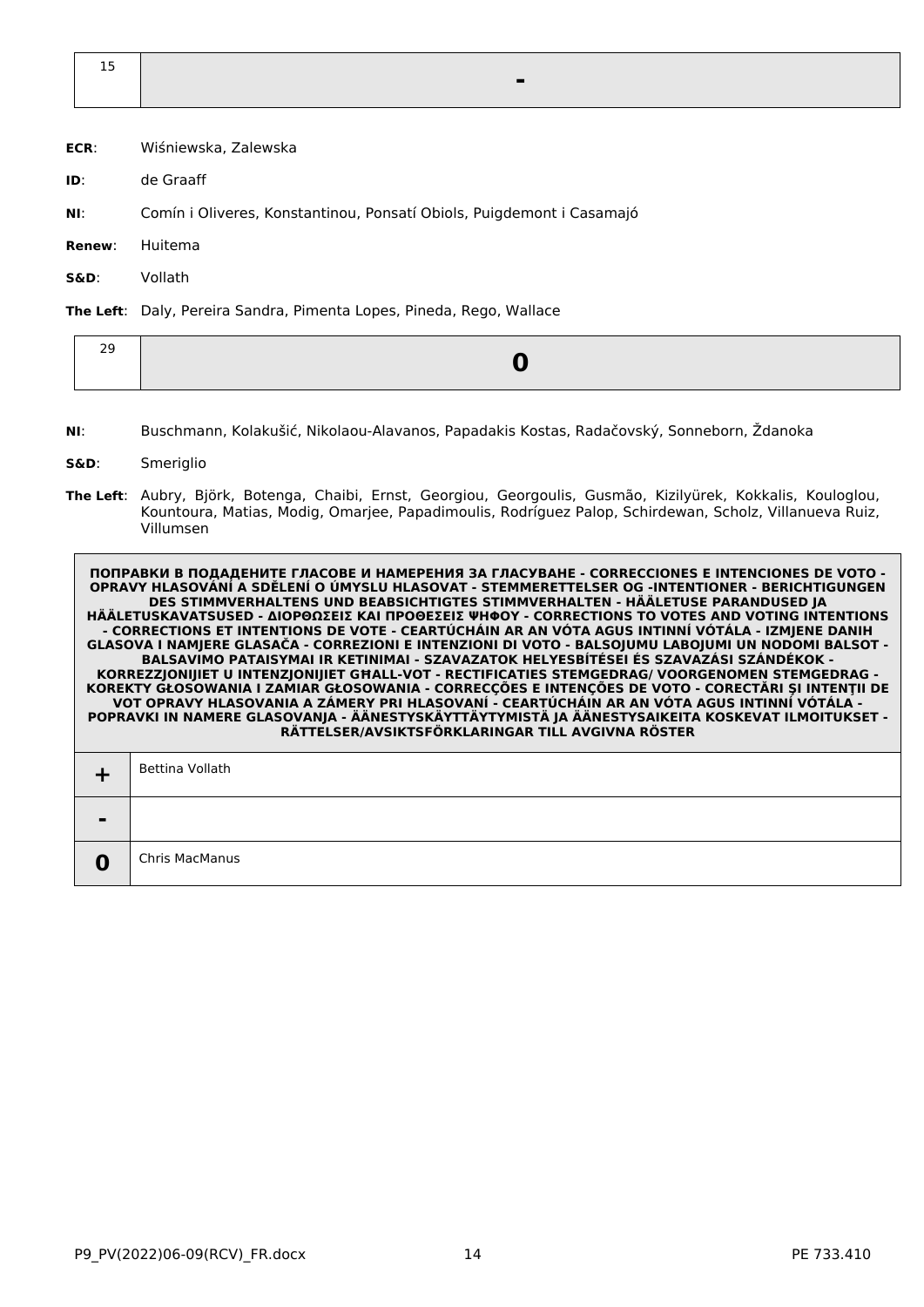| 15 | - |
|---|---|

**ECR**: Wiśniewska, Zalewska

**ID**: de Graaff

**NI**: Comín i Oliveres, Konstantinou, Ponsatí Obiols, Puigdemont i Casamajó

**Renew**: Huitema

**S&D**: Vollath

**The Left**: Daly, Pereira Sandra, Pimenta Lopes, Pineda, Rego, Wallace

| 29 | 0 |
|---|---|

**NI**: Buschmann, Kolakušić, Nikolaou-Alavanos, Papadakis Kostas, Radačovský, Sonneborn, Ždanoka

**S&D**: Smeriglio

**The Left**: Aubry, Björk, Botenga, Chaibi, Ernst, Georgiou, Georgoulis, Gusmão, Kizilyürek, Kokkalis, Kouloglou, Kountoura, Matias, Modig, Omarjee, Papadimoulis, Rodríguez Palop, Schirdewan, Scholz, Villanueva Ruiz, Villumsen

| ПОПРАВКИ В ПОДАДЕНИТЕ ГЛАСОВЕ И НАМЕРЕНИЯ ЗА ГЛАСУВАНЕ - CORRECCIONES E INTENCIONES DE VOTO - OPRAVY HLASOVÁNÍ A SDĚLENÍ O ÚMYSLU HLASOVAT - STEMMERETTELSER OG -INTENTIONER - BERICHTIGUNGEN DES STIMMVERHALTENS UND BEABSICHTIGTES STIMMVERHALTEN - HÄÄLETUSE PARANDUSED JA HÄÄLETUSKAVATSUSED - ΔΙΟΡΘΩΣΕΙΣ ΚΑΙ ΠΡΟΘΕΣΕΙΣ ΨΗΦΟΥ - CORRECTIONS TO VOTES AND VOTING INTENTIONS - CORRECTIONS ET INTENTIONS DE VOTE - CEARTÚCHÁIN AR AN VÓTA AGUS INTINNÍ VÓTÁLA - IZMJENE DANIH GLASOVA I NAMJERE GLASAČA - CORREZIONI E INTENZIONI DI VOTO - BALSOJUMU LABOJUMI UN NODOMI BALSOT - BALSAVIMO PATAISYMAI IR KETINIMAI - SZAVAZATOK HELYESBÍTÉSEI ÉS SZAVAZÁSI SZÁNDÉKOK - KORREZZJONIJIET U INTENZJONIJIET GĦALL-VOT - RECTIFICATIES STEMGEDRAG/ VOORGENOMEN STEMGEDRAG - KOREKTY GŁOSOWANIA I ZAMIAR GŁOSOWANIA - CORRECÇÕES E INTENÇÕES DE VOTO - CORECTĂRI ȘI INTENȚII DE VOT OPRAVY HLASOVANIA A ZÁMERY PRI HLASOVANÍ - CEARTÚCHÁIN AR AN VÓTA AGUS INTINNÍ VÓTÁLA - POPRAVKI IN NAMERE GLASOVANJA - ÄÄNESTYSKÄYTTÄYTYMISTÄ JA ÄÄNESTYSAIKEITA KOSKEVAT ILMOITUKSET - RÄTTELSER/AVSIKTSFÖRKLARINGAR TILL AVGIVNA RÖSTER | |
|---|---|
| + | Bettina Vollath |
| - | |
| 0 | Chris MacManus |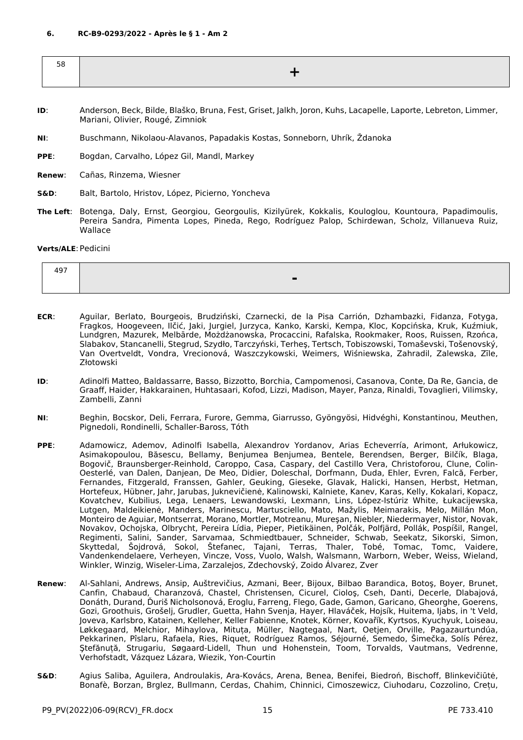**6. RC-B9-0293/2022 - Après le § 1 - Am 2**

| 58 | + |
|---|---|

**ID**: Anderson, Beck, Bilde, Blaško, Bruna, Fest, Griset, Jalkh, Joron, Kuhs, Lacapelle, Laporte, Lebreton, Limmer, Mariani, Olivier, Rougé, Zimniok

**NI**: Buschmann, Nikolaou-Alavanos, Papadakis Kostas, Sonneborn, Uhrík, Ždanoka

**PPE**: Bogdan, Carvalho, López Gil, Mandl, Markey

**Renew**: Cañas, Rinzema, Wiesner

**S&D**: Balt, Bartolo, Hristov, López, Picierno, Yoncheva

**The Left**: Botenga, Daly, Ernst, Georgiou, Georgoulis, Kizilyürek, Kokkalis, Kouloglou, Kountoura, Papadimoulis, Pereira Sandra, Pimenta Lopes, Pineda, Rego, Rodríguez Palop, Schirdewan, Scholz, Villanueva Ruiz, Wallace

**Verts/ALE**: Pedicini

| 497 | - |
|---|---|

**ECR**: Aguilar, Berlato, Bourgeois, Brudziński, Czarnecki, de la Pisa Carrión, Dzhambazki, Fidanza, Fotyga, Fragkos, Hoogeveen, Ilčić, Jaki, Jurgiel, Jurzyca, Kanko, Karski, Kempa, Kloc, Kopcińska, Kruk, Kuźmiuk, Lundgren, Mazurek, Melbārde, Możdżanowska, Procaccini, Rafalska, Rookmaker, Roos, Ruissen, Rzońca, Slabakov, Stancanelli, Stegrud, Szydło, Tarczyński, Terheş, Tertsch, Tobiszowski, Tomaševski, Tošenovský, Van Overtveldt, Vondra, Vrecionová, Waszczykowski, Weimers, Wiśniewska, Zahradil, Zalewska, Zīle, Złotowski

**ID**: Adinolfi Matteo, Baldassarre, Basso, Bizzotto, Borchia, Campomenosi, Casanova, Conte, Da Re, Gancia, de Graaff, Haider, Hakkarainen, Huhtasaari, Kofod, Lizzi, Madison, Mayer, Panza, Rinaldi, Tovaglieri, Vilimsky, Zambelli, Zanni

**NI**: Beghin, Bocskor, Deli, Ferrara, Furore, Gemma, Giarrusso, Gyöngyösi, Hidvéghi, Konstantinou, Meuthen, Pignedoli, Rondinelli, Schaller-Baross, Tóth

**PPE**: Adamowicz, Ademov, Adinolfi Isabella, Alexandrov Yordanov, Arias Echeverría, Arimont, Arłukowicz, Asimakopoulou, Băsescu, Bellamy, Benjumea Benjumea, Bentele, Berendsen, Berger, Bilčík, Blaga, Bogovič, Braunsberger-Reinhold, Caroppo, Casa, Caspary, del Castillo Vera, Christoforou, Clune, Colin-Oesterlé, van Dalen, Danjean, De Meo, Didier, Doleschal, Dorfmann, Duda, Ehler, Evren, Falcă, Ferber, Fernandes, Fitzgerald, Franssen, Gahler, Geuking, Gieseke, Glavak, Halicki, Hansen, Herbst, Hetman, Hortefeux, Hübner, Jahr, Jarubas, Juknevičienė, Kalinowski, Kalniete, Kanev, Karas, Kelly, Kokalari, Kopacz, Kovatchev, Kubilius, Lega, Lenaers, Lewandowski, Lexmann, Lins, López-Istúriz White, Łukacijewska, Lutgen, Maldeikienė, Manders, Marinescu, Martusciello, Mato, Mažylis, Meimarakis, Melo, Millán Mon, Monteiro de Aguiar, Montserrat, Morano, Mortler, Motreanu, Mureşan, Niebler, Niedermayer, Nistor, Novak, Novakov, Ochojska, Olbrycht, Pereira Lídia, Pieper, Pietikäinen, Polčák, Polfjärd, Pollák, Pospíšil, Rangel, Regimenti, Salini, Sander, Sarvamaa, Schmiedtbauer, Schneider, Schwab, Seekatz, Sikorski, Simon, Skyttedal, Šojdrová, Sokol, Štefanec, Tajani, Terras, Thaler, Tobé, Tomac, Tomc, Vaidere, Vandenkendelaere, Verheyen, Vincze, Voss, Vuolo, Walsh, Walsmann, Warborn, Weber, Weiss, Wieland, Winkler, Winzig, Wiseler-Lima, Zarzalejos, Zdechovský, Zoido Álvarez, Zver

**Renew**: Al-Sahlani, Andrews, Ansip, Auštrevičius, Azmani, Beer, Bijoux, Bilbao Barandica, Botoş, Boyer, Brunet, Canfin, Chabaud, Charanzová, Chastel, Christensen, Cicurel, Cioloş, Cseh, Danti, Decerle, Dlabajová, Donáth, Durand, Ďuriš Nicholsonová, Eroglu, Farreng, Flego, Gade, Gamon, Garicano, Gheorghe, Goerens, Gozi, Groothuis, Grošelj, Grudler, Guetta, Hahn Svenja, Hayer, Hlaváček, Hojsík, Huitema, Ijabs, in 't Veld, Joveva, Karlsbro, Katainen, Kelleher, Keller Fabienne, Knotek, Körner, Kovařík, Kyrtsos, Kyuchyuk, Loiseau, Løkkegaard, Melchior, Mihaylova, Mituța, Müller, Nagtegaal, Nart, Oetjen, Orville, Pagazaurtundúa, Pekkarinen, Pîslaru, Rafaela, Ries, Riquet, Rodríguez Ramos, Séjourné, Semedo, Šimečka, Solís Pérez, Ştefănuță, Strugariu, Søgaard-Lidell, Thun und Hohenstein, Toom, Torvalds, Vautmans, Vedrenne, Verhofstadt, Vázquez Lázara, Wiezik, Yon-Courtin

**S&D**: Agius Saliba, Aguilera, Androulakis, Ara-Kovács, Arena, Benea, Benifei, Biedroń, Bischoff, Blinkevičiūtė, Bonafè, Borzan, Brglez, Bullmann, Cerdas, Chahim, Chinnici, Cimoszewicz, Ciuhodaru, Cozzolino, Crețu,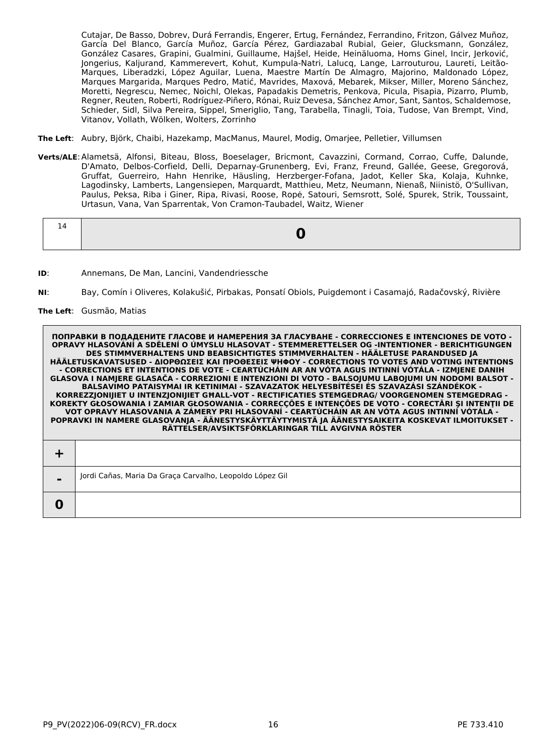Cutajar, De Basso, Dobrev, Durá Ferrandis, Engerer, Ertug, Fernández, Ferrandino, Fritzon, Gálvez Muñoz, García Del Blanco, García Muñoz, García Pérez, Gardiazabal Rubial, Geier, Glucksmann, González, González Casares, Grapini, Gualmini, Guillaume, Hajšel, Heide, Heinäluoma, Homs Ginel, Incir, Jerković, Jongerius, Kaljurand, Kammerevert, Kohut, Kumpula-Natri, Lalucq, Lange, Larrouturou, Laureti, Leitão-Marques, Liberadzki, López Aguilar, Luena, Maestre Martín De Almagro, Majorino, Maldonado López, Marques Margarida, Marques Pedro, Matić, Mavrides, Maxová, Mebarek, Mikser, Miller, Moreno Sánchez, Moretti, Negrescu, Nemec, Noichl, Olekas, Papadakis Demetris, Penkova, Picula, Pisapia, Pizarro, Plumb, Regner, Reuten, Roberti, Rodríguez-Piñero, Rónai, Ruiz Devesa, Sánchez Amor, Sant, Santos, Schaldemose, Schieder, Sidl, Silva Pereira, Sippel, Smeriglio, Tang, Tarabella, Tinagli, Toia, Tudose, Van Brempt, Vind, Vitanov, Vollath, Wölken, Wolters, Zorrinho

**The Left**: Aubry, Björk, Chaibi, Hazekamp, MacManus, Maurel, Modig, Omarjee, Pelletier, Villumsen

**Verts/ALE**: Alametsä, Alfonsi, Biteau, Bloss, Boeselager, Bricmont, Cavazzini, Cormand, Corrao, Cuffe, Dalunde, D'Amato, Delbos-Corfield, Delli, Deparnay-Grunenberg, Evi, Franz, Freund, Gallée, Geese, Gregorová, Gruffat, Guerreiro, Hahn Henrike, Häusling, Herzberger-Fofana, Jadot, Keller Ska, Kolaja, Kuhnke, Lagodinsky, Lamberts, Langensiepen, Marquardt, Matthieu, Metz, Neumann, Nienaß, Niinistö, O'Sullivan, Paulus, Peksa, Riba i Giner, Ripa, Rivasi, Roose, Ropė, Satouri, Semsrott, Solé, Spurek, Strik, Toussaint, Urtasun, Vana, Van Sparrentak, Von Cramon-Taubadel, Waitz, Wiener

| 14 | **0** |
|---|---|

**ID**: Annemans, De Man, Lancini, Vandendriessche

**NI**: Bay, Comín i Oliveres, Kolakušić, Pirbakas, Ponsatí Obiols, Puigdemont i Casamajó, Radačovský, Rivière

**The Left**: Gusmão, Matias

| ПОПРАВКИ В ПОДАДЕНИТЕ ГЛАСОВЕ И НАМЕРЕНИЯ ЗА ГЛАСУВАНЕ - CORRECCIONES E INTENCIONES DE VOTO - OPRAVY HLASOVÁNÍ A SDĚLENÍ O ÚMYSLU HLASOVAT - STEMMERETTELSER OG -INTENTIONER - BERICHTIGUNGEN DES STIMMVERHALTENS UND BEABSICHTIGTES STIMMVERHALTEN - HÄÄLETUSE PARANDUSED JA HÄÄLETUSKAVATSUSED - ΔΙΟΡΘΩΣΕΙΣ ΚΑΙ ΠΡΟΘΕΣΕΙΣ ΨΗΦΟΥ - CORRECTIONS TO VOTES AND VOTING INTENTIONS - CORRECTIONS ET INTENTIONS DE VOTE - CEARTÚCHÁIN AR AN VÓTA AGUS INTINNÍ VÓTÁLA - IZMJENE DANIH GLASOVA I NAMJERE GLASAČA - CORREZIONI E INTENZIONI DI VOTO - BALSOJUMU LABOJUMI UN NODOMI BALSOT - BALSAVIMO PATAISYMAI IR KETINIMAI - SZAVAZATOK HELYESBÍTÉSEI ÉS SZAVAZÁSI SZÁNDÉKOK - KORREZZJONIJIET U INTENZJONIJIET GĦALL-VOT - RECTIFICATIES STEMGEDRAG/ VOORGENOMEN STEMGEDRAG - KOREKTY GŁOSOWANIA I ZAMIAR GŁOSOWANIA - CORRECÇÕES E INTENÇÕES DE VOTO - CORECTĂRI ŞI INTENŢII DE VOT OPRAVY HLASOVANIA A ZÁMERY PRI HLASOVANÍ - CEARTÚCHÁIN AR AN VÓTA AGUS INTINNÍ VÓTÁLA - POPRAVKI IN NAMERE GLASOVANJA - ÄÄNESTYSKÄYTTÄYTYMISTÄ JA ÄÄNESTYSAIKEITA KOSKEVAT ILMOITUKSET - RÄTTELSER/AVSIKTSFÖRKLARINGAR TILL AVGIVNA RÖSTER | |
|---|---|
| **+** | |
| **-** | Jordi Cañas, Maria Da Graça Carvalho, Leopoldo López Gil |
| **0** | |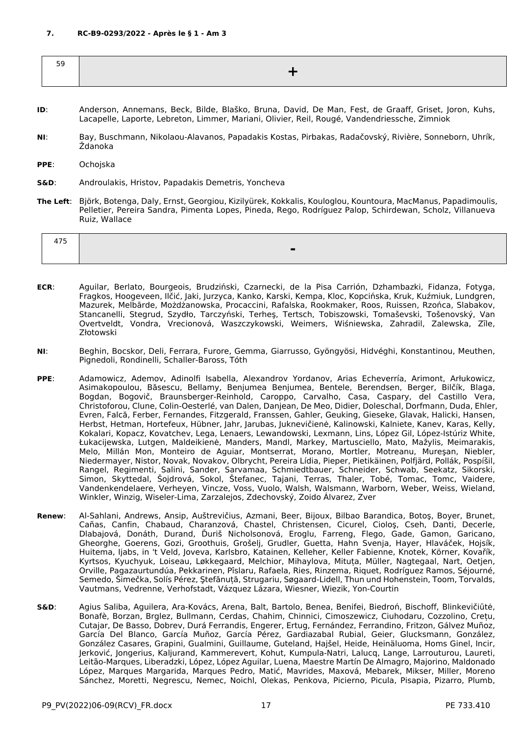**7. RC-B9-0293/2022 - Après le § 1 - Am 3**

| 59 | + |
|---|---|

**ID**: Anderson, Annemans, Beck, Bilde, Blaško, Bruna, David, De Man, Fest, de Graaff, Griset, Joron, Kuhs, Lacapelle, Laporte, Lebreton, Limmer, Mariani, Olivier, Reil, Rougé, Vandendriessche, Zimniok

**NI**: Bay, Buschmann, Nikolaou-Alavanos, Papadakis Kostas, Pirbakas, Radačovský, Rivière, Sonneborn, Uhrík, Ždanoka

**PPE**: Ochojska

**S&D**: Androulakis, Hristov, Papadakis Demetris, Yoncheva

**The Left**: Björk, Botenga, Daly, Ernst, Georgiou, Kizilyürek, Kokkalis, Kouloglou, Kountoura, MacManus, Papadimoulis, Pelletier, Pereira Sandra, Pimenta Lopes, Pineda, Rego, Rodríguez Palop, Schirdewan, Scholz, Villanueva Ruiz, Wallace

| 475 | - |
|---|---|

**ECR**: Aguilar, Berlato, Bourgeois, Brudziński, Czarnecki, de la Pisa Carrión, Dzhambazki, Fidanza, Fotyga, Fragkos, Hoogeveen, Ilčić, Jaki, Jurzyca, Kanko, Karski, Kempa, Kloc, Kopcińska, Kruk, Kuźmiuk, Lundgren, Mazurek, Melbārde, Możdżanowska, Procaccini, Rafalska, Rookmaker, Roos, Ruissen, Rzońca, Slabakov, Stancanelli, Stegrud, Szydło, Tarczyński, Terheş, Tertsch, Tobiszowski, Tomaševski, Tošenovský, Van Overtveldt, Vondra, Vrecionová, Waszczykowski, Weimers, Wiśniewska, Zahradil, Zalewska, Zīle, Złotowski

**NI**: Beghin, Bocskor, Deli, Ferrara, Furore, Gemma, Giarrusso, Gyöngyösi, Hidvéghi, Konstantinou, Meuthen, Pignedoli, Rondinelli, Schaller-Baross, Tóth

**PPE**: Adamowicz, Ademov, Adinolfi Isabella, Alexandrov Yordanov, Arias Echeverría, Arimont, Arłukowicz, Asimakopoulou, Băsescu, Bellamy, Benjumea Benjumea, Bentele, Berendsen, Berger, Bilčík, Blaga, Bogdan, Bogovič, Braunsberger-Reinhold, Caroppo, Carvalho, Casa, Caspary, del Castillo Vera, Christoforou, Clune, Colin-Oesterlé, van Dalen, Danjean, De Meo, Didier, Doleschal, Dorfmann, Duda, Ehler, Evren, Falcă, Ferber, Fernandes, Fitzgerald, Franssen, Gahler, Geuking, Gieseke, Glavak, Halicki, Hansen, Herbst, Hetman, Hortefeux, Hübner, Jahr, Jarubas, Juknevičienė, Kalinowski, Kalniete, Kanev, Karas, Kelly, Kokalari, Kopacz, Kovatchev, Lega, Lenaers, Lewandowski, Lexmann, Lins, López Gil, López-Istúriz White, Łukacijewska, Lutgen, Maldeikienė, Manders, Mandl, Markey, Martusciello, Mato, Mažylis, Meimarakis, Melo, Millán Mon, Monteiro de Aguiar, Montserrat, Morano, Mortler, Motreanu, Mureşan, Niebler, Niedermayer, Nistor, Novak, Novakov, Olbrycht, Pereira Lídia, Pieper, Pietikäinen, Polfjärd, Pollák, Pospíšil, Rangel, Regimenti, Salini, Sander, Sarvamaa, Schmiedtbauer, Schneider, Schwab, Seekatz, Sikorski, Simon, Skyttedal, Šojdrová, Sokol, Štefanec, Tajani, Terras, Thaler, Tobé, Tomac, Tomc, Vaidere, Vandenkendelaere, Verheyen, Vincze, Voss, Vuolo, Walsh, Walsmann, Warborn, Weber, Weiss, Wieland, Winkler, Winzig, Wiseler-Lima, Zarzalejos, Zdechovský, Zoido Álvarez, Zver

**Renew**: Al-Sahlani, Andrews, Ansip, Auštrevičius, Azmani, Beer, Bijoux, Bilbao Barandica, Botoş, Boyer, Brunet, Cañas, Canfin, Chabaud, Charanzová, Chastel, Christensen, Cicurel, Cioloş, Cseh, Danti, Decerle, Dlabajová, Donáth, Durand, Ďuriš Nicholsonová, Eroglu, Farreng, Flego, Gade, Gamon, Garicano, Gheorghe, Goerens, Gozi, Groothuis, Grošelj, Grudler, Guetta, Hahn Svenja, Hayer, Hlaváček, Hojsík, Huitema, Ijabs, in 't Veld, Joveva, Karlsbro, Katainen, Kelleher, Keller Fabienne, Knotek, Körner, Kovařík, Kyrtsos, Kyuchyuk, Loiseau, Løkkegaard, Melchior, Mihaylova, Mituța, Müller, Nagtegaal, Nart, Oetjen, Orville, Pagazaurtundúa, Pekkarinen, Pîslaru, Rafaela, Ries, Rinzema, Riquet, Rodríguez Ramos, Séjourné, Semedo, Šimečka, Solís Pérez, Ştefănuță, Strugariu, Søgaard-Lidell, Thun und Hohenstein, Toom, Torvalds, Vautmans, Vedrenne, Verhofstadt, Vázquez Lázara, Wiesner, Wiezik, Yon-Courtin

**S&D**: Agius Saliba, Aguilera, Ara-Kovács, Arena, Balt, Bartolo, Benea, Benifei, Biedroń, Bischoff, Blinkevičiūtė, Bonafè, Borzan, Brglez, Bullmann, Cerdas, Chahim, Chinnici, Cimoszewicz, Ciuhodaru, Cozzolino, Crețu, Cutajar, De Basso, Dobrev, Durá Ferrandis, Engerer, Ertug, Fernández, Ferrandino, Fritzon, Gálvez Muñoz, García Del Blanco, García Muñoz, García Pérez, Gardiazabal Rubial, Geier, Glucksmann, González, González Casares, Grapini, Gualmini, Guillaume, Guteland, Hajšel, Heide, Heinäluoma, Homs Ginel, Incir, Jerković, Jongerius, Kaljurand, Kammerevert, Kohut, Kumpula-Natri, Lalucq, Lange, Larrouturou, Laureti, Leitão-Marques, Liberadzki, López, López Aguilar, Luena, Maestre Martín De Almagro, Majorino, Maldonado López, Marques Margarida, Marques Pedro, Matić, Mavrides, Maxová, Mebarek, Mikser, Miller, Moreno Sánchez, Moretti, Negrescu, Nemec, Noichl, Olekas, Penkova, Picierno, Picula, Pisapia, Pizarro, Plumb,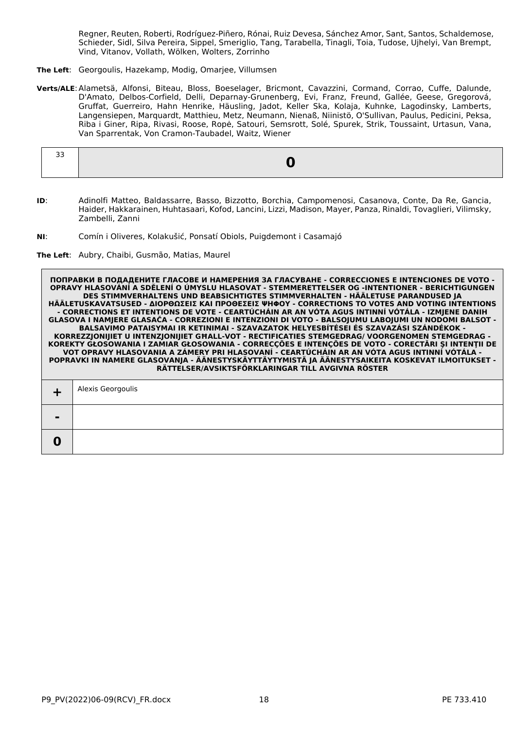Regner, Reuten, Roberti, Rodríguez-Piñero, Rónai, Ruiz Devesa, Sánchez Amor, Sant, Santos, Schaldemose, Schieder, Sidl, Silva Pereira, Sippel, Smeriglio, Tang, Tarabella, Tinagli, Toia, Tudose, Ujhelyi, Van Brempt, Vind, Vitanov, Vollath, Wölken, Wolters, Zorrinho

**The Left**: Georgoulis, Hazekamp, Modig, Omarjee, Villumsen

**Verts/ALE**: Alametsä, Alfonsi, Biteau, Bloss, Boeselager, Bricmont, Cavazzini, Cormand, Corrao, Cuffe, Dalunde, D'Amato, Delbos-Corfield, Delli, Deparnay-Grunenberg, Evi, Franz, Freund, Gallée, Geese, Gregorová, Gruffat, Guerreiro, Hahn Henrike, Häusling, Jadot, Keller Ska, Kolaja, Kuhnke, Lagodinsky, Lamberts, Langensiepen, Marquardt, Matthieu, Metz, Neumann, Nienaß, Niinistö, O'Sullivan, Paulus, Pedicini, Peksa, Riba i Giner, Ripa, Rivasi, Roose, Ropė, Satouri, Semsrott, Solé, Spurek, Strik, Toussaint, Urtasun, Vana, Van Sparrentak, Von Cramon-Taubadel, Waitz, Wiener

| 33 | **0** |
|---|---|

**ID**: Adinolfi Matteo, Baldassarre, Basso, Bizzotto, Borchia, Campomenosi, Casanova, Conte, Da Re, Gancia, Haider, Hakkarainen, Huhtasaari, Kofod, Lancini, Lizzi, Madison, Mayer, Panza, Rinaldi, Tovaglieri, Vilimsky, Zambelli, Zanni

**NI**: Comín i Oliveres, Kolakušić, Ponsatí Obiols, Puigdemont i Casamajó

**The Left**: Aubry, Chaibi, Gusmão, Matias, Maurel

| **ПОПРАВКИ В ПОДАДЕНИТЕ ГЛАСОВЕ И НАМЕРЕНИЯ ЗА ГЛАСУВАНЕ - CORRECCIONES E INTENCIONES DE VOTO - OPRAVY HLASOVÁNÍ A SDĚLENÍ O ÚMYSLU HLASOVAT - STEMMERETTELSER OG -INTENTIONER - BERICHTIGUNGEN DES STIMMVERHALTENS UND BEABSICHTIGTES STIMMVERHALTEN - HÄÄLETUSE PARANDUSED JA HÄÄLETUSKAVATSUSED - ΔΙΟΡΘΩΣΕΙΣ ΚΑΙ ΠΡΟΘΕΣΕΙΣ ΨΗΦΟΥ - CORRECTIONS TO VOTES AND VOTING INTENTIONS - CORRECTIONS ET INTENTIONS DE VOTE - CEARTÚCHÁIN AR AN VÓTA AGUS INTINNÍ VÓTÁLA - IZMJENE DANIH GLASOVA I NAMJERE GLASAČA - CORREZIONI E INTENZIONI DI VOTO - BALSOJUMU LABOJUMI UN NODOMI BALSOT - BALSAVIMO PATAISYMAI IR KETINIMAI - SZAVAZATOK HELYESBÍTÉSEI ÉS SZAVAZÁSI SZÁNDÉKOK - KORREZZJONIJIET U INTENZJONIJIET GĦALL-VOT - RECTIFICATIES STEMGEDRAG/ VOORGENOMEN STEMGEDRAG - KOREKTY GŁOSOWANIA I ZAMIAR GŁOSOWANIA - CORRECÇÕES E INTENÇÕES DE VOTO - CORECTĂRI ŞI INTENŢII DE VOT OPRAVY HLASOVANIA A ZÁMERY PRI HLASOVANÍ - CEARTÚCHÁIN AR AN VÓTA AGUS INTINNÍ VÓTÁLA - POPRAVKI IN NAMERE GLASOVANJA - ÄÄNESTYSKÄYTTÄYTYMISTÄ JA ÄÄNESTYSAIKEITA KOSKEVAT ILMOITUKSET - RÄTTELSER/AVSIKTSFÖRKLARINGAR TILL AVGIVNA RÖSTER** | |
|---|---|
| **+** | Alexis Georgoulis |
| **-** | |
| **0** | |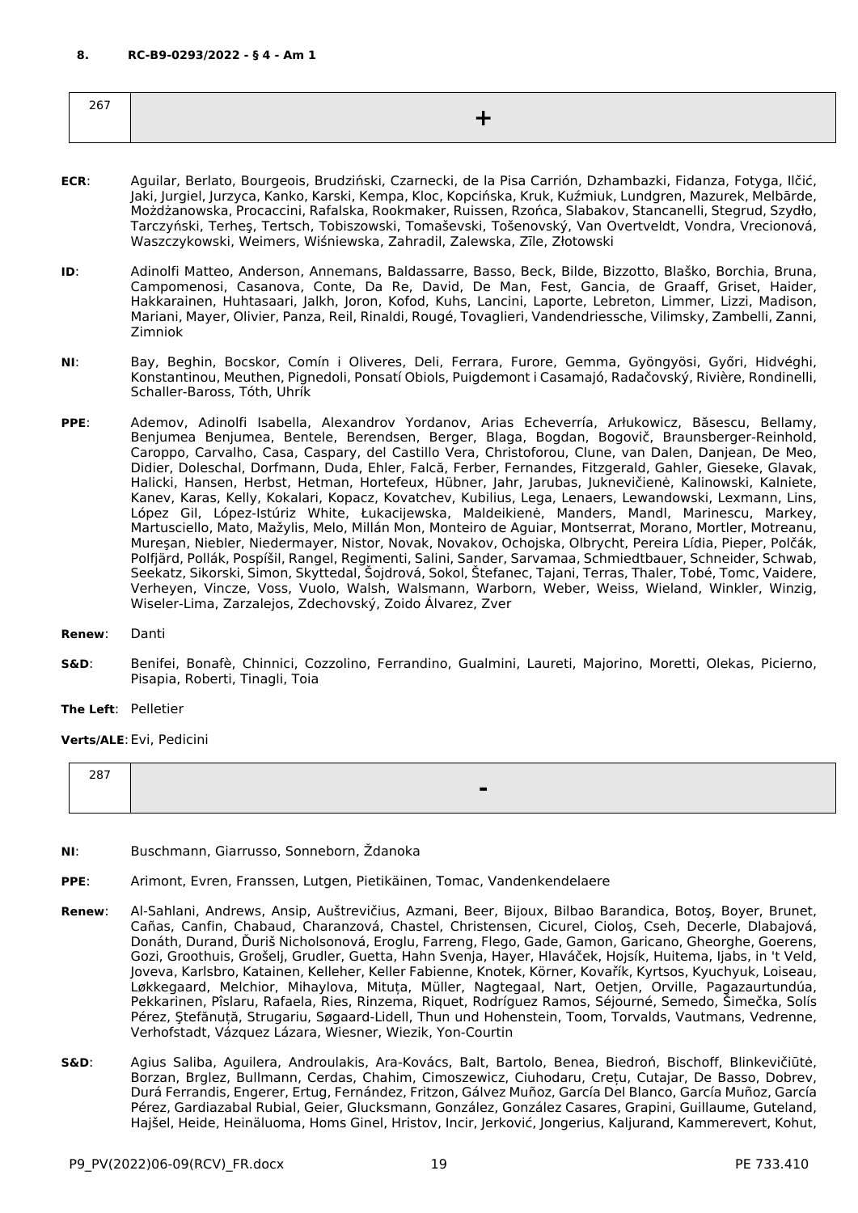**8. RC-B9-0293/2022 - § 4 - Am 1**

| 267 | + |
|---|---|

**ECR**: Aguilar, Berlato, Bourgeois, Brudziński, Czarnecki, de la Pisa Carrión, Dzhambazki, Fidanza, Fotyga, Ilčić, Jaki, Jurgiel, Jurzyca, Kanko, Karski, Kempa, Kloc, Kopcińska, Kruk, Kuźmiuk, Lundgren, Mazurek, Melbārde, Możdżanowska, Procaccini, Rafalska, Rookmaker, Ruissen, Rzońca, Slabakov, Stancanelli, Stegrud, Szydło, Tarczyński, Terheş, Tertsch, Tobiszowski, Tomaševski, Tošenovský, Van Overtveldt, Vondra, Vrecionová, Waszczykowski, Weimers, Wiśniewska, Zahradil, Zalewska, Zīle, Złotowski

**ID**: Adinolfi Matteo, Anderson, Annemans, Baldassarre, Basso, Beck, Bilde, Bizzotto, Blaško, Borchia, Bruna, Campomenosi, Casanova, Conte, Da Re, David, De Man, Fest, Gancia, de Graaff, Griset, Haider, Hakkarainen, Huhtasaari, Jalkh, Joron, Kofod, Kuhs, Lancini, Laporte, Lebreton, Limmer, Lizzi, Madison, Mariani, Mayer, Olivier, Panza, Reil, Rinaldi, Rougé, Tovaglieri, Vandendriessche, Vilimsky, Zambelli, Zanni, Zimniok

**NI**: Bay, Beghin, Bocskor, Comín i Oliveres, Deli, Ferrara, Furore, Gemma, Gyöngyösi, Győri, Hidvéghi, Konstantinou, Meuthen, Pignedoli, Ponsatí Obiols, Puigdemont i Casamajó, Radačovský, Rivière, Rondinelli, Schaller-Baross, Tóth, Uhrík

**PPE**: Ademov, Adinolfi Isabella, Alexandrov Yordanov, Arias Echeverría, Arłukowicz, Băsescu, Bellamy, Benjumea Benjumea, Bentele, Berendsen, Berger, Blaga, Bogdan, Bogovič, Braunsberger-Reinhold, Caroppo, Carvalho, Casa, Caspary, del Castillo Vera, Christoforou, Clune, van Dalen, Danjean, De Meo, Didier, Doleschal, Dorfmann, Duda, Ehler, Falcă, Ferber, Fernandes, Fitzgerald, Gahler, Gieseke, Glavak, Halicki, Hansen, Herbst, Hetman, Hortefeux, Hübner, Jahr, Jarubas, Juknevičienė, Kalinowski, Kalniete, Kanev, Karas, Kelly, Kokalari, Kopacz, Kovatchev, Kubilius, Lega, Lenaers, Lewandowski, Lexmann, Lins, López Gil, López-Istúriz White, Łukacijewska, Maldeikienė, Manders, Mandl, Marinescu, Markey, Martusciello, Mato, Mažylis, Melo, Millán Mon, Monteiro de Aguiar, Montserrat, Morano, Mortler, Motreanu, Mureşan, Niebler, Niedermayer, Nistor, Novak, Novakov, Ochojska, Olbrycht, Pereira Lídia, Pieper, Polčák, Polfjärd, Pollák, Pospíšil, Rangel, Regimenti, Salini, Sander, Sarvamaa, Schmiedtbauer, Schneider, Schwab, Seekatz, Sikorski, Simon, Skyttedal, Šojdrová, Sokol, Štefanec, Tajani, Terras, Thaler, Tobé, Tomc, Vaidere, Verheyen, Vincze, Voss, Vuolo, Walsh, Walsmann, Warborn, Weber, Weiss, Wieland, Winkler, Winzig, Wiseler-Lima, Zarzalejos, Zdechovský, Zoido Álvarez, Zver

**Renew**: Danti

**S&D**: Benifei, Bonafè, Chinnici, Cozzolino, Ferrandino, Gualmini, Laureti, Majorino, Moretti, Olekas, Picierno, Pisapia, Roberti, Tinagli, Toia

**The Left**: Pelletier

**Verts/ALE**: Evi, Pedicini

| 287 | - |
|---|---|

**NI**: Buschmann, Giarrusso, Sonneborn, Ždanoka

**PPE**: Arimont, Evren, Franssen, Lutgen, Pietikäinen, Tomac, Vandenkendelaere

**Renew**: Al-Sahlani, Andrews, Ansip, Auštrevičius, Azmani, Beer, Bijoux, Bilbao Barandica, Botoş, Boyer, Brunet, Cañas, Canfin, Chabaud, Charanzová, Chastel, Christensen, Cicurel, Cioloş, Cseh, Decerle, Dlabajová, Donáth, Durand, Ďuriš Nicholsonová, Eroglu, Farreng, Flego, Gade, Gamon, Garicano, Gheorghe, Goerens, Gozi, Groothuis, Grošelj, Grudler, Guetta, Hahn Svenja, Hayer, Hlaváček, Hojsík, Huitema, Ijabs, in 't Veld, Joveva, Karlsbro, Katainen, Kelleher, Keller Fabienne, Knotek, Körner, Kovařík, Kyrtsos, Kyuchyuk, Loiseau, Løkkegaard, Melchior, Mihaylova, Mituța, Müller, Nagtegaal, Nart, Oetjen, Orville, Pagazaurtundúa, Pekkarinen, Pîslaru, Rafaela, Ries, Rinzema, Riquet, Rodríguez Ramos, Séjourné, Semedo, Šimečka, Solís Pérez, Ştefănuță, Strugariu, Søgaard-Lidell, Thun und Hohenstein, Toom, Torvalds, Vautmans, Vedrenne, Verhofstadt, Vázquez Lázara, Wiesner, Wiezik, Yon-Courtin

**S&D**: Agius Saliba, Aguilera, Androulakis, Ara-Kovács, Balt, Bartolo, Benea, Biedroń, Bischoff, Blinkevičiūtė, Borzan, Brglez, Bullmann, Cerdas, Chahim, Cimoszewicz, Ciuhodaru, Crețu, Cutajar, De Basso, Dobrev, Durá Ferrandis, Engerer, Ertug, Fernández, Fritzon, Gálvez Muñoz, García Del Blanco, García Muñoz, García Pérez, Gardiazabal Rubial, Geier, Glucksmann, González, González Casares, Grapini, Guillaume, Guteland, Hajšel, Heide, Heinäluoma, Homs Ginel, Hristov, Incir, Jerković, Jongerius, Kaljurand, Kammerevert, Kohut,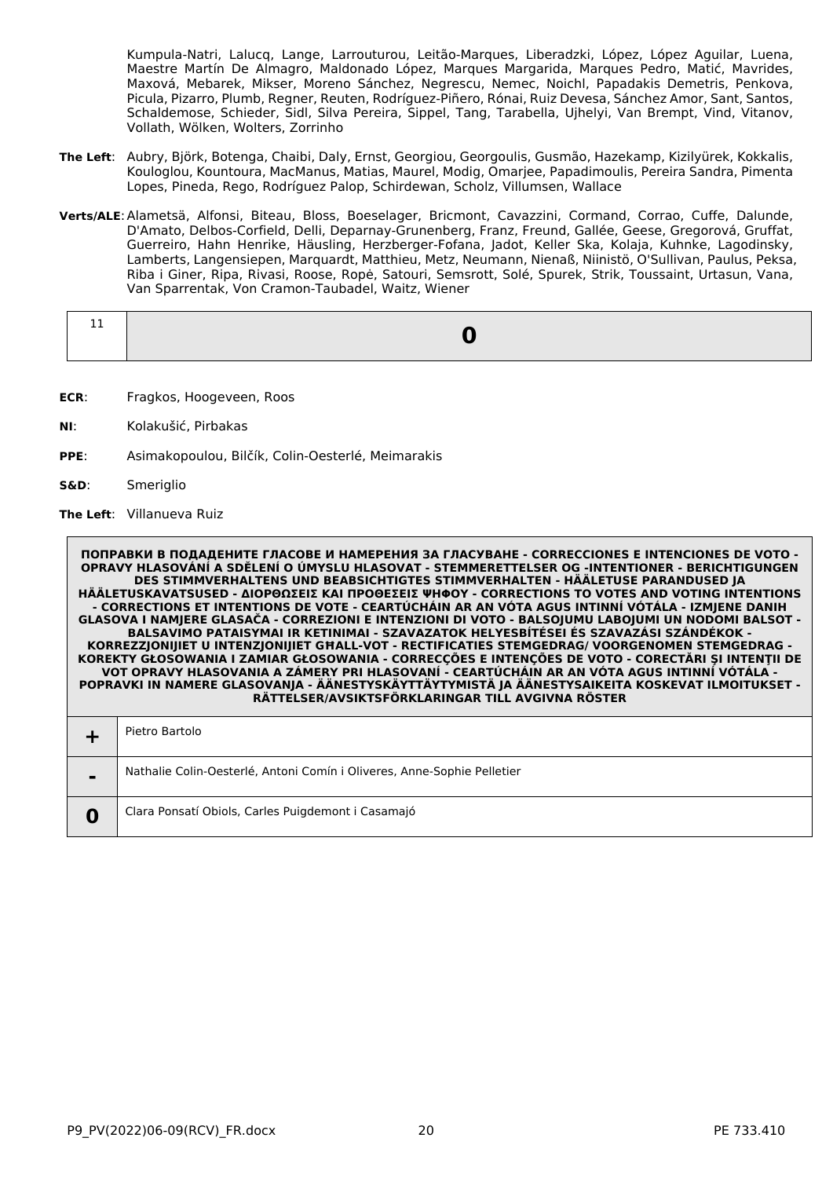Kumpula-Natri, Lalucq, Lange, Larrouturou, Leitão-Marques, Liberadzki, López, López Aguilar, Luena, Maestre Martín De Almagro, Maldonado López, Marques Margarida, Marques Pedro, Matić, Mavrides, Maxová, Mebarek, Mikser, Moreno Sánchez, Negrescu, Nemec, Noichl, Papadakis Demetris, Penkova, Picula, Pizarro, Plumb, Regner, Reuten, Rodríguez-Piñero, Rónai, Ruiz Devesa, Sánchez Amor, Sant, Santos, Schaldemose, Schieder, Sidl, Silva Pereira, Sippel, Tang, Tarabella, Ujhelyi, Van Brempt, Vind, Vitanov, Vollath, Wölken, Wolters, Zorrinho

**The Left**: Aubry, Björk, Botenga, Chaibi, Daly, Ernst, Georgiou, Georgoulis, Gusmão, Hazekamp, Kizilyürek, Kokkalis, Kouloglou, Kountoura, MacManus, Matias, Maurel, Modig, Omarjee, Papadimoulis, Pereira Sandra, Pimenta Lopes, Pineda, Rego, Rodríguez Palop, Schirdewan, Scholz, Villumsen, Wallace

**Verts/ALE**: Alametsä, Alfonsi, Biteau, Bloss, Boeselager, Bricmont, Cavazzini, Cormand, Corrao, Cuffe, Dalunde, D'Amato, Delbos-Corfield, Delli, Deparnay-Grunenberg, Franz, Freund, Gallée, Geese, Gregorová, Gruffat, Guerreiro, Hahn Henrike, Häusling, Herzberger-Fofana, Jadot, Keller Ska, Kolaja, Kuhnke, Lagodinsky, Lamberts, Langensiepen, Marquardt, Matthieu, Metz, Neumann, Nienaß, Niinistö, O'Sullivan, Paulus, Peksa, Riba i Giner, Ripa, Rivasi, Roose, Ropė, Satouri, Semsrott, Solé, Spurek, Strik, Toussaint, Urtasun, Vana, Van Sparrentak, Von Cramon-Taubadel, Waitz, Wiener

| 11 | **0** |
|---|---|

**ECR**: Fragkos, Hoogeveen, Roos

**NI**: Kolakušić, Pirbakas

**PPE**: Asimakopoulou, Bilčík, Colin-Oesterlé, Meimarakis

**S&D**: Smeriglio

**The Left**: Villanueva Ruiz

| **ПОПРАВКИ В ПОДАДЕНИТЕ ГЛАСОВЕ И НАМЕРЕНИЯ ЗА ГЛАСУВАНЕ - CORRECCIONES E INTENCIONES DE VOTO - OPRAVY HLASOVÁNÍ A SDĚLENÍ O ÚMYSLU HLASOVAT - STEMMERETTELSER OG -INTENTIONER - BERICHTIGUNGEN DES STIMMVERHALTENS UND BEABSICHTIGTES STIMMVERHALTEN - HÄÄLETUSE PARANDUSED JA HÄÄLETUSKAVATSUSED - ΔΙΟΡΘΩΣΕΙΣ ΚΑΙ ΠΡΟΘΕΣΕΙΣ ΨΗΦΟΥ - CORRECTIONS TO VOTES AND VOTING INTENTIONS - CORRECTIONS ET INTENTIONS DE VOTE - CEARTÚCHÁIN AR AN VÓTA AGUS INTINNÍ VÓTÁLA - IZMJENE DANIH GLASOVA I NAMJERE GLASAČA - CORREZIONI E INTENZIONI DI VOTO - BALSOJUMU LABOJUMI UN NODOMI BALSOT - BALSAVIMO PATAISYMAI IR KETINIMAI - SZAVAZATOK HELYESBÍTÉSEI ÉS SZAVAZÁSI SZÁNDÉKOK - KORREZZJONIJIET U INTENZJONIJIET GĦALL-VOT - RECTIFICATIES STEMGEDRAG/ VOORGENOMEN STEMGEDRAG - KOREKTY GŁOSOWANIA I ZAMIAR GŁOSOWANIA - CORRECÇÕES E INTENÇÕES DE VOTO - CORECTĂRI ŞI INTENŢII DE VOT OPRAVY HLASOVANIA A ZÁMERY PRI HLASOVANÍ - CEARTÚCHÁIN AR AN VÓTA AGUS INTINNÍ VÓTÁLA - POPRAVKI IN NAMERE GLASOVANJA - ÄÄNESTYSKÄYTTÄYTYMISTÄ JA ÄÄNESTYSAIKEITA KOSKEVAT ILMOITUKSET - RÄTTELSER/AVSIKTSFÖRKLARINGAR TILL AVGIVNA RÖSTER** | |
|---|---|
| **+** | Pietro Bartolo |
| **-** | Nathalie Colin-Oesterlé, Antoni Comín i Oliveres, Anne-Sophie Pelletier |
| **0** | Clara Ponsatí Obiols, Carles Puigdemont i Casamajó |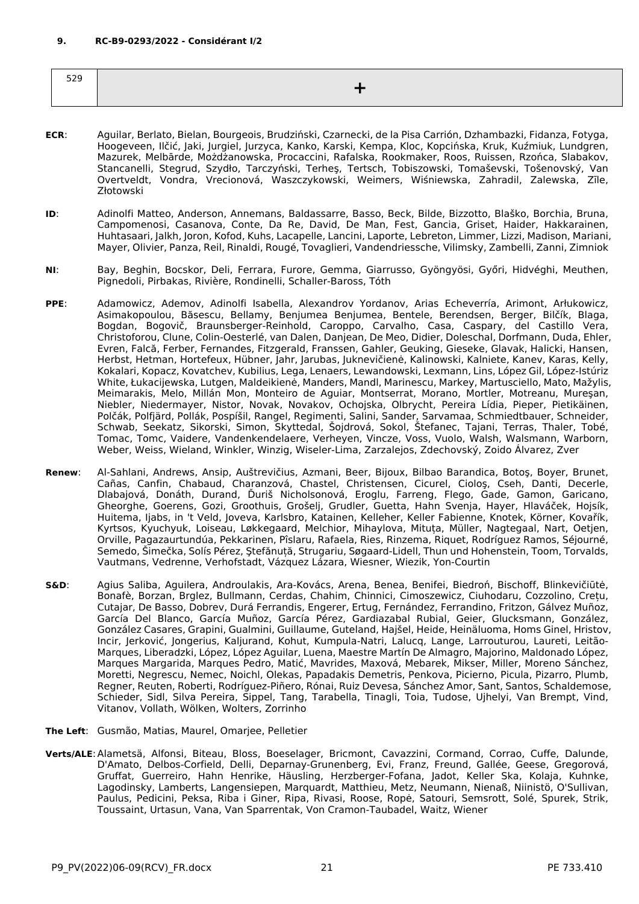**9. RC-B9-0293/2022 - Considérant I/2**

| 529 | + |
|---|---|

**ECR**: Aguilar, Berlato, Bielan, Bourgeois, Brudziński, Czarnecki, de la Pisa Carrión, Dzhambazki, Fidanza, Fotyga, Hoogeveen, Ilčić, Jaki, Jurgiel, Jurzyca, Kanko, Karski, Kempa, Kloc, Kopcińska, Kruk, Kuźmiuk, Lundgren, Mazurek, Melbārde, Możdżanowska, Procaccini, Rafalska, Rookmaker, Roos, Ruissen, Rzońca, Slabakov, Stancanelli, Stegrud, Szydło, Tarczyński, Terheş, Tertsch, Tobiszowski, Tomaševski, Tošenovský, Van Overtveldt, Vondra, Vrecionová, Waszczykowski, Weimers, Wiśniewska, Zahradil, Zalewska, Zīle, Złotowski

**ID**: Adinolfi Matteo, Anderson, Annemans, Baldassarre, Basso, Beck, Bilde, Bizzotto, Blaško, Borchia, Bruna, Campomenosi, Casanova, Conte, Da Re, David, De Man, Fest, Gancia, Griset, Haider, Hakkarainen, Huhtasaari, Jalkh, Joron, Kofod, Kuhs, Lacapelle, Lancini, Laporte, Lebreton, Limmer, Lizzi, Madison, Mariani, Mayer, Olivier, Panza, Reil, Rinaldi, Rougé, Tovaglieri, Vandendriessche, Vilimsky, Zambelli, Zanni, Zimniok

**NI**: Bay, Beghin, Bocskor, Deli, Ferrara, Furore, Gemma, Giarrusso, Gyöngyösi, Győri, Hidvéghi, Meuthen, Pignedoli, Pirbakas, Rivière, Rondinelli, Schaller-Baross, Tóth

**PPE**: Adamowicz, Ademov, Adinolfi Isabella, Alexandrov Yordanov, Arias Echeverría, Arimont, Arłukowicz, Asimakopoulou, Băsescu, Bellamy, Benjumea Benjumea, Bentele, Berendsen, Berger, Bilčík, Blaga, Bogdan, Bogovič, Braunsberger-Reinhold, Caroppo, Carvalho, Casa, Caspary, del Castillo Vera, Christoforou, Clune, Colin-Oesterlé, van Dalen, Danjean, De Meo, Didier, Doleschal, Dorfmann, Duda, Ehler, Evren, Falcă, Ferber, Fernandes, Fitzgerald, Franssen, Gahler, Geuking, Gieseke, Glavak, Halicki, Hansen, Herbst, Hetman, Hortefeux, Hübner, Jahr, Jarubas, Juknevičienė, Kalinowski, Kalniete, Kanev, Karas, Kelly, Kokalari, Kopacz, Kovatchev, Kubilius, Lega, Lenaers, Lewandowski, Lexmann, Lins, López Gil, López-Istúriz White, Łukacijewska, Lutgen, Maldeikienė, Manders, Mandl, Marinescu, Markey, Martusciello, Mato, Mažylis, Meimarakis, Melo, Millán Mon, Monteiro de Aguiar, Montserrat, Morano, Mortler, Motreanu, Mureşan, Niebler, Niedermayer, Nistor, Novak, Novakov, Ochojska, Olbrycht, Pereira Lídia, Pieper, Pietikäinen, Polčák, Polfjärd, Pollák, Pospíšil, Rangel, Regimenti, Salini, Sander, Sarvamaa, Schmiedtbauer, Schneider, Schwab, Seekatz, Sikorski, Simon, Skyttedal, Šojdrová, Sokol, Štefanec, Tajani, Terras, Thaler, Tobé, Tomac, Tomc, Vaidere, Vandenkendelaere, Verheyen, Vincze, Voss, Vuolo, Walsh, Walsmann, Warborn, Weber, Weiss, Wieland, Winkler, Winzig, Wiseler-Lima, Zarzalejos, Zdechovský, Zoido Álvarez, Zver

**Renew**: Al-Sahlani, Andrews, Ansip, Auštrevičius, Azmani, Beer, Bijoux, Bilbao Barandica, Botoş, Boyer, Brunet, Cañas, Canfin, Chabaud, Charanzová, Chastel, Christensen, Cicurel, Cioloş, Cseh, Danti, Decerle, Dlabajová, Donáth, Durand, Ďuriš Nicholsonová, Eroglu, Farreng, Flego, Gade, Gamon, Garicano, Gheorghe, Goerens, Gozi, Groothuis, Grošelj, Grudler, Guetta, Hahn Svenja, Hayer, Hlaváček, Hojsík, Huitema, Ijabs, in 't Veld, Joveva, Karlsbro, Katainen, Kelleher, Keller Fabienne, Knotek, Körner, Kovařík, Kyrtsos, Kyuchyuk, Loiseau, Løkkegaard, Melchior, Mihaylova, Mituța, Müller, Nagtegaal, Nart, Oetjen, Orville, Pagazaurtundúa, Pekkarinen, Pîslaru, Rafaela, Ries, Rinzema, Riquet, Rodríguez Ramos, Séjourné, Semedo, Šimečka, Solís Pérez, Ştefănuță, Strugariu, Søgaard-Lidell, Thun und Hohenstein, Toom, Torvalds, Vautmans, Vedrenne, Verhofstadt, Vázquez Lázara, Wiesner, Wiezik, Yon-Courtin

**S&D**: Agius Saliba, Aguilera, Androulakis, Ara-Kovács, Arena, Benea, Benifei, Biedroń, Bischoff, Blinkevičiūtė, Bonafè, Borzan, Brglez, Bullmann, Cerdas, Chahim, Chinnici, Cimoszewicz, Ciuhodaru, Cozzolino, Crețu, Cutajar, De Basso, Dobrev, Durá Ferrandis, Engerer, Ertug, Fernández, Ferrandino, Fritzon, Gálvez Muñoz, García Del Blanco, García Muñoz, García Pérez, Gardiazabal Rubial, Geier, Glucksmann, González, González Casares, Grapini, Gualmini, Guillaume, Guteland, Hajšel, Heide, Heinäluoma, Homs Ginel, Hristov, Incir, Jerković, Jongerius, Kaljurand, Kohut, Kumpula-Natri, Lalucq, Lange, Larrouturou, Laureti, Leitão-Marques, Liberadzki, López, López Aguilar, Luena, Maestre Martín De Almagro, Majorino, Maldonado López, Marques Margarida, Marques Pedro, Matić, Mavrides, Maxová, Mebarek, Mikser, Miller, Moreno Sánchez, Moretti, Negrescu, Nemec, Noichl, Olekas, Papadakis Demetris, Penkova, Picierno, Picula, Pizarro, Plumb, Regner, Reuten, Roberti, Rodríguez-Piñero, Rónai, Ruiz Devesa, Sánchez Amor, Sant, Santos, Schaldemose, Schieder, Sidl, Silva Pereira, Sippel, Tang, Tarabella, Tinagli, Toia, Tudose, Ujhelyi, Van Brempt, Vind, Vitanov, Vollath, Wölken, Wolters, Zorrinho

**The Left**: Gusmão, Matias, Maurel, Omarjee, Pelletier

**Verts/ALE**: Alametsä, Alfonsi, Biteau, Bloss, Boeselager, Bricmont, Cavazzini, Cormand, Corrao, Cuffe, Dalunde, D'Amato, Delbos-Corfield, Delli, Deparnay-Grunenberg, Evi, Franz, Freund, Gallée, Geese, Gregorová, Gruffat, Guerreiro, Hahn Henrike, Häusling, Herzberger-Fofana, Jadot, Keller Ska, Kolaja, Kuhnke, Lagodinsky, Lamberts, Langensiepen, Marquardt, Matthieu, Metz, Neumann, Nienaß, Niinistö, O'Sullivan, Paulus, Pedicini, Peksa, Riba i Giner, Ripa, Rivasi, Roose, Ropė, Satouri, Semsrott, Solé, Spurek, Strik, Toussaint, Urtasun, Vana, Van Sparrentak, Von Cramon-Taubadel, Waitz, Wiener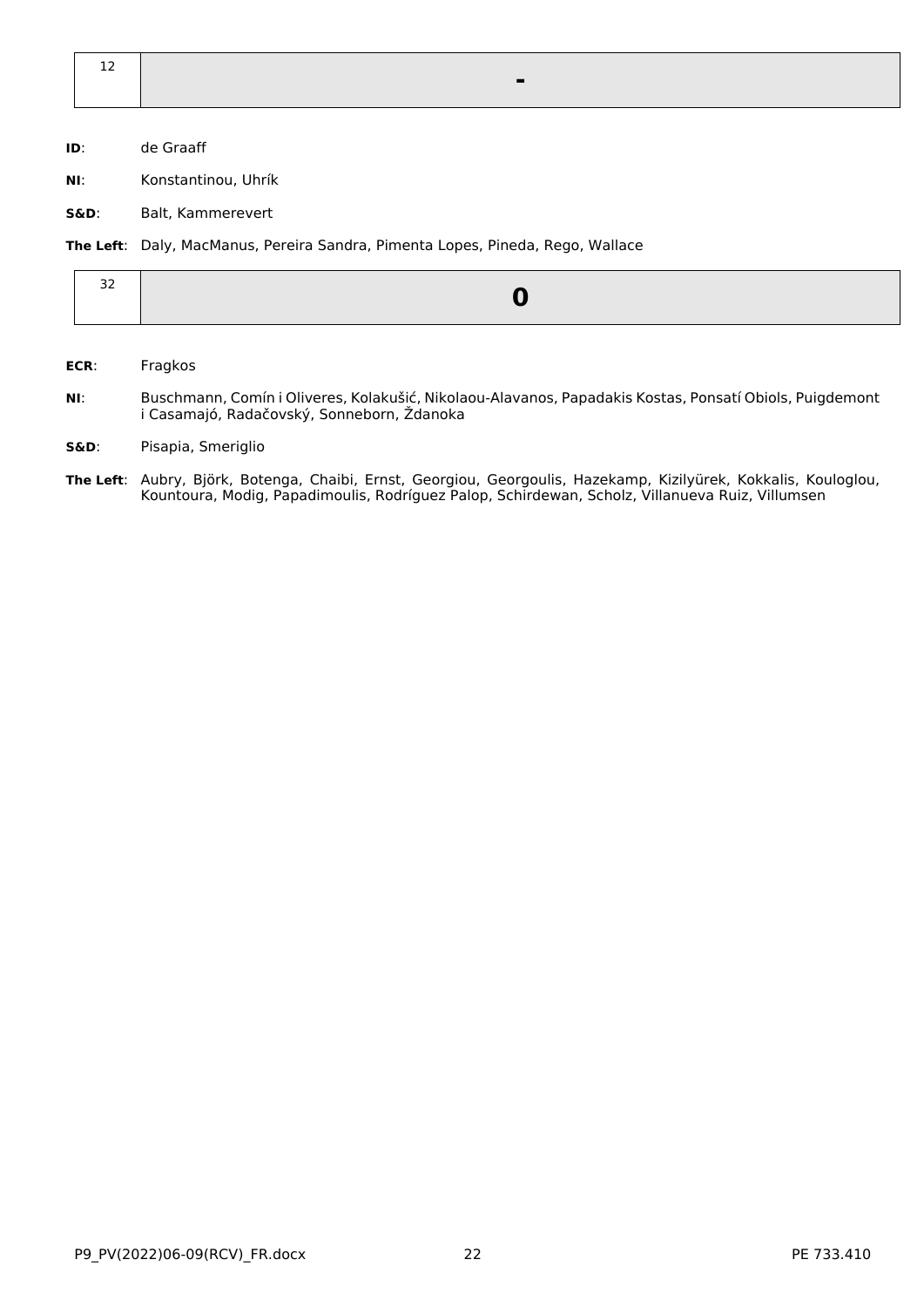| 12 | **-** |
| --- | --- |

**ID**: de Graaff

**NI**: Konstantinou, Uhrík

**S&D**: Balt, Kammerevert

**The Left**: Daly, MacManus, Pereira Sandra, Pimenta Lopes, Pineda, Rego, Wallace

| 32 | **0** |
| --- | --- |

**ECR**: Fragkos

**NI**: Buschmann, Comín i Oliveres, Kolakušić, Nikolaou-Alavanos, Papadakis Kostas, Ponsatí Obiols, Puigdemont i Casamajó, Radačovský, Sonneborn, Ždanoka

**S&D**: Pisapia, Smeriglio

**The Left**: Aubry, Björk, Botenga, Chaibi, Ernst, Georgiou, Georgoulis, Hazekamp, Kizilyürek, Kokkalis, Kouloglou, Kountoura, Modig, Papadimoulis, Rodríguez Palop, Schirdewan, Scholz, Villanueva Ruiz, Villumsen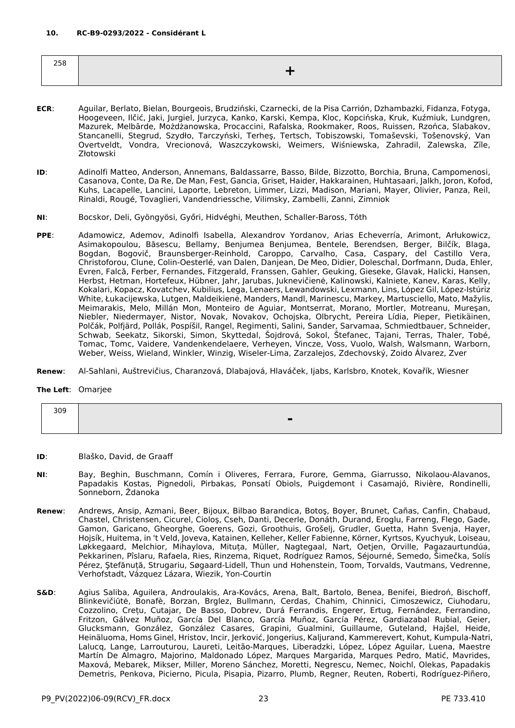### 10. RC-B9-0293/2022 - Considérant L

| 258 | + |
|---|---|

**ECR**: Aguilar, Berlato, Bielan, Bourgeois, Brudziński, Czarnecki, de la Pisa Carrión, Dzhambazki, Fidanza, Fotyga, Hoogeveen, Ilčić, Jaki, Jurgiel, Jurzyca, Kanko, Karski, Kempa, Kloc, Kopcińska, Kruk, Kuźmiuk, Lundgren, Mazurek, Melbārde, Możdżanowska, Procaccini, Rafalska, Rookmaker, Roos, Ruissen, Rzońca, Slabakov, Stancanelli, Stegrud, Szydło, Tarczyński, Terheş, Tertsch, Tobiszowski, Tomaševski, Tošenovský, Van Overtveldt, Vondra, Vrecionová, Waszczykowski, Weimers, Wiśniewska, Zahradil, Zalewska, Zīle, Złotowski

**ID**: Adinolfi Matteo, Anderson, Annemans, Baldassarre, Basso, Bilde, Bizzotto, Borchia, Bruna, Campomenosi, Casanova, Conte, Da Re, De Man, Fest, Gancia, Griset, Haider, Hakkarainen, Huhtasaari, Jalkh, Joron, Kofod, Kuhs, Lacapelle, Lancini, Laporte, Lebreton, Limmer, Lizzi, Madison, Mariani, Mayer, Olivier, Panza, Reil, Rinaldi, Rougé, Tovaglieri, Vandendriessche, Vilimsky, Zambelli, Zanni, Zimniok

**NI**: Bocskor, Deli, Gyöngyösi, Győri, Hidvéghi, Meuthen, Schaller-Baross, Tóth

**PPE**: Adamowicz, Ademov, Adinolfi Isabella, Alexandrov Yordanov, Arias Echeverría, Arimont, Arłukowicz, Asimakopoulou, Băsescu, Bellamy, Benjumea Benjumea, Bentele, Berendsen, Berger, Bilčík, Blaga, Bogdan, Bogovič, Braunsberger-Reinhold, Caroppo, Carvalho, Casa, Caspary, del Castillo Vera, Christoforou, Clune, Colin-Oesterlé, van Dalen, Danjean, De Meo, Didier, Doleschal, Dorfmann, Duda, Ehler, Evren, Falcă, Ferber, Fernandes, Fitzgerald, Franssen, Gahler, Geuking, Gieseke, Glavak, Halicki, Hansen, Herbst, Hetman, Hortefeux, Hübner, Jahr, Jarubas, Juknevičienė, Kalinowski, Kalniete, Kanev, Karas, Kelly, Kokalari, Kopacz, Kovatchev, Kubilius, Lega, Lenaers, Lewandowski, Lexmann, Lins, López Gil, López-Istúriz White, Łukacijewska, Lutgen, Maldeikienė, Manders, Mandl, Marinescu, Markey, Martusciello, Mato, Mažylis, Meimarakis, Melo, Millán Mon, Monteiro de Aguiar, Montserrat, Morano, Mortler, Motreanu, Mureşan, Niebler, Niedermayer, Nistor, Novak, Novakov, Ochojska, Olbrycht, Pereira Lídia, Pieper, Pietikäinen, Polčák, Polfjärd, Pollák, Pospíšil, Rangel, Regimenti, Salini, Sander, Sarvamaa, Schmiedtbauer, Schneider, Schwab, Seekatz, Sikorski, Simon, Skyttedal, Šojdrová, Sokol, Štefanec, Tajani, Terras, Thaler, Tobé, Tomac, Tomc, Vaidere, Vandenkendelaere, Verheyen, Vincze, Voss, Vuolo, Walsh, Walsmann, Warborn, Weber, Weiss, Wieland, Winkler, Winzig, Wiseler-Lima, Zarzalejos, Zdechovský, Zoido Álvarez, Zver

**Renew**: Al-Sahlani, Auštrevičius, Charanzová, Dlabajová, Hlaváček, Ijabs, Karlsbro, Knotek, Kovařík, Wiesner

**The Left**: Omarjee

| 309 | - |
|---|---|

**ID**: Blaško, David, de Graaff

**NI**: Bay, Beghin, Buschmann, Comín i Oliveres, Ferrara, Furore, Gemma, Giarrusso, Nikolaou-Alavanos, Papadakis Kostas, Pignedoli, Pirbakas, Ponsatí Obiols, Puigdemont i Casamajó, Rivière, Rondinelli, Sonneborn, Ždanoka

**Renew**: Andrews, Ansip, Azmani, Beer, Bijoux, Bilbao Barandica, Botoş, Boyer, Brunet, Cañas, Canfin, Chabaud, Chastel, Christensen, Cicurel, Cioloş, Cseh, Danti, Decerle, Donáth, Durand, Eroglu, Farreng, Flego, Gade, Gamon, Garicano, Gheorghe, Goerens, Gozi, Groothuis, Grošelj, Grudler, Guetta, Hahn Svenja, Hayer, Hojsík, Huitema, in 't Veld, Joveva, Katainen, Kelleher, Keller Fabienne, Körner, Kyrtsos, Kyuchyuk, Loiseau, Løkkegaard, Melchior, Mihaylova, Mituța, Müller, Nagtegaal, Nart, Oetjen, Orville, Pagazaurtundúa, Pekkarinen, Pîslaru, Rafaela, Ries, Rinzema, Riquet, Rodríguez Ramos, Séjourné, Semedo, Šimečka, Solís Pérez, Ştefănuță, Strugariu, Søgaard-Lidell, Thun und Hohenstein, Toom, Torvalds, Vautmans, Vedrenne, Verhofstadt, Vázquez Lázara, Wiezik, Yon-Courtin

**S&D**: Agius Saliba, Aguilera, Androulakis, Ara-Kovács, Arena, Balt, Bartolo, Benea, Benifei, Biedroń, Bischoff, Blinkevičiūtė, Bonafè, Borzan, Brglez, Bullmann, Cerdas, Chahim, Chinnici, Cimoszewicz, Ciuhodaru, Cozzolino, Crețu, Cutajar, De Basso, Dobrev, Durá Ferrandis, Engerer, Ertug, Fernández, Ferrandino, Fritzon, Gálvez Muñoz, García Del Blanco, García Muñoz, García Pérez, Gardiazabal Rubial, Geier, Glucksmann, González, González Casares, Grapini, Gualmini, Guillaume, Guteland, Hajšel, Heide, Heinäluoma, Homs Ginel, Hristov, Incir, Jerković, Jongerius, Kaljurand, Kammerevert, Kohut, Kumpula-Natri, Lalucq, Lange, Larrouturou, Laureti, Leitão-Marques, Liberadzki, López, López Aguilar, Luena, Maestre Martín De Almagro, Majorino, Maldonado López, Marques Margarida, Marques Pedro, Matić, Mavrides, Maxová, Mebarek, Mikser, Miller, Moreno Sánchez, Moretti, Negrescu, Nemec, Noichl, Olekas, Papadakis Demetris, Penkova, Picierno, Picula, Pisapia, Pizarro, Plumb, Regner, Reuten, Roberti, Rodríguez-Piñero,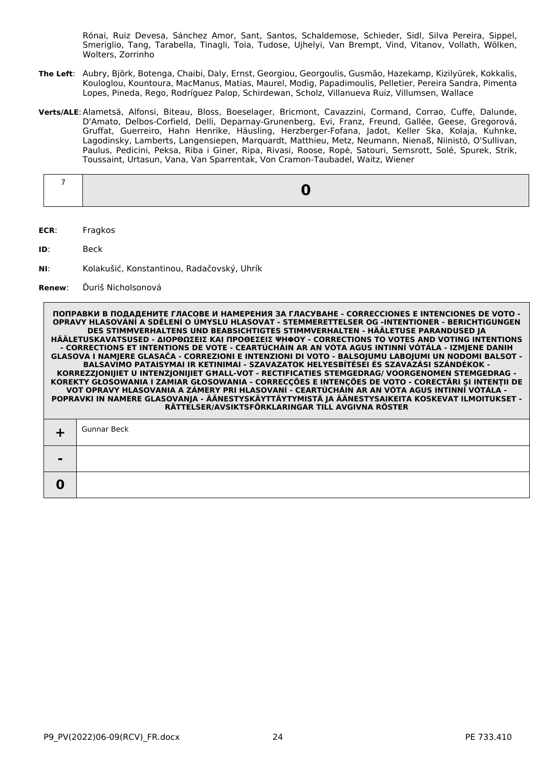Rónai, Ruiz Devesa, Sánchez Amor, Sant, Santos, Schaldemose, Schieder, Sidl, Silva Pereira, Sippel, Smeriglio, Tang, Tarabella, Tinagli, Toia, Tudose, Ujhelyi, Van Brempt, Vind, Vitanov, Vollath, Wölken, Wolters, Zorrinho

**The Left**: Aubry, Björk, Botenga, Chaibi, Daly, Ernst, Georgiou, Georgoulis, Gusmão, Hazekamp, Kizilyürek, Kokkalis, Kouloglou, Kountoura, MacManus, Matias, Maurel, Modig, Papadimoulis, Pelletier, Pereira Sandra, Pimenta Lopes, Pineda, Rego, Rodríguez Palop, Schirdewan, Scholz, Villanueva Ruiz, Villumsen, Wallace

**Verts/ALE**: Alametsä, Alfonsi, Biteau, Bloss, Boeselager, Bricmont, Cavazzini, Cormand, Corrao, Cuffe, Dalunde, D'Amato, Delbos-Corfield, Delli, Deparnay-Grunenberg, Evi, Franz, Freund, Gallée, Geese, Gregorová, Gruffat, Guerreiro, Hahn Henrike, Häusling, Herzberger-Fofana, Jadot, Keller Ska, Kolaja, Kuhnke, Lagodinsky, Lamberts, Langensiepen, Marquardt, Matthieu, Metz, Neumann, Nienaß, Niinistö, O'Sullivan, Paulus, Pedicini, Peksa, Riba i Giner, Ripa, Rivasi, Roose, Ropė, Satouri, Semsrott, Solé, Spurek, Strik, Toussaint, Urtasun, Vana, Van Sparrentak, Von Cramon-Taubadel, Waitz, Wiener

| 7 | **0** |
|---|---|

**ECR**: Fragkos

**ID**: Beck

**NI**: Kolakušić, Konstantinou, Radačovský, Uhrík

**Renew**: Ďuriš Nicholsonová

| **ПОПРАВКИ В ПОДАДЕНИТЕ ГЛАСОВЕ И НАМЕРЕНИЯ ЗА ГЛАСУВАНЕ - CORRECCIONES E INTENCIONES DE VOTO - OPRAVY HLASOVÁNÍ A SDĚLENÍ O ÚMYSLU HLASOVAT - STEMMERETTELSER OG -INTENTIONER - BERICHTIGUNGEN DES STIMMVERHALTENS UND BEABSICHTIGTES STIMMVERHALTEN - HÄÄLETUSE PARANDUSED JA HÄÄLETUSKAVATSUSED - ΔΙΟΡΘΩΣΕΙΣ ΚΑΙ ΠΡΟΘΕΣΕΙΣ ΨΗΦΟΥ - CORRECTIONS TO VOTES AND VOTING INTENTIONS - CORRECTIONS ET INTENTIONS DE VOTE - CEARTÚCHÁIN AR AN VÓTA AGUS INTINNÍ VÓTÁLA - IZMJENE DANIH GLASOVA I NAMJERE GLASAČA - CORREZIONI E INTENZIONI DI VOTO - BALSOJUMU LABOJUMI UN NODOMI BALSOT - BALSAVIMO PATAISYMAI IR KETINIMAI - SZAVAZATOK HELYESBÍTÉSEI ÉS SZAVAZÁSI SZÁNDÉKOK - KORREZZJONIJIET U INTENZJONIJIET GĦALL-VOT - RECTIFICATIES STEMGEDRAG/ VOORGENOMEN STEMGEDRAG - KOREKTY GŁOSOWANIA I ZAMIAR GŁOSOWANIA - CORRECÇÕES E INTENÇÕES DE VOTO - CORECTĂRI ŞI INTENŢII DE VOT OPRAVY HLASOVANIA A ZÁMERY PRI HLASOVANÍ - CEARTÚCHÁIN AR AN VÓTA AGUS INTINNÍ VÓTÁLA - POPRAVKI IN NAMERE GLASOVANJA - ÄÄNESTYSKÄYTTÄYTYMISTÄ JA ÄÄNESTYSAIKEITA KOSKEVAT ILMOITUKSET - RÄTTELSER/AVSIKTSFÖRKLARINGAR TILL AVGIVNA RÖSTER** | |
|---|---|
| **+** | Gunnar Beck |
| **-** | |
| **0** | |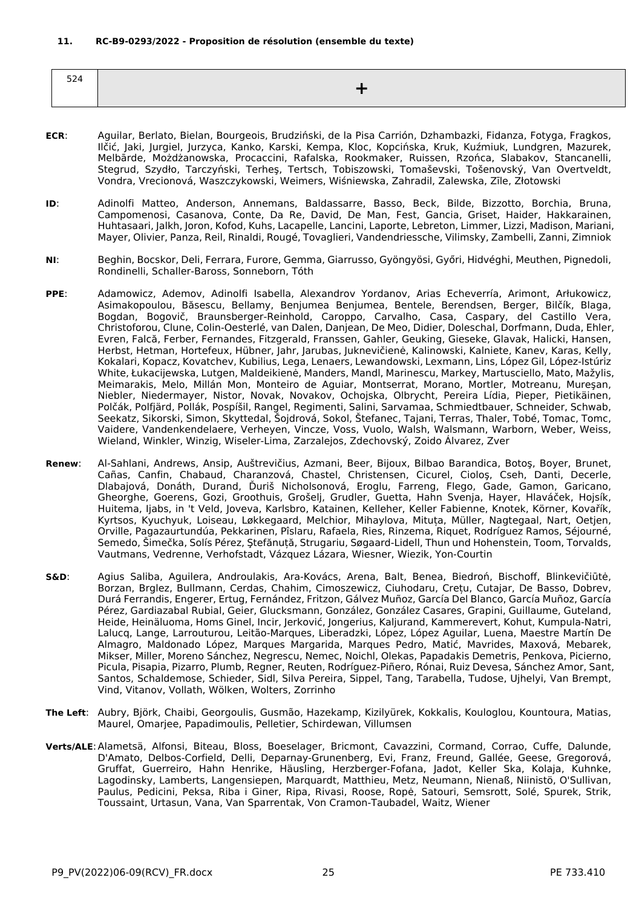**11. RC-B9-0293/2022 - Proposition de résolution (ensemble du texte)**

| 524 | + |
|---|---|

**ECR**: Aguilar, Berlato, Bielan, Bourgeois, Brudziński, de la Pisa Carrión, Dzhambazki, Fidanza, Fotyga, Fragkos, Ilčić, Jaki, Jurgiel, Jurzyca, Kanko, Karski, Kempa, Kloc, Kopcińska, Kruk, Kuźmiuk, Lundgren, Mazurek, Melbārde, Możdżanowska, Procaccini, Rafalska, Rookmaker, Ruissen, Rzońca, Slabakov, Stancanelli, Stegrud, Szydło, Tarczyński, Terheş, Tertsch, Tobiszowski, Tomaševski, Tošenovský, Van Overtveldt, Vondra, Vrecionová, Waszczykowski, Weimers, Wiśniewska, Zahradil, Zalewska, Zīle, Złotowski

**ID**: Adinolfi Matteo, Anderson, Annemans, Baldassarre, Basso, Beck, Bilde, Bizzotto, Borchia, Bruna, Campomenosi, Casanova, Conte, Da Re, David, De Man, Fest, Gancia, Griset, Haider, Hakkarainen, Huhtasaari, Jalkh, Joron, Kofod, Kuhs, Lacapelle, Lancini, Laporte, Lebreton, Limmer, Lizzi, Madison, Mariani, Mayer, Olivier, Panza, Reil, Rinaldi, Rougé, Tovaglieri, Vandendriessche, Vilimsky, Zambelli, Zanni, Zimniok

**NI**: Beghin, Bocskor, Deli, Ferrara, Furore, Gemma, Giarrusso, Gyöngyösi, Győri, Hidvéghi, Meuthen, Pignedoli, Rondinelli, Schaller-Baross, Sonneborn, Tóth

**PPE**: Adamowicz, Ademov, Adinolfi Isabella, Alexandrov Yordanov, Arias Echeverría, Arimont, Arłukowicz, Asimakopoulou, Băsescu, Bellamy, Benjumea Benjumea, Bentele, Berendsen, Berger, Bilčík, Blaga, Bogdan, Bogovič, Braunsberger-Reinhold, Caroppo, Carvalho, Casa, Caspary, del Castillo Vera, Christoforou, Clune, Colin-Oesterlé, van Dalen, Danjean, De Meo, Didier, Doleschal, Dorfmann, Duda, Ehler, Evren, Falcă, Ferber, Fernandes, Fitzgerald, Franssen, Gahler, Geuking, Gieseke, Glavak, Halicki, Hansen, Herbst, Hetman, Hortefeux, Hübner, Jahr, Jarubas, Juknevičienė, Kalinowski, Kalniete, Kanev, Karas, Kelly, Kokalari, Kopacz, Kovatchev, Kubilius, Lega, Lenaers, Lewandowski, Lexmann, Lins, López Gil, López-Istúriz White, Łukacijewska, Lutgen, Maldeikienė, Manders, Mandl, Marinescu, Markey, Martusciello, Mato, Mažylis, Meimarakis, Melo, Millán Mon, Monteiro de Aguiar, Montserrat, Morano, Mortler, Motreanu, Mureşan, Niebler, Niedermayer, Nistor, Novak, Novakov, Ochojska, Olbrycht, Pereira Lídia, Pieper, Pietikäinen, Polčák, Polfjärd, Pollák, Pospíšil, Rangel, Regimenti, Salini, Sarvamaa, Schmiedtbauer, Schneider, Schwab, Seekatz, Sikorski, Simon, Skyttedal, Šojdrová, Sokol, Štefanec, Tajani, Terras, Thaler, Tobé, Tomac, Tomc, Vaidere, Vandenkendelaere, Verheyen, Vincze, Voss, Vuolo, Walsh, Walsmann, Warborn, Weber, Weiss, Wieland, Winkler, Winzig, Wiseler-Lima, Zarzalejos, Zdechovský, Zoido Álvarez, Zver

**Renew**: Al-Sahlani, Andrews, Ansip, Auštrevičius, Azmani, Beer, Bijoux, Bilbao Barandica, Botoş, Boyer, Brunet, Cañas, Canfin, Chabaud, Charanzová, Chastel, Christensen, Cicurel, Cioloş, Cseh, Danti, Decerle, Dlabajová, Donáth, Durand, Ďuriš Nicholsonová, Eroglu, Farreng, Flego, Gade, Gamon, Garicano, Gheorghe, Goerens, Gozi, Groothuis, Grošelj, Grudler, Guetta, Hahn Svenja, Hayer, Hlaváček, Hojsík, Huitema, Ijabs, in 't Veld, Joveva, Karlsbro, Katainen, Kelleher, Keller Fabienne, Knotek, Körner, Kovařík, Kyrtsos, Kyuchyuk, Loiseau, Løkkegaard, Melchior, Mihaylova, Mituța, Müller, Nagtegaal, Nart, Oetjen, Orville, Pagazaurtundúa, Pekkarinen, Pîslaru, Rafaela, Ries, Rinzema, Riquet, Rodríguez Ramos, Séjourné, Semedo, Šimečka, Solís Pérez, Ştefănuță, Strugariu, Søgaard-Lidell, Thun und Hohenstein, Toom, Torvalds, Vautmans, Vedrenne, Verhofstadt, Vázquez Lázara, Wiesner, Wiezik, Yon-Courtin

**S&D**: Agius Saliba, Aguilera, Androulakis, Ara-Kovács, Arena, Balt, Benea, Biedroń, Bischoff, Blinkevičiūtė, Borzan, Brglez, Bullmann, Cerdas, Chahim, Cimoszewicz, Ciuhodaru, Crețu, Cutajar, De Basso, Dobrev, Durá Ferrandis, Engerer, Ertug, Fernández, Fritzon, Gálvez Muñoz, García Del Blanco, García Muñoz, García Pérez, Gardiazabal Rubial, Geier, Glucksmann, González, González Casares, Grapini, Guillaume, Guteland, Heide, Heinäluoma, Homs Ginel, Incir, Jerković, Jongerius, Kaljurand, Kammerevert, Kohut, Kumpula-Natri, Lalucq, Lange, Larrouturou, Leitão-Marques, Liberadzki, López, López Aguilar, Luena, Maestre Martín De Almagro, Maldonado López, Marques Margarida, Marques Pedro, Matić, Mavrides, Maxová, Mebarek, Mikser, Miller, Moreno Sánchez, Negrescu, Nemec, Noichl, Olekas, Papadakis Demetris, Penkova, Picierno, Picula, Pisapia, Pizarro, Plumb, Regner, Reuten, Rodríguez-Piñero, Rónai, Ruiz Devesa, Sánchez Amor, Sant, Santos, Schaldemose, Schieder, Sidl, Silva Pereira, Sippel, Tang, Tarabella, Tudose, Ujhelyi, Van Brempt, Vind, Vitanov, Vollath, Wölken, Wolters, Zorrinho

**The Left**: Aubry, Björk, Chaibi, Georgoulis, Gusmão, Hazekamp, Kizilyürek, Kokkalis, Kouloglou, Kountoura, Matias, Maurel, Omarjee, Papadimoulis, Pelletier, Schirdewan, Villumsen

**Verts/ALE**: Alametsä, Alfonsi, Biteau, Bloss, Boeselager, Bricmont, Cavazzini, Cormand, Corrao, Cuffe, Dalunde, D'Amato, Delbos-Corfield, Delli, Deparnay-Grunenberg, Evi, Franz, Freund, Gallée, Geese, Gregorová, Gruffat, Guerreiro, Hahn Henrike, Häusling, Herzberger-Fofana, Jadot, Keller Ska, Kolaja, Kuhnke, Lagodinsky, Lamberts, Langensiepen, Marquardt, Matthieu, Metz, Neumann, Nienaß, Niinistö, O'Sullivan, Paulus, Pedicini, Peksa, Riba i Giner, Ripa, Rivasi, Roose, Ropė, Satouri, Semsrott, Solé, Spurek, Strik, Toussaint, Urtasun, Vana, Van Sparrentak, Von Cramon-Taubadel, Waitz, Wiener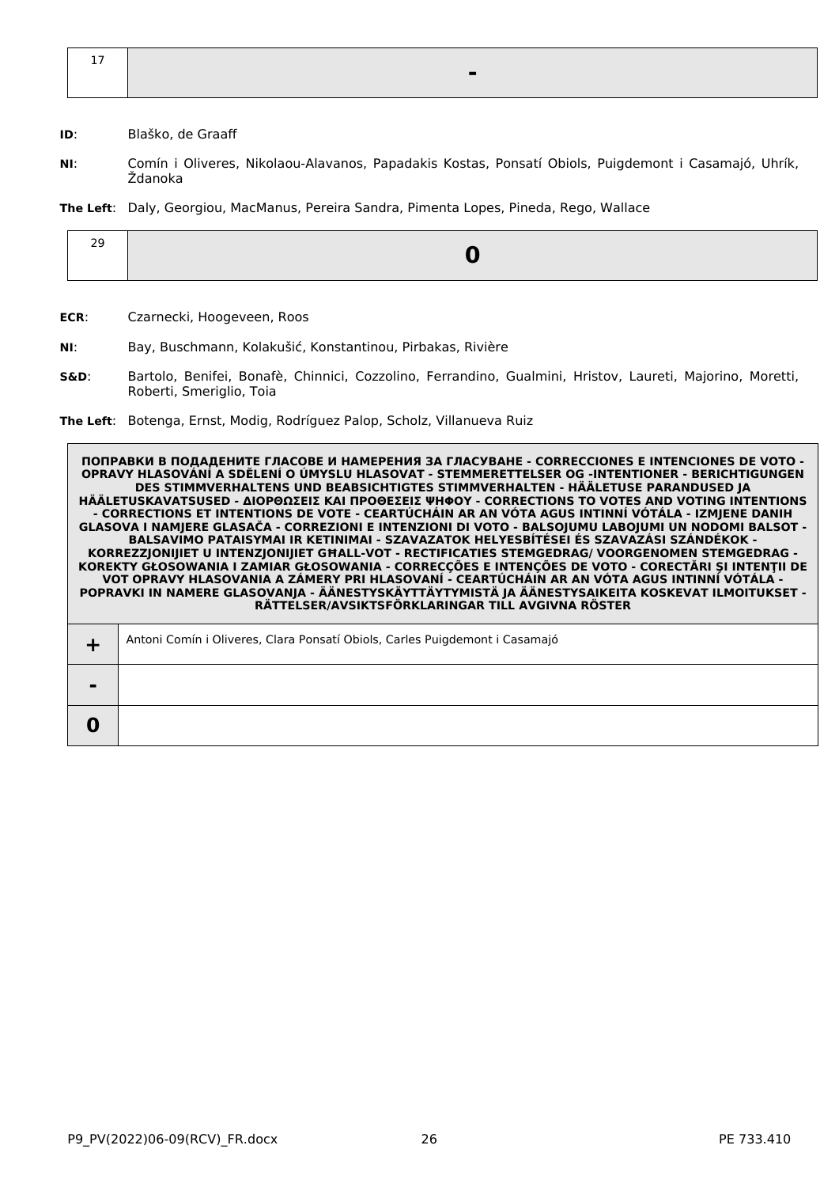| 17 | **-** |
|---|---|

**ID**: Blaško, de Graaff

**NI**: Comín i Oliveres, Nikolaou-Alavanos, Papadakis Kostas, Ponsatí Obiols, Puigdemont i Casamajó, Uhrík, Ždanoka

**The Left**: Daly, Georgiou, MacManus, Pereira Sandra, Pimenta Lopes, Pineda, Rego, Wallace

| 29 | **0** |
|---|---|

**ECR**: Czarnecki, Hoogeveen, Roos

**NI**: Bay, Buschmann, Kolakušić, Konstantinou, Pirbakas, Rivière

**S&D**: Bartolo, Benifei, Bonafè, Chinnici, Cozzolino, Ferrandino, Gualmini, Hristov, Laureti, Majorino, Moretti, Roberti, Smeriglio, Toia

**The Left**: Botenga, Ernst, Modig, Rodríguez Palop, Scholz, Villanueva Ruiz

| **ПОПРАВКИ В ПОДАДЕНИТЕ ГЛАСОВЕ И НАМЕРЕНИЯ ЗА ГЛАСУВАНЕ - CORRECCIONES E INTENCIONES DE VOTO - OPRAVY HLASOVÁNÍ A SDĚLENÍ O ÚMYSLU HLASOVAT - STEMMERETTELSER OG -INTENTIONER - BERICHTIGUNGEN DES STIMMVERHALTENS UND BEABSICHTIGTES STIMMVERHALTEN - HÄÄLETUSE PARANDUSED JA HÄÄLETUSKAVATSUSED - ΔΙΟΡΘΩΣΕΙΣ ΚΑΙ ΠΡΟΘΕΣΕΙΣ ΨΗΦΟΥ - CORRECTIONS TO VOTES AND VOTING INTENTIONS - CORRECTIONS ET INTENTIONS DE VOTE - CEARTÚCHÁIN AR AN VÓTA AGUS INTINNÍ VÓTÁLA - IZMJENE DANIH GLASOVA I NAMJERE GLASAČA - CORREZIONI E INTENZIONI DI VOTO - BALSOJUMU LABOJUMI UN NODOMI BALSOT - BALSAVIMO PATAISYMAI IR KETINIMAI - SZAVAZATOK HELYESBÍTÉSEI ÉS SZAVAZÁSI SZÁNDÉKOK - KORREZZJONIJIET U INTENZJONIJIET GĦALL-VOT - RECTIFICATIES STEMGEDRAG/ VOORGENOMEN STEMGEDRAG - KOREKTY GŁOSOWANIA I ZAMIAR GŁOSOWANIA - CORRECÇÕES E INTENÇÕES DE VOTO - CORECTĂRI ŞI INTENŢII DE VOT OPRAVY HLASOVANIA A ZÁMERY PRI HLASOVANÍ - CEARTÚCHÁIN AR AN VÓTA AGUS INTINNÍ VÓTÁLA - POPRAVKI IN NAMERE GLASOVANJA - ÄÄNESTYSKÄYTTÄYTYMISTÄ JA ÄÄNESTYSAIKEITA KOSKEVAT ILMOITUKSET - RÄTTELSER/AVSIKTSFÖRKLARINGAR TILL AVGIVNA RÖSTER** | |
|---|---|
| **+** | Antoni Comín i Oliveres, Clara Ponsatí Obiols, Carles Puigdemont i Casamajó |
| **-** | |
| **0** | |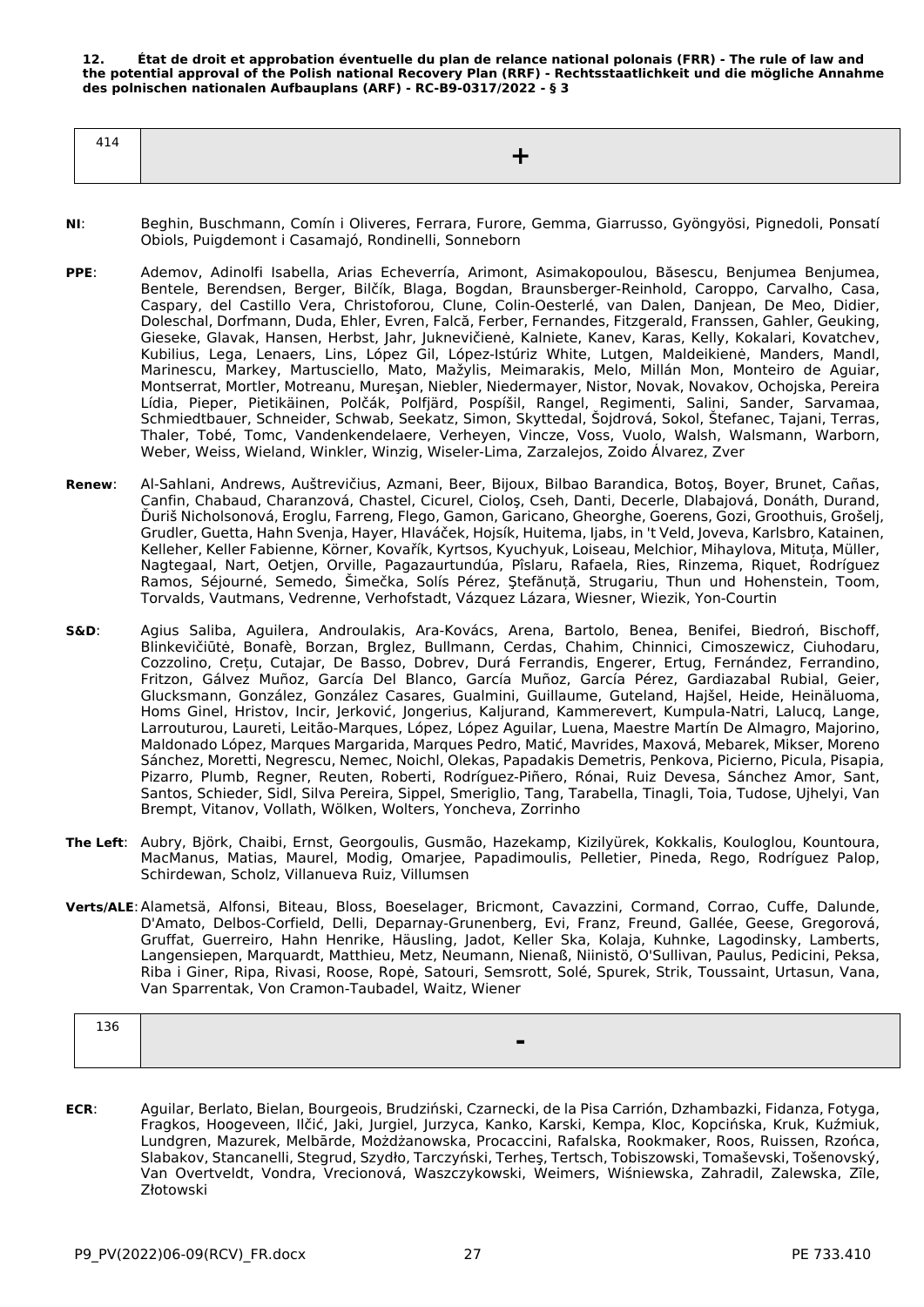**12. État de droit et approbation éventuelle du plan de relance national polonais (FRR) - The rule of law and the potential approval of the Polish national Recovery Plan (RRF) - Rechtsstaatlichkeit und die mögliche Annahme des polnischen nationalen Aufbauplans (ARF) - RC-B9-0317/2022 - § 3**

| 414 | + |
|---|---|

**NI**: Beghin, Buschmann, Comín i Oliveres, Ferrara, Furore, Gemma, Giarrusso, Gyöngyösi, Pignedoli, Ponsatí Obiols, Puigdemont i Casamajó, Rondinelli, Sonneborn

**PPE**: Ademov, Adinolfi Isabella, Arias Echeverría, Arimont, Asimakopoulou, Băsescu, Benjumea Benjumea, Bentele, Berendsen, Berger, Bilčík, Blaga, Bogdan, Braunsberger-Reinhold, Caroppo, Carvalho, Casa, Caspary, del Castillo Vera, Christoforou, Clune, Colin-Oesterlé, van Dalen, Danjean, De Meo, Didier, Doleschal, Dorfmann, Duda, Ehler, Evren, Falcă, Ferber, Fernandes, Fitzgerald, Franssen, Gahler, Geuking, Gieseke, Glavak, Hansen, Herbst, Jahr, Juknevičienė, Kalniete, Kanev, Karas, Kelly, Kokalari, Kovatchev, Kubilius, Lega, Lenaers, Lins, López Gil, López-Istúriz White, Lutgen, Maldeikienė, Manders, Mandl, Marinescu, Markey, Martusciello, Mato, Mažylis, Meimarakis, Melo, Millán Mon, Monteiro de Aguiar, Montserrat, Mortler, Motreanu, Mureşan, Niebler, Niedermayer, Nistor, Novak, Novakov, Ochojska, Pereira Lídia, Pieper, Pietikäinen, Polčák, Polfjärd, Pospíšil, Rangel, Regimenti, Salini, Sander, Sarvamaa, Schmiedtbauer, Schneider, Schwab, Seekatz, Simon, Skyttedal, Šojdrová, Sokol, Štefanec, Tajani, Terras, Thaler, Tobé, Tomc, Vandenkendelaere, Verheyen, Vincze, Voss, Vuolo, Walsh, Walsmann, Warborn, Weber, Weiss, Wieland, Winkler, Winzig, Wiseler-Lima, Zarzalejos, Zoido Álvarez, Zver

**Renew**: Al-Sahlani, Andrews, Auštrevičius, Azmani, Beer, Bijoux, Bilbao Barandica, Botoş, Boyer, Brunet, Cañas, Canfin, Chabaud, Charanzová, Chastel, Cicurel, Cioloş, Cseh, Danti, Decerle, Dlabajová, Donáth, Durand, Ďuriš Nicholsonová, Eroglu, Farreng, Flego, Gamon, Garicano, Gheorghe, Goerens, Gozi, Groothuis, Grošelj, Grudler, Guetta, Hahn Svenja, Hayer, Hlaváček, Hojsík, Huitema, Ijabs, in 't Veld, Joveva, Karlsbro, Katainen, Kelleher, Keller Fabienne, Körner, Kovařík, Kyrtsos, Kyuchyuk, Loiseau, Melchior, Mihaylova, Mituța, Müller, Nagtegaal, Nart, Oetjen, Orville, Pagazaurtundúa, Pîslaru, Rafaela, Ries, Rinzema, Riquet, Rodríguez Ramos, Séjourné, Semedo, Šimečka, Solís Pérez, Ştefănuță, Strugariu, Thun und Hohenstein, Toom, Torvalds, Vautmans, Vedrenne, Verhofstadt, Vázquez Lázara, Wiesner, Wiezik, Yon-Courtin

**S&D**: Agius Saliba, Aguilera, Androulakis, Ara-Kovács, Arena, Bartolo, Benea, Benifei, Biedroń, Bischoff, Blinkevičiūtė, Bonafè, Borzan, Brglez, Bullmann, Cerdas, Chahim, Chinnici, Cimoszewicz, Ciuhodaru, Cozzolino, Crețu, Cutajar, De Basso, Dobrev, Durá Ferrandis, Engerer, Ertug, Fernández, Ferrandino, Fritzon, Gálvez Muñoz, García Del Blanco, García Muñoz, García Pérez, Gardiazabal Rubial, Geier, Glucksmann, González, González Casares, Gualmini, Guillaume, Guteland, Hajšel, Heide, Heinäluoma, Homs Ginel, Hristov, Incir, Jerković, Jongerius, Kaljurand, Kammerevert, Kumpula-Natri, Lalucq, Lange, Larrouturou, Laureti, Leitão-Marques, López, López Aguilar, Luena, Maestre Martín De Almagro, Majorino, Maldonado López, Marques Margarida, Marques Pedro, Matić, Mavrides, Maxová, Mebarek, Mikser, Moreno Sánchez, Moretti, Negrescu, Nemec, Noichl, Olekas, Papadakis Demetris, Penkova, Picierno, Picula, Pisapia, Pizarro, Plumb, Regner, Reuten, Roberti, Rodríguez-Piñero, Rónai, Ruiz Devesa, Sánchez Amor, Sant, Santos, Schieder, Sidl, Silva Pereira, Sippel, Smeriglio, Tang, Tarabella, Tinagli, Toia, Tudose, Ujhelyi, Van Brempt, Vitanov, Vollath, Wölken, Wolters, Yoncheva, Zorrinho

**The Left**: Aubry, Björk, Chaibi, Ernst, Georgoulis, Gusmão, Hazekamp, Kizilyürek, Kokkalis, Kouloglou, Kountoura, MacManus, Matias, Maurel, Modig, Omarjee, Papadimoulis, Pelletier, Pineda, Rego, Rodríguez Palop, Schirdewan, Scholz, Villanueva Ruiz, Villumsen

**Verts/ALE**: Alametsä, Alfonsi, Biteau, Bloss, Boeselager, Bricmont, Cavazzini, Cormand, Corrao, Cuffe, Dalunde, D'Amato, Delbos-Corfield, Delli, Deparnay-Grunenberg, Evi, Franz, Freund, Gallée, Geese, Gregorová, Gruffat, Guerreiro, Hahn Henrike, Häusling, Jadot, Keller Ska, Kolaja, Kuhnke, Lagodinsky, Lamberts, Langensiepen, Marquardt, Matthieu, Metz, Neumann, Nienaß, Niinistö, O'Sullivan, Paulus, Pedicini, Peksa, Riba i Giner, Ripa, Rivasi, Roose, Ropė, Satouri, Semsrott, Solé, Spurek, Strik, Toussaint, Urtasun, Vana, Van Sparrentak, Von Cramon-Taubadel, Waitz, Wiener

| 136 | - |
|---|---|

**ECR**: Aguilar, Berlato, Bielan, Bourgeois, Brudziński, Czarnecki, de la Pisa Carrión, Dzhambazki, Fidanza, Fotyga, Fragkos, Hoogeveen, Ilčić, Jaki, Jurgiel, Jurzyca, Kanko, Karski, Kempa, Kloc, Kopcińska, Kruk, Kuźmiuk, Lundgren, Mazurek, Melbārde, Możdżanowska, Procaccini, Rafalska, Rookmaker, Roos, Ruissen, Rzońca, Slabakov, Stancanelli, Stegrud, Szydło, Tarczyński, Terheş, Tertsch, Tobiszowski, Tomaševski, Tošenovský, Van Overtveldt, Vondra, Vrecionová, Waszczykowski, Weimers, Wiśniewska, Zahradil, Zalewska, Zīle, Złotowski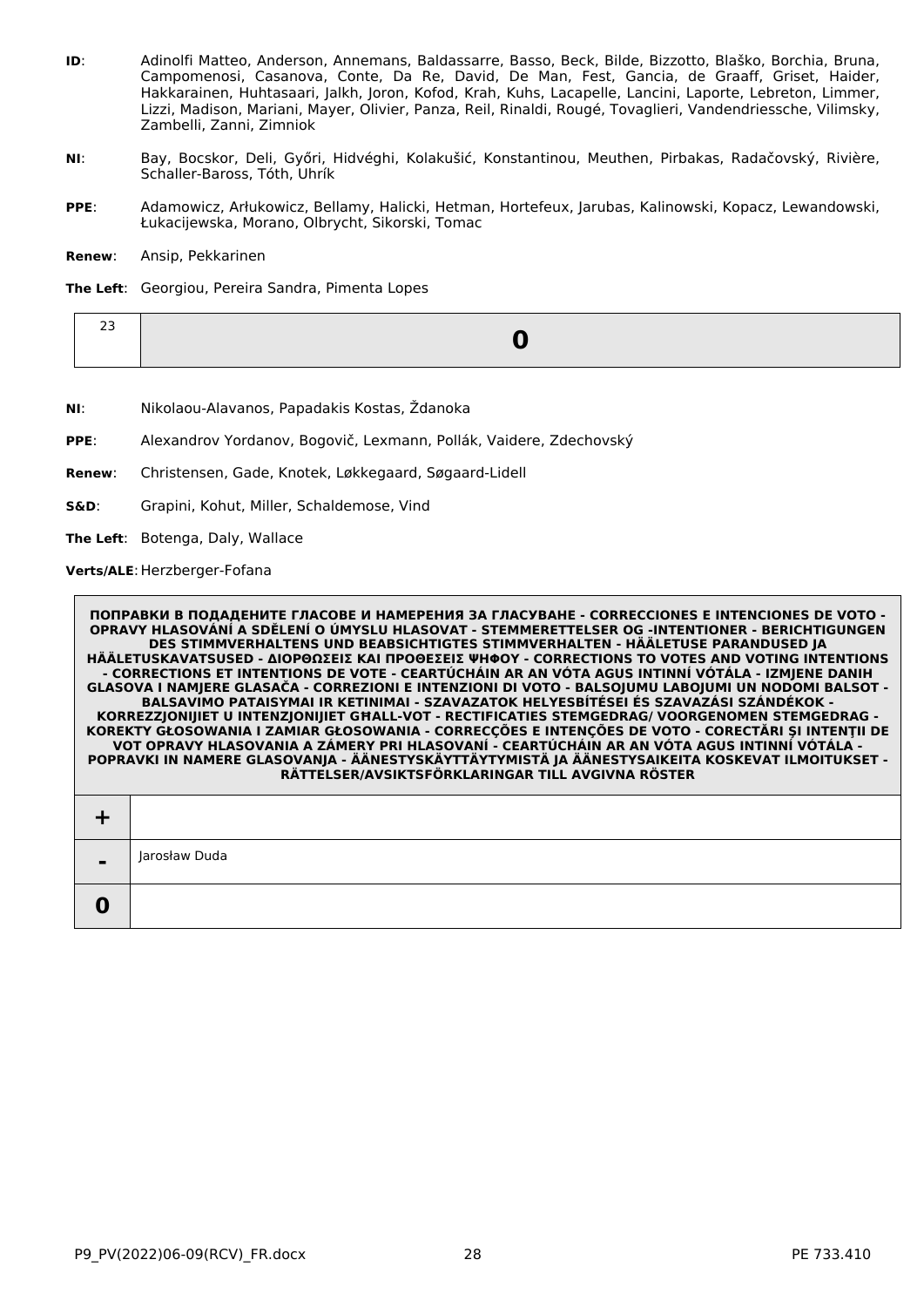**ID**: Adinolfi Matteo, Anderson, Annemans, Baldassarre, Basso, Beck, Bilde, Bizzotto, Blaško, Borchia, Bruna, Campomenosi, Casanova, Conte, Da Re, David, De Man, Fest, Gancia, de Graaff, Griset, Haider, Hakkarainen, Huhtasaari, Jalkh, Joron, Kofod, Krah, Kuhs, Lacapelle, Lancini, Laporte, Lebreton, Limmer, Lizzi, Madison, Mariani, Mayer, Olivier, Panza, Reil, Rinaldi, Rougé, Tovaglieri, Vandendriessche, Vilimsky, Zambelli, Zanni, Zimniok

**NI**: Bay, Bocskor, Deli, Győri, Hidvéghi, Kolakušić, Konstantinou, Meuthen, Pirbakas, Radačovský, Rivière, Schaller-Baross, Tóth, Uhrík

**PPE**: Adamowicz, Arłukowicz, Bellamy, Halicki, Hetman, Hortefeux, Jarubas, Kalinowski, Kopacz, Lewandowski, Łukacijewska, Morano, Olbrycht, Sikorski, Tomac

**Renew**: Ansip, Pekkarinen

**The Left**: Georgiou, Pereira Sandra, Pimenta Lopes

| 23 | **0** |
|---|---|

**NI**: Nikolaou-Alavanos, Papadakis Kostas, Ždanoka

**PPE**: Alexandrov Yordanov, Bogovič, Lexmann, Pollák, Vaidere, Zdechovský

**Renew**: Christensen, Gade, Knotek, Løkkegaard, Søgaard-Lidell

**S&D**: Grapini, Kohut, Miller, Schaldemose, Vind

**The Left**: Botenga, Daly, Wallace

**Verts/ALE**: Herzberger-Fofana

| **ПОПРАВКИ В ПОДАДЕНИТЕ ГЛАСОВЕ И НАМЕРЕНИЯ ЗА ГЛАСУВАНЕ - CORRECCIONES E INTENCIONES DE VOTO - OPRAVY HLASOVÁNÍ A SDĚLENÍ O ÚMYSLU HLASOVAT - STEMMERETTELSER OG -INTENTIONER - BERICHTIGUNGEN DES STIMMVERHALTENS UND BEABSICHTIGTES STIMMVERHALTEN - HÄÄLETUSE PARANDUSED JA HÄÄLETUSKAVATSUSED - ΔΙΟΡΘΩΣΕΙΣ ΚΑΙ ΠΡΟΘΕΣΕΙΣ ΨΗΦΟΥ - CORRECTIONS TO VOTES AND VOTING INTENTIONS - CORRECTIONS ET INTENTIONS DE VOTE - CEARTÚCHÁIN AR AN VÓTA AGUS INTINNÍ VÓTÁLA - IZMJENE DANIH GLASOVA I NAMJERE GLASAČA - CORREZIONI E INTENZIONI DI VOTO - BALSOJUMU LABOJUMI UN NODOMI BALSOT - BALSAVIMO PATAISYMAI IR KETINIMAI - SZAVAZATOK HELYESBÍTÉSEI ÉS SZAVAZÁSI SZÁNDÉKOK - KORREZZJONIJIET U INTENZJONIJIET GĦALL-VOT - RECTIFICATIES STEMGEDRAG/ VOORGENOMEN STEMGEDRAG - KOREKTY GŁOSOWANIA I ZAMIAR GŁOSOWANIA - CORRECÇÕES E INTENÇÕES DE VOTO - CORECTĂRI ŞI INTENŢII DE VOT OPRAVY HLASOVANIA A ZÁMERY PRI HLASOVANÍ - CEARTÚCHÁIN AR AN VÓTA AGUS INTINNÍ VÓTÁLA - POPRAVKI IN NAMERE GLASOVANJA - ÄÄNESTYSKÄYTTÄYTYMISTÄ JA ÄÄNESTYSAIKEITA KOSKEVAT ILMOITUKSET - RÄTTELSER/AVSIKTSFÖRKLARINGAR TILL AVGIVNA RÖSTER** | |
|---|---|
| **+** | |
| **-** | Jarosław Duda |
| **0** | |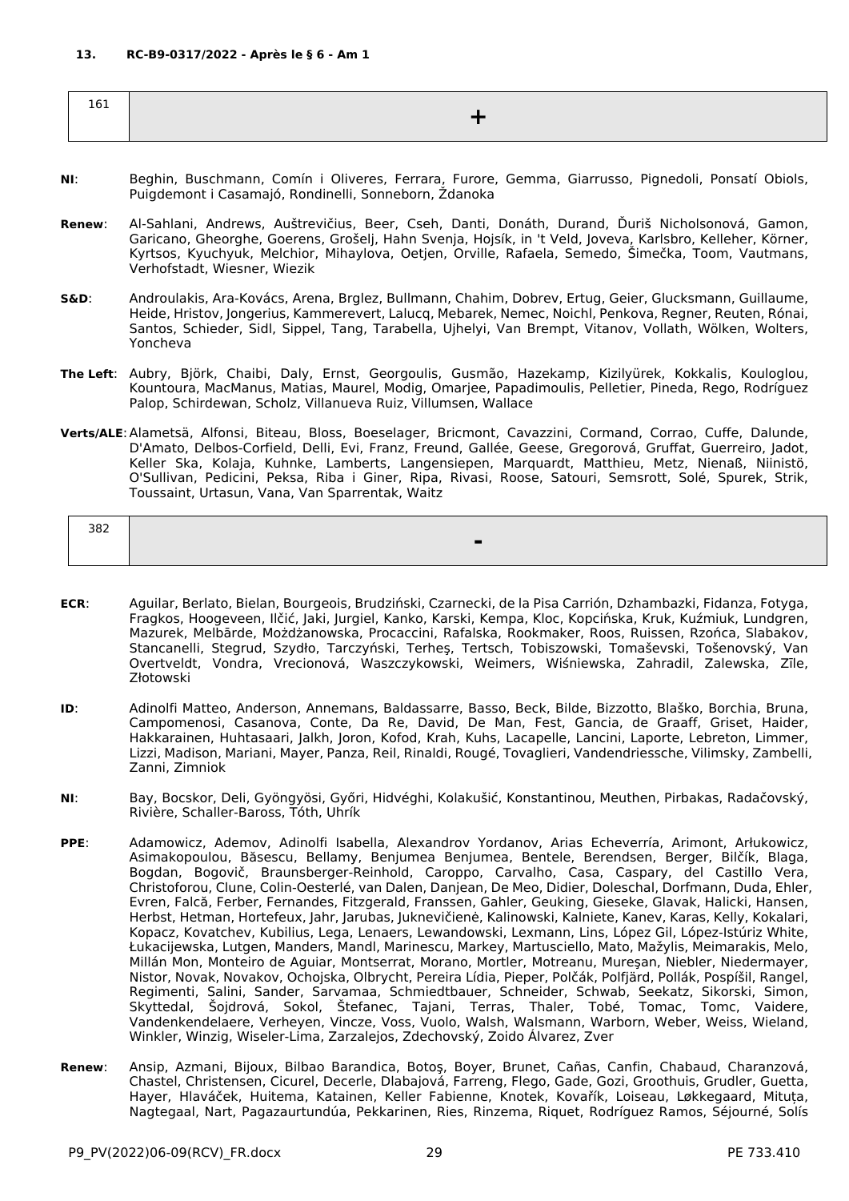### 13. RC-B9-0317/2022 - Après le § 6 - Am 1

| 161 | + |
|---|---|

**NI**: Beghin, Buschmann, Comín i Oliveres, Ferrara, Furore, Gemma, Giarrusso, Pignedoli, Ponsatí Obiols, Puigdemont i Casamajó, Rondinelli, Sonneborn, Ždanoka

**Renew**: Al-Sahlani, Andrews, Auštrevičius, Beer, Cseh, Danti, Donáth, Durand, Ďuriš Nicholsonová, Gamon, Garicano, Gheorghe, Goerens, Grošelj, Hahn Svenja, Hojsík, in 't Veld, Joveva, Karlsbro, Kelleher, Körner, Kyrtsos, Kyuchyuk, Melchior, Mihaylova, Oetjen, Orville, Rafaela, Semedo, Šimečka, Toom, Vautmans, Verhofstadt, Wiesner, Wiezik

**S&D**: Androulakis, Ara-Kovács, Arena, Brglez, Bullmann, Chahim, Dobrev, Ertug, Geier, Glucksmann, Guillaume, Heide, Hristov, Jongerius, Kammerevert, Lalucq, Mebarek, Nemec, Noichl, Penkova, Regner, Reuten, Rónai, Santos, Schieder, Sidl, Sippel, Tang, Tarabella, Ujhelyi, Van Brempt, Vitanov, Vollath, Wölken, Wolters, Yoncheva

**The Left**: Aubry, Björk, Chaibi, Daly, Ernst, Georgoulis, Gusmão, Hazekamp, Kizilyürek, Kokkalis, Kouloglou, Kountoura, MacManus, Matias, Maurel, Modig, Omarjee, Papadimoulis, Pelletier, Pineda, Rego, Rodríguez Palop, Schirdewan, Scholz, Villanueva Ruiz, Villumsen, Wallace

**Verts/ALE**: Alametsä, Alfonsi, Biteau, Bloss, Boeselager, Bricmont, Cavazzini, Cormand, Corrao, Cuffe, Dalunde, D'Amato, Delbos-Corfield, Delli, Evi, Franz, Freund, Gallée, Geese, Gregorová, Gruffat, Guerreiro, Jadot, Keller Ska, Kolaja, Kuhnke, Lamberts, Langensiepen, Marquardt, Matthieu, Metz, Nienaß, Niinistö, O'Sullivan, Pedicini, Peksa, Riba i Giner, Ripa, Rivasi, Roose, Satouri, Semsrott, Solé, Spurek, Strik, Toussaint, Urtasun, Vana, Van Sparrentak, Waitz

| 382 | - |
|---|---|

**ECR**: Aguilar, Berlato, Bielan, Bourgeois, Brudziński, Czarnecki, de la Pisa Carrión, Dzhambazki, Fidanza, Fotyga, Fragkos, Hoogeveen, Ilčić, Jaki, Jurgiel, Kanko, Karski, Kempa, Kloc, Kopcińska, Kruk, Kuźmiuk, Lundgren, Mazurek, Melbārde, Możdżanowska, Procaccini, Rafalska, Rookmaker, Roos, Ruissen, Rzońca, Slabakov, Stancanelli, Stegrud, Szydło, Tarczyński, Terheş, Tertsch, Tobiszowski, Tomaševski, Tošenovský, Van Overtveldt, Vondra, Vrecionová, Waszczykowski, Weimers, Wiśniewska, Zahradil, Zalewska, Zīle, Złotowski

**ID**: Adinolfi Matteo, Anderson, Annemans, Baldassarre, Basso, Beck, Bilde, Bizzotto, Blaško, Borchia, Bruna, Campomenosi, Casanova, Conte, Da Re, David, De Man, Fest, Gancia, de Graaff, Griset, Haider, Hakkarainen, Huhtasaari, Jalkh, Joron, Kofod, Krah, Kuhs, Lacapelle, Lancini, Laporte, Lebreton, Limmer, Lizzi, Madison, Mariani, Mayer, Panza, Reil, Rinaldi, Rougé, Tovaglieri, Vandendriessche, Vilimsky, Zambelli, Zanni, Zimniok

**NI**: Bay, Bocskor, Deli, Gyöngyösi, Győri, Hidvéghi, Kolakušić, Konstantinou, Meuthen, Pirbakas, Radačovský, Rivière, Schaller-Baross, Tóth, Uhrík

**PPE**: Adamowicz, Ademov, Adinolfi Isabella, Alexandrov Yordanov, Arias Echeverría, Arimont, Arłukowicz, Asimakopoulou, Băsescu, Bellamy, Benjumea Benjumea, Bentele, Berendsen, Berger, Bilčík, Blaga, Bogdan, Bogovič, Braunsberger-Reinhold, Caroppo, Carvalho, Casa, Caspary, del Castillo Vera, Christoforou, Clune, Colin-Oesterlé, van Dalen, Danjean, De Meo, Didier, Doleschal, Dorfmann, Duda, Ehler, Evren, Falcă, Ferber, Fernandes, Fitzgerald, Franssen, Gahler, Geuking, Gieseke, Glavak, Halicki, Hansen, Herbst, Hetman, Hortefeux, Jahr, Jarubas, Juknevičienė, Kalinowski, Kalniete, Kanev, Karas, Kelly, Kokalari, Kopacz, Kovatchev, Kubilius, Lega, Lenaers, Lewandowski, Lexmann, Lins, López Gil, López-Istúriz White, Łukacijewska, Lutgen, Manders, Mandl, Marinescu, Markey, Martusciello, Mato, Mažylis, Meimarakis, Melo, Millán Mon, Monteiro de Aguiar, Montserrat, Morano, Mortler, Motreanu, Mureşan, Niebler, Niedermayer, Nistor, Novak, Novakov, Ochojska, Olbrycht, Pereira Lídia, Pieper, Polčák, Polfjärd, Pollák, Pospíšil, Rangel, Regimenti, Salini, Sander, Sarvamaa, Schmiedtbauer, Schneider, Schwab, Seekatz, Sikorski, Simon, Skyttedal, Šojdrová, Sokol, Štefanec, Tajani, Terras, Thaler, Tobé, Tomac, Tomc, Vaidere, Vandenkendelaere, Verheyen, Vincze, Voss, Vuolo, Walsh, Walsmann, Warborn, Weber, Weiss, Wieland, Winkler, Winzig, Wiseler-Lima, Zarzalejos, Zdechovský, Zoido Álvarez, Zver

**Renew**: Ansip, Azmani, Bijoux, Bilbao Barandica, Botoş, Boyer, Brunet, Cañas, Canfin, Chabaud, Charanzová, Chastel, Christensen, Cicurel, Decerle, Dlabajová, Farreng, Flego, Gade, Gozi, Groothuis, Grudler, Guetta, Hayer, Hlaváček, Huitema, Katainen, Keller Fabienne, Knotek, Kovařík, Loiseau, Løkkegaard, Mituța, Nagtegaal, Nart, Pagazaurtundúa, Pekkarinen, Ries, Rinzema, Riquet, Rodríguez Ramos, Séjourné, Solís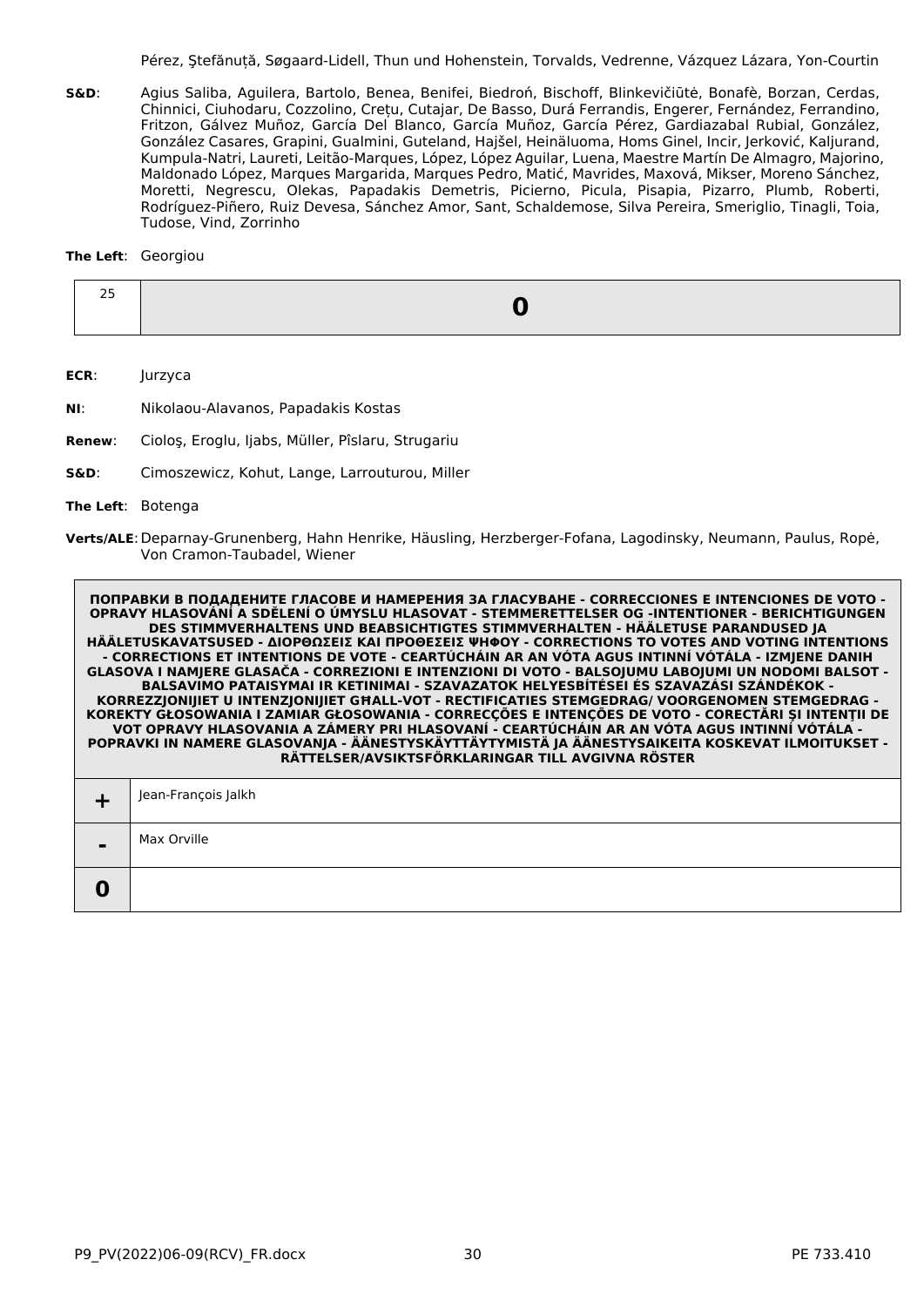Pérez, Ştefănuță, Søgaard-Lidell, Thun und Hohenstein, Torvalds, Vedrenne, Vázquez Lázara, Yon-Courtin

**S&D**: Agius Saliba, Aguilera, Bartolo, Benea, Benifei, Biedroń, Bischoff, Blinkevičiūtė, Bonafè, Borzan, Cerdas, Chinnici, Ciuhodaru, Cozzolino, Crețu, Cutajar, De Basso, Durá Ferrandis, Engerer, Fernández, Ferrandino, Fritzon, Gálvez Muñoz, García Del Blanco, García Muñoz, García Pérez, Gardiazabal Rubial, González, González Casares, Grapini, Gualmini, Guteland, Hajšel, Heinäluoma, Homs Ginel, Incir, Jerković, Kaljurand, Kumpula-Natri, Laureti, Leitão-Marques, López, López Aguilar, Luena, Maestre Martín De Almagro, Majorino, Maldonado López, Marques Margarida, Marques Pedro, Matić, Mavrides, Maxová, Mikser, Moreno Sánchez, Moretti, Negrescu, Olekas, Papadakis Demetris, Picierno, Picula, Pisapia, Pizarro, Plumb, Roberti, Rodríguez-Piñero, Ruiz Devesa, Sánchez Amor, Sant, Schaldemose, Silva Pereira, Smeriglio, Tinagli, Toia, Tudose, Vind, Zorrinho

**The Left**: Georgiou

| 25 | **0** |
|---|---|

**ECR**: Jurzyca

**NI**: Nikolaou-Alavanos, Papadakis Kostas

**Renew**: Cioloş, Eroglu, Ijabs, Müller, Pîslaru, Strugariu

**S&D**: Cimoszewicz, Kohut, Lange, Larrouturou, Miller

**The Left**: Botenga

**Verts/ALE**: Deparnay-Grunenberg, Hahn Henrike, Häusling, Herzberger-Fofana, Lagodinsky, Neumann, Paulus, Ropė, Von Cramon-Taubadel, Wiener

| ПОПРАВКИ В ПОДАДЕНИТЕ ГЛАСОВЕ И НАМЕРЕНИЯ ЗА ГЛАСУВАНЕ - CORRECCIONES E INTENCIONES DE VOTO - OPRAVY HLASOVÁNÍ A SDĚLENÍ O ÚMYSLU HLASOVAT - STEMMERETTELSER OG -INTENTIONER - BERICHTIGUNGEN DES STIMMVERHALTENS UND BEABSICHTIGTES STIMMVERHALTEN - HÄÄLETUSE PARANDUSED JA HÄÄLETUSKAVATSUSED - ΔΙΟΡΘΩΣΕΙΣ ΚΑΙ ΠΡΟΘΕΣΕΙΣ ΨΗΦΟΥ - CORRECTIONS TO VOTES AND VOTING INTENTIONS - CORRECTIONS ET INTENTIONS DE VOTE - CEARTÚCHÁIN AR AN VÓTA AGUS INTINNÍ VÓTÁLA - IZMJENE DANIH GLASOVA I NAMJERE GLASAČA - CORREZIONI E INTENZIONI DI VOTO - BALSOJUMU LABOJUMI UN NODOMI BALSOT - BALSAVIMO PATAISYMAI IR KETINIMAI - SZAVAZATOK HELYESBÍTÉSEI ÉS SZAVAZÁSI SZÁNDÉKOK - KORREZZJONIJIET U INTENZJONIJIET GĦALL-VOT - RECTIFICATIES STEMGEDRAG/ VOORGENOMEN STEMGEDRAG - KOREKTY GŁOSOWANIA I ZAMIAR GŁOSOWANIA - CORRECÇÕES E INTENÇÕES DE VOTO - CORECTĂRI ŞI INTENŢII DE VOT OPRAVY HLASOVANIA A ZÁMERY PRI HLASOVANÍ - CEARTÚCHÁIN AR AN VÓTA AGUS INTINNÍ VÓTÁLA - POPRAVKI IN NAMERE GLASOVANJA - ÄÄNESTYSKÄYTTÄYTYMISTÄ JA ÄÄNESTYSAIKEITA KOSKEVAT ILMOITUKSET - RÄTTELSER/AVSIKTSFÖRKLARINGAR TILL AVGIVNA RÖSTER | |
|---|---|
| **+** | Jean-François Jalkh |
| **-** | Max Orville |
| **0** | |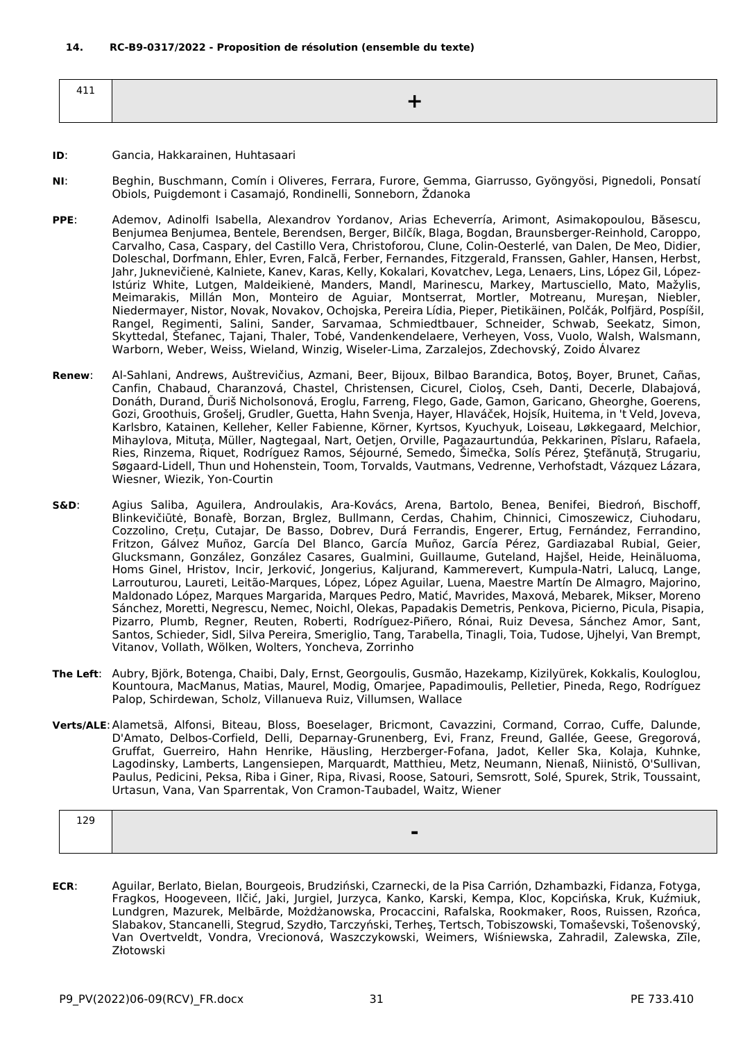**14. RC-B9-0317/2022 - Proposition de résolution (ensemble du texte)**

| 411 | + |
|---|---|

**ID**: Gancia, Hakkarainen, Huhtasaari

**NI**: Beghin, Buschmann, Comín i Oliveres, Ferrara, Furore, Gemma, Giarrusso, Gyöngyösi, Pignedoli, Ponsatí Obiols, Puigdemont i Casamajó, Rondinelli, Sonneborn, Ždanoka

**PPE**: Ademov, Adinolfi Isabella, Alexandrov Yordanov, Arias Echeverría, Arimont, Asimakopoulou, Băsescu, Benjumea Benjumea, Bentele, Berendsen, Berger, Bilčík, Blaga, Bogdan, Braunsberger-Reinhold, Caroppo, Carvalho, Casa, Caspary, del Castillo Vera, Christoforou, Clune, Colin-Oesterlé, van Dalen, De Meo, Didier, Doleschal, Dorfmann, Ehler, Evren, Falcă, Ferber, Fernandes, Fitzgerald, Franssen, Gahler, Hansen, Herbst, Jahr, Juknevičienė, Kalniete, Kanev, Karas, Kelly, Kokalari, Kovatchev, Lega, Lenaers, Lins, López Gil, López-Istúriz White, Lutgen, Maldeikienė, Manders, Mandl, Marinescu, Markey, Martusciello, Mato, Mažylis, Meimarakis, Millán Mon, Monteiro de Aguiar, Montserrat, Mortler, Motreanu, Mureşan, Niebler, Niedermayer, Nistor, Novak, Novakov, Ochojska, Pereira Lídia, Pieper, Pietikäinen, Polčák, Polfjärd, Pospíšil, Rangel, Regimenti, Salini, Sander, Sarvamaa, Schmiedtbauer, Schneider, Schwab, Seekatz, Simon, Skyttedal, Štefanec, Tajani, Thaler, Tobé, Vandenkendelaere, Verheyen, Voss, Vuolo, Walsh, Walsmann, Warborn, Weber, Weiss, Wieland, Winzig, Wiseler-Lima, Zarzalejos, Zdechovský, Zoido Álvarez

**Renew**: Al-Sahlani, Andrews, Auštrevičius, Azmani, Beer, Bijoux, Bilbao Barandica, Botoş, Boyer, Brunet, Cañas, Canfin, Chabaud, Charanzová, Chastel, Christensen, Cicurel, Cioloş, Cseh, Danti, Decerle, Dlabajová, Donáth, Durand, Ďuriš Nicholsonová, Eroglu, Farreng, Flego, Gade, Gamon, Garicano, Gheorghe, Goerens, Gozi, Groothuis, Grošelj, Grudler, Guetta, Hahn Svenja, Hayer, Hlaváček, Hojsík, Huitema, in 't Veld, Joveva, Karlsbro, Katainen, Kelleher, Keller Fabienne, Körner, Kyrtsos, Kyuchyuk, Loiseau, Løkkegaard, Melchior, Mihaylova, Mituța, Müller, Nagtegaal, Nart, Oetjen, Orville, Pagazaurtundúa, Pekkarinen, Pîslaru, Rafaela, Ries, Rinzema, Riquet, Rodríguez Ramos, Séjourné, Semedo, Šimečka, Solís Pérez, Ştefănuță, Strugariu, Søgaard-Lidell, Thun und Hohenstein, Toom, Torvalds, Vautmans, Vedrenne, Verhofstadt, Vázquez Lázara, Wiesner, Wiezik, Yon-Courtin

**S&D**: Agius Saliba, Aguilera, Androulakis, Ara-Kovács, Arena, Bartolo, Benea, Benifei, Biedroń, Bischoff, Blinkevičiūtė, Bonafè, Borzan, Brglez, Bullmann, Cerdas, Chahim, Chinnici, Cimoszewicz, Ciuhodaru, Cozzolino, Crețu, Cutajar, De Basso, Dobrev, Durá Ferrandis, Engerer, Ertug, Fernández, Ferrandino, Fritzon, Gálvez Muñoz, García Del Blanco, García Muñoz, García Pérez, Gardiazabal Rubial, Geier, Glucksmann, González, González Casares, Gualmini, Guillaume, Guteland, Hajšel, Heide, Heinäluoma, Homs Ginel, Hristov, Incir, Jerković, Jongerius, Kaljurand, Kammerevert, Kumpula-Natri, Lalucq, Lange, Larrouturou, Laureti, Leitão-Marques, López, López Aguilar, Luena, Maestre Martín De Almagro, Majorino, Maldonado López, Marques Margarida, Marques Pedro, Matić, Mavrides, Maxová, Mebarek, Mikser, Moreno Sánchez, Moretti, Negrescu, Nemec, Noichl, Olekas, Papadakis Demetris, Penkova, Picierno, Picula, Pisapia, Pizarro, Plumb, Regner, Reuten, Roberti, Rodríguez-Piñero, Rónai, Ruiz Devesa, Sánchez Amor, Sant, Santos, Schieder, Sidl, Silva Pereira, Smeriglio, Tang, Tarabella, Tinagli, Toia, Tudose, Ujhelyi, Van Brempt, Vitanov, Vollath, Wölken, Wolters, Yoncheva, Zorrinho

**The Left**: Aubry, Björk, Botenga, Chaibi, Daly, Ernst, Georgoulis, Gusmão, Hazekamp, Kizilyürek, Kokkalis, Kouloglou, Kountoura, MacManus, Matias, Maurel, Modig, Omarjee, Papadimoulis, Pelletier, Pineda, Rego, Rodríguez Palop, Schirdewan, Scholz, Villanueva Ruiz, Villumsen, Wallace

**Verts/ALE**: Alametsä, Alfonsi, Biteau, Bloss, Boeselager, Bricmont, Cavazzini, Cormand, Corrao, Cuffe, Dalunde, D'Amato, Delbos-Corfield, Delli, Deparnay-Grunenberg, Evi, Franz, Freund, Gallée, Geese, Gregorová, Gruffat, Guerreiro, Hahn Henrike, Häusling, Herzberger-Fofana, Jadot, Keller Ska, Kolaja, Kuhnke, Lagodinsky, Lamberts, Langensiepen, Marquardt, Matthieu, Metz, Neumann, Nienaß, Niinistö, O'Sullivan, Paulus, Pedicini, Peksa, Riba i Giner, Ripa, Rivasi, Roose, Satouri, Semsrott, Solé, Spurek, Strik, Toussaint, Urtasun, Vana, Van Sparrentak, Von Cramon-Taubadel, Waitz, Wiener

| 129 | - |
|---|---|

**ECR**: Aguilar, Berlato, Bielan, Bourgeois, Brudziński, Czarnecki, de la Pisa Carrión, Dzhambazki, Fidanza, Fotyga, Fragkos, Hoogeveen, Ilčić, Jaki, Jurgiel, Jurzyca, Kanko, Karski, Kempa, Kloc, Kopcińska, Kruk, Kuźmiuk, Lundgren, Mazurek, Melbārde, Możdżanowska, Procaccini, Rafalska, Rookmaker, Roos, Ruissen, Rzońca, Slabakov, Stancanelli, Stegrud, Szydło, Tarczyński, Terheş, Tertsch, Tobiszowski, Tomaševski, Tošenovský, Van Overtveldt, Vondra, Vrecionová, Waszczykowski, Weimers, Wiśniewska, Zahradil, Zalewska, Zīle, Złotowski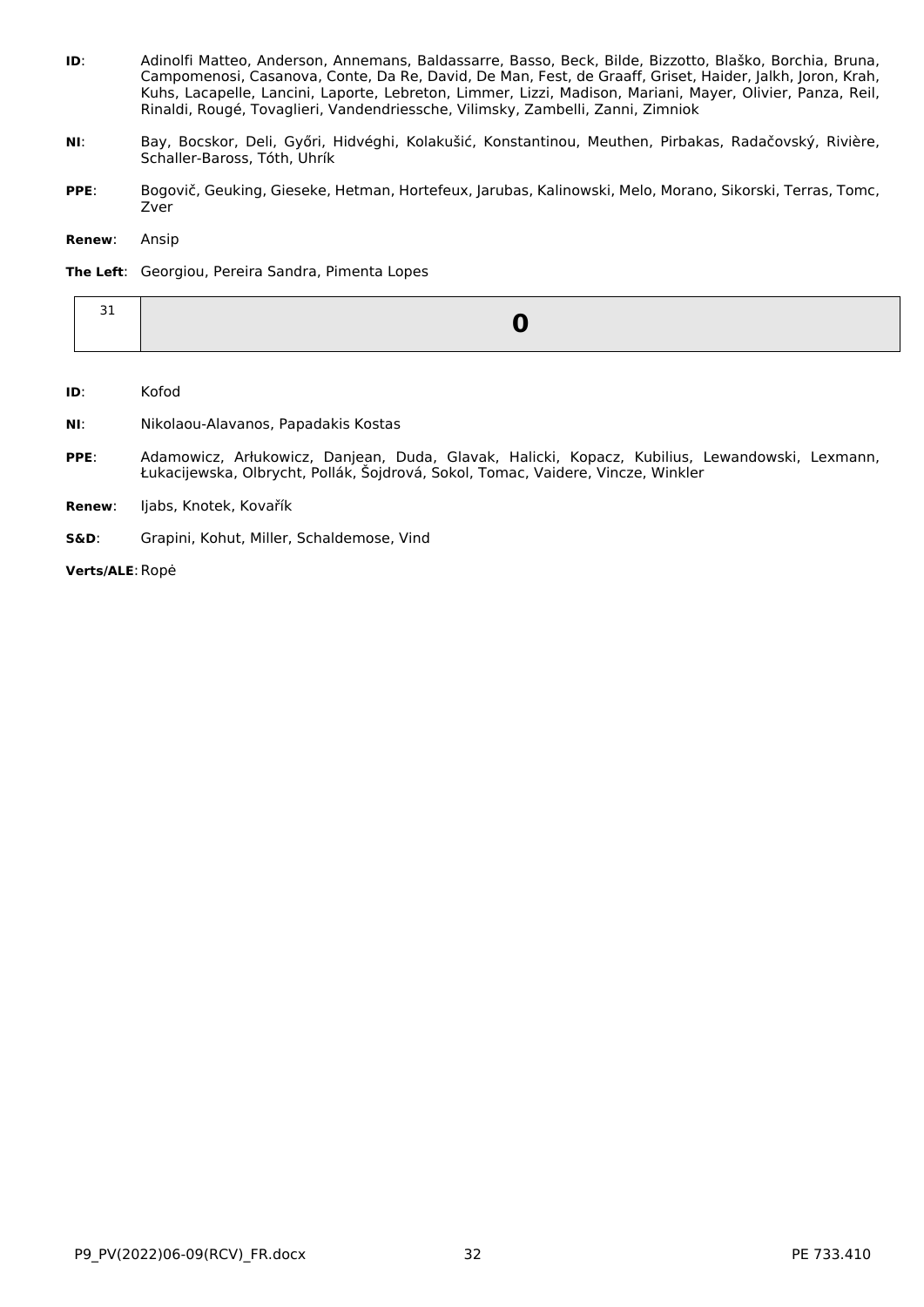**ID**: Adinolfi Matteo, Anderson, Annemans, Baldassarre, Basso, Beck, Bilde, Bizzotto, Blaško, Borchia, Bruna, Campomenosi, Casanova, Conte, Da Re, David, De Man, Fest, de Graaff, Griset, Haider, Jalkh, Joron, Krah, Kuhs, Lacapelle, Lancini, Laporte, Lebreton, Limmer, Lizzi, Madison, Mariani, Mayer, Olivier, Panza, Reil, Rinaldi, Rougé, Tovaglieri, Vandendriessche, Vilimsky, Zambelli, Zanni, Zimniok

**NI**: Bay, Bocskor, Deli, Győri, Hidvéghi, Kolakušić, Konstantinou, Meuthen, Pirbakas, Radačovský, Rivière, Schaller-Baross, Tóth, Uhrík

**PPE**: Bogovič, Geuking, Gieseke, Hetman, Hortefeux, Jarubas, Kalinowski, Melo, Morano, Sikorski, Terras, Tomc, Zver

**Renew**: Ansip

**The Left**: Georgiou, Pereira Sandra, Pimenta Lopes

| 31 | **0** |
|---|---|

**ID**: Kofod

**NI**: Nikolaou-Alavanos, Papadakis Kostas

**PPE**: Adamowicz, Arłukowicz, Danjean, Duda, Glavak, Halicki, Kopacz, Kubilius, Lewandowski, Lexmann, Łukacijewska, Olbrycht, Pollák, Šojdrová, Sokol, Tomac, Vaidere, Vincze, Winkler

**Renew**: Ijabs, Knotek, Kovařík

**S&D**: Grapini, Kohut, Miller, Schaldemose, Vind

**Verts/ALE**: Ropė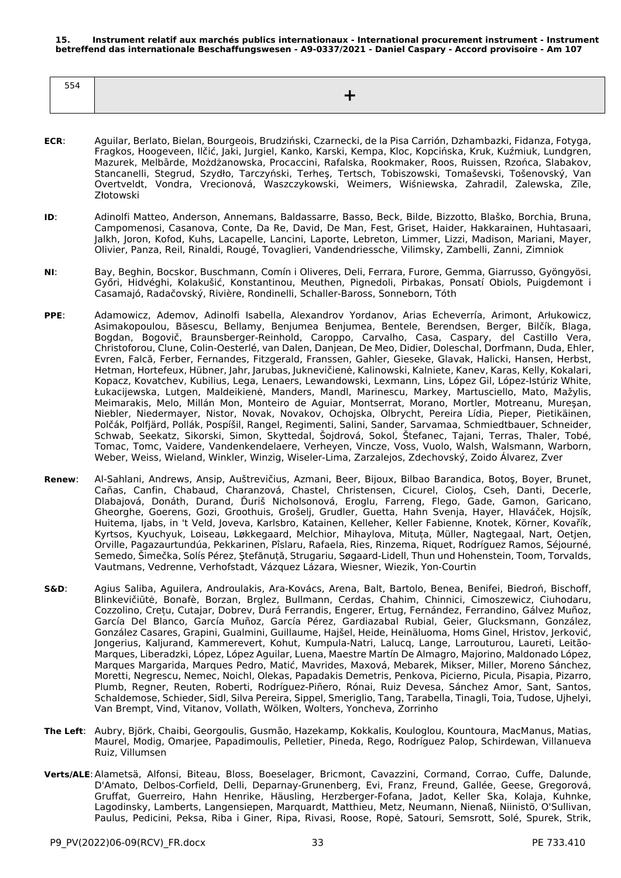**15. Instrument relatif aux marchés publics internationaux - International procurement instrument - Instrument betreffend das internationale Beschaffungswesen - A9-0337/2021 - Daniel Caspary - Accord provisoire - Am 107**

| 554 | + |
|---|---|

**ECR**: Aguilar, Berlato, Bielan, Bourgeois, Brudziński, Czarnecki, de la Pisa Carrión, Dzhambazki, Fidanza, Fotyga, Fragkos, Hoogeveen, Ilčić, Jaki, Jurgiel, Kanko, Karski, Kempa, Kloc, Kopcińska, Kruk, Kuźmiuk, Lundgren, Mazurek, Melbārde, Możdżanowska, Procaccini, Rafalska, Rookmaker, Roos, Ruissen, Rzońca, Slabakov, Stancanelli, Stegrud, Szydło, Tarczyński, Terheş, Tertsch, Tobiszowski, Tomaševski, Tošenovský, Van Overtveldt, Vondra, Vrecionová, Waszczykowski, Weimers, Wiśniewska, Zahradil, Zalewska, Zīle, Złotowski

**ID**: Adinolfi Matteo, Anderson, Annemans, Baldassarre, Basso, Beck, Bilde, Bizzotto, Blaško, Borchia, Bruna, Campomenosi, Casanova, Conte, Da Re, David, De Man, Fest, Griset, Haider, Hakkarainen, Huhtasaari, Jalkh, Joron, Kofod, Kuhs, Lacapelle, Lancini, Laporte, Lebreton, Limmer, Lizzi, Madison, Mariani, Mayer, Olivier, Panza, Reil, Rinaldi, Rougé, Tovaglieri, Vandendriessche, Vilimsky, Zambelli, Zanni, Zimniok

**NI**: Bay, Beghin, Bocskor, Buschmann, Comín i Oliveres, Deli, Ferrara, Furore, Gemma, Giarrusso, Gyöngyösi, Győri, Hidvéghi, Kolakušić, Konstantinou, Meuthen, Pignedoli, Pirbakas, Ponsatí Obiols, Puigdemont i Casamajó, Radačovský, Rivière, Rondinelli, Schaller-Baross, Sonneborn, Tóth

**PPE**: Adamowicz, Ademov, Adinolfi Isabella, Alexandrov Yordanov, Arias Echeverría, Arimont, Arłukowicz, Asimakopoulou, Băsescu, Bellamy, Benjumea Benjumea, Bentele, Berendsen, Berger, Bilčík, Blaga, Bogdan, Bogovič, Braunsberger-Reinhold, Caroppo, Carvalho, Casa, Caspary, del Castillo Vera, Christoforou, Clune, Colin-Oesterlé, van Dalen, Danjean, De Meo, Didier, Doleschal, Dorfmann, Duda, Ehler, Evren, Falcă, Ferber, Fernandes, Fitzgerald, Franssen, Gahler, Gieseke, Glavak, Halicki, Hansen, Herbst, Hetman, Hortefeux, Hübner, Jahr, Jarubas, Juknevičienė, Kalinowski, Kalniete, Kanev, Karas, Kelly, Kokalari, Kopacz, Kovatchev, Kubilius, Lega, Lenaers, Lewandowski, Lexmann, Lins, López Gil, López-Istúriz White, Łukacijewska, Lutgen, Maldeikienė, Manders, Mandl, Marinescu, Markey, Martusciello, Mato, Mažylis, Meimarakis, Melo, Millán Mon, Monteiro de Aguiar, Montserrat, Morano, Mortler, Motreanu, Mureşan, Niebler, Niedermayer, Nistor, Novak, Novakov, Ochojska, Olbrycht, Pereira Lídia, Pieper, Pietikäinen, Polčák, Polfjärd, Pollák, Pospíšil, Rangel, Regimenti, Salini, Sander, Sarvamaa, Schmiedtbauer, Schneider, Schwab, Seekatz, Sikorski, Simon, Skyttedal, Šojdrová, Sokol, Štefanec, Tajani, Terras, Thaler, Tobé, Tomac, Tomc, Vaidere, Vandenkendelaere, Verheyen, Vincze, Voss, Vuolo, Walsh, Walsmann, Warborn, Weber, Weiss, Wieland, Winkler, Winzig, Wiseler-Lima, Zarzalejos, Zdechovský, Zoido Álvarez, Zver

**Renew**: Al-Sahlani, Andrews, Ansip, Auštrevičius, Azmani, Beer, Bijoux, Bilbao Barandica, Botoş, Boyer, Brunet, Cañas, Canfin, Chabaud, Charanzová, Chastel, Christensen, Cicurel, Cioloş, Cseh, Danti, Decerle, Dlabajová, Donáth, Durand, Ďuriš Nicholsonová, Eroglu, Farreng, Flego, Gade, Gamon, Garicano, Gheorghe, Goerens, Gozi, Groothuis, Grošelj, Grudler, Guetta, Hahn Svenja, Hayer, Hlaváček, Hojsík, Huitema, Ijabs, in 't Veld, Joveva, Karlsbro, Katainen, Kelleher, Keller Fabienne, Knotek, Körner, Kovařík, Kyrtsos, Kyuchyuk, Loiseau, Løkkegaard, Melchior, Mihaylova, Mituța, Müller, Nagtegaal, Nart, Oetjen, Orville, Pagazaurtundúa, Pekkarinen, Pîslaru, Rafaela, Ries, Rinzema, Riquet, Rodríguez Ramos, Séjourné, Semedo, Šimečka, Solís Pérez, Ştefănuță, Strugariu, Søgaard-Lidell, Thun und Hohenstein, Toom, Torvalds, Vautmans, Vedrenne, Verhofstadt, Vázquez Lázara, Wiesner, Wiezik, Yon-Courtin

**S&D**: Agius Saliba, Aguilera, Androulakis, Ara-Kovács, Arena, Balt, Bartolo, Benea, Benifei, Biedroń, Bischoff, Blinkevičiūtė, Bonafè, Borzan, Brglez, Bullmann, Cerdas, Chahim, Chinnici, Cimoszewicz, Ciuhodaru, Cozzolino, Crețu, Cutajar, Dobrev, Durá Ferrandis, Engerer, Ertug, Fernández, Ferrandino, Gálvez Muñoz, García Del Blanco, García Muñoz, García Pérez, Gardiazabal Rubial, Geier, Glucksmann, González, González Casares, Grapini, Gualmini, Guillaume, Hajšel, Heide, Heinäluoma, Homs Ginel, Hristov, Jerković, Jongerius, Kaljurand, Kammerevert, Kohut, Kumpula-Natri, Lalucq, Lange, Larrouturou, Laureti, Leitão-Marques, Liberadzki, López, López Aguilar, Luena, Maestre Martín De Almagro, Majorino, Maldonado López, Marques Margarida, Marques Pedro, Matić, Mavrides, Maxová, Mebarek, Mikser, Miller, Moreno Sánchez, Moretti, Negrescu, Nemec, Noichl, Olekas, Papadakis Demetris, Penkova, Picierno, Picula, Pisapia, Pizarro, Plumb, Regner, Reuten, Roberti, Rodríguez-Piñero, Rónai, Ruiz Devesa, Sánchez Amor, Sant, Santos, Schaldemose, Schieder, Sidl, Silva Pereira, Sippel, Smeriglio, Tang, Tarabella, Tinagli, Toia, Tudose, Ujhelyi, Van Brempt, Vind, Vitanov, Vollath, Wölken, Wolters, Yoncheva, Zorrinho

**The Left**: Aubry, Björk, Chaibi, Georgoulis, Gusmão, Hazekamp, Kokkalis, Kouloglou, Kountoura, MacManus, Matias, Maurel, Modig, Omarjee, Papadimoulis, Pelletier, Pineda, Rego, Rodríguez Palop, Schirdewan, Villanueva Ruiz, Villumsen

**Verts/ALE**: Alametsä, Alfonsi, Biteau, Bloss, Boeselager, Bricmont, Cavazzini, Cormand, Corrao, Cuffe, Dalunde, D'Amato, Delbos-Corfield, Delli, Deparnay-Grunenberg, Evi, Franz, Freund, Gallée, Geese, Gregorová, Gruffat, Guerreiro, Hahn Henrike, Häusling, Herzberger-Fofana, Jadot, Keller Ska, Kolaja, Kuhnke, Lagodinsky, Lamberts, Langensiepen, Marquardt, Matthieu, Metz, Neumann, Nienaß, Niinistö, O'Sullivan, Paulus, Pedicini, Peksa, Riba i Giner, Ripa, Rivasi, Roose, Ropė, Satouri, Semsrott, Solé, Spurek, Strik,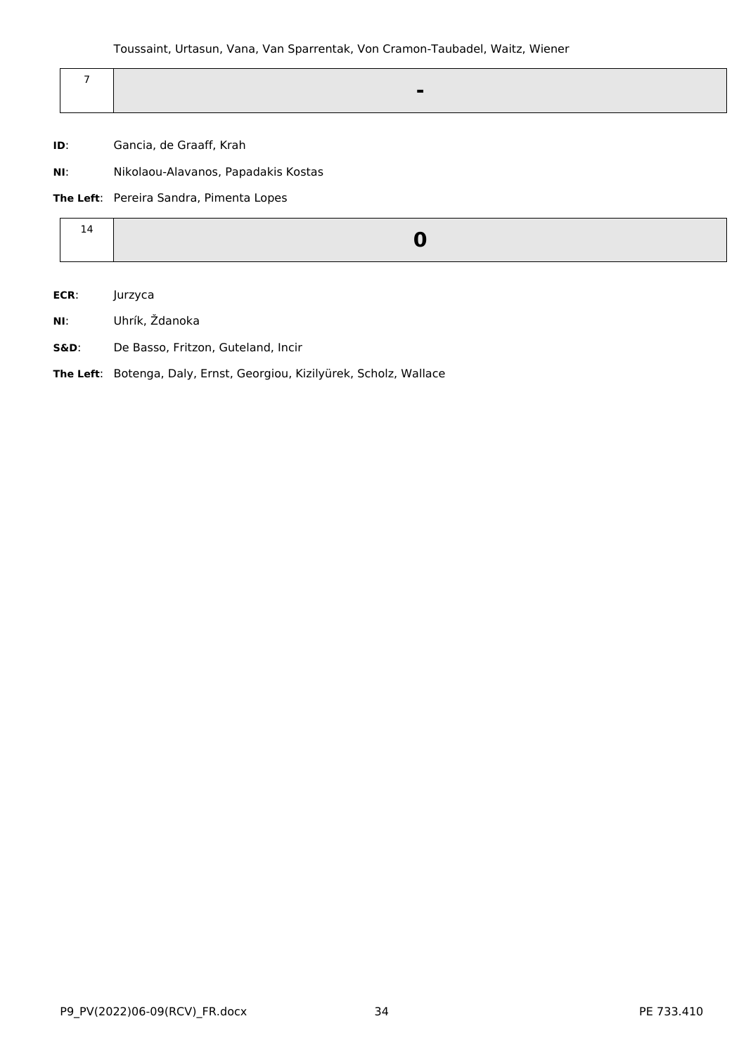Toussaint, Urtasun, Vana, Van Sparrentak, Von Cramon-Taubadel, Waitz, Wiener

| 7 | **-** |
|---|---|

**ID**: Gancia, de Graaff, Krah

**NI**: Nikolaou-Alavanos, Papadakis Kostas

**The Left**: Pereira Sandra, Pimenta Lopes

| 14 | **0** |
|---|---|

**ECR**: Jurzyca

**NI**: Uhrík, Ždanoka

**S&D**: De Basso, Fritzon, Guteland, Incir

**The Left**: Botenga, Daly, Ernst, Georgiou, Kizilyürek, Scholz, Wallace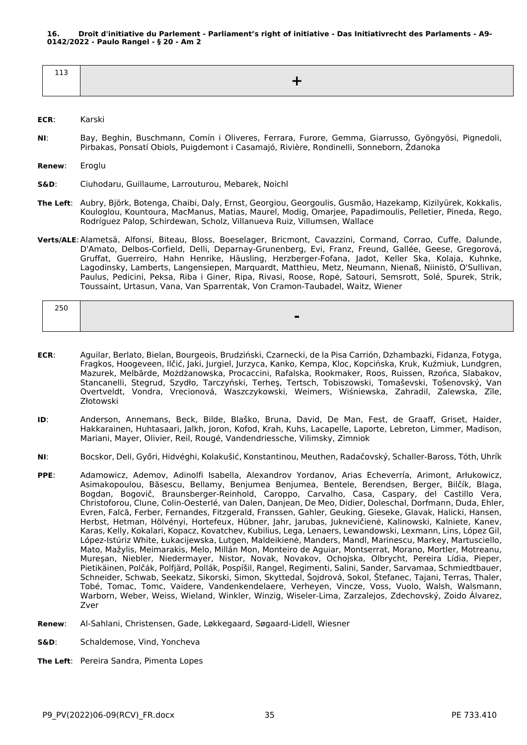**16. Droit d'initiative du Parlement - Parliament's right of initiative - Das Initiativrecht des Parlaments - A9-0142/2022 - Paulo Rangel - § 20 - Am 2**

| 113 | + |
|---|---|

**ECR**: Karski

**NI**: Bay, Beghin, Buschmann, Comín i Oliveres, Ferrara, Furore, Gemma, Giarrusso, Gyöngyösi, Pignedoli, Pirbakas, Ponsatí Obiols, Puigdemont i Casamajó, Rivière, Rondinelli, Sonneborn, Ždanoka

**Renew**: Eroglu

**S&D**: Ciuhodaru, Guillaume, Larrouturou, Mebarek, Noichl

**The Left**: Aubry, Björk, Botenga, Chaibi, Daly, Ernst, Georgiou, Georgoulis, Gusmão, Hazekamp, Kizilyürek, Kokkalis, Kouloglou, Kountoura, MacManus, Matias, Maurel, Modig, Omarjee, Papadimoulis, Pelletier, Pineda, Rego, Rodríguez Palop, Schirdewan, Scholz, Villanueva Ruiz, Villumsen, Wallace

**Verts/ALE**: Alametsä, Alfonsi, Biteau, Bloss, Boeselager, Bricmont, Cavazzini, Cormand, Corrao, Cuffe, Dalunde, D'Amato, Delbos-Corfield, Delli, Deparnay-Grunenberg, Evi, Franz, Freund, Gallée, Geese, Gregorová, Gruffat, Guerreiro, Hahn Henrike, Häusling, Herzberger-Fofana, Jadot, Keller Ska, Kolaja, Kuhnke, Lagodinsky, Lamberts, Langensiepen, Marquardt, Matthieu, Metz, Neumann, Nienaß, Niinistö, O'Sullivan, Paulus, Pedicini, Peksa, Riba i Giner, Ripa, Rivasi, Roose, Ropė, Satouri, Semsrott, Solé, Spurek, Strik, Toussaint, Urtasun, Vana, Van Sparrentak, Von Cramon-Taubadel, Waitz, Wiener

| 250 | - |
|---|---|

**ECR**: Aguilar, Berlato, Bielan, Bourgeois, Brudziński, Czarnecki, de la Pisa Carrión, Dzhambazki, Fidanza, Fotyga, Fragkos, Hoogeveen, Ilčić, Jaki, Jurgiel, Jurzyca, Kanko, Kempa, Kloc, Kopcińska, Kruk, Kuźmiuk, Lundgren, Mazurek, Melbārde, Możdżanowska, Procaccini, Rafalska, Rookmaker, Roos, Ruissen, Rzońca, Slabakov, Stancanelli, Stegrud, Szydło, Tarczyński, Terheş, Tertsch, Tobiszowski, Tomaševski, Tošenovský, Van Overtveldt, Vondra, Vrecionová, Waszczykowski, Weimers, Wiśniewska, Zahradil, Zalewska, Zīle, Złotowski

**ID**: Anderson, Annemans, Beck, Bilde, Blaško, Bruna, David, De Man, Fest, de Graaff, Griset, Haider, Hakkarainen, Huhtasaari, Jalkh, Joron, Kofod, Krah, Kuhs, Lacapelle, Laporte, Lebreton, Limmer, Madison, Mariani, Mayer, Olivier, Reil, Rougé, Vandendriessche, Vilimsky, Zimniok

**NI**: Bocskor, Deli, Győri, Hidvéghi, Kolakušić, Konstantinou, Meuthen, Radačovský, Schaller-Baross, Tóth, Uhrík

**PPE**: Adamowicz, Ademov, Adinolfi Isabella, Alexandrov Yordanov, Arias Echeverría, Arimont, Arłukowicz, Asimakopoulou, Băsescu, Bellamy, Benjumea Benjumea, Bentele, Berendsen, Berger, Bilčík, Blaga, Bogdan, Bogovič, Braunsberger-Reinhold, Caroppo, Carvalho, Casa, Caspary, del Castillo Vera, Christoforou, Clune, Colin-Oesterlé, van Dalen, Danjean, De Meo, Didier, Doleschal, Dorfmann, Duda, Ehler, Evren, Falcă, Ferber, Fernandes, Fitzgerald, Franssen, Gahler, Geuking, Gieseke, Glavak, Halicki, Hansen, Herbst, Hetman, Hölvényi, Hortefeux, Hübner, Jahr, Jarubas, Juknevičienė, Kalinowski, Kalniete, Kanev, Karas, Kelly, Kokalari, Kopacz, Kovatchev, Kubilius, Lega, Lenaers, Lewandowski, Lexmann, Lins, López Gil, López-Istúriz White, Łukacijewska, Lutgen, Maldeikienė, Manders, Mandl, Marinescu, Markey, Martusciello, Mato, Mažylis, Meimarakis, Melo, Millán Mon, Monteiro de Aguiar, Montserrat, Morano, Mortler, Motreanu, Mureşan, Niebler, Niedermayer, Nistor, Novak, Novakov, Ochojska, Olbrycht, Pereira Lídia, Pieper, Pietikäinen, Polčák, Polfjärd, Pollák, Pospíšil, Rangel, Regimenti, Salini, Sander, Sarvamaa, Schmiedtbauer, Schneider, Schwab, Seekatz, Sikorski, Simon, Skyttedal, Šojdrová, Sokol, Štefanec, Tajani, Terras, Thaler, Tobé, Tomac, Tomc, Vaidere, Vandenkendelaere, Verheyen, Vincze, Voss, Vuolo, Walsh, Walsmann, Warborn, Weber, Weiss, Wieland, Winkler, Winzig, Wiseler-Lima, Zarzalejos, Zdechovský, Zoido Álvarez, Zver

**Renew**: Al-Sahlani, Christensen, Gade, Løkkegaard, Søgaard-Lidell, Wiesner

**S&D**: Schaldemose, Vind, Yoncheva

**The Left**: Pereira Sandra, Pimenta Lopes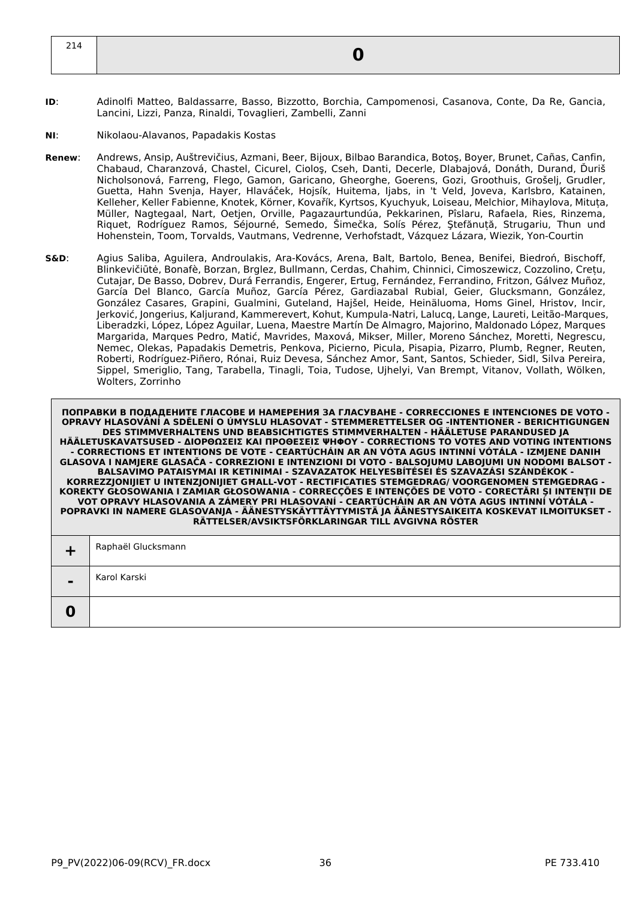| 214 | 0 |
|---|---|

**ID**: Adinolfi Matteo, Baldassarre, Basso, Bizzotto, Borchia, Campomenosi, Casanova, Conte, Da Re, Gancia, Lancini, Lizzi, Panza, Rinaldi, Tovaglieri, Zambelli, Zanni

**NI**: Nikolaou-Alavanos, Papadakis Kostas

**Renew**: Andrews, Ansip, Auštrevičius, Azmani, Beer, Bijoux, Bilbao Barandica, Botoş, Boyer, Brunet, Cañas, Canfin, Chabaud, Charanzová, Chastel, Cicurel, Cioloş, Cseh, Danti, Decerle, Dlabajová, Donáth, Durand, Ďuriš Nicholsonová, Farreng, Flego, Gamon, Garicano, Gheorghe, Goerens, Gozi, Groothuis, Grošelj, Grudler, Guetta, Hahn Svenja, Hayer, Hlaváček, Hojsík, Huitema, Ijabs, in 't Veld, Joveva, Karlsbro, Katainen, Kelleher, Keller Fabienne, Knotek, Körner, Kovařík, Kyrtsos, Kyuchyuk, Loiseau, Melchior, Mihaylova, Mituța, Müller, Nagtegaal, Nart, Oetjen, Orville, Pagazaurtundúa, Pekkarinen, Pîslaru, Rafaela, Ries, Rinzema, Riquet, Rodríguez Ramos, Séjourné, Semedo, Šimečka, Solís Pérez, Ştefănuță, Strugariu, Thun und Hohenstein, Toom, Torvalds, Vautmans, Vedrenne, Verhofstadt, Vázquez Lázara, Wiezik, Yon-Courtin

**S&D**: Agius Saliba, Aguilera, Androulakis, Ara-Kovács, Arena, Balt, Bartolo, Benea, Benifei, Biedroń, Bischoff, Blinkevičiūtė, Bonafè, Borzan, Brglez, Bullmann, Cerdas, Chahim, Chinnici, Cimoszewicz, Cozzolino, Crețu, Cutajar, De Basso, Dobrev, Durá Ferrandis, Engerer, Ertug, Fernández, Ferrandino, Fritzon, Gálvez Muñoz, García Del Blanco, García Muñoz, García Pérez, Gardiazabal Rubial, Geier, Glucksmann, González, González Casares, Grapini, Gualmini, Guteland, Hajšel, Heide, Heinäluoma, Homs Ginel, Hristov, Incir, Jerković, Jongerius, Kaljurand, Kammerevert, Kohut, Kumpula-Natri, Lalucq, Lange, Laureti, Leitão-Marques, Liberadzki, López, López Aguilar, Luena, Maestre Martín De Almagro, Majorino, Maldonado López, Marques Margarida, Marques Pedro, Matić, Mavrides, Maxová, Mikser, Miller, Moreno Sánchez, Moretti, Negrescu, Nemec, Olekas, Papadakis Demetris, Penkova, Picierno, Picula, Pisapia, Pizarro, Plumb, Regner, Reuten, Roberti, Rodríguez-Piñero, Rónai, Ruiz Devesa, Sánchez Amor, Sant, Santos, Schieder, Sidl, Silva Pereira, Sippel, Smeriglio, Tang, Tarabella, Tinagli, Toia, Tudose, Ujhelyi, Van Brempt, Vitanov, Vollath, Wölken, Wolters, Zorrinho

| ПОПРАВКИ В ПОДАДЕНИТЕ ГЛАСОВЕ И НАМЕРЕНИЯ ЗА ГЛАСУВАНЕ - CORRECCIONES E INTENCIONES DE VOTO - OPRAVY HLASOVÁNÍ A SDĚLENÍ O ÚMYSLU HLASOVAT - STEMMERETTELSER OG -INTENTIONER - BERICHTIGUNGEN DES STIMMVERHALTENS UND BEABSICHTIGTES STIMMVERHALTEN - HÄÄLETUSE PARANDUSED JA HÄÄLETUSKAVATSUSED - ΔΙΟΡΘΩΣΕΙΣ ΚΑΙ ΠΡΟΘΕΣΕΙΣ ΨΗΦΟΥ - CORRECTIONS TO VOTES AND VOTING INTENTIONS - CORRECTIONS ET INTENTIONS DE VOTE - CEARTÚCHÁIN AR AN VÓTA AGUS INTINNÍ VÓTÁLA - IZMJENE DANIH GLASOVA I NAMJERE GLASAČA - CORREZIONI E INTENZIONI DI VOTO - BALSOJUMU LABOJUMI UN NODOMI BALSOT - BALSAVIMO PATAISYMAI IR KETINIMAI - SZAVAZATOK HELYESBÍTÉSEI ÉS SZAVAZÁSI SZÁNDÉKOK - KORREZZJONIJIET U INTENZJONIJIET GĦALL-VOT - RECTIFICATIES STEMGEDRAG/ VOORGENOMEN STEMGEDRAG - KOREKTY GŁOSOWANIA I ZAMIAR GŁOSOWANIA - CORRECÇÕES E INTENÇÕES DE VOTO - CORECTĂRI ŞI INTENȚII DE VOT OPRAVY HLASOVANIA A ZÁMERY PRI HLASOVANÍ - CEARTÚCHÁIN AR AN VÓTA AGUS INTINNÍ VÓTÁLA - POPRAVKI IN NAMERE GLASOVANJA - ÄÄNESTYSKÄYTTÄYTYMISTÄ JA ÄÄNESTYSAIKEITA KOSKEVAT ILMOITUKSET - RÄTTELSER/AVSIKTSFÖRKLARINGAR TILL AVGIVNA RÖSTER | |
|---|---|
| **+** | Raphaël Glucksmann |
| **-** | Karol Karski |
| **0** | |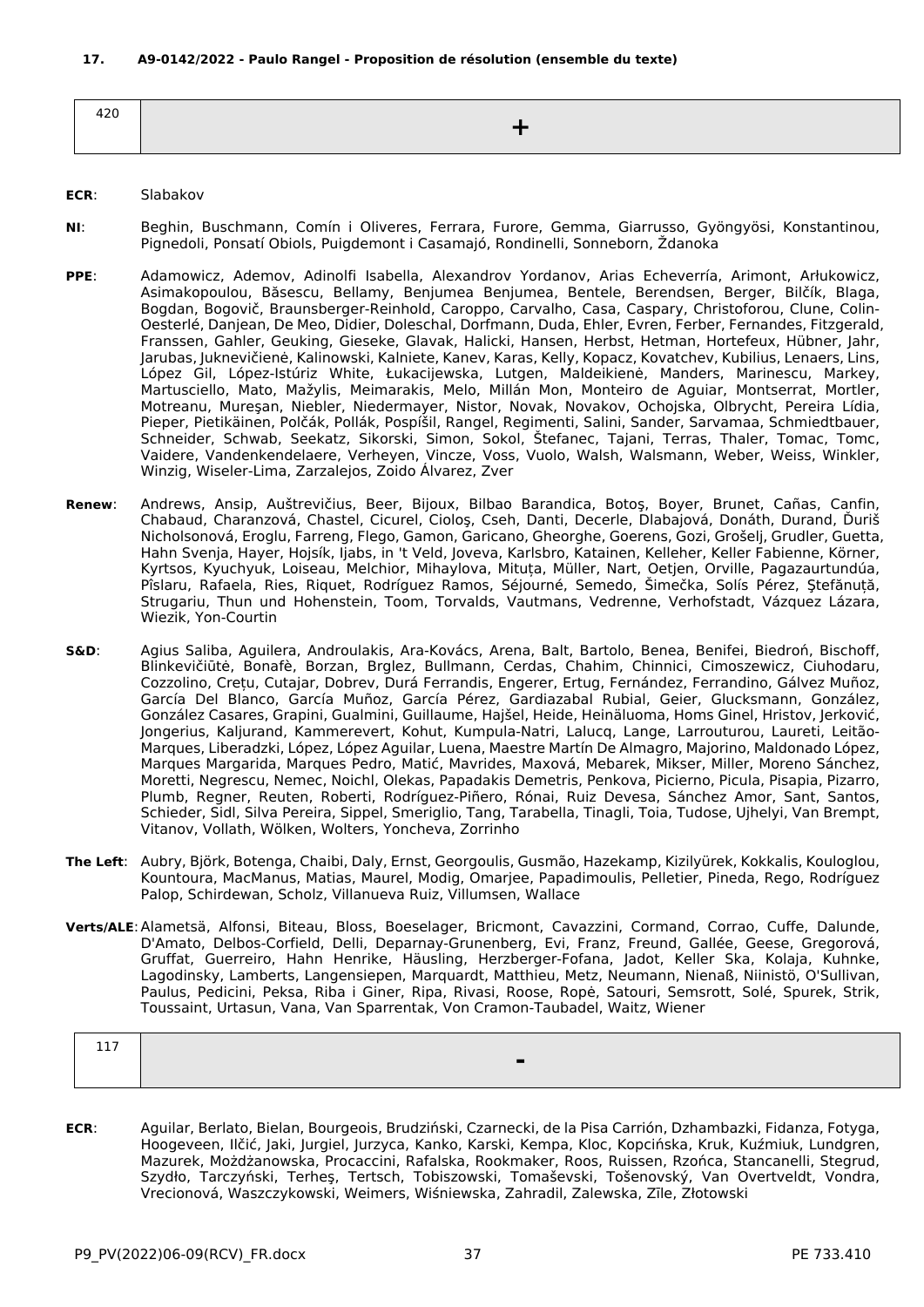**17. A9-0142/2022 - Paulo Rangel - Proposition de résolution (ensemble du texte)**

| 420 | + |
|---|---|

**ECR**: Slabakov

**NI**: Beghin, Buschmann, Comín i Oliveres, Ferrara, Furore, Gemma, Giarrusso, Gyöngyösi, Konstantinou, Pignedoli, Ponsatí Obiols, Puigdemont i Casamajó, Rondinelli, Sonneborn, Ždanoka

**PPE**: Adamowicz, Ademov, Adinolfi Isabella, Alexandrov Yordanov, Arias Echeverría, Arimont, Arłukowicz, Asimakopoulou, Băsescu, Bellamy, Benjumea Benjumea, Bentele, Berendsen, Berger, Bilčík, Blaga, Bogdan, Bogovič, Braunsberger-Reinhold, Caroppo, Carvalho, Casa, Caspary, Christoforou, Clune, Colin-Oesterlé, Danjean, De Meo, Didier, Doleschal, Dorfmann, Duda, Ehler, Evren, Ferber, Fernandes, Fitzgerald, Franssen, Gahler, Geuking, Gieseke, Glavak, Halicki, Hansen, Herbst, Hetman, Hortefeux, Hübner, Jahr, Jarubas, Juknevičienė, Kalinowski, Kalniete, Kanev, Karas, Kelly, Kopacz, Kovatchev, Kubilius, Lenaers, Lins, López Gil, López-Istúriz White, Łukacijewska, Lutgen, Maldeikienė, Manders, Marinescu, Markey, Martusciello, Mato, Mažylis, Meimarakis, Melo, Millán Mon, Monteiro de Aguiar, Montserrat, Mortler, Motreanu, Mureşan, Niebler, Niedermayer, Nistor, Novak, Novakov, Ochojska, Olbrycht, Pereira Lídia, Pieper, Pietikäinen, Polčák, Pollák, Pospíšil, Rangel, Regimenti, Salini, Sander, Sarvamaa, Schmiedtbauer, Schneider, Schwab, Seekatz, Sikorski, Simon, Sokol, Štefanec, Tajani, Terras, Thaler, Tomac, Tomc, Vaidere, Vandenkendelaere, Verheyen, Vincze, Voss, Vuolo, Walsh, Walsmann, Weber, Weiss, Winkler, Winzig, Wiseler-Lima, Zarzalejos, Zoido Álvarez, Zver

**Renew**: Andrews, Ansip, Auštrevičius, Beer, Bijoux, Bilbao Barandica, Botoş, Boyer, Brunet, Cañas, Canfin, Chabaud, Charanzová, Chastel, Cicurel, Cioloş, Cseh, Danti, Decerle, Dlabajová, Donáth, Durand, Ďuriš Nicholsonová, Eroglu, Farreng, Flego, Gamon, Garicano, Gheorghe, Goerens, Gozi, Grošelj, Grudler, Guetta, Hahn Svenja, Hayer, Hojsík, Ijabs, in 't Veld, Joveva, Karlsbro, Katainen, Kelleher, Keller Fabienne, Körner, Kyrtsos, Kyuchyuk, Loiseau, Melchior, Mihaylova, Mituța, Müller, Nart, Oetjen, Orville, Pagazaurtundúa, Pîslaru, Rafaela, Ries, Riquet, Rodríguez Ramos, Séjourné, Semedo, Šimečka, Solís Pérez, Ştefănuță, Strugariu, Thun und Hohenstein, Toom, Torvalds, Vautmans, Vedrenne, Verhofstadt, Vázquez Lázara, Wiezik, Yon-Courtin

**S&D**: Agius Saliba, Aguilera, Androulakis, Ara-Kovács, Arena, Balt, Bartolo, Benea, Benifei, Biedroń, Bischoff, Blinkevičiūtė, Bonafè, Borzan, Brglez, Bullmann, Cerdas, Chahim, Chinnici, Cimoszewicz, Ciuhodaru, Cozzolino, Crețu, Cutajar, Dobrev, Durá Ferrandis, Engerer, Ertug, Fernández, Ferrandino, Gálvez Muñoz, García Del Blanco, García Muñoz, García Pérez, Gardiazabal Rubial, Geier, Glucksmann, González, González Casares, Grapini, Gualmini, Guillaume, Hajšel, Heide, Heinäluoma, Homs Ginel, Hristov, Jerković, Jongerius, Kaljurand, Kammerevert, Kohut, Kumpula-Natri, Lalucq, Lange, Larrouturou, Laureti, Leitão-Marques, Liberadzki, López, López Aguilar, Luena, Maestre Martín De Almagro, Majorino, Maldonado López, Marques Margarida, Marques Pedro, Matić, Mavrides, Maxová, Mebarek, Mikser, Miller, Moreno Sánchez, Moretti, Negrescu, Nemec, Noichl, Olekas, Papadakis Demetris, Penkova, Picierno, Picula, Pisapia, Pizarro, Plumb, Regner, Reuten, Roberti, Rodríguez-Piñero, Rónai, Ruiz Devesa, Sánchez Amor, Sant, Santos, Schieder, Sidl, Silva Pereira, Sippel, Smeriglio, Tang, Tarabella, Tinagli, Toia, Tudose, Ujhelyi, Van Brempt, Vitanov, Vollath, Wölken, Wolters, Yoncheva, Zorrinho

**The Left**: Aubry, Björk, Botenga, Chaibi, Daly, Ernst, Georgoulis, Gusmão, Hazekamp, Kizilyürek, Kokkalis, Kouloglou, Kountoura, MacManus, Matias, Maurel, Modig, Omarjee, Papadimoulis, Pelletier, Pineda, Rego, Rodríguez Palop, Schirdewan, Scholz, Villanueva Ruiz, Villumsen, Wallace

**Verts/ALE**: Alametsä, Alfonsi, Biteau, Bloss, Boeselager, Bricmont, Cavazzini, Cormand, Corrao, Cuffe, Dalunde, D'Amato, Delbos-Corfield, Delli, Deparnay-Grunenberg, Evi, Franz, Freund, Gallée, Geese, Gregorová, Gruffat, Guerreiro, Hahn Henrike, Häusling, Herzberger-Fofana, Jadot, Keller Ska, Kolaja, Kuhnke, Lagodinsky, Lamberts, Langensiepen, Marquardt, Matthieu, Metz, Neumann, Nienaß, Niinistö, O'Sullivan, Paulus, Pedicini, Peksa, Riba i Giner, Ripa, Rivasi, Roose, Ropė, Satouri, Semsrott, Solé, Spurek, Strik, Toussaint, Urtasun, Vana, Van Sparrentak, Von Cramon-Taubadel, Waitz, Wiener

| 117 | - |
|---|---|

**ECR**: Aguilar, Berlato, Bielan, Bourgeois, Brudziński, Czarnecki, de la Pisa Carrión, Dzhambazki, Fidanza, Fotyga, Hoogeveen, Ilčić, Jaki, Jurgiel, Jurzyca, Kanko, Karski, Kempa, Kloc, Kopcińska, Kruk, Kuźmiuk, Lundgren, Mazurek, Możdżanowska, Procaccini, Rafalska, Rookmaker, Roos, Ruissen, Rzońca, Stancanelli, Stegrud, Szydło, Tarczyński, Terheş, Tertsch, Tobiszowski, Tomaševski, Tošenovský, Van Overtveldt, Vondra, Vrecionová, Waszczykowski, Weimers, Wiśniewska, Zahradil, Zalewska, Zīle, Złotowski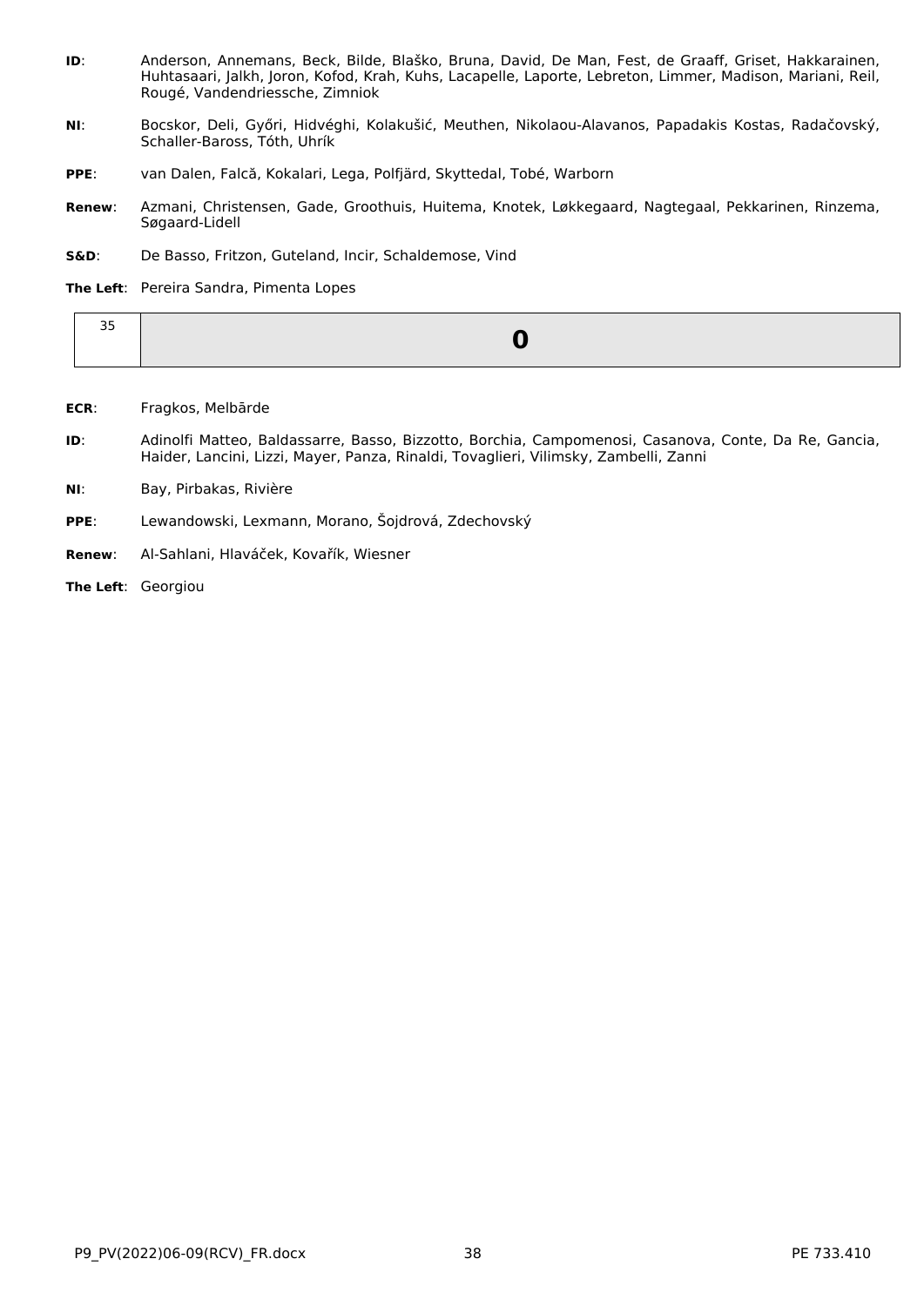**ID**: Anderson, Annemans, Beck, Bilde, Blaško, Bruna, David, De Man, Fest, de Graaff, Griset, Hakkarainen, Huhtasaari, Jalkh, Joron, Kofod, Krah, Kuhs, Lacapelle, Laporte, Lebreton, Limmer, Madison, Mariani, Reil, Rougé, Vandendriessche, Zimniok

**NI**: Bocskor, Deli, Győri, Hidvéghi, Kolakušić, Meuthen, Nikolaou-Alavanos, Papadakis Kostas, Radačovský, Schaller-Baross, Tóth, Uhrík

**PPE**: van Dalen, Falcă, Kokalari, Lega, Polfjärd, Skyttedal, Tobé, Warborn

**Renew**: Azmani, Christensen, Gade, Groothuis, Huitema, Knotek, Løkkegaard, Nagtegaal, Pekkarinen, Rinzema, Søgaard-Lidell

**S&D**: De Basso, Fritzon, Guteland, Incir, Schaldemose, Vind

**The Left**: Pereira Sandra, Pimenta Lopes

| 35 | **0** |
|---|---|

**ECR**: Fragkos, Melbārde

**ID**: Adinolfi Matteo, Baldassarre, Basso, Bizzotto, Borchia, Campomenosi, Casanova, Conte, Da Re, Gancia, Haider, Lancini, Lizzi, Mayer, Panza, Rinaldi, Tovaglieri, Vilimsky, Zambelli, Zanni

**NI**: Bay, Pirbakas, Rivière

**PPE**: Lewandowski, Lexmann, Morano, Šojdrová, Zdechovský

**Renew**: Al-Sahlani, Hlaváček, Kovařík, Wiesner

**The Left**: Georgiou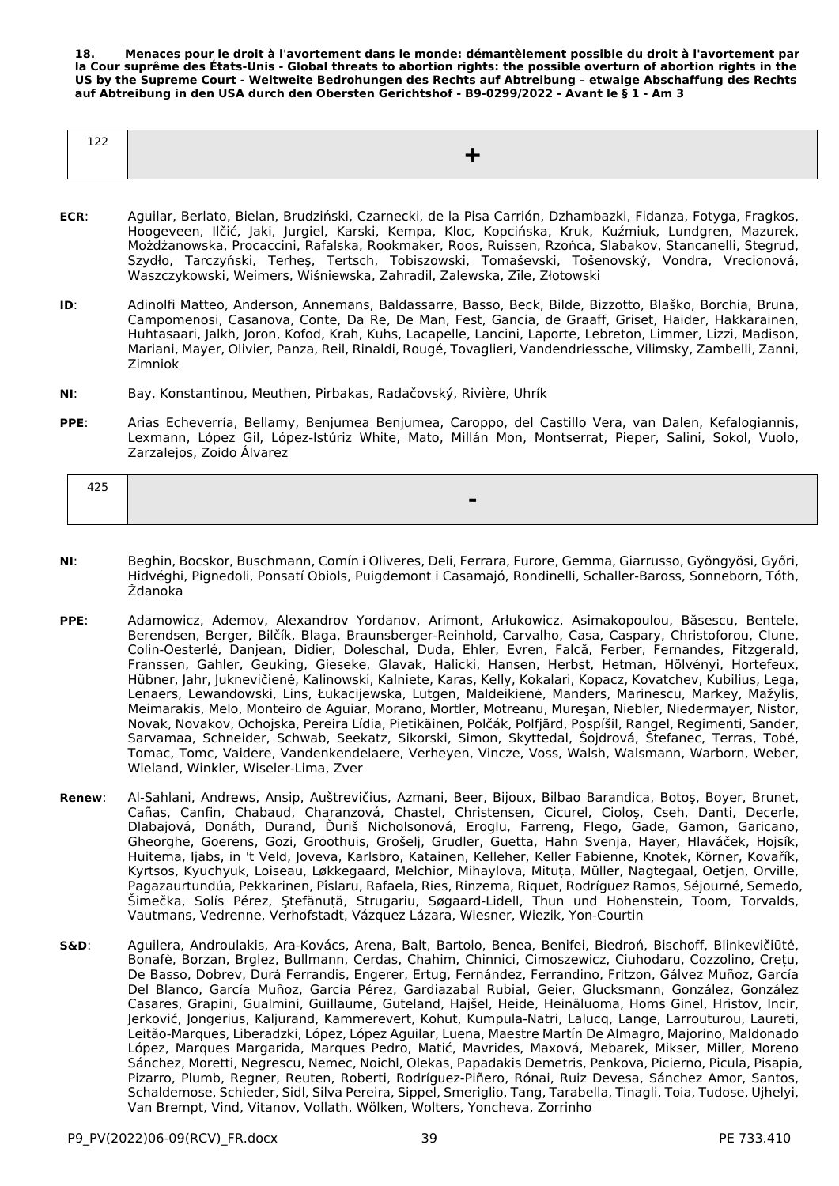**18. Menaces pour le droit à l'avortement dans le monde: démantèlement possible du droit à l'avortement par la Cour suprême des États-Unis - Global threats to abortion rights: the possible overturn of abortion rights in the US by the Supreme Court - Weltweite Bedrohungen des Rechts auf Abtreibung – etwaige Abschaffung des Rechts auf Abtreibung in den USA durch den Obersten Gerichtshof - B9-0299/2022 - Avant le § 1 - Am 3**

| 122 | + |
|---|---|

**ECR**: Aguilar, Berlato, Bielan, Brudziński, Czarnecki, de la Pisa Carrión, Dzhambazki, Fidanza, Fotyga, Fragkos, Hoogeveen, Ilčić, Jaki, Jurgiel, Karski, Kempa, Kloc, Kopcińska, Kruk, Kuźmiuk, Lundgren, Mazurek, Możdżanowska, Procaccini, Rafalska, Rookmaker, Roos, Ruissen, Rzońca, Slabakov, Stancanelli, Stegrud, Szydło, Tarczyński, Terheş, Tertsch, Tobiszowski, Tomaševski, Tošenovský, Vondra, Vrecionová, Waszczykowski, Weimers, Wiśniewska, Zahradil, Zalewska, Zīle, Złotowski

**ID**: Adinolfi Matteo, Anderson, Annemans, Baldassarre, Basso, Beck, Bilde, Bizzotto, Blaško, Borchia, Bruna, Campomenosi, Casanova, Conte, Da Re, De Man, Fest, Gancia, de Graaff, Griset, Haider, Hakkarainen, Huhtasaari, Jalkh, Joron, Kofod, Krah, Kuhs, Lacapelle, Lancini, Laporte, Lebreton, Limmer, Lizzi, Madison, Mariani, Mayer, Olivier, Panza, Reil, Rinaldi, Rougé, Tovaglieri, Vandendriessche, Vilimsky, Zambelli, Zanni, Zimniok

**NI**: Bay, Konstantinou, Meuthen, Pirbakas, Radačovský, Rivière, Uhrík

**PPE**: Arias Echeverría, Bellamy, Benjumea Benjumea, Caroppo, del Castillo Vera, van Dalen, Kefalogiannis, Lexmann, López Gil, López-Istúriz White, Mato, Millán Mon, Montserrat, Pieper, Salini, Sokol, Vuolo, Zarzalejos, Zoido Álvarez

| 425 | - |
|---|---|

**NI**: Beghin, Bocskor, Buschmann, Comín i Oliveres, Deli, Ferrara, Furore, Gemma, Giarrusso, Gyöngyösi, Győri, Hidvéghi, Pignedoli, Ponsatí Obiols, Puigdemont i Casamajó, Rondinelli, Schaller-Baross, Sonneborn, Tóth, Ždanoka

**PPE**: Adamowicz, Ademov, Alexandrov Yordanov, Arimont, Arłukowicz, Asimakopoulou, Băsescu, Bentele, Berendsen, Berger, Bilčík, Blaga, Braunsberger-Reinhold, Carvalho, Casa, Caspary, Christoforou, Clune, Colin-Oesterlé, Danjean, Didier, Doleschal, Duda, Ehler, Evren, Falcă, Ferber, Fernandes, Fitzgerald, Franssen, Gahler, Geuking, Gieseke, Glavak, Halicki, Hansen, Herbst, Hetman, Hölvényi, Hortefeux, Hübner, Jahr, Juknevičienė, Kalinowski, Kalniete, Karas, Kelly, Kokalari, Kopacz, Kovatchev, Kubilius, Lega, Lenaers, Lewandowski, Lins, Łukacijewska, Lutgen, Maldeikienė, Manders, Marinescu, Markey, Mažylis, Meimarakis, Melo, Monteiro de Aguiar, Morano, Mortler, Motreanu, Mureşan, Niebler, Niedermayer, Nistor, Novak, Novakov, Ochojska, Pereira Lídia, Pietikäinen, Polčák, Polfjärd, Pospíšil, Rangel, Regimenti, Sander, Sarvamaa, Schneider, Schwab, Seekatz, Sikorski, Simon, Skyttedal, Šojdrová, Štefanec, Terras, Tobé, Tomac, Tomc, Vaidere, Vandenkendelaere, Verheyen, Vincze, Voss, Walsh, Walsmann, Warborn, Weber, Wieland, Winkler, Wiseler-Lima, Zver

**Renew**: Al-Sahlani, Andrews, Ansip, Auštrevičius, Azmani, Beer, Bijoux, Bilbao Barandica, Botoş, Boyer, Brunet, Cañas, Canfin, Chabaud, Charanzová, Chastel, Christensen, Cicurel, Cioloş, Cseh, Danti, Decerle, Dlabajová, Donáth, Durand, Ďuriš Nicholsonová, Eroglu, Farreng, Flego, Gade, Gamon, Garicano, Gheorghe, Goerens, Gozi, Groothuis, Grošelj, Grudler, Guetta, Hahn Svenja, Hayer, Hlaváček, Hojsík, Huitema, Ijabs, in 't Veld, Joveva, Karlsbro, Katainen, Kelleher, Keller Fabienne, Knotek, Körner, Kovařík, Kyrtsos, Kyuchyuk, Loiseau, Løkkegaard, Melchior, Mihaylova, Mituța, Müller, Nagtegaal, Oetjen, Orville, Pagazaurtundúa, Pekkarinen, Pîslaru, Rafaela, Ries, Rinzema, Riquet, Rodríguez Ramos, Séjourné, Semedo, Šimečka, Solís Pérez, Ştefănuță, Strugariu, Søgaard-Lidell, Thun und Hohenstein, Toom, Torvalds, Vautmans, Vedrenne, Verhofstadt, Vázquez Lázara, Wiesner, Wiezik, Yon-Courtin

**S&D**: Aguilera, Androulakis, Ara-Kovács, Arena, Balt, Bartolo, Benea, Benifei, Biedroń, Bischoff, Blinkevičiūtė, Bonafè, Borzan, Brglez, Bullmann, Cerdas, Chahim, Chinnici, Cimoszewicz, Ciuhodaru, Cozzolino, Crețu, De Basso, Dobrev, Durá Ferrandis, Engerer, Ertug, Fernández, Ferrandino, Fritzon, Gálvez Muñoz, García Del Blanco, García Muñoz, García Pérez, Gardiazabal Rubial, Geier, Glucksmann, González, González Casares, Grapini, Gualmini, Guillaume, Guteland, Hajšel, Heide, Heinäluoma, Homs Ginel, Hristov, Incir, Jerković, Jongerius, Kaljurand, Kammerevert, Kohut, Kumpula-Natri, Lalucq, Lange, Larrouturou, Laureti, Leitão-Marques, Liberadzki, López, López Aguilar, Luena, Maestre Martín De Almagro, Majorino, Maldonado López, Marques Margarida, Marques Pedro, Matić, Mavrides, Maxová, Mebarek, Mikser, Miller, Moreno Sánchez, Moretti, Negrescu, Nemec, Noichl, Olekas, Papadakis Demetris, Penkova, Picierno, Picula, Pisapia, Pizarro, Plumb, Regner, Reuten, Roberti, Rodríguez-Piñero, Rónai, Ruiz Devesa, Sánchez Amor, Santos, Schaldemose, Schieder, Sidl, Silva Pereira, Sippel, Smeriglio, Tang, Tarabella, Tinagli, Toia, Tudose, Ujhelyi, Van Brempt, Vind, Vitanov, Vollath, Wölken, Wolters, Yoncheva, Zorrinho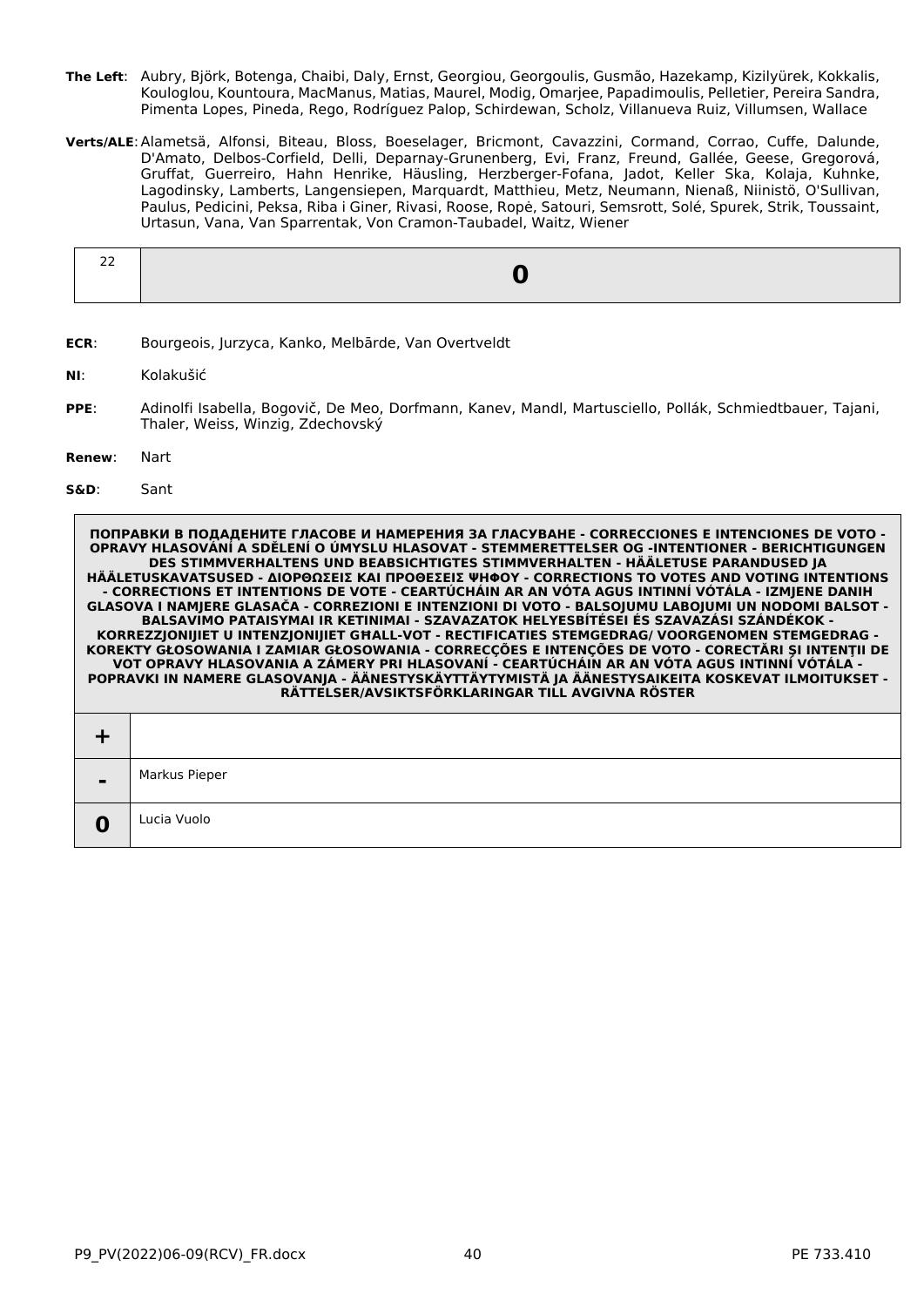**The Left**: Aubry, Björk, Botenga, Chaibi, Daly, Ernst, Georgiou, Georgoulis, Gusmão, Hazekamp, Kizilyürek, Kokkalis, Kouloglou, Kountoura, MacManus, Matias, Maurel, Modig, Omarjee, Papadimoulis, Pelletier, Pereira Sandra, Pimenta Lopes, Pineda, Rego, Rodríguez Palop, Schirdewan, Scholz, Villanueva Ruiz, Villumsen, Wallace

**Verts/ALE**: Alametsä, Alfonsi, Biteau, Bloss, Boeselager, Bricmont, Cavazzini, Cormand, Corrao, Cuffe, Dalunde, D'Amato, Delbos-Corfield, Delli, Deparnay-Grunenberg, Evi, Franz, Freund, Gallée, Geese, Gregorová, Gruffat, Guerreiro, Hahn Henrike, Häusling, Herzberger-Fofana, Jadot, Keller Ska, Kolaja, Kuhnke, Lagodinsky, Lamberts, Langensiepen, Marquardt, Matthieu, Metz, Neumann, Nienaß, Niinistö, O'Sullivan, Paulus, Pedicini, Peksa, Riba i Giner, Rivasi, Roose, Ropė, Satouri, Semsrott, Solé, Spurek, Strik, Toussaint, Urtasun, Vana, Van Sparrentak, Von Cramon-Taubadel, Waitz, Wiener

| 22 | **0** |
|---|---|

**ECR**: Bourgeois, Jurzyca, Kanko, Melbārde, Van Overtveldt

**NI**: Kolakušić

**PPE**: Adinolfi Isabella, Bogovič, De Meo, Dorfmann, Kanev, Mandl, Martusciello, Pollák, Schmiedtbauer, Tajani, Thaler, Weiss, Winzig, Zdechovský

**Renew**: Nart

**S&D**: Sant

| ПОПРАВКИ В ПОДАДЕНИТЕ ГЛАСОВЕ И НАМЕРЕНИЯ ЗА ГЛАСУВАНЕ - CORRECCIONES E INTENCIONES DE VOTO - OPRAVY HLASOVÁNÍ A SDĚLENÍ O ÚMYSLU HLASOVAT - STEMMERETTELSER OG -INTENTIONER - BERICHTIGUNGEN DES STIMMVERHALTENS UND BEABSICHTIGTES STIMMVERHALTEN - HÄÄLETUSE PARANDUSED JA HÄÄLETUSKAVATSUSED - ΔΙΟΡΘΩΣΕΙΣ ΚΑΙ ΠΡΟΘΕΣΕΙΣ ΨΗΦΟΥ - CORRECTIONS TO VOTES AND VOTING INTENTIONS - CORRECTIONS ET INTENTIONS DE VOTE - CEARTÚCHÁIN AR AN VÓTA AGUS INTINNÍ VÓTÁLA - IZMJENE DANIH GLASOVA I NAMJERE GLASAČA - CORREZIONI E INTENZIONI DI VOTO - BALSOJUMU LABOJUMI UN NODOMI BALSOT - BALSAVIMO PATAISYMAI IR KETINIMAI - SZAVAZATOK HELYESBÍTÉSEI ÉS SZAVAZÁSI SZÁNDÉKOK - KORREZZJONIJIET U INTENZJONIJIET GĦALL-VOT - RECTIFICATIES STEMGEDRAG/ VOORGENOMEN STEMGEDRAG - KOREKTY GŁOSOWANIA I ZAMIAR GŁOSOWANIA - CORRECÇÕES E INTENÇÕES DE VOTO - CORECTĂRI ŞI INTENŢII DE VOT OPRAVY HLASOVANIA A ZÁMERY PRI HLASOVANÍ - CEARTÚCHÁIN AR AN VÓTA AGUS INTINNÍ VÓTÁLA - POPRAVKI IN NAMERE GLASOVANJA - ÄÄNESTYSKÄYTTÄYTYMISTÄ JA ÄÄNESTYSAIKEITA KOSKEVAT ILMOITUKSET - RÄTTELSER/AVSIKTSFÖRKLARINGAR TILL AVGIVNA RÖSTER | |
|---|---|
| **+** | |
| **-** | Markus Pieper |
| **0** | Lucia Vuolo |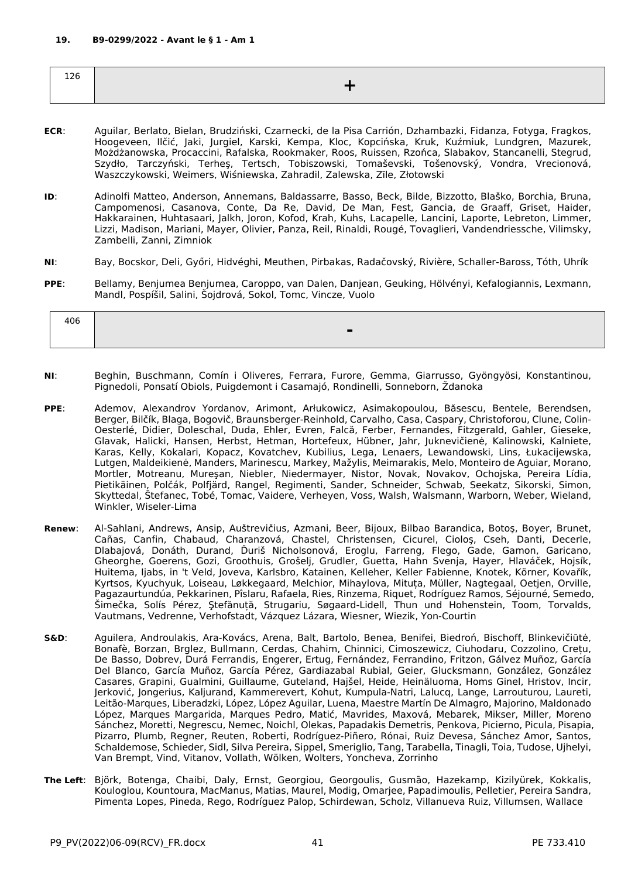### 19. B9-0299/2022 - Avant le § 1 - Am 1

| 126 | + |
|---|---|

**ECR**: Aguilar, Berlato, Bielan, Brudziński, Czarnecki, de la Pisa Carrión, Dzhambazki, Fidanza, Fotyga, Fragkos, Hoogeveen, Ilčić, Jaki, Jurgiel, Karski, Kempa, Kloc, Kopcińska, Kruk, Kuźmiuk, Lundgren, Mazurek, Możdżanowska, Procaccini, Rafalska, Rookmaker, Roos, Ruissen, Rzońca, Slabakov, Stancanelli, Stegrud, Szydło, Tarczyński, Terheş, Tertsch, Tobiszowski, Tomaševski, Tošenovský, Vondra, Vrecionová, Waszczykowski, Weimers, Wiśniewska, Zahradil, Zalewska, Zīle, Złotowski

**ID**: Adinolfi Matteo, Anderson, Annemans, Baldassarre, Basso, Beck, Bilde, Bizzotto, Blaško, Borchia, Bruna, Campomenosi, Casanova, Conte, Da Re, David, De Man, Fest, Gancia, de Graaff, Griset, Haider, Hakkarainen, Huhtasaari, Jalkh, Joron, Kofod, Krah, Kuhs, Lacapelle, Lancini, Laporte, Lebreton, Limmer, Lizzi, Madison, Mariani, Mayer, Olivier, Panza, Reil, Rinaldi, Rougé, Tovaglieri, Vandendriessche, Vilimsky, Zambelli, Zanni, Zimniok

**NI**: Bay, Bocskor, Deli, Győri, Hidvéghi, Meuthen, Pirbakas, Radačovský, Rivière, Schaller-Baross, Tóth, Uhrík

**PPE**: Bellamy, Benjumea Benjumea, Caroppo, van Dalen, Danjean, Geuking, Hölvényi, Kefalogiannis, Lexmann, Mandl, Pospíšil, Salini, Šojdrová, Sokol, Tomc, Vincze, Vuolo

| 406 | - |
|---|---|

**NI**: Beghin, Buschmann, Comín i Oliveres, Ferrara, Furore, Gemma, Giarrusso, Gyöngyösi, Konstantinou, Pignedoli, Ponsatí Obiols, Puigdemont i Casamajó, Rondinelli, Sonneborn, Ždanoka

**PPE**: Ademov, Alexandrov Yordanov, Arimont, Arłukowicz, Asimakopoulou, Băsescu, Bentele, Berendsen, Berger, Bilčík, Blaga, Bogovič, Braunsberger-Reinhold, Carvalho, Casa, Caspary, Christoforou, Clune, Colin-Oesterlé, Didier, Doleschal, Duda, Ehler, Evren, Falcă, Ferber, Fernandes, Fitzgerald, Gahler, Gieseke, Glavak, Halicki, Hansen, Herbst, Hetman, Hortefeux, Hübner, Jahr, Juknevičienė, Kalinowski, Kalniete, Karas, Kelly, Kokalari, Kopacz, Kovatchev, Kubilius, Lega, Lenaers, Lewandowski, Lins, Łukacijewska, Lutgen, Maldeikienė, Manders, Marinescu, Markey, Mažylis, Meimarakis, Melo, Monteiro de Aguiar, Morano, Mortler, Motreanu, Mureşan, Niebler, Niedermayer, Nistor, Novak, Novakov, Ochojska, Pereira Lídia, Pietikäinen, Polčák, Polfjärd, Rangel, Regimenti, Sander, Schneider, Schwab, Seekatz, Sikorski, Simon, Skyttedal, Štefanec, Tobé, Tomac, Vaidere, Verheyen, Voss, Walsh, Walsmann, Warborn, Weber, Wieland, Winkler, Wiseler-Lima

**Renew**: Al-Sahlani, Andrews, Ansip, Auštrevičius, Azmani, Beer, Bijoux, Bilbao Barandica, Botoş, Boyer, Brunet, Cañas, Canfin, Chabaud, Charanzová, Chastel, Christensen, Cicurel, Cioloş, Cseh, Danti, Decerle, Dlabajová, Donáth, Durand, Ďuriš Nicholsonová, Eroglu, Farreng, Flego, Gade, Gamon, Garicano, Gheorghe, Goerens, Gozi, Groothuis, Grošelj, Grudler, Guetta, Hahn Svenja, Hayer, Hlaváček, Hojsík, Huitema, Ijabs, in 't Veld, Joveva, Karlsbro, Katainen, Kelleher, Keller Fabienne, Knotek, Körner, Kovařík, Kyrtsos, Kyuchyuk, Loiseau, Løkkegaard, Melchior, Mihaylova, Mituța, Müller, Nagtegaal, Oetjen, Orville, Pagazaurtundúa, Pekkarinen, Pîslaru, Rafaela, Ries, Rinzema, Riquet, Rodríguez Ramos, Séjourné, Semedo, Šimečka, Solís Pérez, Ştefănuță, Strugariu, Søgaard-Lidell, Thun und Hohenstein, Toom, Torvalds, Vautmans, Vedrenne, Verhofstadt, Vázquez Lázara, Wiesner, Wiezik, Yon-Courtin

**S&D**: Aguilera, Androulakis, Ara-Kovács, Arena, Balt, Bartolo, Benea, Benifei, Biedroń, Bischoff, Blinkevičiūtė, Bonafè, Borzan, Brglez, Bullmann, Cerdas, Chahim, Chinnici, Cimoszewicz, Ciuhodaru, Cozzolino, Crețu, De Basso, Dobrev, Durá Ferrandis, Engerer, Ertug, Fernández, Ferrandino, Fritzon, Gálvez Muñoz, García Del Blanco, García Muñoz, García Pérez, Gardiazabal Rubial, Geier, Glucksmann, González, González Casares, Grapini, Gualmini, Guillaume, Guteland, Hajšel, Heide, Heinäluoma, Homs Ginel, Hristov, Incir, Jerković, Jongerius, Kaljurand, Kammerevert, Kohut, Kumpula-Natri, Lalucq, Lange, Larrouturou, Laureti, Leitão-Marques, Liberadzki, López, López Aguilar, Luena, Maestre Martín De Almagro, Majorino, Maldonado López, Marques Margarida, Marques Pedro, Matić, Mavrides, Maxová, Mebarek, Mikser, Miller, Moreno Sánchez, Moretti, Negrescu, Nemec, Noichl, Olekas, Papadakis Demetris, Penkova, Picierno, Picula, Pisapia, Pizarro, Plumb, Regner, Reuten, Roberti, Rodríguez-Piñero, Rónai, Ruiz Devesa, Sánchez Amor, Santos, Schaldemose, Schieder, Sidl, Silva Pereira, Sippel, Smeriglio, Tang, Tarabella, Tinagli, Toia, Tudose, Ujhelyi, Van Brempt, Vind, Vitanov, Vollath, Wölken, Wolters, Yoncheva, Zorrinho

**The Left**: Björk, Botenga, Chaibi, Daly, Ernst, Georgiou, Georgoulis, Gusmão, Hazekamp, Kizilyürek, Kokkalis, Kouloglou, Kountoura, MacManus, Matias, Maurel, Modig, Omarjee, Papadimoulis, Pelletier, Pereira Sandra, Pimenta Lopes, Pineda, Rego, Rodríguez Palop, Schirdewan, Scholz, Villanueva Ruiz, Villumsen, Wallace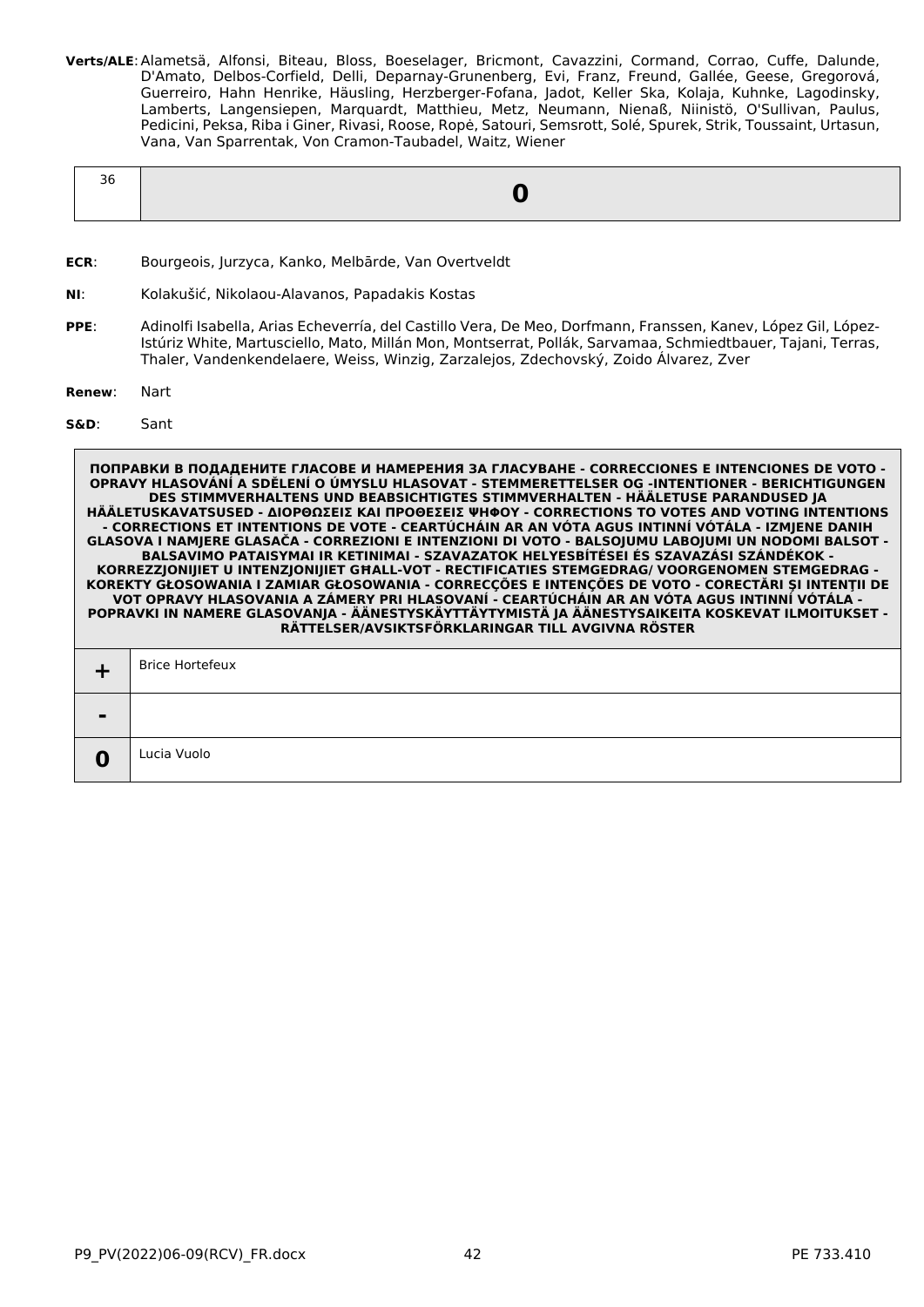**Verts/ALE**: Alametsä, Alfonsi, Biteau, Bloss, Boeselager, Bricmont, Cavazzini, Cormand, Corrao, Cuffe, Dalunde, D'Amato, Delbos-Corfield, Delli, Deparnay-Grunenberg, Evi, Franz, Freund, Gallée, Geese, Gregorová, Guerreiro, Hahn Henrike, Häusling, Herzberger-Fofana, Jadot, Keller Ska, Kolaja, Kuhnke, Lagodinsky, Lamberts, Langensiepen, Marquardt, Matthieu, Metz, Neumann, Nienaß, Niinistö, O'Sullivan, Paulus, Pedicini, Peksa, Riba i Giner, Rivasi, Roose, Ropė, Satouri, Semsrott, Solé, Spurek, Strik, Toussaint, Urtasun, Vana, Van Sparrentak, Von Cramon-Taubadel, Waitz, Wiener

| 36 | **0** |
|---|---|

**ECR**: Bourgeois, Jurzyca, Kanko, Melbārde, Van Overtveldt

**NI**: Kolakušić, Nikolaou-Alavanos, Papadakis Kostas

**PPE**: Adinolfi Isabella, Arias Echeverría, del Castillo Vera, De Meo, Dorfmann, Franssen, Kanev, López Gil, López-Istúriz White, Martusciello, Mato, Millán Mon, Montserrat, Pollák, Sarvamaa, Schmiedtbauer, Tajani, Terras, Thaler, Vandenkendelaere, Weiss, Winzig, Zarzalejos, Zdechovský, Zoido Álvarez, Zver

**Renew**: Nart

**S&D**: Sant

| **ПОПРАВКИ В ПОДАДЕНИТЕ ГЛАСОВЕ И НАМЕРЕНИЯ ЗА ГЛАСУВАНЕ - CORRECCIONES E INTENCIONES DE VOTO - OPRAVY HLASOVÁNÍ A SDĚLENÍ O ÚMYSLU HLASOVAT - STEMMERETTELSER OG -INTENTIONER - BERICHTIGUNGEN DES STIMMVERHALTENS UND BEABSICHTIGTES STIMMVERHALTEN - HÄÄLETUSE PARANDUSED JA HÄÄLETUSKAVATSUSED - ΔΙΟΡΘΩΣΕΙΣ ΚΑΙ ΠΡΟΘΕΣΕΙΣ ΨΗΦΟΥ - CORRECTIONS TO VOTES AND VOTING INTENTIONS - CORRECTIONS ET INTENTIONS DE VOTE - CEARTÚCHÁIN AR AN VÓTA AGUS INTINNÍ VÓTÁLA - IZMJENE DANIH GLASOVA I NAMJERE GLASAČA - CORREZIONI E INTENZIONI DI VOTO - BALSOJUMU LABOJUMI UN NODOMI BALSOT - BALSAVIMO PATAISYMAI IR KETINIMAI - SZAVAZATOK HELYESBÍTÉSEI ÉS SZAVAZÁSI SZÁNDÉKOK - KORREZZJONIJIET U INTENZJONIJIET GĦALL-VOT - RECTIFICATIES STEMGEDRAG/ VOORGENOMEN STEMGEDRAG - KOREKTY GŁOSOWANIA I ZAMIAR GŁOSOWANIA - CORRECÇÕES E INTENÇÕES DE VOTO - CORECTĂRI ŞI INTENŢII DE VOT OPRAVY HLASOVANIA A ZÁMERY PRI HLASOVANÍ - CEARTÚCHÁIN AR AN VÓTA AGUS INTINNÍ VÓTÁLA - POPRAVKI IN NAMERE GLASOVANJA - ÄÄNESTYSKÄYTTÄYTYMISTÄ JA ÄÄNESTYSAIKEITA KOSKEVAT ILMOITUKSET - RÄTTELSER/AVSIKTSFÖRKLARINGAR TILL AVGIVNA RÖSTER** | |
|---|---|
| **+** | Brice Hortefeux |
| **-** | |
| **0** | Lucia Vuolo |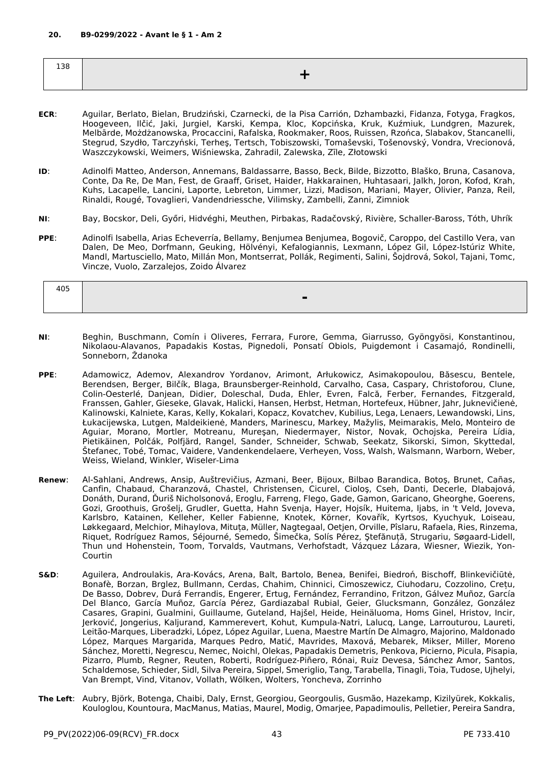**20. B9-0299/2022 - Avant le § 1 - Am 2**

| 138 | + |
|---|---|

**ECR**: Aguilar, Berlato, Bielan, Brudziński, Czarnecki, de la Pisa Carrión, Dzhambazki, Fidanza, Fotyga, Fragkos, Hoogeveen, Ilčić, Jaki, Jurgiel, Karski, Kempa, Kloc, Kopcińska, Kruk, Kuźmiuk, Lundgren, Mazurek, Melbārde, Możdżanowska, Procaccini, Rafalska, Rookmaker, Roos, Ruissen, Rzońca, Slabakov, Stancanelli, Stegrud, Szydło, Tarczyński, Terheş, Tertsch, Tobiszowski, Tomaševski, Tošenovský, Vondra, Vrecionová, Waszczykowski, Weimers, Wiśniewska, Zahradil, Zalewska, Zīle, Złotowski

**ID**: Adinolfi Matteo, Anderson, Annemans, Baldassarre, Basso, Beck, Bilde, Bizzotto, Blaško, Bruna, Casanova, Conte, Da Re, De Man, Fest, de Graaff, Griset, Haider, Hakkarainen, Huhtasaari, Jalkh, Joron, Kofod, Krah, Kuhs, Lacapelle, Lancini, Laporte, Lebreton, Limmer, Lizzi, Madison, Mariani, Mayer, Olivier, Panza, Reil, Rinaldi, Rougé, Tovaglieri, Vandendriessche, Vilimsky, Zambelli, Zanni, Zimniok

**NI**: Bay, Bocskor, Deli, Győri, Hidvéghi, Meuthen, Pirbakas, Radačovský, Rivière, Schaller-Baross, Tóth, Uhrík

**PPE**: Adinolfi Isabella, Arias Echeverría, Bellamy, Benjumea Benjumea, Bogovič, Caroppo, del Castillo Vera, van Dalen, De Meo, Dorfmann, Geuking, Hölvényi, Kefalogiannis, Lexmann, López Gil, López-Istúriz White, Mandl, Martusciello, Mato, Millán Mon, Montserrat, Pollák, Regimenti, Salini, Šojdrová, Sokol, Tajani, Tomc, Vincze, Vuolo, Zarzalejos, Zoido Álvarez

| 405 | - |
|---|---|

**NI**: Beghin, Buschmann, Comín i Oliveres, Ferrara, Furore, Gemma, Giarrusso, Gyöngyösi, Konstantinou, Nikolaou-Alavanos, Papadakis Kostas, Pignedoli, Ponsatí Obiols, Puigdemont i Casamajó, Rondinelli, Sonneborn, Ždanoka

**PPE**: Adamowicz, Ademov, Alexandrov Yordanov, Arimont, Arłukowicz, Asimakopoulou, Băsescu, Bentele, Berendsen, Berger, Bilčík, Blaga, Braunsberger-Reinhold, Carvalho, Casa, Caspary, Christoforou, Clune, Colin-Oesterlé, Danjean, Didier, Doleschal, Duda, Ehler, Evren, Falcă, Ferber, Fernandes, Fitzgerald, Franssen, Gahler, Gieseke, Glavak, Halicki, Hansen, Herbst, Hetman, Hortefeux, Hübner, Jahr, Juknevičienė, Kalinowski, Kalniete, Karas, Kelly, Kokalari, Kopacz, Kovatchev, Kubilius, Lega, Lenaers, Lewandowski, Lins, Łukacijewska, Lutgen, Maldeikienė, Manders, Marinescu, Markey, Mažylis, Meimarakis, Melo, Monteiro de Aguiar, Morano, Mortler, Motreanu, Mureşan, Niedermayer, Nistor, Novak, Ochojska, Pereira Lídia, Pietikäinen, Polčák, Polfjärd, Rangel, Sander, Schneider, Schwab, Seekatz, Sikorski, Simon, Skyttedal, Štefanec, Tobé, Tomac, Vaidere, Vandenkendelaere, Verheyen, Voss, Walsh, Walsmann, Warborn, Weber, Weiss, Wieland, Winkler, Wiseler-Lima

**Renew**: Al-Sahlani, Andrews, Ansip, Auštrevičius, Azmani, Beer, Bijoux, Bilbao Barandica, Botoş, Brunet, Cañas, Canfin, Chabaud, Charanzová, Chastel, Christensen, Cicurel, Cioloş, Cseh, Danti, Decerle, Dlabajová, Donáth, Durand, Ďuriš Nicholsonová, Eroglu, Farreng, Flego, Gade, Gamon, Garicano, Gheorghe, Goerens, Gozi, Groothuis, Grošelj, Grudler, Guetta, Hahn Svenja, Hayer, Hojsík, Huitema, Ijabs, in 't Veld, Joveva, Karlsbro, Katainen, Kelleher, Keller Fabienne, Knotek, Körner, Kovařík, Kyrtsos, Kyuchyuk, Loiseau, Løkkegaard, Melchior, Mihaylova, Mituța, Müller, Nagtegaal, Oetjen, Orville, Pîslaru, Rafaela, Ries, Rinzema, Riquet, Rodríguez Ramos, Séjourné, Semedo, Šimečka, Solís Pérez, Ştefănuță, Strugariu, Søgaard-Lidell, Thun und Hohenstein, Toom, Torvalds, Vautmans, Verhofstadt, Vázquez Lázara, Wiesner, Wiezik, Yon-Courtin

**S&D**: Aguilera, Androulakis, Ara-Kovács, Arena, Balt, Bartolo, Benea, Benifei, Biedroń, Bischoff, Blinkevičiūtė, Bonafè, Borzan, Brglez, Bullmann, Cerdas, Chahim, Chinnici, Cimoszewicz, Ciuhodaru, Cozzolino, Crețu, De Basso, Dobrev, Durá Ferrandis, Engerer, Ertug, Fernández, Ferrandino, Fritzon, Gálvez Muñoz, García Del Blanco, García Muñoz, García Pérez, Gardiazabal Rubial, Geier, Glucksmann, González, González Casares, Grapini, Gualmini, Guillaume, Guteland, Hajšel, Heide, Heinäluoma, Homs Ginel, Hristov, Incir, Jerković, Jongerius, Kaljurand, Kammerevert, Kohut, Kumpula-Natri, Lalucq, Lange, Larrouturou, Laureti, Leitão-Marques, Liberadzki, López, López Aguilar, Luena, Maestre Martín De Almagro, Majorino, Maldonado López, Marques Margarida, Marques Pedro, Matić, Mavrides, Maxová, Mebarek, Mikser, Miller, Moreno Sánchez, Moretti, Negrescu, Nemec, Noichl, Olekas, Papadakis Demetris, Penkova, Picierno, Picula, Pisapia, Pizarro, Plumb, Regner, Reuten, Roberti, Rodríguez-Piñero, Rónai, Ruiz Devesa, Sánchez Amor, Santos, Schaldemose, Schieder, Sidl, Silva Pereira, Sippel, Smeriglio, Tang, Tarabella, Tinagli, Toia, Tudose, Ujhelyi, Van Brempt, Vind, Vitanov, Vollath, Wölken, Wolters, Yoncheva, Zorrinho

**The Left**: Aubry, Björk, Botenga, Chaibi, Daly, Ernst, Georgiou, Georgoulis, Gusmão, Hazekamp, Kizilyürek, Kokkalis, Kouloglou, Kountoura, MacManus, Matias, Maurel, Modig, Omarjee, Papadimoulis, Pelletier, Pereira Sandra,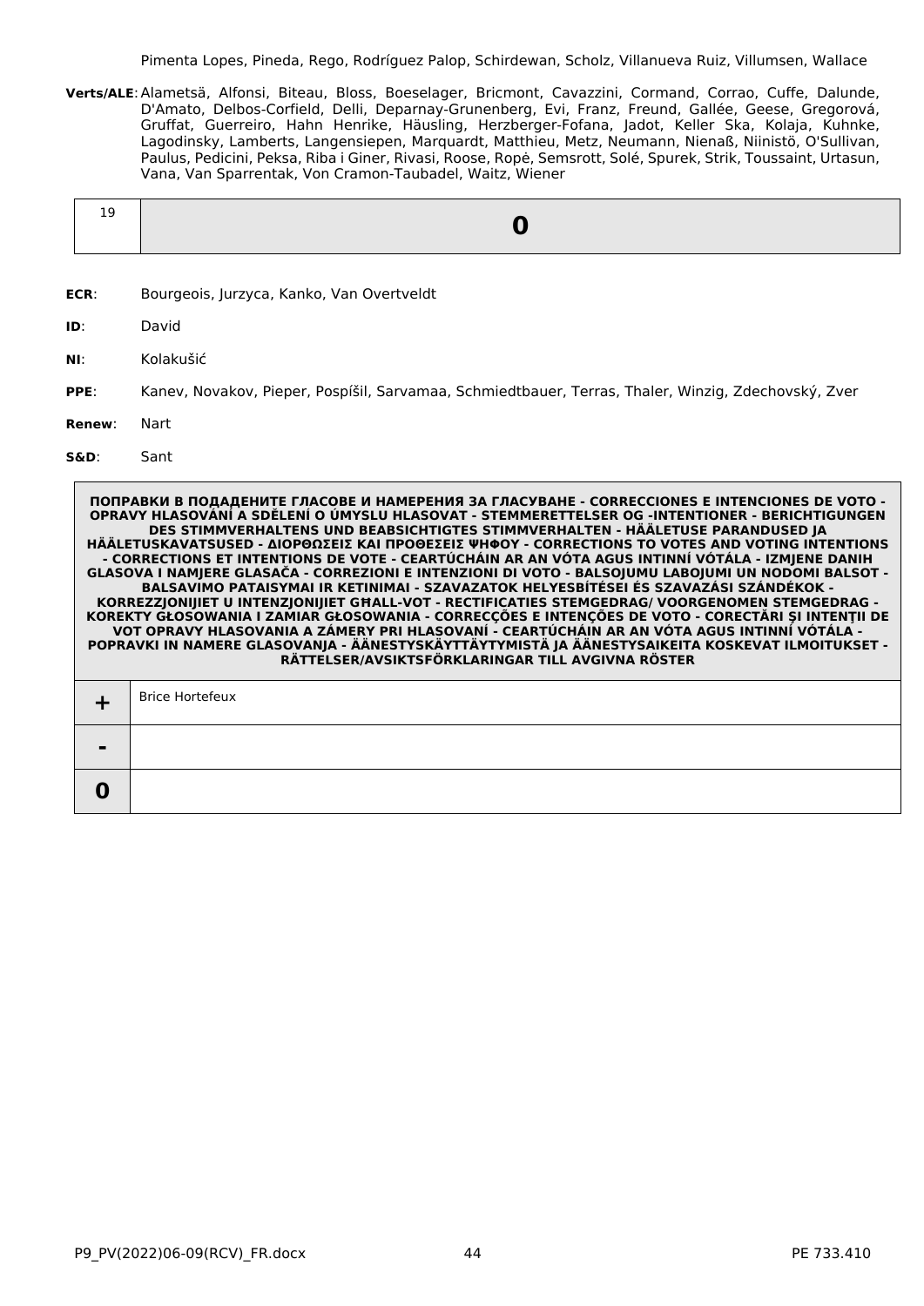Pimenta Lopes, Pineda, Rego, Rodríguez Palop, Schirdewan, Scholz, Villanueva Ruiz, Villumsen, Wallace

**Verts/ALE**: Alametsä, Alfonsi, Biteau, Bloss, Boeselager, Bricmont, Cavazzini, Cormand, Corrao, Cuffe, Dalunde, D'Amato, Delbos-Corfield, Delli, Deparnay-Grunenberg, Evi, Franz, Freund, Gallée, Geese, Gregorová, Gruffat, Guerreiro, Hahn Henrike, Häusling, Herzberger-Fofana, Jadot, Keller Ska, Kolaja, Kuhnke, Lagodinsky, Lamberts, Langensiepen, Marquardt, Matthieu, Metz, Neumann, Nienaß, Niinistö, O'Sullivan, Paulus, Pedicini, Peksa, Riba i Giner, Rivasi, Roose, Ropė, Semsrott, Solé, Spurek, Strik, Toussaint, Urtasun, Vana, Van Sparrentak, Von Cramon-Taubadel, Waitz, Wiener

| 19 | **0** |
|---|---|

**ECR**: Bourgeois, Jurzyca, Kanko, Van Overtveldt

**ID**: David

**NI**: Kolakušić

**PPE**: Kanev, Novakov, Pieper, Pospíšil, Sarvamaa, Schmiedtbauer, Terras, Thaler, Winzig, Zdechovský, Zver

**Renew**: Nart

**S&D**: Sant

| ПОПРАВКИ В ПОДАДЕНИТЕ ГЛАСОВЕ И НАМЕРЕНИЯ ЗА ГЛАСУВАНЕ - CORRECCIONES E INTENCIONES DE VOTO - OPRAVY HLASOVÁNÍ A SDĚLENÍ O ÚMYSLU HLASOVAT - STEMMERETTELSER OG -INTENTIONER - BERICHTIGUNGEN DES STIMMVERHALTENS UND BEABSICHTIGTES STIMMVERHALTEN - HÄÄLETUSE PARANDUSED JA HÄÄLETUSKAVATSUSED - ΔΙΟΡΘΩΣΕΙΣ ΚΑΙ ΠΡΟΘΕΣΕΙΣ ΨΗΦΟΥ - CORRECTIONS TO VOTES AND VOTING INTENTIONS - CORRECTIONS ET INTENTIONS DE VOTE - CEARTÚCHÁIN AR AN VÓTA AGUS INTINNÍ VÓTÁLA - IZMJENE DANIH GLASOVA I NAMJERE GLASAČA - CORREZIONI E INTENZIONI DI VOTO - BALSOJUMU LABOJUMI UN NODOMI BALSOT - BALSAVIMO PATAISYMAI IR KETINIMAI - SZAVAZATOK HELYESBÍTÉSEI ÉS SZAVAZÁSI SZÁNDÉKOK - KORREZZJONIJIET U INTENZJONIJIET GĦALL-VOT - RECTIFICATIES STEMGEDRAG/ VOORGENOMEN STEMGEDRAG - KOREKTY GŁOSOWANIA I ZAMIAR GŁOSOWANIA - CORRECÇÕES E INTENÇÕES DE VOTO - CORECTĂRI ŞI INTENŢII DE VOT OPRAVY HLASOVANIA A ZÁMERY PRI HLASOVANÍ - CEARTÚCHÁIN AR AN VÓTA AGUS INTINNÍ VÓTÁLA - POPRAVKI IN NAMERE GLASOVANJA - ÄÄNESTYSKÄYTTÄYTYMISTÄ JA ÄÄNESTYSAIKEITA KOSKEVAT ILMOITUKSET - RÄTTELSER/AVSIKTSFÖRKLARINGAR TILL AVGIVNA RÖSTER | |
|---|---|
| **+** | Brice Hortefeux |
| **-** | |
| **0** | |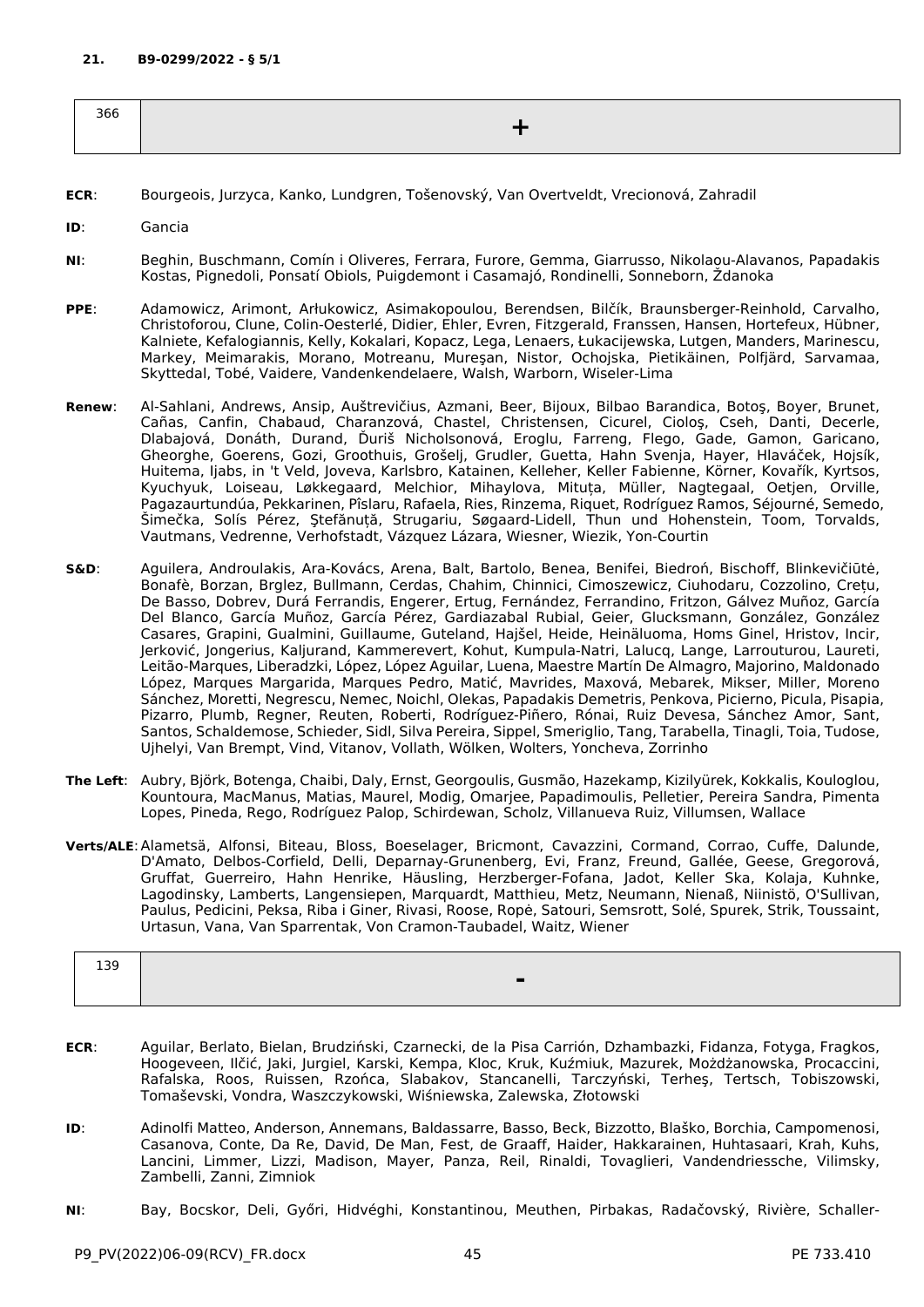**21. B9-0299/2022 - § 5/1**

| 366 | + |
|---|---|

**ECR**: Bourgeois, Jurzyca, Kanko, Lundgren, Tošenovský, Van Overtveldt, Vrecionová, Zahradil

**ID**: Gancia

**NI**: Beghin, Buschmann, Comín i Oliveres, Ferrara, Furore, Gemma, Giarrusso, Nikolaou-Alavanos, Papadakis Kostas, Pignedoli, Ponsatí Obiols, Puigdemont i Casamajó, Rondinelli, Sonneborn, Ždanoka

**PPE**: Adamowicz, Arimont, Arłukowicz, Asimakopoulou, Berendsen, Bilčík, Braunsberger-Reinhold, Carvalho, Christoforou, Clune, Colin-Oesterlé, Didier, Ehler, Evren, Fitzgerald, Franssen, Hansen, Hortefeux, Hübner, Kalniete, Kefalogiannis, Kelly, Kokalari, Kopacz, Lega, Lenaers, Łukacijewska, Lutgen, Manders, Marinescu, Markey, Meimarakis, Morano, Motreanu, Mureşan, Nistor, Ochojska, Pietikäinen, Polfjärd, Sarvamaa, Skyttedal, Tobé, Vaidere, Vandenkendelaere, Walsh, Warborn, Wiseler-Lima

**Renew**: Al-Sahlani, Andrews, Ansip, Auštrevičius, Azmani, Beer, Bijoux, Bilbao Barandica, Botoş, Boyer, Brunet, Cañas, Canfin, Chabaud, Charanzová, Chastel, Christensen, Cicurel, Cioloş, Cseh, Danti, Decerle, Dlabajová, Donáth, Durand, Ďuriš Nicholsonová, Eroglu, Farreng, Flego, Gade, Gamon, Garicano, Gheorghe, Goerens, Gozi, Groothuis, Grošelj, Grudler, Guetta, Hahn Svenja, Hayer, Hlaváček, Hojsík, Huitema, Ijabs, in 't Veld, Joveva, Karlsbro, Katainen, Kelleher, Keller Fabienne, Körner, Kovařík, Kyrtsos, Kyuchyuk, Loiseau, Løkkegaard, Melchior, Mihaylova, Mituța, Müller, Nagtegaal, Oetjen, Orville, Pagazaurtundúa, Pekkarinen, Pîslaru, Rafaela, Ries, Rinzema, Riquet, Rodríguez Ramos, Séjourné, Semedo, Šimečka, Solís Pérez, Ştefănuță, Strugariu, Søgaard-Lidell, Thun und Hohenstein, Toom, Torvalds, Vautmans, Vedrenne, Verhofstadt, Vázquez Lázara, Wiesner, Wiezik, Yon-Courtin

**S&D**: Aguilera, Androulakis, Ara-Kovács, Arena, Balt, Bartolo, Benea, Benifei, Biedroń, Bischoff, Blinkevičiūtė, Bonafè, Borzan, Brglez, Bullmann, Cerdas, Chahim, Chinnici, Cimoszewicz, Ciuhodaru, Cozzolino, Crețu, De Basso, Dobrev, Durá Ferrandis, Engerer, Ertug, Fernández, Ferrandino, Fritzon, Gálvez Muñoz, García Del Blanco, García Muñoz, García Pérez, Gardiazabal Rubial, Geier, Glucksmann, González, González Casares, Grapini, Gualmini, Guillaume, Guteland, Hajšel, Heide, Heinäluoma, Homs Ginel, Hristov, Incir, Jerković, Jongerius, Kaljurand, Kammerevert, Kohut, Kumpula-Natri, Lalucq, Lange, Larrouturou, Laureti, Leitão-Marques, Liberadzki, López, López Aguilar, Luena, Maestre Martín De Almagro, Majorino, Maldonado López, Marques Margarida, Marques Pedro, Matić, Mavrides, Maxová, Mebarek, Mikser, Miller, Moreno Sánchez, Moretti, Negrescu, Nemec, Noichl, Olekas, Papadakis Demetris, Penkova, Picierno, Picula, Pisapia, Pizarro, Plumb, Regner, Reuten, Roberti, Rodríguez-Piñero, Rónai, Ruiz Devesa, Sánchez Amor, Sant, Santos, Schaldemose, Schieder, Sidl, Silva Pereira, Sippel, Smeriglio, Tang, Tarabella, Tinagli, Toia, Tudose, Ujhelyi, Van Brempt, Vind, Vitanov, Vollath, Wölken, Wolters, Yoncheva, Zorrinho

**The Left**: Aubry, Björk, Botenga, Chaibi, Daly, Ernst, Georgoulis, Gusmão, Hazekamp, Kizilyürek, Kokkalis, Kouloglou, Kountoura, MacManus, Matias, Maurel, Modig, Omarjee, Papadimoulis, Pelletier, Pereira Sandra, Pimenta Lopes, Pineda, Rego, Rodríguez Palop, Schirdewan, Scholz, Villanueva Ruiz, Villumsen, Wallace

**Verts/ALE**: Alametsä, Alfonsi, Biteau, Bloss, Boeselager, Bricmont, Cavazzini, Cormand, Corrao, Cuffe, Dalunde, D'Amato, Delbos-Corfield, Delli, Deparnay-Grunenberg, Evi, Franz, Freund, Gallée, Geese, Gregorová, Gruffat, Guerreiro, Hahn Henrike, Häusling, Herzberger-Fofana, Jadot, Keller Ska, Kolaja, Kuhnke, Lagodinsky, Lamberts, Langensiepen, Marquardt, Matthieu, Metz, Neumann, Nienaß, Niinistö, O'Sullivan, Paulus, Pedicini, Peksa, Riba i Giner, Rivasi, Roose, Ropė, Satouri, Semsrott, Solé, Spurek, Strik, Toussaint, Urtasun, Vana, Van Sparrentak, Von Cramon-Taubadel, Waitz, Wiener

| 139 | - |
|---|---|

**ECR**: Aguilar, Berlato, Bielan, Brudziński, Czarnecki, de la Pisa Carrión, Dzhambazki, Fidanza, Fotyga, Fragkos, Hoogeveen, Ilčić, Jaki, Jurgiel, Karski, Kempa, Kloc, Kruk, Kuźmiuk, Mazurek, Możdżanowska, Procaccini, Rafalska, Roos, Ruissen, Rzońca, Slabakov, Stancanelli, Tarczyński, Terheş, Tertsch, Tobiszowski, Tomaševski, Vondra, Waszczykowski, Wiśniewska, Zalewska, Złotowski

**ID**: Adinolfi Matteo, Anderson, Annemans, Baldassarre, Basso, Beck, Bizzotto, Blaško, Borchia, Campomenosi, Casanova, Conte, Da Re, David, De Man, Fest, de Graaff, Haider, Hakkarainen, Huhtasaari, Krah, Kuhs, Lancini, Limmer, Lizzi, Madison, Mayer, Panza, Reil, Rinaldi, Tovaglieri, Vandendriessche, Vilimsky, Zambelli, Zanni, Zimniok

**NI**: Bay, Bocskor, Deli, Győri, Hidvéghi, Konstantinou, Meuthen, Pirbakas, Radačovský, Rivière, Schaller-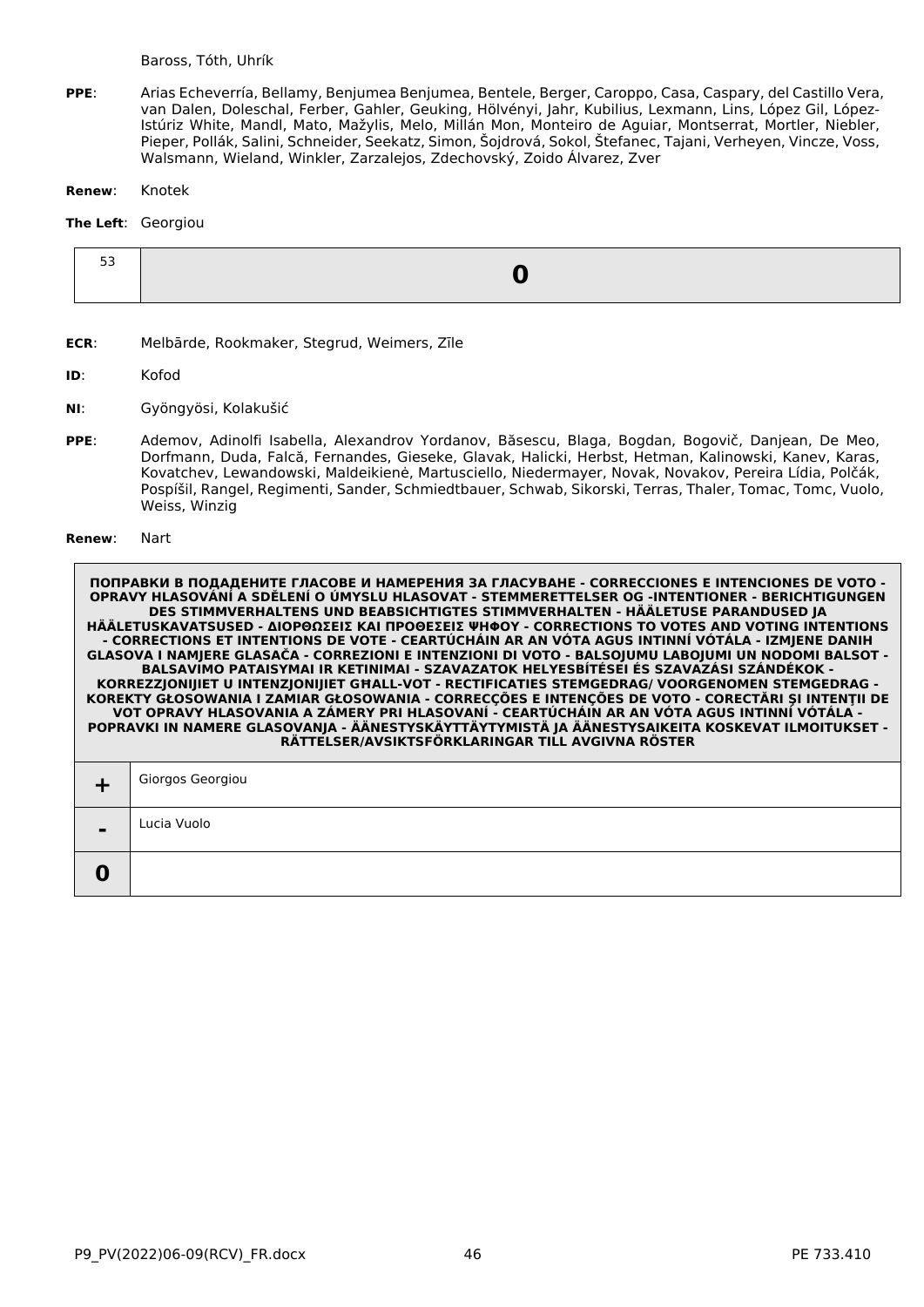Baross, Tóth, Uhrík

**PPE**: Arias Echeverría, Bellamy, Benjumea Benjumea, Bentele, Berger, Caroppo, Casa, Caspary, del Castillo Vera, van Dalen, Doleschal, Ferber, Gahler, Geuking, Hölvényi, Jahr, Kubilius, Lexmann, Lins, López Gil, López-Istúriz White, Mandl, Mato, Mažylis, Melo, Millán Mon, Monteiro de Aguiar, Montserrat, Mortler, Niebler, Pieper, Pollák, Salini, Schneider, Seekatz, Simon, Šojdrová, Sokol, Štefanec, Tajani, Verheyen, Vincze, Voss, Walsmann, Wieland, Winkler, Zarzalejos, Zdechovský, Zoido Álvarez, Zver

**Renew**: Knotek

**The Left**: Georgiou

| 53 | **0** |
|---|---|

**ECR**: Melbārde, Rookmaker, Stegrud, Weimers, Zīle

**ID**: Kofod

**NI**: Gyöngyösi, Kolakušić

**PPE**: Ademov, Adinolfi Isabella, Alexandrov Yordanov, Băsescu, Blaga, Bogdan, Bogovič, Danjean, De Meo, Dorfmann, Duda, Falcă, Fernandes, Gieseke, Glavak, Halicki, Herbst, Hetman, Kalinowski, Kanev, Karas, Kovatchev, Lewandowski, Maldeikienė, Martusciello, Niedermayer, Novak, Novakov, Pereira Lídia, Polčák, Pospíšil, Rangel, Regimenti, Sander, Schmiedtbauer, Schwab, Sikorski, Terras, Thaler, Tomac, Tomc, Vuolo, Weiss, Winzig

**Renew**: Nart

| **ПОПРАВКИ В ПОДАДЕНИТЕ ГЛАСОВЕ И НАМЕРЕНИЯ ЗА ГЛАСУВАНЕ - CORRECCIONES E INTENCIONES DE VOTO - OPRAVY HLASOVÁNÍ A SDĚLENÍ O ÚMYSLU HLASOVAT - STEMMERETTELSER OG -INTENTIONER - BERICHTIGUNGEN DES STIMMVERHALTENS UND BEABSICHTIGTES STIMMVERHALTEN - HÄÄLETUSE PARANDUSED JA HÄÄLETUSKAVATSUSED - ΔΙΟΡΘΩΣΕΙΣ ΚΑΙ ΠΡΟΘΕΣΕΙΣ ΨΗΦΟΥ - CORRECTIONS TO VOTES AND VOTING INTENTIONS - CORRECTIONS ET INTENTIONS DE VOTE - CEARTÚCHÁIN AR AN VÓTA AGUS INTINNÍ VÓTÁLA - IZMJENE DANIH GLASOVA I NAMJERE GLASAČA - CORREZIONI E INTENZIONI DI VOTO - BALSOJUMU LABOJUMI UN NODOMI BALSOT - BALSAVIMO PATAISYMAI IR KETINIMAI - SZAVAZATOK HELYESBÍTÉSEI ÉS SZAVAZÁSI SZÁNDÉKOK - KORREZZJONIJIET U INTENZJONIJIET GĦALL-VOT - RECTIFICATIES STEMGEDRAG/ VOORGENOMEN STEMGEDRAG - KOREKTY GŁOSOWANIA I ZAMIAR GŁOSOWANIA - CORRECÇÕES E INTENÇÕES DE VOTO - CORECTĂRI ŞI INTENŢII DE VOT OPRAVY HLASOVANIA A ZÁMERY PRI HLASOVANÍ - CEARTÚCHÁIN AR AN VÓTA AGUS INTINNÍ VÓTÁLA - POPRAVKI IN NAMERE GLASOVANJA - ÄÄNESTYSKÄYTTÄYTYMISTÄ JA ÄÄNESTYSAIKEITA KOSKEVAT ILMOITUKSET - RÄTTELSER/AVSIKTSFÖRKLARINGAR TILL AVGIVNA RÖSTER** | |
|---|---|
| **+** | Giorgos Georgiou |
| **-** | Lucia Vuolo |
| **0** | |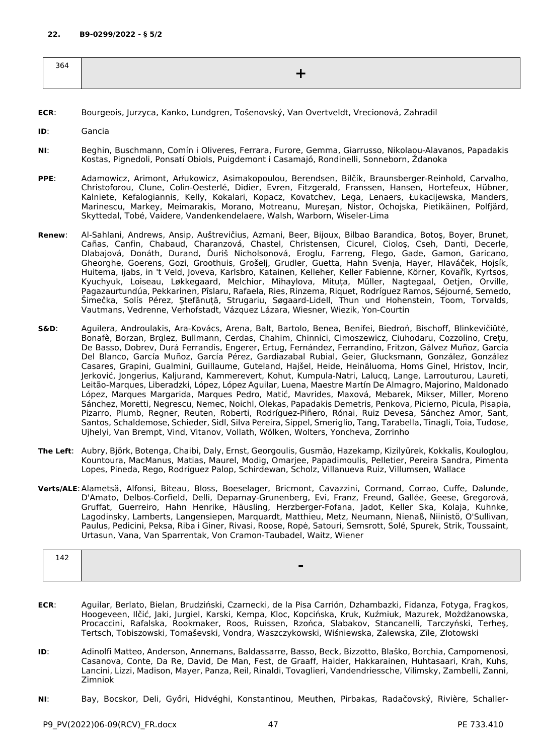**22. B9-0299/2022 - § 5/2**

| 364 | + |
|---|---|

**ECR**: Bourgeois, Jurzyca, Kanko, Lundgren, Tošenovský, Van Overtveldt, Vrecionová, Zahradil

**ID**: Gancia

**NI**: Beghin, Buschmann, Comín i Oliveres, Ferrara, Furore, Gemma, Giarrusso, Nikolaou-Alavanos, Papadakis Kostas, Pignedoli, Ponsatí Obiols, Puigdemont i Casamajó, Rondinelli, Sonneborn, Ždanoka

**PPE**: Adamowicz, Arimont, Arłukowicz, Asimakopoulou, Berendsen, Bilčík, Braunsberger-Reinhold, Carvalho, Christoforou, Clune, Colin-Oesterlé, Didier, Evren, Fitzgerald, Franssen, Hansen, Hortefeux, Hübner, Kalniete, Kefalogiannis, Kelly, Kokalari, Kopacz, Kovatchev, Lega, Lenaers, Łukacijewska, Manders, Marinescu, Markey, Meimarakis, Morano, Motreanu, Mureşan, Nistor, Ochojska, Pietikäinen, Polfjärd, Skyttedal, Tobé, Vaidere, Vandenkendelaere, Walsh, Warborn, Wiseler-Lima

**Renew**: Al-Sahlani, Andrews, Ansip, Auštrevičius, Azmani, Beer, Bijoux, Bilbao Barandica, Botoş, Boyer, Brunet, Cañas, Canfin, Chabaud, Charanzová, Chastel, Christensen, Cicurel, Cioloş, Cseh, Danti, Decerle, Dlabajová, Donáth, Durand, Ďuriš Nicholsonová, Eroglu, Farreng, Flego, Gade, Gamon, Garicano, Gheorghe, Goerens, Gozi, Groothuis, Grošelj, Grudler, Guetta, Hahn Svenja, Hayer, Hlaváček, Hojsík, Huitema, Ijabs, in 't Veld, Joveva, Karlsbro, Katainen, Kelleher, Keller Fabienne, Körner, Kovařík, Kyrtsos, Kyuchyuk, Loiseau, Løkkegaard, Melchior, Mihaylova, Mituța, Müller, Nagtegaal, Oetjen, Orville, Pagazaurtundúa, Pekkarinen, Pîslaru, Rafaela, Ries, Rinzema, Riquet, Rodríguez Ramos, Séjourné, Semedo, Šimečka, Solís Pérez, Ştefănuță, Strugariu, Søgaard-Lidell, Thun und Hohenstein, Toom, Torvalds, Vautmans, Vedrenne, Verhofstadt, Vázquez Lázara, Wiesner, Wiezik, Yon-Courtin

**S&D**: Aguilera, Androulakis, Ara-Kovács, Arena, Balt, Bartolo, Benea, Benifei, Biedroń, Bischoff, Blinkevičiūtė, Bonafè, Borzan, Brglez, Bullmann, Cerdas, Chahim, Chinnici, Cimoszewicz, Ciuhodaru, Cozzolino, Crețu, De Basso, Dobrev, Durá Ferrandis, Engerer, Ertug, Fernández, Ferrandino, Fritzon, Gálvez Muñoz, García Del Blanco, García Muñoz, García Pérez, Gardiazabal Rubial, Geier, Glucksmann, González, González Casares, Grapini, Gualmini, Guillaume, Guteland, Hajšel, Heide, Heinäluoma, Homs Ginel, Hristov, Incir, Jerković, Jongerius, Kaljurand, Kammerevert, Kohut, Kumpula-Natri, Lalucq, Lange, Larrouturou, Laureti, Leitão-Marques, Liberadzki, López, López Aguilar, Luena, Maestre Martín De Almagro, Majorino, Maldonado López, Marques Margarida, Marques Pedro, Matić, Mavrides, Maxová, Mebarek, Mikser, Miller, Moreno Sánchez, Moretti, Negrescu, Nemec, Noichl, Olekas, Papadakis Demetris, Penkova, Picierno, Picula, Pisapia, Pizarro, Plumb, Regner, Reuten, Roberti, Rodríguez-Piñero, Rónai, Ruiz Devesa, Sánchez Amor, Sant, Santos, Schaldemose, Schieder, Sidl, Silva Pereira, Sippel, Smeriglio, Tang, Tarabella, Tinagli, Toia, Tudose, Ujhelyi, Van Brempt, Vind, Vitanov, Vollath, Wölken, Wolters, Yoncheva, Zorrinho

**The Left**: Aubry, Björk, Botenga, Chaibi, Daly, Ernst, Georgoulis, Gusmão, Hazekamp, Kizilyürek, Kokkalis, Kouloglou, Kountoura, MacManus, Matias, Maurel, Modig, Omarjee, Papadimoulis, Pelletier, Pereira Sandra, Pimenta Lopes, Pineda, Rego, Rodríguez Palop, Schirdewan, Scholz, Villanueva Ruiz, Villumsen, Wallace

**Verts/ALE**: Alametsä, Alfonsi, Biteau, Bloss, Boeselager, Bricmont, Cavazzini, Cormand, Corrao, Cuffe, Dalunde, D'Amato, Delbos-Corfield, Delli, Deparnay-Grunenberg, Evi, Franz, Freund, Gallée, Geese, Gregorová, Gruffat, Guerreiro, Hahn Henrike, Häusling, Herzberger-Fofana, Jadot, Keller Ska, Kolaja, Kuhnke, Lagodinsky, Lamberts, Langensiepen, Marquardt, Matthieu, Metz, Neumann, Nienaß, Niinistö, O'Sullivan, Paulus, Pedicini, Peksa, Riba i Giner, Rivasi, Roose, Ropė, Satouri, Semsrott, Solé, Spurek, Strik, Toussaint, Urtasun, Vana, Van Sparrentak, Von Cramon-Taubadel, Waitz, Wiener

| 142 | - |
|---|---|

**ECR**: Aguilar, Berlato, Bielan, Brudziński, Czarnecki, de la Pisa Carrión, Dzhambazki, Fidanza, Fotyga, Fragkos, Hoogeveen, Ilčić, Jaki, Jurgiel, Karski, Kempa, Kloc, Kopcińska, Kruk, Kuźmiuk, Mazurek, Możdżanowska, Procaccini, Rafalska, Rookmaker, Roos, Ruissen, Rzońca, Slabakov, Stancanelli, Tarczyński, Terheş, Tertsch, Tobiszowski, Tomaševski, Vondra, Waszczykowski, Wiśniewska, Zalewska, Zīle, Złotowski

**ID**: Adinolfi Matteo, Anderson, Annemans, Baldassarre, Basso, Beck, Bizzotto, Blaško, Borchia, Campomenosi, Casanova, Conte, Da Re, David, De Man, Fest, de Graaff, Haider, Hakkarainen, Huhtasaari, Krah, Kuhs, Lancini, Lizzi, Madison, Mayer, Panza, Reil, Rinaldi, Tovaglieri, Vandendriessche, Vilimsky, Zambelli, Zanni, Zimniok

**NI**: Bay, Bocskor, Deli, Győri, Hidvéghi, Konstantinou, Meuthen, Pirbakas, Radačovský, Rivière, Schaller-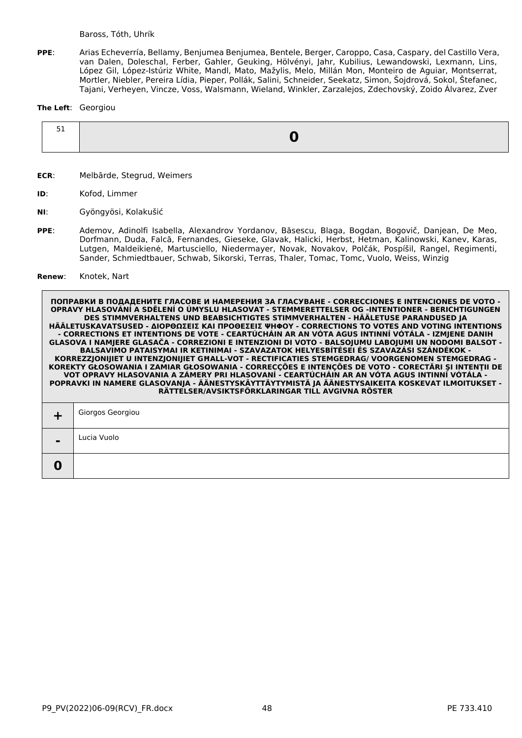Baross, Tóth, Uhrík

**PPE**: Arias Echeverría, Bellamy, Benjumea Benjumea, Bentele, Berger, Caroppo, Casa, Caspary, del Castillo Vera, van Dalen, Doleschal, Ferber, Gahler, Geuking, Hölvényi, Jahr, Kubilius, Lewandowski, Lexmann, Lins, López Gil, López-Istúriz White, Mandl, Mato, Mažylis, Melo, Millán Mon, Monteiro de Aguiar, Montserrat, Mortler, Niebler, Pereira Lídia, Pieper, Pollák, Salini, Schneider, Seekatz, Simon, Šojdrová, Sokol, Štefanec, Tajani, Verheyen, Vincze, Voss, Walsmann, Wieland, Winkler, Zarzalejos, Zdechovský, Zoido Álvarez, Zver

**The Left**: Georgiou

| 51 | **0** |
|---|---|

**ECR**: Melbārde, Stegrud, Weimers

**ID**: Kofod, Limmer

**NI**: Gyöngyösi, Kolakušić

**PPE**: Ademov, Adinolfi Isabella, Alexandrov Yordanov, Băsescu, Blaga, Bogdan, Bogovič, Danjean, De Meo, Dorfmann, Duda, Falcă, Fernandes, Gieseke, Glavak, Halicki, Herbst, Hetman, Kalinowski, Kanev, Karas, Lutgen, Maldeikienė, Martusciello, Niedermayer, Novak, Novakov, Polčák, Pospíšil, Rangel, Regimenti, Sander, Schmiedtbauer, Schwab, Sikorski, Terras, Thaler, Tomac, Tomc, Vuolo, Weiss, Winzig

**Renew**: Knotek, Nart

| ПОПРАВКИ В ПОДАДЕНИТЕ ГЛАСОВЕ И НАМЕРЕНИЯ ЗА ГЛАСУВАНЕ - CORRECCIONES E INTENCIONES DE VOTO - OPRAVY HLASOVÁNÍ A SDĚLENÍ O ÚMYSLU HLASOVAT - STEMMERETTELSER OG -INTENTIONER - BERICHTIGUNGEN DES STIMMVERHALTENS UND BEABSICHTIGTES STIMMVERHALTEN - HÄÄLETUSE PARANDUSED JA HÄÄLETUSKAVATSUSED - ΔΙΟΡΘΩΣΕΙΣ ΚΑΙ ΠΡΟΘΕΣΕΙΣ ΨΗΦΟΥ - CORRECTIONS TO VOTES AND VOTING INTENTIONS - CORRECTIONS ET INTENTIONS DE VOTE - CEARTÚCHÁIN AR AN VÓTA AGUS INTINNÍ VÓTÁLA - IZMJENE DANIH GLASOVA I NAMJERE GLASAČA - CORREZIONI E INTENZIONI DI VOTO - BALSOJUMU LABOJUMI UN NODOMI BALSOT - BALSAVIMO PATAISYMAI IR KETINIMAI - SZAVAZATOK HELYESBÍTÉSEI ÉS SZAVAZÁSI SZÁNDÉKOK - KORREZZJONIJIET U INTENZJONIJIET GĦALL-VOT - RECTIFICATIES STEMGEDRAG/ VOORGENOMEN STEMGEDRAG - KOREKTY GŁOSOWANIA I ZAMIAR GŁOSOWANIA - CORRECÇÕES E INTENÇÕES DE VOTO - CORECTĂRI ŞI INTENŢII DE VOT OPRAVY HLASOVANIA A ZÁMERY PRI HLASOVANÍ - CEARTÚCHÁIN AR AN VÓTA AGUS INTINNÍ VÓTÁLA - POPRAVKI IN NAMERE GLASOVANJA - ÄÄNESTYSKÄYTTÄYTYMISTÄ JA ÄÄNESTYSAIKEITA KOSKEVAT ILMOITUKSET - RÄTTELSER/AVSIKTSFÖRKLARINGAR TILL AVGIVNA RÖSTER | |
|---|---|
| **+** | Giorgos Georgiou |
| **-** | Lucia Vuolo |
| **0** | |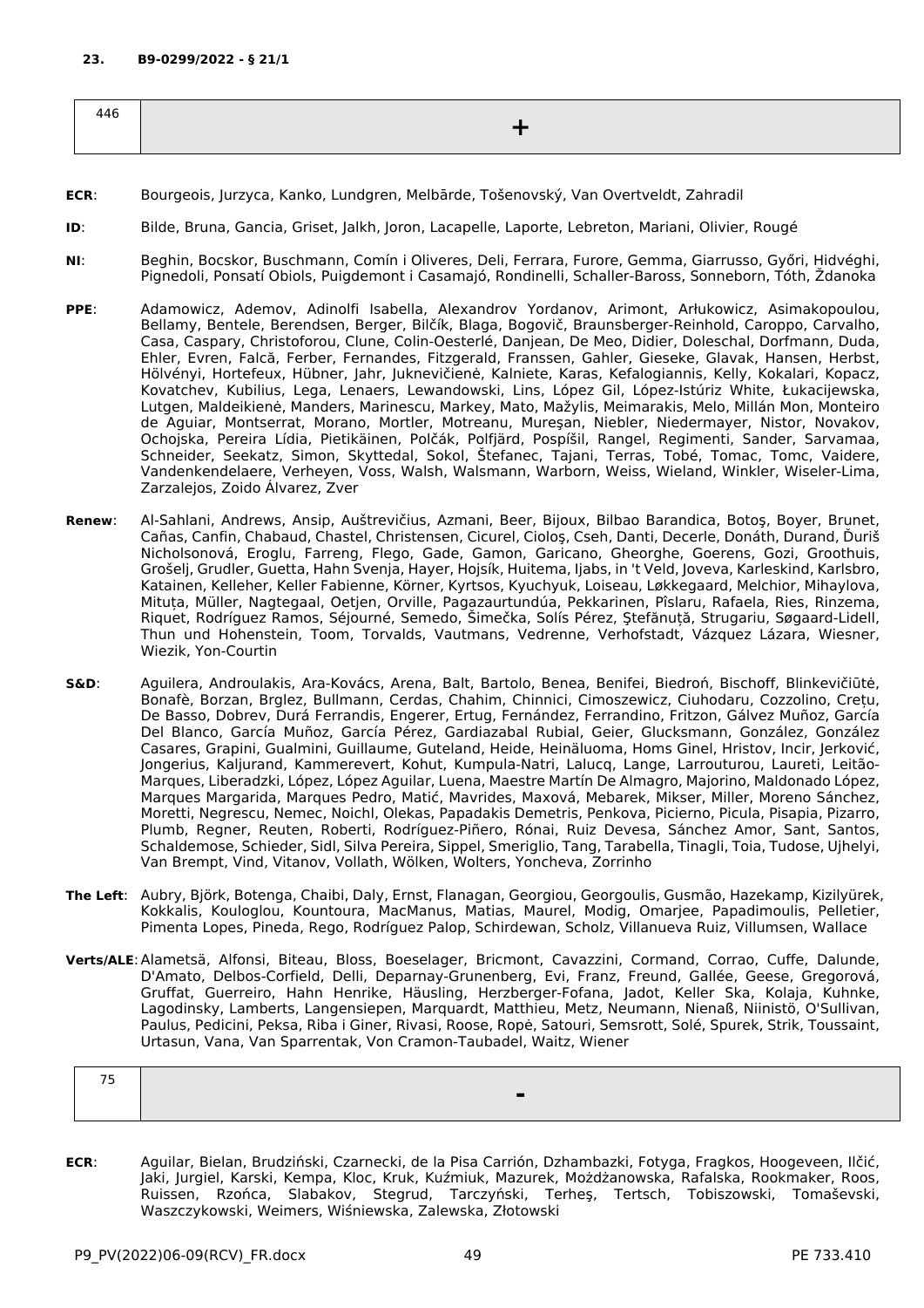**23. B9-0299/2022 - § 21/1**

| 446 | + |
|---|---|

**ECR**: Bourgeois, Jurzyca, Kanko, Lundgren, Melbārde, Tošenovský, Van Overtveldt, Zahradil

**ID**: Bilde, Bruna, Gancia, Griset, Jalkh, Joron, Lacapelle, Laporte, Lebreton, Mariani, Olivier, Rougé

**NI**: Beghin, Bocskor, Buschmann, Comín i Oliveres, Deli, Ferrara, Furore, Gemma, Giarrusso, Győri, Hidvéghi, Pignedoli, Ponsatí Obiols, Puigdemont i Casamajó, Rondinelli, Schaller-Baross, Sonneborn, Tóth, Ždanoka

**PPE**: Adamowicz, Ademov, Adinolfi Isabella, Alexandrov Yordanov, Arimont, Arłukowicz, Asimakopoulou, Bellamy, Bentele, Berendsen, Berger, Bilčík, Blaga, Bogovič, Braunsberger-Reinhold, Caroppo, Carvalho, Casa, Caspary, Christoforou, Clune, Colin-Oesterlé, Danjean, De Meo, Didier, Doleschal, Dorfmann, Duda, Ehler, Evren, Falcă, Ferber, Fernandes, Fitzgerald, Franssen, Gahler, Gieseke, Glavak, Hansen, Herbst, Hölvényi, Hortefeux, Hübner, Jahr, Juknevičienė, Kalniete, Karas, Kefalogiannis, Kelly, Kokalari, Kopacz, Kovatchev, Kubilius, Lega, Lenaers, Lewandowski, Lins, López Gil, López-Istúriz White, Łukacijewska, Lutgen, Maldeikienė, Manders, Marinescu, Markey, Mato, Mažylis, Meimarakis, Melo, Millán Mon, Monteiro de Aguiar, Montserrat, Morano, Mortler, Motreanu, Mureşan, Niebler, Niedermayer, Nistor, Novakov, Ochojska, Pereira Lídia, Pietikäinen, Polčák, Polfjärd, Pospíšil, Rangel, Regimenti, Sander, Sarvamaa, Schneider, Seekatz, Simon, Skyttedal, Sokol, Štefanec, Tajani, Terras, Tobé, Tomac, Tomc, Vaidere, Vandenkendelaere, Verheyen, Voss, Walsh, Walsmann, Warborn, Weiss, Wieland, Winkler, Wiseler-Lima, Zarzalejos, Zoido Álvarez, Zver

**Renew**: Al-Sahlani, Andrews, Ansip, Auštrevičius, Azmani, Beer, Bijoux, Bilbao Barandica, Botoş, Boyer, Brunet, Cañas, Canfin, Chabaud, Chastel, Christensen, Cicurel, Cioloş, Cseh, Danti, Decerle, Donáth, Durand, Ďuriš Nicholsonová, Eroglu, Farreng, Flego, Gade, Gamon, Garicano, Gheorghe, Goerens, Gozi, Groothuis, Grošelj, Grudler, Guetta, Hahn Svenja, Hayer, Hojsík, Huitema, Ijabs, in 't Veld, Joveva, Karleskind, Karlsbro, Katainen, Kelleher, Keller Fabienne, Körner, Kyrtsos, Kyuchyuk, Loiseau, Løkkegaard, Melchior, Mihaylova, Mituța, Müller, Nagtegaal, Oetjen, Orville, Pagazaurtundúa, Pekkarinen, Pîslaru, Rafaela, Ries, Rinzema, Riquet, Rodríguez Ramos, Séjourné, Semedo, Šimečka, Solís Pérez, Ştefănuță, Strugariu, Søgaard-Lidell, Thun und Hohenstein, Toom, Torvalds, Vautmans, Vedrenne, Verhofstadt, Vázquez Lázara, Wiesner, Wiezik, Yon-Courtin

**S&D**: Aguilera, Androulakis, Ara-Kovács, Arena, Balt, Bartolo, Benea, Benifei, Biedroń, Bischoff, Blinkevičiūtė, Bonafè, Borzan, Brglez, Bullmann, Cerdas, Chahim, Chinnici, Cimoszewicz, Ciuhodaru, Cozzolino, Crețu, De Basso, Dobrev, Durá Ferrandis, Engerer, Ertug, Fernández, Ferrandino, Fritzon, Gálvez Muñoz, García Del Blanco, García Muñoz, García Pérez, Gardiazabal Rubial, Geier, Glucksmann, González, González Casares, Grapini, Gualmini, Guillaume, Guteland, Heide, Heinäluoma, Homs Ginel, Hristov, Incir, Jerković, Jongerius, Kaljurand, Kammerevert, Kohut, Kumpula-Natri, Lalucq, Lange, Larrouturou, Laureti, Leitão-Marques, Liberadzki, López, López Aguilar, Luena, Maestre Martín De Almagro, Majorino, Maldonado López, Marques Margarida, Marques Pedro, Matić, Mavrides, Maxová, Mebarek, Mikser, Miller, Moreno Sánchez, Moretti, Negrescu, Nemec, Noichl, Olekas, Papadakis Demetris, Penkova, Picierno, Picula, Pisapia, Pizarro, Plumb, Regner, Reuten, Roberti, Rodríguez-Piñero, Rónai, Ruiz Devesa, Sánchez Amor, Sant, Santos, Schaldemose, Schieder, Sidl, Silva Pereira, Sippel, Smeriglio, Tang, Tarabella, Tinagli, Toia, Tudose, Ujhelyi, Van Brempt, Vind, Vitanov, Vollath, Wölken, Wolters, Yoncheva, Zorrinho

**The Left**: Aubry, Björk, Botenga, Chaibi, Daly, Ernst, Flanagan, Georgiou, Georgoulis, Gusmão, Hazekamp, Kizilyürek, Kokkalis, Kouloglou, Kountoura, MacManus, Matias, Maurel, Modig, Omarjee, Papadimoulis, Pelletier, Pimenta Lopes, Pineda, Rego, Rodríguez Palop, Schirdewan, Scholz, Villanueva Ruiz, Villumsen, Wallace

**Verts/ALE**: Alametsä, Alfonsi, Biteau, Bloss, Boeselager, Bricmont, Cavazzini, Cormand, Corrao, Cuffe, Dalunde, D'Amato, Delbos-Corfield, Delli, Deparnay-Grunenberg, Evi, Franz, Freund, Gallée, Geese, Gregorová, Gruffat, Guerreiro, Hahn Henrike, Häusling, Herzberger-Fofana, Jadot, Keller Ska, Kolaja, Kuhnke, Lagodinsky, Lamberts, Langensiepen, Marquardt, Matthieu, Metz, Neumann, Nienaß, Niinistö, O'Sullivan, Paulus, Pedicini, Peksa, Riba i Giner, Rivasi, Roose, Ropė, Satouri, Semsrott, Solé, Spurek, Strik, Toussaint, Urtasun, Vana, Van Sparrentak, Von Cramon-Taubadel, Waitz, Wiener

| 75 | - |
|---|---|

**ECR**: Aguilar, Bielan, Brudziński, Czarnecki, de la Pisa Carrión, Dzhambazki, Fotyga, Fragkos, Hoogeveen, Ilčić, Jaki, Jurgiel, Karski, Kempa, Kloc, Kruk, Kuźmiuk, Mazurek, Możdżanowska, Rafalska, Rookmaker, Roos, Ruissen, Rzońca, Slabakov, Stegrud, Tarczyński, Terheş, Tertsch, Tobiszowski, Tomaševski, Waszczykowski, Weimers, Wiśniewska, Zalewska, Złotowski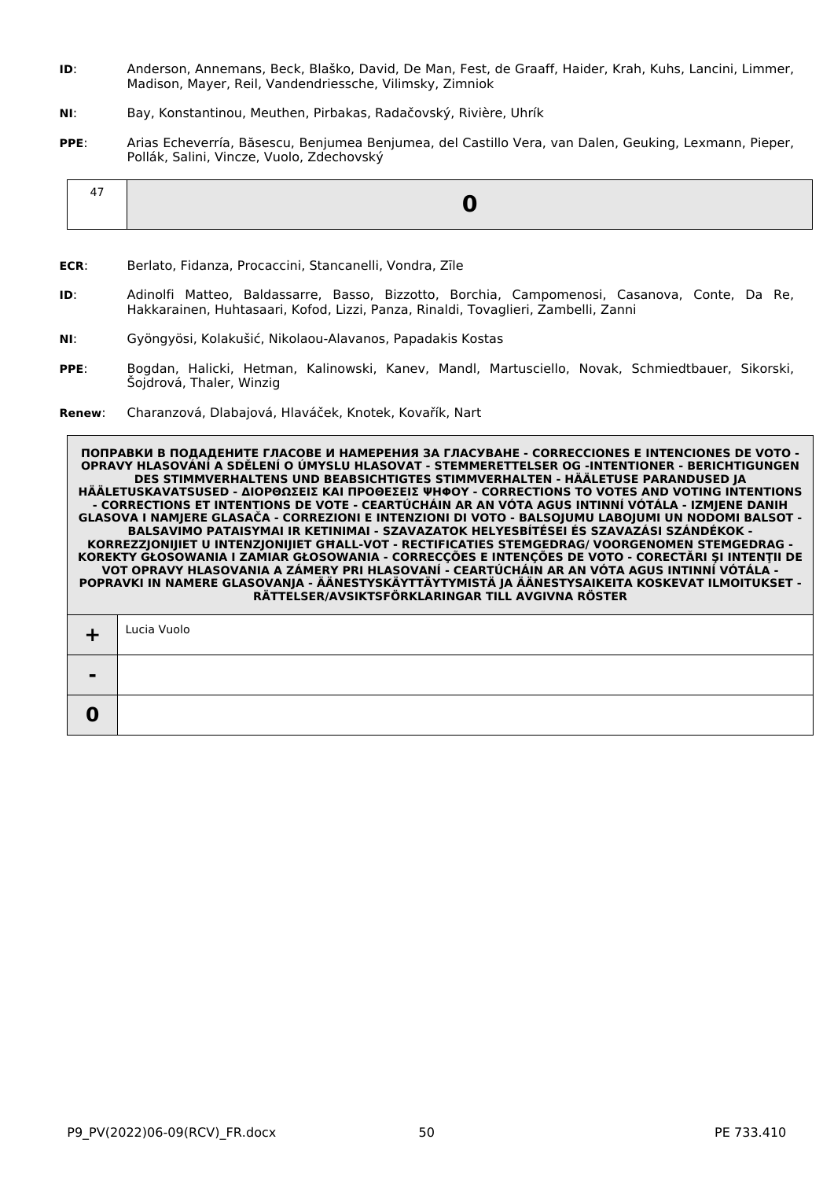**ID**: Anderson, Annemans, Beck, Blaško, David, De Man, Fest, de Graaff, Haider, Krah, Kuhs, Lancini, Limmer, Madison, Mayer, Reil, Vandendriessche, Vilimsky, Zimniok

**NI**: Bay, Konstantinou, Meuthen, Pirbakas, Radačovský, Rivière, Uhrík

**PPE**: Arias Echeverría, Băsescu, Benjumea Benjumea, del Castillo Vera, van Dalen, Geuking, Lexmann, Pieper, Pollák, Salini, Vincze, Vuolo, Zdechovský

| 47 | **0** |
|---|---|

**ECR**: Berlato, Fidanza, Procaccini, Stancanelli, Vondra, Zīle

**ID**: Adinolfi Matteo, Baldassarre, Basso, Bizzotto, Borchia, Campomenosi, Casanova, Conte, Da Re, Hakkarainen, Huhtasaari, Kofod, Lizzi, Panza, Rinaldi, Tovaglieri, Zambelli, Zanni

**NI**: Gyöngyösi, Kolakušić, Nikolaou-Alavanos, Papadakis Kostas

**PPE**: Bogdan, Halicki, Hetman, Kalinowski, Kanev, Mandl, Martusciello, Novak, Schmiedtbauer, Sikorski, Šojdrová, Thaler, Winzig

**Renew**: Charanzová, Dlabajová, Hlaváček, Knotek, Kovařík, Nart

| **ПОПРАВКИ В ПОДАДЕНИТЕ ГЛАСОВЕ И НАМЕРЕНИЯ ЗА ГЛАСУВАНЕ - CORRECCIONES E INTENCIONES DE VOTO - OPRAVY HLASOVÁNÍ A SDĚLENÍ O ÚMYSLU HLASOVAT - STEMMERETTELSER OG -INTENTIONER - BERICHTIGUNGEN DES STIMMVERHALTENS UND BEABSICHTIGTES STIMMVERHALTEN - HÄÄLETUSE PARANDUSED JA HÄÄLETUSKAVATSUSED - ΔΙΟΡΘΩΣΕΙΣ ΚΑΙ ΠΡΟΘΕΣΕΙΣ ΨΗΦΟΥ - CORRECTIONS TO VOTES AND VOTING INTENTIONS - CORRECTIONS ET INTENTIONS DE VOTE - CEARTÚCHÁIN AR AN VÓTA AGUS INTINNÍ VÓTÁLA - IZMJENE DANIH GLASOVA I NAMJERE GLASAČA - CORREZIONI E INTENZIONI DI VOTO - BALSOJUMU LABOJUMI UN NODOMI BALSOT - BALSAVIMO PATAISYMAI IR KETINIMAI - SZAVAZATOK HELYESBÍTÉSEI ÉS SZAVAZÁSI SZÁNDÉKOK - KORREZZJONIJIET U INTENZJONIJIET GĦALL-VOT - RECTIFICATIES STEMGEDRAG/ VOORGENOMEN STEMGEDRAG - KOREKTY GŁOSOWANIA I ZAMIAR GŁOSOWANIA - CORRECÇÕES E INTENÇÕES DE VOTO - CORECTĂRI ŞI INTENŢII DE VOT OPRAVY HLASOVANIA A ZÁMERY PRI HLASOVANÍ - CEARTÚCHÁIN AR AN VÓTA AGUS INTINNÍ VÓTÁLA - POPRAVKI IN NAMERE GLASOVANJA - ÄÄNESTYSKÄYTTÄYTYMISTÄ JA ÄÄNESTYSAIKEITA KOSKEVAT ILMOITUKSET - RÄTTELSER/AVSIKTSFÖRKLARINGAR TILL AVGIVNA RÖSTER** | |
|---|---|
| **+** | Lucia Vuolo |
| **-** | |
| **0** | |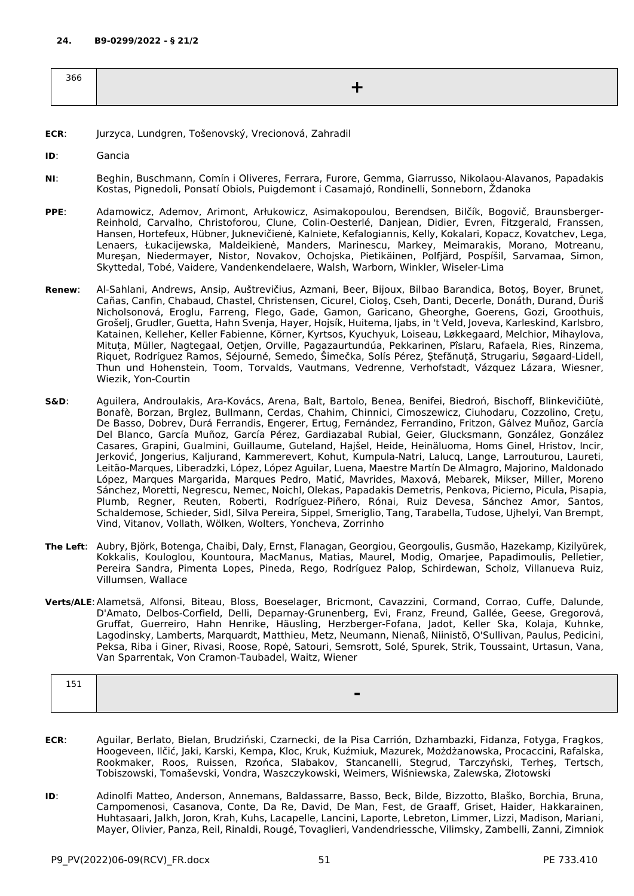**24. B9-0299/2022 - § 21/2**

| 366 | + |
|---|---|

**ECR**: Jurzyca, Lundgren, Tošenovský, Vrecionová, Zahradil

**ID**: Gancia

**NI**: Beghin, Buschmann, Comín i Oliveres, Ferrara, Furore, Gemma, Giarrusso, Nikolaou-Alavanos, Papadakis Kostas, Pignedoli, Ponsatí Obiols, Puigdemont i Casamajó, Rondinelli, Sonneborn, Ždanoka

**PPE**: Adamowicz, Ademov, Arimont, Arłukowicz, Asimakopoulou, Berendsen, Bilčík, Bogovič, Braunsberger-Reinhold, Carvalho, Christoforou, Clune, Colin-Oesterlé, Danjean, Didier, Evren, Fitzgerald, Franssen, Hansen, Hortefeux, Hübner, Juknevičienė, Kalniete, Kefalogiannis, Kelly, Kokalari, Kopacz, Kovatchev, Lega, Lenaers, Łukacijewska, Maldeikienė, Manders, Marinescu, Markey, Meimarakis, Morano, Motreanu, Mureşan, Niedermayer, Nistor, Novakov, Ochojska, Pietikäinen, Polfjärd, Pospíšil, Sarvamaa, Simon, Skyttedal, Tobé, Vaidere, Vandenkendelaere, Walsh, Warborn, Winkler, Wiseler-Lima

**Renew**: Al-Sahlani, Andrews, Ansip, Auštrevičius, Azmani, Beer, Bijoux, Bilbao Barandica, Botoş, Boyer, Brunet, Cañas, Canfin, Chabaud, Chastel, Christensen, Cicurel, Cioloş, Cseh, Danti, Decerle, Donáth, Durand, Ďuriš Nicholsonová, Eroglu, Farreng, Flego, Gade, Gamon, Garicano, Gheorghe, Goerens, Gozi, Groothuis, Grošelj, Grudler, Guetta, Hahn Svenja, Hayer, Hojsík, Huitema, Ijabs, in 't Veld, Joveva, Karleskind, Karlsbro, Katainen, Kelleher, Keller Fabienne, Körner, Kyrtsos, Kyuchyuk, Loiseau, Løkkegaard, Melchior, Mihaylova, Mituța, Müller, Nagtegaal, Oetjen, Orville, Pagazaurtundúa, Pekkarinen, Pîslaru, Rafaela, Ries, Rinzema, Riquet, Rodríguez Ramos, Séjourné, Semedo, Šimečka, Solís Pérez, Ştefănuță, Strugariu, Søgaard-Lidell, Thun und Hohenstein, Toom, Torvalds, Vautmans, Vedrenne, Verhofstadt, Vázquez Lázara, Wiesner, Wiezik, Yon-Courtin

**S&D**: Aguilera, Androulakis, Ara-Kovács, Arena, Balt, Bartolo, Benea, Benifei, Biedroń, Bischoff, Blinkevičiūtė, Bonafè, Borzan, Brglez, Bullmann, Cerdas, Chahim, Chinnici, Cimoszewicz, Ciuhodaru, Cozzolino, Crețu, De Basso, Dobrev, Durá Ferrandis, Engerer, Ertug, Fernández, Ferrandino, Fritzon, Gálvez Muñoz, García Del Blanco, García Muñoz, García Pérez, Gardiazabal Rubial, Geier, Glucksmann, González, González Casares, Grapini, Gualmini, Guillaume, Guteland, Hajšel, Heide, Heinäluoma, Homs Ginel, Hristov, Incir, Jerković, Jongerius, Kaljurand, Kammerevert, Kohut, Kumpula-Natri, Lalucq, Lange, Larrouturou, Laureti, Leitão-Marques, Liberadzki, López, López Aguilar, Luena, Maestre Martín De Almagro, Majorino, Maldonado López, Marques Margarida, Marques Pedro, Matić, Mavrides, Maxová, Mebarek, Mikser, Miller, Moreno Sánchez, Moretti, Negrescu, Nemec, Noichl, Olekas, Papadakis Demetris, Penkova, Picierno, Picula, Pisapia, Plumb, Regner, Reuten, Roberti, Rodríguez-Piñero, Rónai, Ruiz Devesa, Sánchez Amor, Santos, Schaldemose, Schieder, Sidl, Silva Pereira, Sippel, Smeriglio, Tang, Tarabella, Tudose, Ujhelyi, Van Brempt, Vind, Vitanov, Vollath, Wölken, Wolters, Yoncheva, Zorrinho

**The Left**: Aubry, Björk, Botenga, Chaibi, Daly, Ernst, Flanagan, Georgiou, Georgoulis, Gusmão, Hazekamp, Kizilyürek, Kokkalis, Kouloglou, Kountoura, MacManus, Matias, Maurel, Modig, Omarjee, Papadimoulis, Pelletier, Pereira Sandra, Pimenta Lopes, Pineda, Rego, Rodríguez Palop, Schirdewan, Scholz, Villanueva Ruiz, Villumsen, Wallace

**Verts/ALE**: Alametsä, Alfonsi, Biteau, Bloss, Boeselager, Bricmont, Cavazzini, Cormand, Corrao, Cuffe, Dalunde, D'Amato, Delbos-Corfield, Delli, Deparnay-Grunenberg, Evi, Franz, Freund, Gallée, Geese, Gregorová, Gruffat, Guerreiro, Hahn Henrike, Häusling, Herzberger-Fofana, Jadot, Keller Ska, Kolaja, Kuhnke, Lagodinsky, Lamberts, Marquardt, Matthieu, Metz, Neumann, Nienaß, Niinistö, O'Sullivan, Paulus, Pedicini, Peksa, Riba i Giner, Rivasi, Roose, Ropė, Satouri, Semsrott, Solé, Spurek, Strik, Toussaint, Urtasun, Vana, Van Sparrentak, Von Cramon-Taubadel, Waitz, Wiener

| 151 | - |
|---|---|

**ECR**: Aguilar, Berlato, Bielan, Brudziński, Czarnecki, de la Pisa Carrión, Dzhambazki, Fidanza, Fotyga, Fragkos, Hoogeveen, Ilčić, Jaki, Karski, Kempa, Kloc, Kruk, Kuźmiuk, Mazurek, Możdżanowska, Procaccini, Rafalska, Rookmaker, Roos, Ruissen, Rzońca, Slabakov, Stancanelli, Stegrud, Tarczyński, Terheş, Tertsch, Tobiszowski, Tomaševski, Vondra, Waszczykowski, Weimers, Wiśniewska, Zalewska, Złotowski

**ID**: Adinolfi Matteo, Anderson, Annemans, Baldassarre, Basso, Beck, Bilde, Bizzotto, Blaško, Borchia, Bruna, Campomenosi, Casanova, Conte, Da Re, David, De Man, Fest, de Graaff, Griset, Haider, Hakkarainen, Huhtasaari, Jalkh, Joron, Krah, Kuhs, Lacapelle, Lancini, Laporte, Lebreton, Limmer, Lizzi, Madison, Mariani, Mayer, Olivier, Panza, Reil, Rinaldi, Rougé, Tovaglieri, Vandendriessche, Vilimsky, Zambelli, Zanni, Zimniok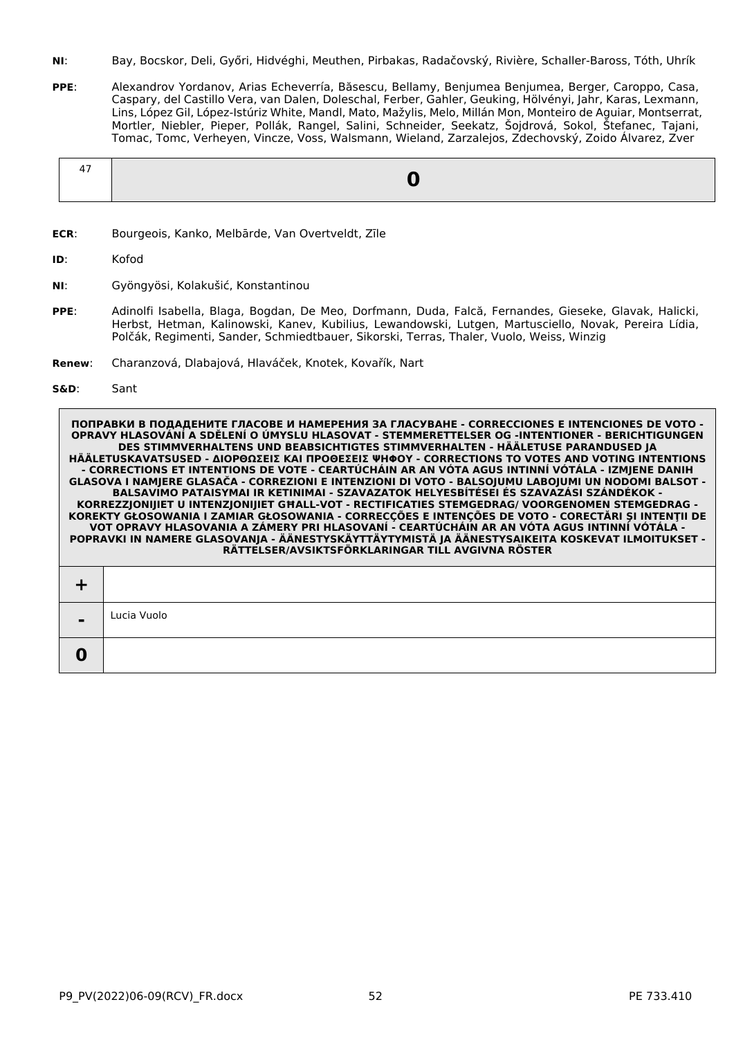**NI**: Bay, Bocskor, Deli, Győri, Hidvéghi, Meuthen, Pirbakas, Radačovský, Rivière, Schaller-Baross, Tóth, Uhrík

**PPE**: Alexandrov Yordanov, Arias Echeverría, Băsescu, Bellamy, Benjumea Benjumea, Berger, Caroppo, Casa, Caspary, del Castillo Vera, van Dalen, Doleschal, Ferber, Gahler, Geuking, Hölvényi, Jahr, Karas, Lexmann, Lins, López Gil, López-Istúriz White, Mandl, Mato, Mažylis, Melo, Millán Mon, Monteiro de Aguiar, Montserrat, Mortler, Niebler, Pieper, Pollák, Rangel, Salini, Schneider, Seekatz, Šojdrová, Sokol, Štefanec, Tajani, Tomac, Tomc, Verheyen, Vincze, Voss, Walsmann, Wieland, Zarzalejos, Zdechovský, Zoido Álvarez, Zver

| 47 | **0** |
|---|---|

**ECR**: Bourgeois, Kanko, Melbārde, Van Overtveldt, Zīle

**ID**: Kofod

**NI**: Gyöngyösi, Kolakušić, Konstantinou

**PPE**: Adinolfi Isabella, Blaga, Bogdan, De Meo, Dorfmann, Duda, Falcă, Fernandes, Gieseke, Glavak, Halicki, Herbst, Hetman, Kalinowski, Kanev, Kubilius, Lewandowski, Lutgen, Martusciello, Novak, Pereira Lídia, Polčák, Regimenti, Sander, Schmiedtbauer, Sikorski, Terras, Thaler, Vuolo, Weiss, Winzig

**Renew**: Charanzová, Dlabajová, Hlaváček, Knotek, Kovařík, Nart

**S&D**: Sant

| **ПОПРАВКИ В ПОДАДЕНИТЕ ГЛАСОВЕ И НАМЕРЕНИЯ ЗА ГЛАСУВАНЕ - CORRECCIONES E INTENCIONES DE VOTO - OPRAVY HLASOVÁNÍ A SDĚLENÍ O ÚMYSLU HLASOVAT - STEMMERETTELSER OG -INTENTIONER - BERICHTIGUNGEN DES STIMMVERHALTENS UND BEABSICHTIGTES STIMMVERHALTEN - HÄÄLETUSE PARANDUSED JA HÄÄLETUSKAVATSUSED - ΔΙΟΡΘΩΣΕΙΣ ΚΑΙ ΠΡΟΘΕΣΕΙΣ ΨΗΦΟΥ - CORRECTIONS TO VOTES AND VOTING INTENTIONS - CORRECTIONS ET INTENTIONS DE VOTE - CEARTÚCHÁIN AR AN VÓTA AGUS INTINNÍ VÓTÁLA - IZMJENE DANIH GLASOVA I NAMJERE GLASAČA - CORREZIONI E INTENZIONI DI VOTO - BALSOJUMU LABOJUMI UN NODOMI BALSOT - BALSAVIMO PATAISYMAI IR KETINIMAI - SZAVAZATOK HELYESBÍTÉSEI ÉS SZAVAZÁSI SZÁNDÉKOK - KORREZZJONIJIET U INTENZJONIJIET GĦALL-VOT - RECTIFICATIES STEMGEDRAG/ VOORGENOMEN STEMGEDRAG - KOREKTY GŁOSOWANIA I ZAMIAR GŁOSOWANIA - CORRECÇÕES E INTENÇÕES DE VOTO - CORECTĂRI ŞI INTENŢII DE VOT OPRAVY HLASOVANIA A ZÁMERY PRI HLASOVANÍ - CEARTÚCHÁIN AR AN VÓTA AGUS INTINNÍ VÓTÁLA - POPRAVKI IN NAMERE GLASOVANJA - ÄÄNESTYSKÄYTTÄYTYMISTÄ JA ÄÄNESTYSAIKEITA KOSKEVAT ILMOITUKSET - RÄTTELSER/AVSIKTSFÖRKLARINGAR TILL AVGIVNA RÖSTER** | |
|---|---|
| **+** | |
| **-** | Lucia Vuolo |
| **0** | |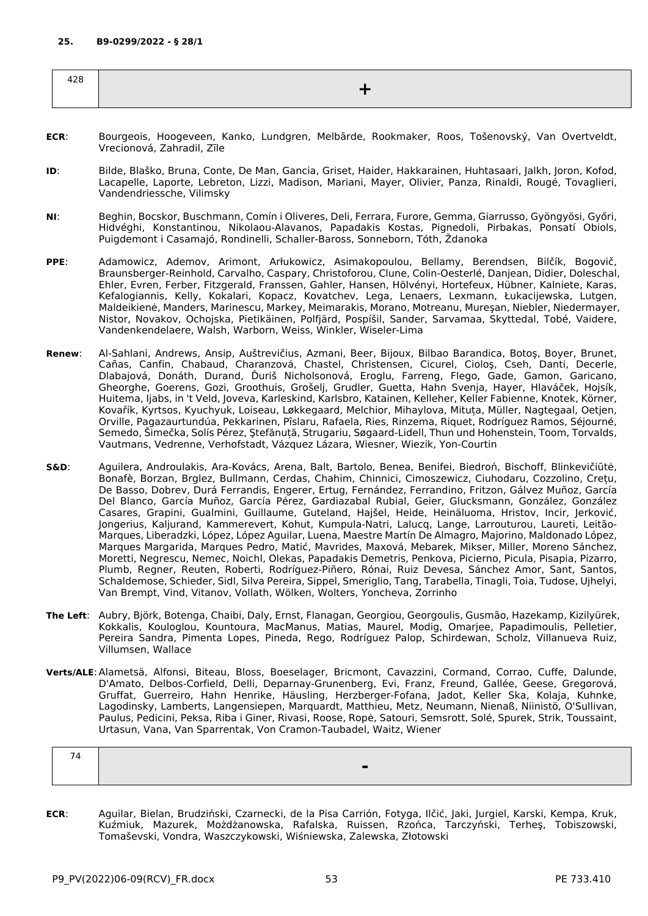### 25. B9-0299/2022 - § 28/1

| 428 | + |
|---|---|

**ECR**: Bourgeois, Hoogeveen, Kanko, Lundgren, Melbārde, Rookmaker, Roos, Tošenovský, Van Overtveldt, Vrecionová, Zahradil, Zīle

**ID**: Bilde, Blaško, Bruna, Conte, De Man, Gancia, Griset, Haider, Hakkarainen, Huhtasaari, Jalkh, Joron, Kofod, Lacapelle, Laporte, Lebreton, Lizzi, Madison, Mariani, Mayer, Olivier, Panza, Rinaldi, Rougé, Tovaglieri, Vandendriessche, Vilimsky

**NI**: Beghin, Bocskor, Buschmann, Comín i Oliveres, Deli, Ferrara, Furore, Gemma, Giarrusso, Gyöngyösi, Győri, Hidvéghi, Konstantinou, Nikolaou-Alavanos, Papadakis Kostas, Pignedoli, Pirbakas, Ponsatí Obiols, Puigdemont i Casamajó, Rondinelli, Schaller-Baross, Sonneborn, Tóth, Ždanoka

**PPE**: Adamowicz, Ademov, Arimont, Arłukowicz, Asimakopoulou, Bellamy, Berendsen, Bilčík, Bogovič, Braunsberger-Reinhold, Carvalho, Caspary, Christoforou, Clune, Colin-Oesterlé, Danjean, Didier, Doleschal, Ehler, Evren, Ferber, Fitzgerald, Franssen, Gahler, Hansen, Hölvényi, Hortefeux, Hübner, Kalniete, Karas, Kefalogiannis, Kelly, Kokalari, Kopacz, Kovatchev, Lega, Lenaers, Lexmann, Łukacijewska, Lutgen, Maldeikienė, Manders, Marinescu, Markey, Meimarakis, Morano, Motreanu, Mureşan, Niebler, Niedermayer, Nistor, Novakov, Ochojska, Pietikäinen, Polfjärd, Pospíšil, Sander, Sarvamaa, Skyttedal, Tobé, Vaidere, Vandenkendelaere, Walsh, Warborn, Weiss, Winkler, Wiseler-Lima

**Renew**: Al-Sahlani, Andrews, Ansip, Auštrevičius, Azmani, Beer, Bijoux, Bilbao Barandica, Botoş, Boyer, Brunet, Cañas, Canfin, Chabaud, Charanzová, Chastel, Christensen, Cicurel, Cioloş, Cseh, Danti, Decerle, Dlabajová, Donáth, Durand, Ďuriš Nicholsonová, Eroglu, Farreng, Flego, Gade, Gamon, Garicano, Gheorghe, Goerens, Gozi, Groothuis, Grošelj, Grudler, Guetta, Hahn Svenja, Hayer, Hlaváček, Hojsík, Huitema, Ijabs, in 't Veld, Joveva, Karleskind, Karlsbro, Katainen, Kelleher, Keller Fabienne, Knotek, Körner, Kovařík, Kyrtsos, Kyuchyuk, Loiseau, Løkkegaard, Melchior, Mihaylova, Mituța, Müller, Nagtegaal, Oetjen, Orville, Pagazaurtundúa, Pekkarinen, Pîslaru, Rafaela, Ries, Rinzema, Riquet, Rodríguez Ramos, Séjourné, Semedo, Šimečka, Solís Pérez, Ştefănuță, Strugariu, Søgaard-Lidell, Thun und Hohenstein, Toom, Torvalds, Vautmans, Vedrenne, Verhofstadt, Vázquez Lázara, Wiesner, Wiezik, Yon-Courtin

**S&D**: Aguilera, Androulakis, Ara-Kovács, Arena, Balt, Bartolo, Benea, Benifei, Biedroń, Bischoff, Blinkevičiūtė, Bonafè, Borzan, Brglez, Bullmann, Cerdas, Chahim, Chinnici, Cimoszewicz, Ciuhodaru, Cozzolino, Crețu, De Basso, Dobrev, Durá Ferrandis, Engerer, Ertug, Fernández, Ferrandino, Fritzon, Gálvez Muñoz, García Del Blanco, García Muñoz, García Pérez, Gardiazabal Rubial, Geier, Glucksmann, González, González Casares, Grapini, Gualmini, Guillaume, Guteland, Hajšel, Heide, Heinäluoma, Hristov, Incir, Jerković, Jongerius, Kaljurand, Kammerevert, Kohut, Kumpula-Natri, Lalucq, Lange, Larrouturou, Laureti, Leitão-Marques, Liberadzki, López, López Aguilar, Luena, Maestre Martín De Almagro, Majorino, Maldonado López, Marques Margarida, Marques Pedro, Matić, Mavrides, Maxová, Mebarek, Mikser, Miller, Moreno Sánchez, Moretti, Negrescu, Nemec, Noichl, Olekas, Papadakis Demetris, Penkova, Picierno, Picula, Pisapia, Pizarro, Plumb, Regner, Reuten, Roberti, Rodríguez-Piñero, Rónai, Ruiz Devesa, Sánchez Amor, Sant, Santos, Schaldemose, Schieder, Sidl, Silva Pereira, Sippel, Smeriglio, Tang, Tarabella, Tinagli, Toia, Tudose, Ujhelyi, Van Brempt, Vind, Vitanov, Vollath, Wölken, Wolters, Yoncheva, Zorrinho

**The Left**: Aubry, Björk, Botenga, Chaibi, Daly, Ernst, Flanagan, Georgiou, Georgoulis, Gusmão, Hazekamp, Kizilyürek, Kokkalis, Kouloglou, Kountoura, MacManus, Matias, Maurel, Modig, Omarjee, Papadimoulis, Pelletier, Pereira Sandra, Pimenta Lopes, Pineda, Rego, Rodríguez Palop, Schirdewan, Scholz, Villanueva Ruiz, Villumsen, Wallace

**Verts/ALE**: Alametsä, Alfonsi, Biteau, Bloss, Boeselager, Bricmont, Cavazzini, Cormand, Corrao, Cuffe, Dalunde, D'Amato, Delbos-Corfield, Delli, Deparnay-Grunenberg, Evi, Franz, Freund, Gallée, Geese, Gregorová, Gruffat, Guerreiro, Hahn Henrike, Häusling, Herzberger-Fofana, Jadot, Keller Ska, Kolaja, Kuhnke, Lagodinsky, Lamberts, Langensiepen, Marquardt, Matthieu, Metz, Neumann, Nienaß, Niinistö, O'Sullivan, Paulus, Pedicini, Peksa, Riba i Giner, Rivasi, Roose, Ropė, Satouri, Semsrott, Solé, Spurek, Strik, Toussaint, Urtasun, Vana, Van Sparrentak, Von Cramon-Taubadel, Waitz, Wiener

| 74 | - |
|---|---|

**ECR**: Aguilar, Bielan, Brudziński, Czarnecki, de la Pisa Carrión, Fotyga, Ilčić, Jaki, Jurgiel, Karski, Kempa, Kruk, Kuźmiuk, Mazurek, Możdżanowska, Rafalska, Ruissen, Rzońca, Tarczyński, Terheş, Tobiszowski, Tomaševski, Vondra, Waszczykowski, Wiśniewska, Zalewska, Złotowski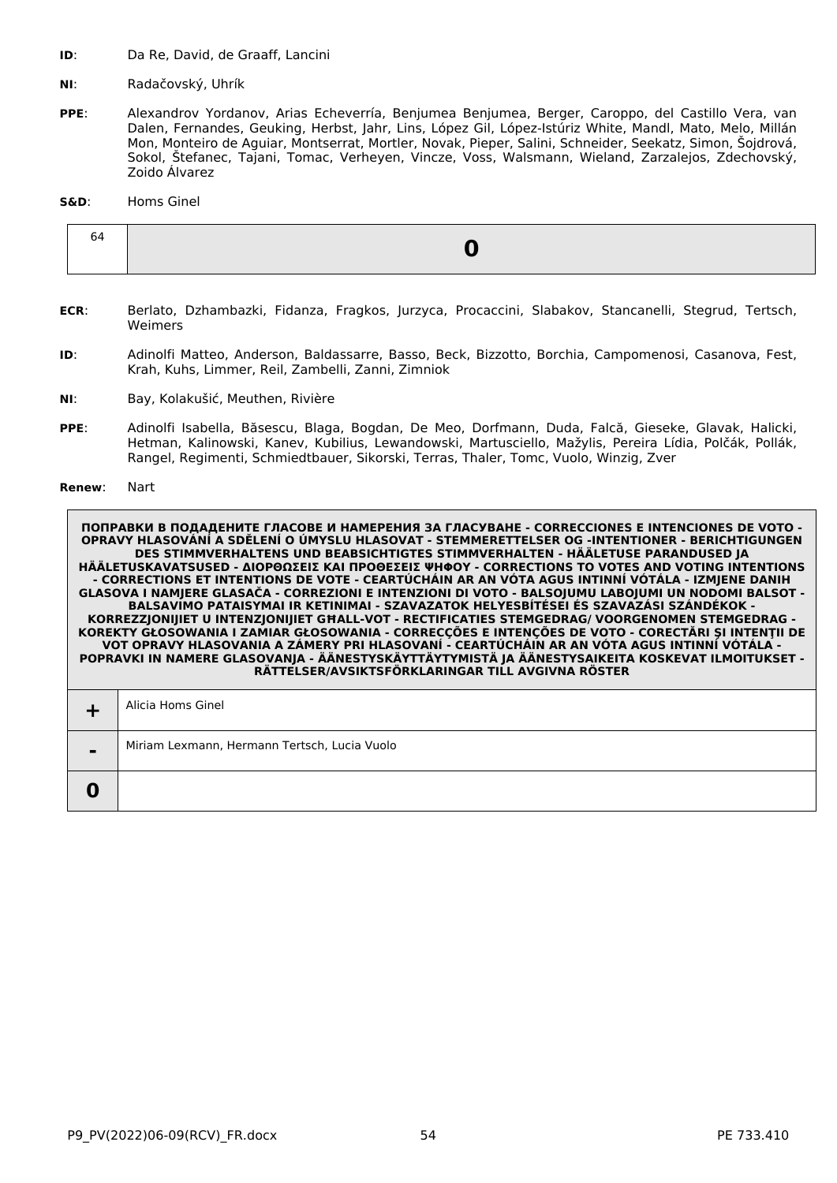**ID**: Da Re, David, de Graaff, Lancini

**NI**: Radačovský, Uhrík

**PPE**: Alexandrov Yordanov, Arias Echeverría, Benjumea Benjumea, Berger, Caroppo, del Castillo Vera, van Dalen, Fernandes, Geuking, Herbst, Jahr, Lins, López Gil, López-Istúriz White, Mandl, Mato, Melo, Millán Mon, Monteiro de Aguiar, Montserrat, Mortler, Novak, Pieper, Salini, Schneider, Seekatz, Simon, Šojdrová, Sokol, Štefanec, Tajani, Tomac, Verheyen, Vincze, Voss, Walsmann, Wieland, Zarzalejos, Zdechovský, Zoido Álvarez

**S&D**: Homs Ginel

| 64 | **0** |
|---|---|

**ECR**: Berlato, Dzhambazki, Fidanza, Fragkos, Jurzyca, Procaccini, Slabakov, Stancanelli, Stegrud, Tertsch, Weimers

**ID**: Adinolfi Matteo, Anderson, Baldassarre, Basso, Beck, Bizzotto, Borchia, Campomenosi, Casanova, Fest, Krah, Kuhs, Limmer, Reil, Zambelli, Zanni, Zimniok

**NI**: Bay, Kolakušić, Meuthen, Rivière

**PPE**: Adinolfi Isabella, Băsescu, Blaga, Bogdan, De Meo, Dorfmann, Duda, Falcă, Gieseke, Glavak, Halicki, Hetman, Kalinowski, Kanev, Kubilius, Lewandowski, Martusciello, Mažylis, Pereira Lídia, Polčák, Pollák, Rangel, Regimenti, Schmiedtbauer, Sikorski, Terras, Thaler, Tomc, Vuolo, Winzig, Zver

**Renew**: Nart

| **ПОПРАВКИ В ПОДАДЕНИТЕ ГЛАСОВЕ И НАМЕРЕНИЯ ЗА ГЛАСУВАНЕ - CORRECCIONES E INTENCIONES DE VOTO - OPRAVY HLASOVÁNÍ A SDĚLENÍ O ÚMYSLU HLASOVAT - STEMMERETTELSER OG -INTENTIONER - BERICHTIGUNGEN DES STIMMVERHALTENS UND BEABSICHTIGTES STIMMVERHALTEN - HÄÄLETUSE PARANDUSED JA HÄÄLETUSKAVATSUSED - ΔΙΟΡΘΩΣΕΙΣ ΚΑΙ ΠΡΟΘΕΣΕΙΣ ΨΗΦΟΥ - CORRECTIONS TO VOTES AND VOTING INTENTIONS - CORRECTIONS ET INTENTIONS DE VOTE - CEARTÚCHÁIN AR AN VÓTA AGUS INTINNÍ VÓTÁLA - IZMJENE DANIH GLASOVA I NAMJERE GLASAČA - CORREZIONI E INTENZIONI DI VOTO - BALSOJUMU LABOJUMI UN NODOMI BALSOT - BALSAVIMO PATAISYMAI IR KETINIMAI - SZAVAZATOK HELYESBÍTÉSEI ÉS SZAVAZÁSI SZÁNDÉKOK - KORREZZJONIJIET U INTENZJONIJIET GĦALL-VOT - RECTIFICATIES STEMGEDRAG/ VOORGENOMEN STEMGEDRAG - KOREKTY GŁOSOWANIA I ZAMIAR GŁOSOWANIA - CORRECÇÕES E INTENÇÕES DE VOTO - CORECTĂRI ŞI INTENŢII DE VOT OPRAVY HLASOVANIA A ZÁMERY PRI HLASOVANÍ - CEARTÚCHÁIN AR AN VÓTA AGUS INTINNÍ VÓTÁLA - POPRAVKI IN NAMERE GLASOVANJA - ÄÄNESTYSKÄYTTÄYTYMISTÄ JA ÄÄNESTYSAIKEITA KOSKEVAT ILMOITUKSET - RÄTTELSER/AVSIKTSFÖRKLARINGAR TILL AVGIVNA RÖSTER** | |
|---|---|
| **+** | Alicia Homs Ginel |
| **-** | Miriam Lexmann, Hermann Tertsch, Lucia Vuolo |
| **0** | |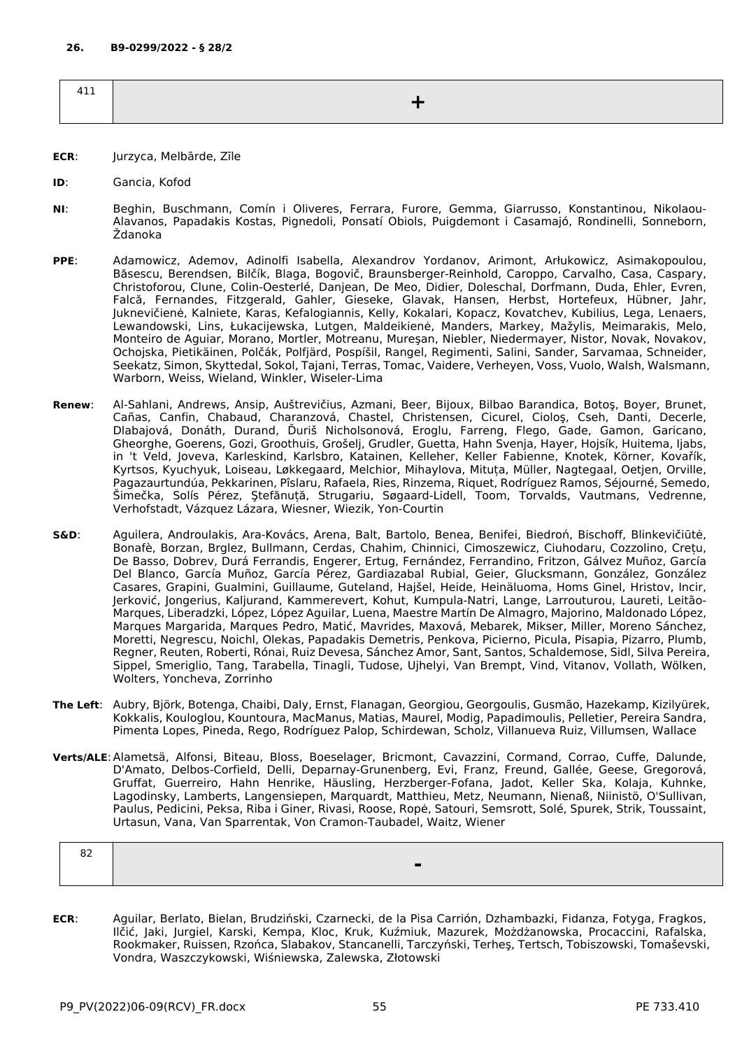**26. B9-0299/2022 - § 28/2**

| 411 | + |
|---|---|

**ECR**: Jurzyca, Melbārde, Zīle

**ID**: Gancia, Kofod

**NI**: Beghin, Buschmann, Comín i Oliveres, Ferrara, Furore, Gemma, Giarrusso, Konstantinou, Nikolaou-Alavanos, Papadakis Kostas, Pignedoli, Ponsatí Obiols, Puigdemont i Casamajó, Rondinelli, Sonneborn, Ždanoka

**PPE**: Adamowicz, Ademov, Adinolfi Isabella, Alexandrov Yordanov, Arimont, Arłukowicz, Asimakopoulou, Băsescu, Berendsen, Bilčík, Blaga, Bogovič, Braunsberger-Reinhold, Caroppo, Carvalho, Casa, Caspary, Christoforou, Clune, Colin-Oesterlé, Danjean, De Meo, Didier, Doleschal, Dorfmann, Duda, Ehler, Evren, Falcă, Fernandes, Fitzgerald, Gahler, Gieseke, Glavak, Hansen, Herbst, Hortefeux, Hübner, Jahr, Juknevičienė, Kalniete, Karas, Kefalogiannis, Kelly, Kokalari, Kopacz, Kovatchev, Kubilius, Lega, Lenaers, Lewandowski, Lins, Łukacijewska, Lutgen, Maldeikienė, Manders, Markey, Mažylis, Meimarakis, Melo, Monteiro de Aguiar, Morano, Mortler, Motreanu, Mureşan, Niebler, Niedermayer, Nistor, Novak, Novakov, Ochojska, Pietikäinen, Polčák, Polfjärd, Pospíšil, Rangel, Regimenti, Salini, Sander, Sarvamaa, Schneider, Seekatz, Simon, Skyttedal, Sokol, Tajani, Terras, Tomac, Vaidere, Verheyen, Voss, Vuolo, Walsh, Walsmann, Warborn, Weiss, Wieland, Winkler, Wiseler-Lima

**Renew**: Al-Sahlani, Andrews, Ansip, Auštrevičius, Azmani, Beer, Bijoux, Bilbao Barandica, Botoş, Boyer, Brunet, Cañas, Canfin, Chabaud, Charanzová, Chastel, Christensen, Cicurel, Cioloş, Cseh, Danti, Decerle, Dlabajová, Donáth, Durand, Ďuriš Nicholsonová, Eroglu, Farreng, Flego, Gade, Gamon, Garicano, Gheorghe, Goerens, Gozi, Groothuis, Grošelj, Grudler, Guetta, Hahn Svenja, Hayer, Hojsík, Huitema, Ijabs, in 't Veld, Joveva, Karleskind, Karlsbro, Katainen, Kelleher, Keller Fabienne, Knotek, Körner, Kovařík, Kyrtsos, Kyuchyuk, Loiseau, Løkkegaard, Melchior, Mihaylova, Mituța, Müller, Nagtegaal, Oetjen, Orville, Pagazaurtundúa, Pekkarinen, Pîslaru, Rafaela, Ries, Rinzema, Riquet, Rodríguez Ramos, Séjourné, Semedo, Šimečka, Solís Pérez, Ştefănuță, Strugariu, Søgaard-Lidell, Toom, Torvalds, Vautmans, Vedrenne, Verhofstadt, Vázquez Lázara, Wiesner, Wiezik, Yon-Courtin

**S&D**: Aguilera, Androulakis, Ara-Kovács, Arena, Balt, Bartolo, Benea, Benifei, Biedroń, Bischoff, Blinkevičiūtė, Bonafè, Borzan, Brglez, Bullmann, Cerdas, Chahim, Chinnici, Cimoszewicz, Ciuhodaru, Cozzolino, Crețu, De Basso, Dobrev, Durá Ferrandis, Engerer, Ertug, Fernández, Ferrandino, Fritzon, Gálvez Muñoz, García Del Blanco, García Muñoz, García Pérez, Gardiazabal Rubial, Geier, Glucksmann, González, González Casares, Grapini, Gualmini, Guillaume, Guteland, Hajšel, Heide, Heinäluoma, Homs Ginel, Hristov, Incir, Jerković, Jongerius, Kaljurand, Kammerevert, Kohut, Kumpula-Natri, Lange, Larrouturou, Laureti, Leitão-Marques, Liberadzki, López, López Aguilar, Luena, Maestre Martín De Almagro, Majorino, Maldonado López, Marques Margarida, Marques Pedro, Matić, Mavrides, Maxová, Mebarek, Mikser, Miller, Moreno Sánchez, Moretti, Negrescu, Noichl, Olekas, Papadakis Demetris, Penkova, Picierno, Picula, Pisapia, Pizarro, Plumb, Regner, Reuten, Roberti, Rónai, Ruiz Devesa, Sánchez Amor, Sant, Santos, Schaldemose, Sidl, Silva Pereira, Sippel, Smeriglio, Tang, Tarabella, Tinagli, Tudose, Ujhelyi, Van Brempt, Vind, Vitanov, Vollath, Wölken, Wolters, Yoncheva, Zorrinho

**The Left**: Aubry, Björk, Botenga, Chaibi, Daly, Ernst, Flanagan, Georgiou, Georgoulis, Gusmão, Hazekamp, Kizilyürek, Kokkalis, Kouloglou, Kountoura, MacManus, Matias, Maurel, Modig, Papadimoulis, Pelletier, Pereira Sandra, Pimenta Lopes, Pineda, Rego, Rodríguez Palop, Schirdewan, Scholz, Villanueva Ruiz, Villumsen, Wallace

**Verts/ALE**: Alametsä, Alfonsi, Biteau, Bloss, Boeselager, Bricmont, Cavazzini, Cormand, Corrao, Cuffe, Dalunde, D'Amato, Delbos-Corfield, Delli, Deparnay-Grunenberg, Evi, Franz, Freund, Gallée, Geese, Gregorová, Gruffat, Guerreiro, Hahn Henrike, Häusling, Herzberger-Fofana, Jadot, Keller Ska, Kolaja, Kuhnke, Lagodinsky, Lamberts, Langensiepen, Marquardt, Matthieu, Metz, Neumann, Nienaß, Niinistö, O'Sullivan, Paulus, Pedicini, Peksa, Riba i Giner, Rivasi, Roose, Ropė, Satouri, Semsrott, Solé, Spurek, Strik, Toussaint, Urtasun, Vana, Van Sparrentak, Von Cramon-Taubadel, Waitz, Wiener

| 82 | - |
|---|---|

**ECR**: Aguilar, Berlato, Bielan, Brudziński, Czarnecki, de la Pisa Carrión, Dzhambazki, Fidanza, Fotyga, Fragkos, Ilčić, Jaki, Jurgiel, Karski, Kempa, Kloc, Kruk, Kuźmiuk, Mazurek, Możdżanowska, Procaccini, Rafalska, Rookmaker, Ruissen, Rzońca, Slabakov, Stancanelli, Tarczyński, Terheş, Tertsch, Tobiszowski, Tomaševski, Vondra, Waszczykowski, Wiśniewska, Zalewska, Złotowski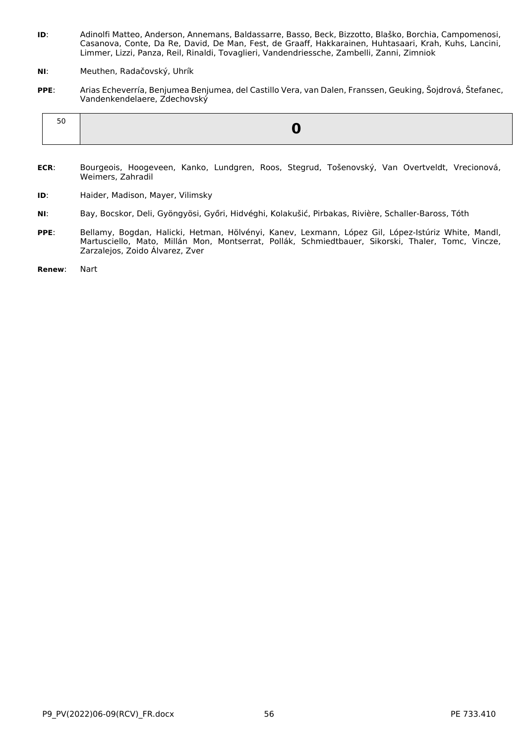**ID**: Adinolfi Matteo, Anderson, Annemans, Baldassarre, Basso, Beck, Bizzotto, Blaško, Borchia, Campomenosi, Casanova, Conte, Da Re, David, De Man, Fest, de Graaff, Hakkarainen, Huhtasaari, Krah, Kuhs, Lancini, Limmer, Lizzi, Panza, Reil, Rinaldi, Tovaglieri, Vandendriessche, Zambelli, Zanni, Zimniok

**NI**: Meuthen, Radačovský, Uhrík

**PPE**: Arias Echeverría, Benjumea Benjumea, del Castillo Vera, van Dalen, Franssen, Geuking, Šojdrová, Štefanec, Vandenkendelaere, Zdechovský

| 50 | **0** |
|---|---|

**ECR**: Bourgeois, Hoogeveen, Kanko, Lundgren, Roos, Stegrud, Tošenovský, Van Overtveldt, Vrecionová, Weimers, Zahradil

**ID**: Haider, Madison, Mayer, Vilimsky

**NI**: Bay, Bocskor, Deli, Gyöngyösi, Győri, Hidvéghi, Kolakušić, Pirbakas, Rivière, Schaller-Baross, Tóth

**PPE**: Bellamy, Bogdan, Halicki, Hetman, Hölvényi, Kanev, Lexmann, López Gil, López-Istúriz White, Mandl, Martusciello, Mato, Millán Mon, Montserrat, Pollák, Schmiedtbauer, Sikorski, Thaler, Tomc, Vincze, Zarzalejos, Zoido Álvarez, Zver

**Renew**: Nart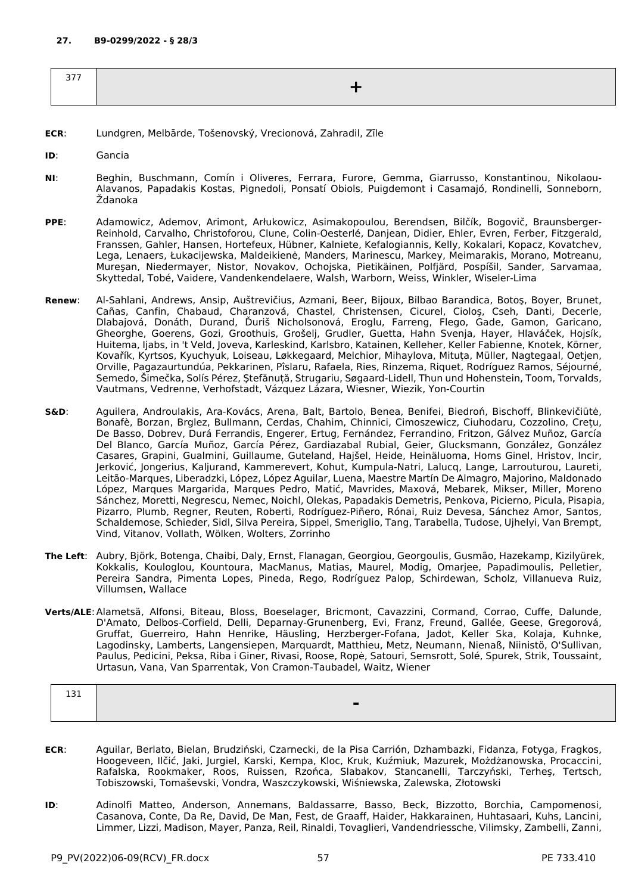**27. B9-0299/2022 - § 28/3**

| 377 | + |
|---|---|

**ECR**: Lundgren, Melbārde, Tošenovský, Vrecionová, Zahradil, Zīle

**ID**: Gancia

**NI**: Beghin, Buschmann, Comín i Oliveres, Ferrara, Furore, Gemma, Giarrusso, Konstantinou, Nikolaou-Alavanos, Papadakis Kostas, Pignedoli, Ponsatí Obiols, Puigdemont i Casamajó, Rondinelli, Sonneborn, Ždanoka

**PPE**: Adamowicz, Ademov, Arimont, Arłukowicz, Asimakopoulou, Berendsen, Bilčík, Bogovič, Braunsberger-Reinhold, Carvalho, Christoforou, Clune, Colin-Oesterlé, Danjean, Didier, Ehler, Evren, Ferber, Fitzgerald, Franssen, Gahler, Hansen, Hortefeux, Hübner, Kalniete, Kefalogiannis, Kelly, Kokalari, Kopacz, Kovatchev, Lega, Lenaers, Łukacijewska, Maldeikienė, Manders, Marinescu, Markey, Meimarakis, Morano, Motreanu, Mureşan, Niedermayer, Nistor, Novakov, Ochojska, Pietikäinen, Polfjärd, Pospíšil, Sander, Sarvamaa, Skyttedal, Tobé, Vaidere, Vandenkendelaere, Walsh, Warborn, Weiss, Winkler, Wiseler-Lima

**Renew**: Al-Sahlani, Andrews, Ansip, Auštrevičius, Azmani, Beer, Bijoux, Bilbao Barandica, Botoş, Boyer, Brunet, Cañas, Canfin, Chabaud, Charanzová, Chastel, Christensen, Cicurel, Cioloş, Cseh, Danti, Decerle, Dlabajová, Donáth, Durand, Ďuriš Nicholsonová, Eroglu, Farreng, Flego, Gade, Gamon, Garicano, Gheorghe, Goerens, Gozi, Groothuis, Grošelj, Grudler, Guetta, Hahn Svenja, Hayer, Hlaváček, Hojsík, Huitema, Ijabs, in 't Veld, Joveva, Karleskind, Karlsbro, Katainen, Kelleher, Keller Fabienne, Knotek, Körner, Kovařík, Kyrtsos, Kyuchyuk, Loiseau, Løkkegaard, Melchior, Mihaylova, Mituța, Müller, Nagtegaal, Oetjen, Orville, Pagazaurtundúa, Pekkarinen, Pîslaru, Rafaela, Ries, Rinzema, Riquet, Rodríguez Ramos, Séjourné, Semedo, Šimečka, Solís Pérez, Ştefănuță, Strugariu, Søgaard-Lidell, Thun und Hohenstein, Toom, Torvalds, Vautmans, Vedrenne, Verhofstadt, Vázquez Lázara, Wiesner, Wiezik, Yon-Courtin

**S&D**: Aguilera, Androulakis, Ara-Kovács, Arena, Balt, Bartolo, Benea, Benifei, Biedroń, Bischoff, Blinkevičiūtė, Bonafè, Borzan, Brglez, Bullmann, Cerdas, Chahim, Chinnici, Cimoszewicz, Ciuhodaru, Cozzolino, Crețu, De Basso, Dobrev, Durá Ferrandis, Engerer, Ertug, Fernández, Ferrandino, Fritzon, Gálvez Muñoz, García Del Blanco, García Muñoz, García Pérez, Gardiazabal Rubial, Geier, Glucksmann, González, González Casares, Grapini, Gualmini, Guillaume, Guteland, Hajšel, Heide, Heinäluoma, Homs Ginel, Hristov, Incir, Jerković, Jongerius, Kaljurand, Kammerevert, Kohut, Kumpula-Natri, Lalucq, Lange, Larrouturou, Laureti, Leitão-Marques, Liberadzki, López, López Aguilar, Luena, Maestre Martín De Almagro, Majorino, Maldonado López, Marques Margarida, Marques Pedro, Matić, Mavrides, Maxová, Mebarek, Mikser, Miller, Moreno Sánchez, Moretti, Negrescu, Nemec, Noichl, Olekas, Papadakis Demetris, Penkova, Picierno, Picula, Pisapia, Pizarro, Plumb, Regner, Reuten, Roberti, Rodríguez-Piñero, Rónai, Ruiz Devesa, Sánchez Amor, Santos, Schaldemose, Schieder, Sidl, Silva Pereira, Sippel, Smeriglio, Tang, Tarabella, Tudose, Ujhelyi, Van Brempt, Vind, Vitanov, Vollath, Wölken, Wolters, Zorrinho

**The Left**: Aubry, Björk, Botenga, Chaibi, Daly, Ernst, Flanagan, Georgiou, Georgoulis, Gusmão, Hazekamp, Kizilyürek, Kokkalis, Kouloglou, Kountoura, MacManus, Matias, Maurel, Modig, Omarjee, Papadimoulis, Pelletier, Pereira Sandra, Pimenta Lopes, Pineda, Rego, Rodríguez Palop, Schirdewan, Scholz, Villanueva Ruiz, Villumsen, Wallace

**Verts/ALE**: Alametsä, Alfonsi, Biteau, Bloss, Boeselager, Bricmont, Cavazzini, Cormand, Corrao, Cuffe, Dalunde, D'Amato, Delbos-Corfield, Delli, Deparnay-Grunenberg, Evi, Franz, Freund, Gallée, Geese, Gregorová, Gruffat, Guerreiro, Hahn Henrike, Häusling, Herzberger-Fofana, Jadot, Keller Ska, Kolaja, Kuhnke, Lagodinsky, Lamberts, Langensiepen, Marquardt, Matthieu, Metz, Neumann, Nienaß, Niinistö, O'Sullivan, Paulus, Pedicini, Peksa, Riba i Giner, Rivasi, Roose, Ropė, Satouri, Semsrott, Solé, Spurek, Strik, Toussaint, Urtasun, Vana, Van Sparrentak, Von Cramon-Taubadel, Waitz, Wiener

| 131 | - |
|---|---|

**ECR**: Aguilar, Berlato, Bielan, Brudziński, Czarnecki, de la Pisa Carrión, Dzhambazki, Fidanza, Fotyga, Fragkos, Hoogeveen, Ilčić, Jaki, Jurgiel, Karski, Kempa, Kloc, Kruk, Kuźmiuk, Mazurek, Możdżanowska, Procaccini, Rafalska, Rookmaker, Roos, Ruissen, Rzońca, Slabakov, Stancanelli, Tarczyński, Terheş, Tertsch, Tobiszowski, Tomaševski, Vondra, Waszczykowski, Wiśniewska, Zalewska, Złotowski

**ID**: Adinolfi Matteo, Anderson, Annemans, Baldassarre, Basso, Beck, Bizzotto, Borchia, Campomenosi, Casanova, Conte, Da Re, David, De Man, Fest, de Graaff, Haider, Hakkarainen, Huhtasaari, Kuhs, Lancini, Limmer, Lizzi, Madison, Mayer, Panza, Reil, Rinaldi, Tovaglieri, Vandendriessche, Vilimsky, Zambelli, Zanni,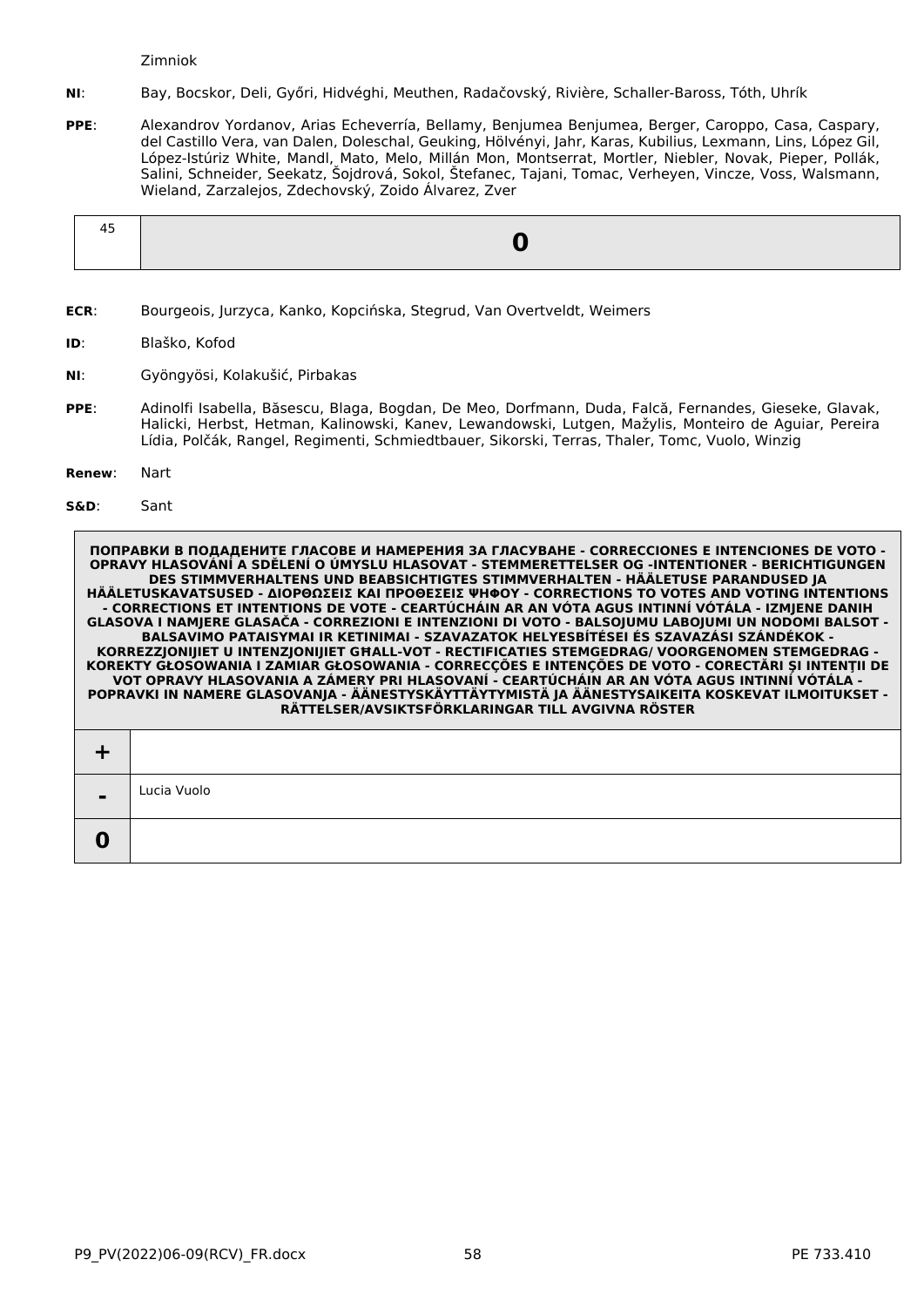Zimniok

**NI**: Bay, Bocskor, Deli, Győri, Hidvéghi, Meuthen, Radačovský, Rivière, Schaller-Baross, Tóth, Uhrík

**PPE**: Alexandrov Yordanov, Arias Echeverría, Bellamy, Benjumea Benjumea, Berger, Caroppo, Casa, Caspary, del Castillo Vera, van Dalen, Doleschal, Geuking, Hölvényi, Jahr, Karas, Kubilius, Lexmann, Lins, López Gil, López-Istúriz White, Mandl, Mato, Melo, Millán Mon, Montserrat, Mortler, Niebler, Novak, Pieper, Pollák, Salini, Schneider, Seekatz, Šojdrová, Sokol, Štefanec, Tajani, Tomac, Verheyen, Vincze, Voss, Walsmann, Wieland, Zarzalejos, Zdechovský, Zoido Álvarez, Zver

| 45 | **0** |
|---|---|

**ECR**: Bourgeois, Jurzyca, Kanko, Kopcińska, Stegrud, Van Overtveldt, Weimers

**ID**: Blaško, Kofod

**NI**: Gyöngyösi, Kolakušić, Pirbakas

**PPE**: Adinolfi Isabella, Băsescu, Blaga, Bogdan, De Meo, Dorfmann, Duda, Falcă, Fernandes, Gieseke, Glavak, Halicki, Herbst, Hetman, Kalinowski, Kanev, Lewandowski, Lutgen, Mažylis, Monteiro de Aguiar, Pereira Lídia, Polčák, Rangel, Regimenti, Schmiedtbauer, Sikorski, Terras, Thaler, Tomc, Vuolo, Winzig

**Renew**: Nart

**S&D**: Sant

| ПОПРАВКИ В ПОДАДЕНИТЕ ГЛАСОВЕ И НАМЕРЕНИЯ ЗА ГЛАСУВАНЕ - CORRECCIONES E INTENCIONES DE VOTO - OPRAVY HLASOVÁNÍ A SDĚLENÍ O ÚMYSLU HLASOVAT - STEMMERETTELSER OG -INTENTIONER - BERICHTIGUNGEN DES STIMMVERHALTENS UND BEABSICHTIGTES STIMMVERHALTEN - HÄÄLETUSE PARANDUSED JA HÄÄLETUSKAVATSUSED - ΔΙΟΡΘΩΣΕΙΣ ΚΑΙ ΠΡΟΘΕΣΕΙΣ ΨΗΦΟΥ - CORRECTIONS TO VOTES AND VOTING INTENTIONS - CORRECTIONS ET INTENTIONS DE VOTE - CEARTÚCHÁIN AR AN VÓTA AGUS INTINNÍ VÓTÁLA - IZMJENE DANIH GLASOVA I NAMJERE GLASAČA - CORREZIONI E INTENZIONI DI VOTO - BALSOJUMU LABOJUMI UN NODOMI BALSOT - BALSAVIMO PATAISYMAI IR KETINIMAI - SZAVAZATOK HELYESBÍTÉSEI ÉS SZAVAZÁSI SZÁNDÉKOK - KORREZZJONIJIET U INTENZJONIJIET GĦALL-VOT - RECTIFICATIES STEMGEDRAG/ VOORGENOMEN STEMGEDRAG - KOREKTY GŁOSOWANIA I ZAMIAR GŁOSOWANIA - CORRECÇÕES E INTENÇÕES DE VOTO - CORECTĂRI ŞI INTENŢII DE VOT OPRAVY HLASOVANIA A ZÁMERY PRI HLASOVANÍ - CEARTÚCHÁIN AR AN VÓTA AGUS INTINNÍ VÓTÁLA - POPRAVKI IN NAMERE GLASOVANJA - ÄÄNESTYSKÄYTTÄYTYMISTÄ JA ÄÄNESTYSAIKEITA KOSKEVAT ILMOITUKSET - RÄTTELSER/AVSIKTSFÖRKLARINGAR TILL AVGIVNA RÖSTER | |
|---|---|
| **+** | |
| **-** | Lucia Vuolo |
| **0** | |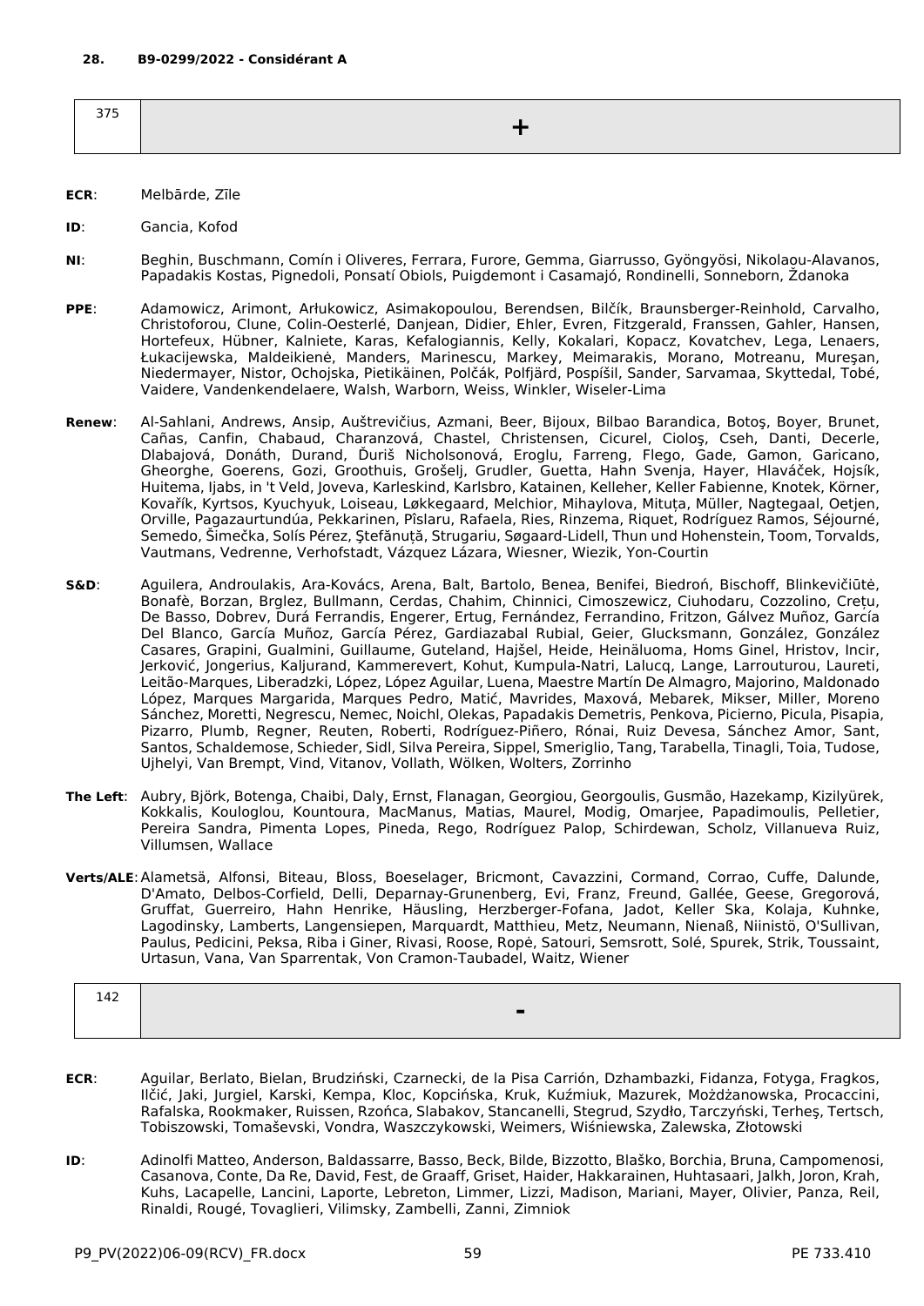**28. B9-0299/2022 - Considérant A**

| 375 | + |
|---|---|

**ECR**: Melbārde, Zīle

**ID**: Gancia, Kofod

**NI**: Beghin, Buschmann, Comín i Oliveres, Ferrara, Furore, Gemma, Giarrusso, Gyöngyösi, Nikolaou-Alavanos, Papadakis Kostas, Pignedoli, Ponsatí Obiols, Puigdemont i Casamajó, Rondinelli, Sonneborn, Ždanoka

**PPE**: Adamowicz, Arimont, Arłukowicz, Asimakopoulou, Berendsen, Bilčík, Braunsberger-Reinhold, Carvalho, Christoforou, Clune, Colin-Oesterlé, Danjean, Didier, Ehler, Evren, Fitzgerald, Franssen, Gahler, Hansen, Hortefeux, Hübner, Kalniete, Karas, Kefalogiannis, Kelly, Kokalari, Kopacz, Kovatchev, Lega, Lenaers, Łukacijewska, Maldeikienė, Manders, Marinescu, Markey, Meimarakis, Morano, Motreanu, Mureşan, Niedermayer, Nistor, Ochojska, Pietikäinen, Polčák, Polfjärd, Pospíšil, Sander, Sarvamaa, Skyttedal, Tobé, Vaidere, Vandenkendelaere, Walsh, Warborn, Weiss, Winkler, Wiseler-Lima

**Renew**: Al-Sahlani, Andrews, Ansip, Auštrevičius, Azmani, Beer, Bijoux, Bilbao Barandica, Botoş, Boyer, Brunet, Cañas, Canfin, Chabaud, Charanzová, Chastel, Christensen, Cicurel, Cioloş, Cseh, Danti, Decerle, Dlabajová, Donáth, Durand, Ďuriš Nicholsonová, Eroglu, Farreng, Flego, Gade, Gamon, Garicano, Gheorghe, Goerens, Gozi, Groothuis, Grošelj, Grudler, Guetta, Hahn Svenja, Hayer, Hlaváček, Hojsík, Huitema, Ijabs, in 't Veld, Joveva, Karleskind, Karlsbro, Katainen, Kelleher, Keller Fabienne, Knotek, Körner, Kovařík, Kyrtsos, Kyuchyuk, Loiseau, Løkkegaard, Melchior, Mihaylova, Mituța, Müller, Nagtegaal, Oetjen, Orville, Pagazaurtundúa, Pekkarinen, Pîslaru, Rafaela, Ries, Rinzema, Riquet, Rodríguez Ramos, Séjourné, Semedo, Šimečka, Solís Pérez, Ştefănuță, Strugariu, Søgaard-Lidell, Thun und Hohenstein, Toom, Torvalds, Vautmans, Vedrenne, Verhofstadt, Vázquez Lázara, Wiesner, Wiezik, Yon-Courtin

**S&D**: Aguilera, Androulakis, Ara-Kovács, Arena, Balt, Bartolo, Benea, Benifei, Biedroń, Bischoff, Blinkevičiūtė, Bonafè, Borzan, Brglez, Bullmann, Cerdas, Chahim, Chinnici, Cimoszewicz, Ciuhodaru, Cozzolino, Crețu, De Basso, Dobrev, Durá Ferrandis, Engerer, Ertug, Fernández, Ferrandino, Fritzon, Gálvez Muñoz, García Del Blanco, García Muñoz, García Pérez, Gardiazabal Rubial, Geier, Glucksmann, González, González Casares, Grapini, Gualmini, Guillaume, Guteland, Hajšel, Heide, Heinäluoma, Homs Ginel, Hristov, Incir, Jerković, Jongerius, Kaljurand, Kammerevert, Kohut, Kumpula-Natri, Lalucq, Lange, Larrouturou, Laureti, Leitão-Marques, Liberadzki, López, López Aguilar, Luena, Maestre Martín De Almagro, Majorino, Maldonado López, Marques Margarida, Marques Pedro, Matić, Mavrides, Maxová, Mebarek, Mikser, Miller, Moreno Sánchez, Moretti, Negrescu, Nemec, Noichl, Olekas, Papadakis Demetris, Penkova, Picierno, Picula, Pisapia, Pizarro, Plumb, Regner, Reuten, Roberti, Rodríguez-Piñero, Rónai, Ruiz Devesa, Sánchez Amor, Sant, Santos, Schaldemose, Schieder, Sidl, Silva Pereira, Sippel, Smeriglio, Tang, Tarabella, Tinagli, Toia, Tudose, Ujhelyi, Van Brempt, Vind, Vitanov, Vollath, Wölken, Wolters, Zorrinho

**The Left**: Aubry, Björk, Botenga, Chaibi, Daly, Ernst, Flanagan, Georgiou, Georgoulis, Gusmão, Hazekamp, Kizilyürek, Kokkalis, Kouloglou, Kountoura, MacManus, Matias, Maurel, Modig, Omarjee, Papadimoulis, Pelletier, Pereira Sandra, Pimenta Lopes, Pineda, Rego, Rodríguez Palop, Schirdewan, Scholz, Villanueva Ruiz, Villumsen, Wallace

**Verts/ALE**: Alametsä, Alfonsi, Biteau, Bloss, Boeselager, Bricmont, Cavazzini, Cormand, Corrao, Cuffe, Dalunde, D'Amato, Delbos-Corfield, Delli, Deparnay-Grunenberg, Evi, Franz, Freund, Gallée, Geese, Gregorová, Gruffat, Guerreiro, Hahn Henrike, Häusling, Herzberger-Fofana, Jadot, Keller Ska, Kolaja, Kuhnke, Lagodinsky, Lamberts, Langensiepen, Marquardt, Matthieu, Metz, Neumann, Nienaß, Niinistö, O'Sullivan, Paulus, Pedicini, Peksa, Riba i Giner, Rivasi, Roose, Ropė, Satouri, Semsrott, Solé, Spurek, Strik, Toussaint, Urtasun, Vana, Van Sparrentak, Von Cramon-Taubadel, Waitz, Wiener

| 142 | - |
|---|---|

**ECR**: Aguilar, Berlato, Bielan, Brudziński, Czarnecki, de la Pisa Carrión, Dzhambazki, Fidanza, Fotyga, Fragkos, Ilčić, Jaki, Jurgiel, Karski, Kempa, Kloc, Kopcińska, Kruk, Kuźmiuk, Mazurek, Możdżanowska, Procaccini, Rafalska, Rookmaker, Ruissen, Rzońca, Slabakov, Stancanelli, Stegrud, Szydło, Tarczyński, Terheş, Tertsch, Tobiszowski, Tomaševski, Vondra, Waszczykowski, Weimers, Wiśniewska, Zalewska, Złotowski

**ID**: Adinolfi Matteo, Anderson, Baldassarre, Basso, Beck, Bilde, Bizzotto, Blaško, Borchia, Bruna, Campomenosi, Casanova, Conte, Da Re, David, Fest, de Graaff, Griset, Haider, Hakkarainen, Huhtasaari, Jalkh, Joron, Krah, Kuhs, Lacapelle, Lancini, Laporte, Lebreton, Limmer, Lizzi, Madison, Mariani, Mayer, Olivier, Panza, Reil, Rinaldi, Rougé, Tovaglieri, Vilimsky, Zambelli, Zanni, Zimniok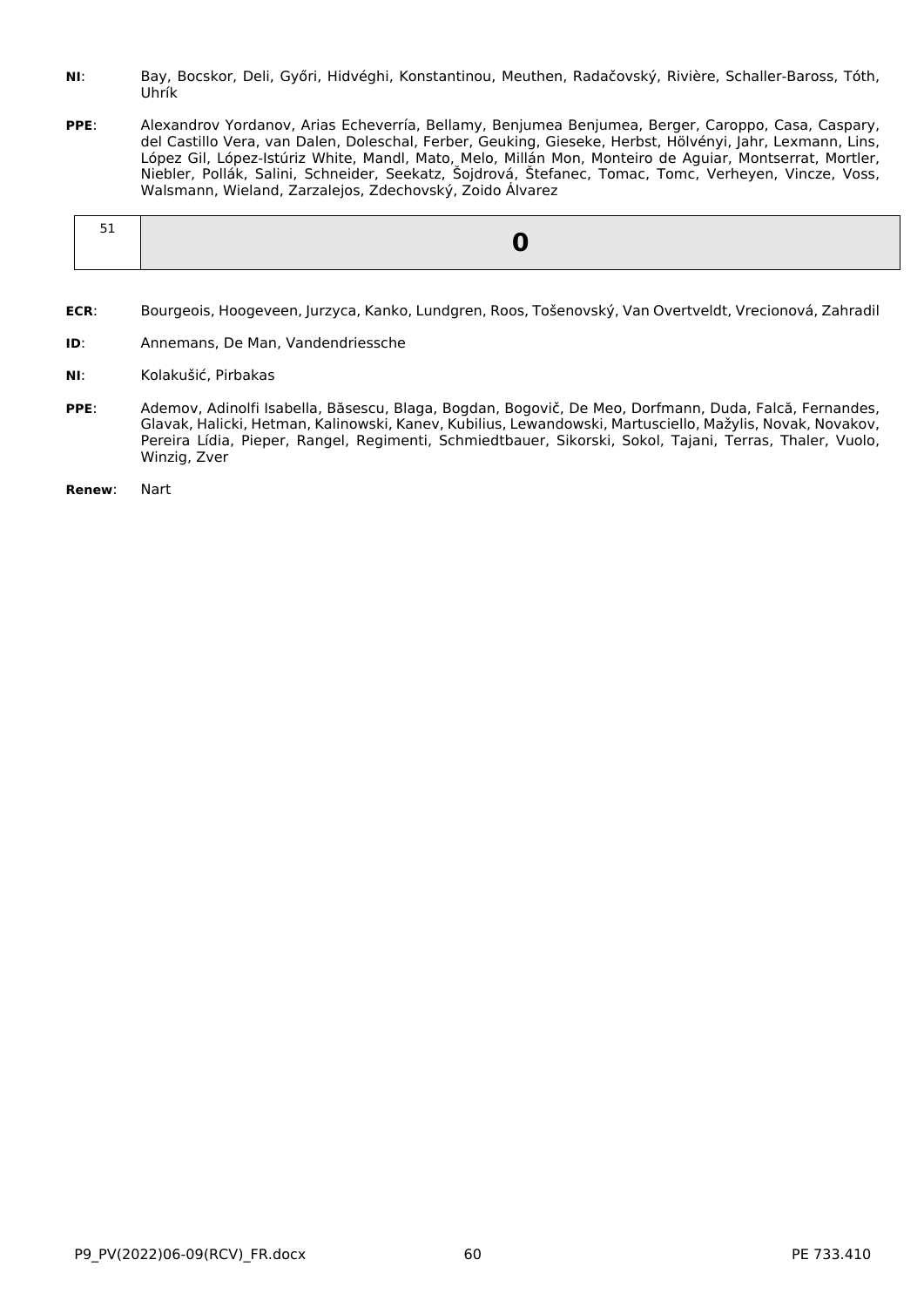**NI**: Bay, Bocskor, Deli, Győri, Hidvéghi, Konstantinou, Meuthen, Radačovský, Rivière, Schaller-Baross, Tóth, Uhrík

**PPE**: Alexandrov Yordanov, Arias Echeverría, Bellamy, Benjumea Benjumea, Berger, Caroppo, Casa, Caspary, del Castillo Vera, van Dalen, Doleschal, Ferber, Geuking, Gieseke, Herbst, Hölvényi, Jahr, Lexmann, Lins, López Gil, López-Istúriz White, Mandl, Mato, Melo, Millán Mon, Monteiro de Aguiar, Montserrat, Mortler, Niebler, Pollák, Salini, Schneider, Seekatz, Šojdrová, Štefanec, Tomac, Tomc, Verheyen, Vincze, Voss, Walsmann, Wieland, Zarzalejos, Zdechovský, Zoido Álvarez

| 51 | **0** |
|---|---|

**ECR**: Bourgeois, Hoogeveen, Jurzyca, Kanko, Lundgren, Roos, Tošenovský, Van Overtveldt, Vrecionová, Zahradil

**ID**: Annemans, De Man, Vandendriessche

**NI**: Kolakušić, Pirbakas

**PPE**: Ademov, Adinolfi Isabella, Băsescu, Blaga, Bogdan, Bogovič, De Meo, Dorfmann, Duda, Falcă, Fernandes, Glavak, Halicki, Hetman, Kalinowski, Kanev, Kubilius, Lewandowski, Martusciello, Mažylis, Novak, Novakov, Pereira Lídia, Pieper, Rangel, Regimenti, Schmiedtbauer, Sikorski, Sokol, Tajani, Terras, Thaler, Vuolo, Winzig, Zver

**Renew**: Nart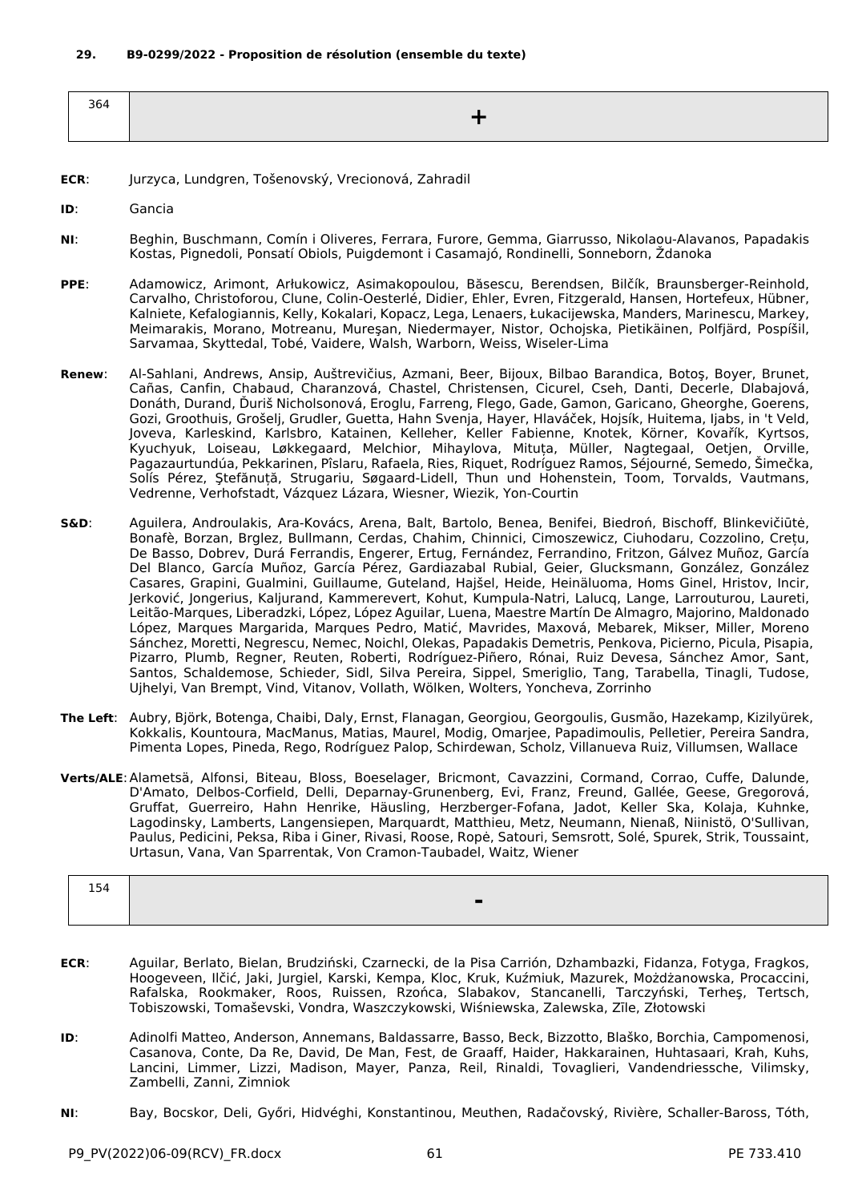**29. B9-0299/2022 - Proposition de résolution (ensemble du texte)**

| 364 | + |
|---|---|

**ECR**: Jurzyca, Lundgren, Tošenovský, Vrecionová, Zahradil

**ID**: Gancia

**NI**: Beghin, Buschmann, Comín i Oliveres, Ferrara, Furore, Gemma, Giarrusso, Nikolaou-Alavanos, Papadakis Kostas, Pignedoli, Ponsatí Obiols, Puigdemont i Casamajó, Rondinelli, Sonneborn, Ždanoka

**PPE**: Adamowicz, Arimont, Arłukowicz, Asimakopoulou, Băsescu, Berendsen, Bilčík, Braunsberger-Reinhold, Carvalho, Christoforou, Clune, Colin-Oesterlé, Didier, Ehler, Evren, Fitzgerald, Hansen, Hortefeux, Hübner, Kalniete, Kefalogiannis, Kelly, Kokalari, Kopacz, Lega, Lenaers, Łukacijewska, Manders, Marinescu, Markey, Meimarakis, Morano, Motreanu, Mureşan, Niedermayer, Nistor, Ochojska, Pietikäinen, Polfjärd, Pospíšil, Sarvamaa, Skyttedal, Tobé, Vaidere, Walsh, Warborn, Weiss, Wiseler-Lima

**Renew**: Al-Sahlani, Andrews, Ansip, Auštrevičius, Azmani, Beer, Bijoux, Bilbao Barandica, Botoş, Boyer, Brunet, Cañas, Canfin, Chabaud, Charanzová, Chastel, Christensen, Cicurel, Cseh, Danti, Decerle, Dlabajová, Donáth, Durand, Ďuriš Nicholsonová, Eroglu, Farreng, Flego, Gade, Gamon, Garicano, Gheorghe, Goerens, Gozi, Groothuis, Grošelj, Grudler, Guetta, Hahn Svenja, Hayer, Hlaváček, Hojsík, Huitema, Ijabs, in 't Veld, Joveva, Karleskind, Karlsbro, Katainen, Kelleher, Keller Fabienne, Knotek, Körner, Kovařík, Kyrtsos, Kyuchyuk, Loiseau, Løkkegaard, Melchior, Mihaylova, Mituța, Müller, Nagtegaal, Oetjen, Orville, Pagazaurtundúa, Pekkarinen, Pîslaru, Rafaela, Ries, Riquet, Rodríguez Ramos, Séjourné, Semedo, Šimečka, Solís Pérez, Ştefănuță, Strugariu, Søgaard-Lidell, Thun und Hohenstein, Toom, Torvalds, Vautmans, Vedrenne, Verhofstadt, Vázquez Lázara, Wiesner, Wiezik, Yon-Courtin

**S&D**: Aguilera, Androulakis, Ara-Kovács, Arena, Balt, Bartolo, Benea, Benifei, Biedroń, Bischoff, Blinkevičiūtė, Bonafè, Borzan, Brglez, Bullmann, Cerdas, Chahim, Chinnici, Cimoszewicz, Ciuhodaru, Cozzolino, Crețu, De Basso, Dobrev, Durá Ferrandis, Engerer, Ertug, Fernández, Ferrandino, Fritzon, Gálvez Muñoz, García Del Blanco, García Muñoz, García Pérez, Gardiazabal Rubial, Geier, Glucksmann, González, González Casares, Grapini, Gualmini, Guillaume, Guteland, Hajšel, Heide, Heinäluoma, Homs Ginel, Hristov, Incir, Jerković, Jongerius, Kaljurand, Kammerevert, Kohut, Kumpula-Natri, Lalucq, Lange, Larrouturou, Laureti, Leitão-Marques, Liberadzki, López, López Aguilar, Luena, Maestre Martín De Almagro, Majorino, Maldonado López, Marques Margarida, Marques Pedro, Matić, Mavrides, Maxová, Mebarek, Mikser, Miller, Moreno Sánchez, Moretti, Negrescu, Nemec, Noichl, Olekas, Papadakis Demetris, Penkova, Picierno, Picula, Pisapia, Pizarro, Plumb, Regner, Reuten, Roberti, Rodríguez-Piñero, Rónai, Ruiz Devesa, Sánchez Amor, Sant, Santos, Schaldemose, Schieder, Sidl, Silva Pereira, Sippel, Smeriglio, Tang, Tarabella, Tinagli, Tudose, Ujhelyi, Van Brempt, Vind, Vitanov, Vollath, Wölken, Wolters, Yoncheva, Zorrinho

**The Left**: Aubry, Björk, Botenga, Chaibi, Daly, Ernst, Flanagan, Georgiou, Georgoulis, Gusmão, Hazekamp, Kizilyürek, Kokkalis, Kountoura, MacManus, Matias, Maurel, Modig, Omarjee, Papadimoulis, Pelletier, Pereira Sandra, Pimenta Lopes, Pineda, Rego, Rodríguez Palop, Schirdewan, Scholz, Villanueva Ruiz, Villumsen, Wallace

**Verts/ALE**: Alametsä, Alfonsi, Biteau, Bloss, Boeselager, Bricmont, Cavazzini, Cormand, Corrao, Cuffe, Dalunde, D'Amato, Delbos-Corfield, Delli, Deparnay-Grunenberg, Evi, Franz, Freund, Gallée, Geese, Gregorová, Gruffat, Guerreiro, Hahn Henrike, Häusling, Herzberger-Fofana, Jadot, Keller Ska, Kolaja, Kuhnke, Lagodinsky, Lamberts, Langensiepen, Marquardt, Matthieu, Metz, Neumann, Nienaß, Niinistö, O'Sullivan, Paulus, Pedicini, Peksa, Riba i Giner, Rivasi, Roose, Ropė, Satouri, Semsrott, Solé, Spurek, Strik, Toussaint, Urtasun, Vana, Van Sparrentak, Von Cramon-Taubadel, Waitz, Wiener

| 154 | - |
|---|---|

**ECR**: Aguilar, Berlato, Bielan, Brudziński, Czarnecki, de la Pisa Carrión, Dzhambazki, Fidanza, Fotyga, Fragkos, Hoogeveen, Ilčić, Jaki, Jurgiel, Karski, Kempa, Kloc, Kruk, Kuźmiuk, Mazurek, Możdżanowska, Procaccini, Rafalska, Rookmaker, Roos, Ruissen, Rzońca, Slabakov, Stancanelli, Tarczyński, Terheş, Tertsch, Tobiszowski, Tomaševski, Vondra, Waszczykowski, Wiśniewska, Zalewska, Zīle, Złotowski

**ID**: Adinolfi Matteo, Anderson, Annemans, Baldassarre, Basso, Beck, Bizzotto, Blaško, Borchia, Campomenosi, Casanova, Conte, Da Re, David, De Man, Fest, de Graaff, Haider, Hakkarainen, Huhtasaari, Krah, Kuhs, Lancini, Limmer, Lizzi, Madison, Mayer, Panza, Reil, Rinaldi, Tovaglieri, Vandendriessche, Vilimsky, Zambelli, Zanni, Zimniok

**NI**: Bay, Bocskor, Deli, Győri, Hidvéghi, Konstantinou, Meuthen, Radačovský, Rivière, Schaller-Baross, Tóth,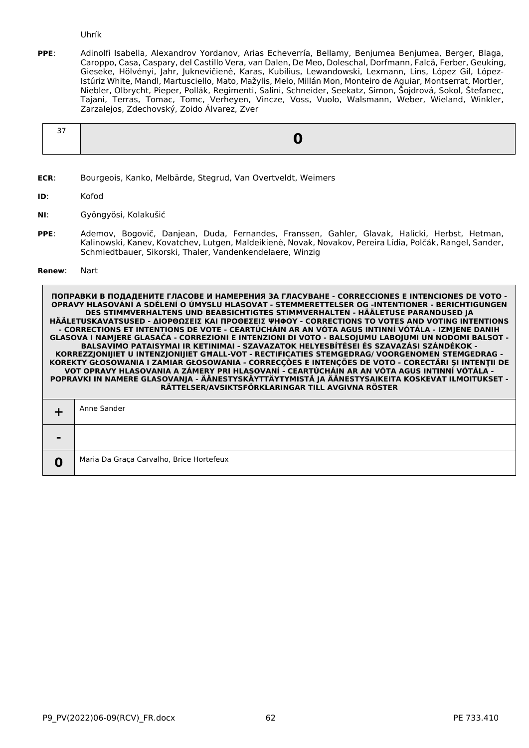Uhrík

**PPE**: Adinolfi Isabella, Alexandrov Yordanov, Arias Echeverría, Bellamy, Benjumea Benjumea, Berger, Blaga, Caroppo, Casa, Caspary, del Castillo Vera, van Dalen, De Meo, Doleschal, Dorfmann, Falcă, Ferber, Geuking, Gieseke, Hölvényi, Jahr, Juknevičienė, Karas, Kubilius, Lewandowski, Lexmann, Lins, López Gil, López-Istúriz White, Mandl, Martusciello, Mato, Mažylis, Melo, Millán Mon, Monteiro de Aguiar, Montserrat, Mortler, Niebler, Olbrycht, Pieper, Pollák, Regimenti, Salini, Schneider, Seekatz, Simon, Šojdrová, Sokol, Štefanec, Tajani, Terras, Tomac, Tomc, Verheyen, Vincze, Voss, Vuolo, Walsmann, Weber, Wieland, Winkler, Zarzalejos, Zdechovský, Zoido Álvarez, Zver

| 37 | **0** |
|---|---|

**ECR**: Bourgeois, Kanko, Melbārde, Stegrud, Van Overtveldt, Weimers

**ID**: Kofod

**NI**: Gyöngyösi, Kolakušić

**PPE**: Ademov, Bogovič, Danjean, Duda, Fernandes, Franssen, Gahler, Glavak, Halicki, Herbst, Hetman, Kalinowski, Kanev, Kovatchev, Lutgen, Maldeikienė, Novak, Novakov, Pereira Lídia, Polčák, Rangel, Sander, Schmiedtbauer, Sikorski, Thaler, Vandenkendelaere, Winzig

**Renew**: Nart

| **ПОПРАВКИ В ПОДАДЕНИТЕ ГЛАСОВЕ И НАМЕРЕНИЯ ЗА ГЛАСУВАНЕ - CORRECCIONES E INTENCIONES DE VOTO - OPRAVY HLASOVÁNÍ A SDĚLENÍ O ÚMYSLU HLASOVAT - STEMMERETTELSER OG -INTENTIONER - BERICHTIGUNGEN DES STIMMVERHALTENS UND BEABSICHTIGTES STIMMVERHALTEN - HÄÄLETUSE PARANDUSED JA HÄÄLETUSKAVATSUSED - ΔΙΟΡΘΩΣΕΙΣ ΚΑΙ ΠΡΟΘΕΣΕΙΣ ΨΗΦΟΥ - CORRECTIONS TO VOTES AND VOTING INTENTIONS - CORRECTIONS ET INTENTIONS DE VOTE - CEARTÚCHÁIN AR AN VÓTA AGUS INTINNÍ VÓTÁLA - IZMJENE DANIH GLASOVA I NAMJERE GLASAČA - CORREZIONI E INTENZIONI DI VOTO - BALSOJUMU LABOJUMI UN NODOMI BALSOT - BALSAVIMO PATAISYMAI IR KETINIMAI - SZAVAZATOK HELYESBÍTÉSEI ÉS SZAVAZÁSI SZÁNDÉKOK - KORREZZJONIJIET U INTENZJONIJIET GĦALL-VOT - RECTIFICATIES STEMGEDRAG/ VOORGENOMEN STEMGEDRAG - KOREKTY GŁOSOWANIA I ZAMIAR GŁOSOWANIA - CORRECÇÕES E INTENÇÕES DE VOTO - CORECTĂRI ŞI INTENŢII DE VOT OPRAVY HLASOVANIA A ZÁMERY PRI HLASOVANÍ - CEARTÚCHÁIN AR AN VÓTA AGUS INTINNÍ VÓTÁLA - POPRAVKI IN NAMERE GLASOVANJA - ÄÄNESTYSKÄYTTÄYTYMISTÄ JA ÄÄNESTYSAIKEITA KOSKEVAT ILMOITUKSET - RÄTTELSER/AVSIKTSFÖRKLARINGAR TILL AVGIVNA RÖSTER** | |
|---|---|
| **+** | Anne Sander |
| **-** | |
| **0** | Maria Da Graça Carvalho, Brice Hortefeux |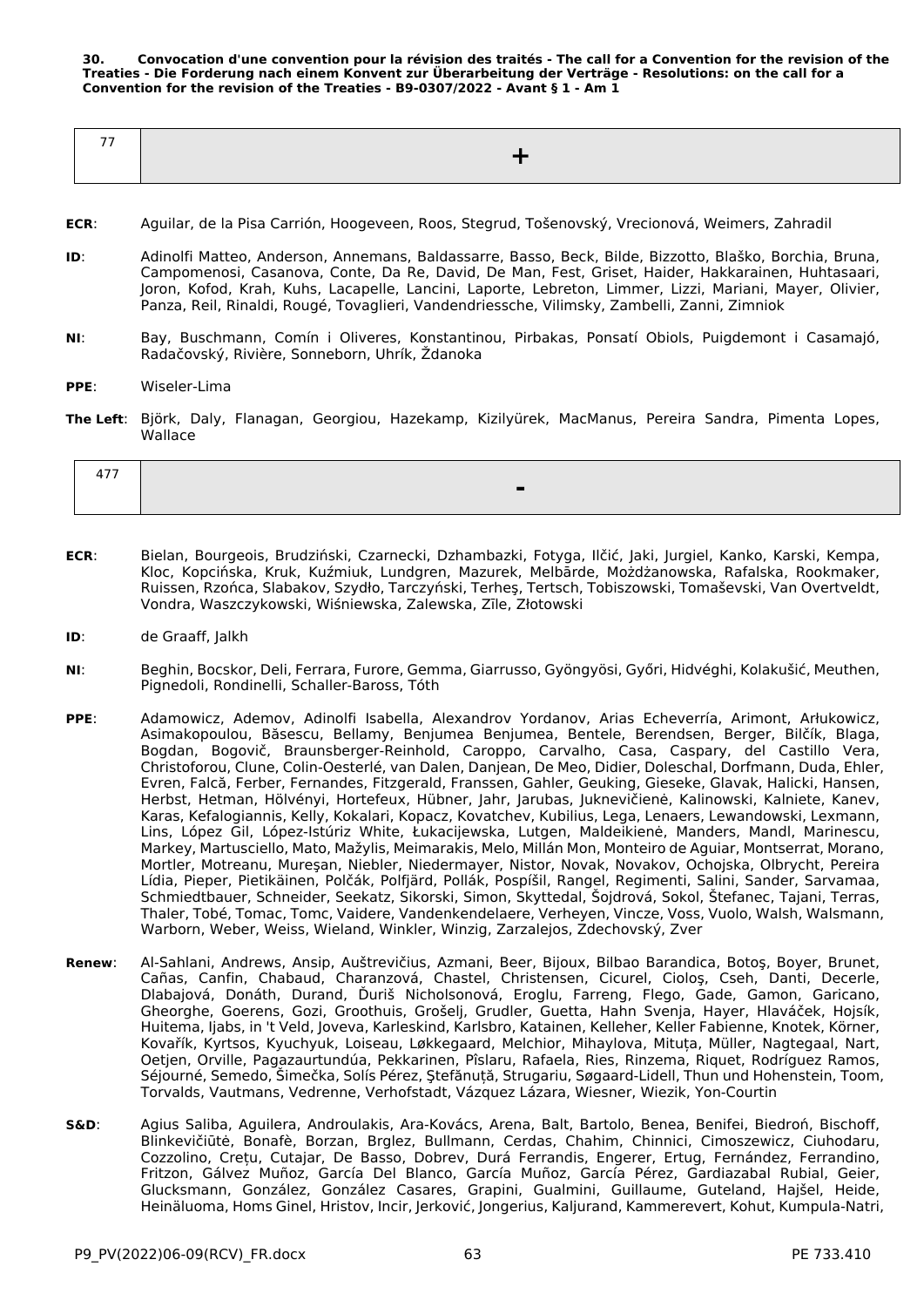**30. Convocation d'une convention pour la révision des traités - The call for a Convention for the revision of the Treaties - Die Forderung nach einem Konvent zur Überarbeitung der Verträge - Resolutions: on the call for a Convention for the revision of the Treaties - B9-0307/2022 - Avant § 1 - Am 1**

| 77 | + |
|---|---|

**ECR**: Aguilar, de la Pisa Carrión, Hoogeveen, Roos, Stegrud, Tošenovský, Vrecionová, Weimers, Zahradil

**ID**: Adinolfi Matteo, Anderson, Annemans, Baldassarre, Basso, Beck, Bilde, Bizzotto, Blaško, Borchia, Bruna, Campomenosi, Casanova, Conte, Da Re, David, De Man, Fest, Griset, Haider, Hakkarainen, Huhtasaari, Joron, Kofod, Krah, Kuhs, Lacapelle, Lancini, Laporte, Lebreton, Limmer, Lizzi, Mariani, Mayer, Olivier, Panza, Reil, Rinaldi, Rougé, Tovaglieri, Vandendriessche, Vilimsky, Zambelli, Zanni, Zimniok

**NI**: Bay, Buschmann, Comín i Oliveres, Konstantinou, Pirbakas, Ponsatí Obiols, Puigdemont i Casamajó, Radačovský, Rivière, Sonneborn, Uhrík, Ždanoka

**PPE**: Wiseler-Lima

**The Left**: Björk, Daly, Flanagan, Georgiou, Hazekamp, Kizilyürek, MacManus, Pereira Sandra, Pimenta Lopes, Wallace

| 477 | - |
|---|---|

**ECR**: Bielan, Bourgeois, Brudziński, Czarnecki, Dzhambazki, Fotyga, Ilčić, Jaki, Jurgiel, Kanko, Karski, Kempa, Kloc, Kopcińska, Kruk, Kuźmiuk, Lundgren, Mazurek, Melbārde, Możdżanowska, Rafalska, Rookmaker, Ruissen, Rzońca, Slabakov, Szydło, Tarczyński, Terheş, Tertsch, Tobiszowski, Tomaševski, Van Overtveldt, Vondra, Waszczykowski, Wiśniewska, Zalewska, Zīle, Złotowski

**ID**: de Graaff, Jalkh

**NI**: Beghin, Bocskor, Deli, Ferrara, Furore, Gemma, Giarrusso, Gyöngyösi, Győri, Hidvéghi, Kolakušić, Meuthen, Pignedoli, Rondinelli, Schaller-Baross, Tóth

**PPE**: Adamowicz, Ademov, Adinolfi Isabella, Alexandrov Yordanov, Arias Echeverría, Arimont, Arłukowicz, Asimakopoulou, Băsescu, Bellamy, Benjumea Benjumea, Bentele, Berendsen, Berger, Bilčík, Blaga, Bogdan, Bogovič, Braunsberger-Reinhold, Caroppo, Carvalho, Casa, Caspary, del Castillo Vera, Christoforou, Clune, Colin-Oesterlé, van Dalen, Danjean, De Meo, Didier, Doleschal, Dorfmann, Duda, Ehler, Evren, Falcă, Ferber, Fernandes, Fitzgerald, Franssen, Gahler, Geuking, Gieseke, Glavak, Halicki, Hansen, Herbst, Hetman, Hölvényi, Hortefeux, Hübner, Jahr, Jarubas, Juknevičienė, Kalinowski, Kalniete, Kanev, Karas, Kefalogiannis, Kelly, Kokalari, Kopacz, Kovatchev, Kubilius, Lega, Lenaers, Lewandowski, Lexmann, Lins, López Gil, López-Istúriz White, Łukacijewska, Lutgen, Maldeikienė, Manders, Mandl, Marinescu, Markey, Martusciello, Mato, Mažylis, Meimarakis, Melo, Millán Mon, Monteiro de Aguiar, Montserrat, Morano, Mortler, Motreanu, Mureşan, Niebler, Niedermayer, Nistor, Novak, Novakov, Ochojska, Olbrycht, Pereira Lídia, Pieper, Pietikäinen, Polčák, Polfjärd, Pollák, Pospíšil, Rangel, Regimenti, Salini, Sander, Sarvamaa, Schmiedtbauer, Schneider, Seekatz, Sikorski, Simon, Skyttedal, Šojdrová, Sokol, Štefanec, Tajani, Terras, Thaler, Tobé, Tomac, Tomc, Vaidere, Vandenkendelaere, Verheyen, Vincze, Voss, Vuolo, Walsh, Walsmann, Warborn, Weber, Weiss, Wieland, Winkler, Winzig, Zarzalejos, Zdechovský, Zver

**Renew**: Al-Sahlani, Andrews, Ansip, Auštrevičius, Azmani, Beer, Bijoux, Bilbao Barandica, Botoş, Boyer, Brunet, Cañas, Canfin, Chabaud, Charanzová, Chastel, Christensen, Cicurel, Cioloş, Cseh, Danti, Decerle, Dlabajová, Donáth, Durand, Ďuriš Nicholsonová, Eroglu, Farreng, Flego, Gade, Gamon, Garicano, Gheorghe, Goerens, Gozi, Groothuis, Grošelj, Grudler, Guetta, Hahn Svenja, Hayer, Hlaváček, Hojsík, Huitema, Ijabs, in 't Veld, Joveva, Karleskind, Karlsbro, Katainen, Kelleher, Keller Fabienne, Knotek, Körner, Kovařík, Kyrtsos, Kyuchyuk, Loiseau, Løkkegaard, Melchior, Mihaylova, Mituța, Müller, Nagtegaal, Nart, Oetjen, Orville, Pagazaurtundúa, Pekkarinen, Pîslaru, Rafaela, Ries, Rinzema, Riquet, Rodríguez Ramos, Séjourné, Semedo, Šimečka, Solís Pérez, Ştefănuță, Strugariu, Søgaard-Lidell, Thun und Hohenstein, Toom, Torvalds, Vautmans, Vedrenne, Verhofstadt, Vázquez Lázara, Wiesner, Wiezik, Yon-Courtin

**S&D**: Agius Saliba, Aguilera, Androulakis, Ara-Kovács, Arena, Balt, Bartolo, Benea, Benifei, Biedroń, Bischoff, Blinkevičiūtė, Bonafè, Borzan, Brglez, Bullmann, Cerdas, Chahim, Chinnici, Cimoszewicz, Ciuhodaru, Cozzolino, Crețu, Cutajar, De Basso, Dobrev, Durá Ferrandis, Engerer, Ertug, Fernández, Ferrandino, Fritzon, Gálvez Muñoz, García Del Blanco, García Muñoz, García Pérez, Gardiazabal Rubial, Geier, Glucksmann, González, González Casares, Grapini, Gualmini, Guillaume, Guteland, Hajšel, Heide, Heinäluoma, Homs Ginel, Hristov, Incir, Jerković, Jongerius, Kaljurand, Kammerevert, Kohut, Kumpula-Natri,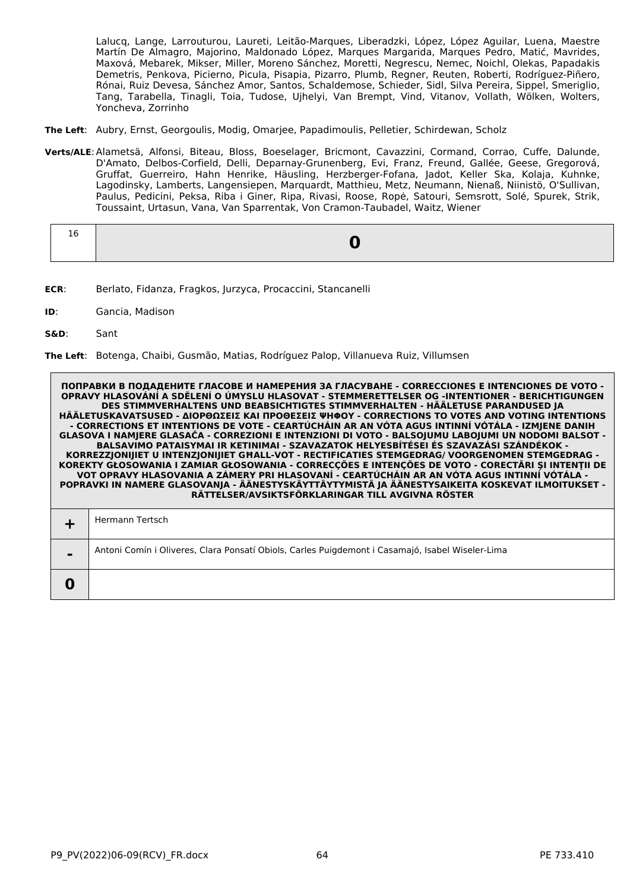Lalucq, Lange, Larrouturou, Laureti, Leitão-Marques, Liberadzki, López, López Aguilar, Luena, Maestre Martín De Almagro, Majorino, Maldonado López, Marques Margarida, Marques Pedro, Matić, Mavrides, Maxová, Mebarek, Mikser, Miller, Moreno Sánchez, Moretti, Negrescu, Nemec, Noichl, Olekas, Papadakis Demetris, Penkova, Picierno, Picula, Pisapia, Pizarro, Plumb, Regner, Reuten, Roberti, Rodríguez-Piñero, Rónai, Ruiz Devesa, Sánchez Amor, Santos, Schaldemose, Schieder, Sidl, Silva Pereira, Sippel, Smeriglio, Tang, Tarabella, Tinagli, Toia, Tudose, Ujhelyi, Van Brempt, Vind, Vitanov, Vollath, Wölken, Wolters, Yoncheva, Zorrinho

**The Left**: Aubry, Ernst, Georgoulis, Modig, Omarjee, Papadimoulis, Pelletier, Schirdewan, Scholz

**Verts/ALE**: Alametsä, Alfonsi, Biteau, Bloss, Boeselager, Bricmont, Cavazzini, Cormand, Corrao, Cuffe, Dalunde, D'Amato, Delbos-Corfield, Delli, Deparnay-Grunenberg, Evi, Franz, Freund, Gallée, Geese, Gregorová, Gruffat, Guerreiro, Hahn Henrike, Häusling, Herzberger-Fofana, Jadot, Keller Ska, Kolaja, Kuhnke, Lagodinsky, Lamberts, Langensiepen, Marquardt, Matthieu, Metz, Neumann, Nienaß, Niinistö, O'Sullivan, Paulus, Pedicini, Peksa, Riba i Giner, Ripa, Rivasi, Roose, Ropė, Satouri, Semsrott, Solé, Spurek, Strik, Toussaint, Urtasun, Vana, Van Sparrentak, Von Cramon-Taubadel, Waitz, Wiener

| 16 | **0** |
|---|---|

**ECR**: Berlato, Fidanza, Fragkos, Jurzyca, Procaccini, Stancanelli

**ID**: Gancia, Madison

**S&D**: Sant

**The Left**: Botenga, Chaibi, Gusmão, Matias, Rodríguez Palop, Villanueva Ruiz, Villumsen

| ПОПРАВКИ В ПОДАДЕНИТЕ ГЛАСОВЕ И НАМЕРЕНИЯ ЗА ГЛАСУВАНЕ - CORRECCIONES E INTENCIONES DE VOTO - OPRAVY HLASOVÁNÍ A SDĚLENÍ O ÚMYSLU HLASOVAT - STEMMERETTELSER OG -INTENTIONER - BERICHTIGUNGEN DES STIMMVERHALTENS UND BEABSICHTIGTES STIMMVERHALTEN - HÄÄLETUSE PARANDUSED JA HÄÄLETUSKAVATSUSED - ΔΙΟΡΘΩΣΕΙΣ ΚΑΙ ΠΡΟΘΕΣΕΙΣ ΨΗΦΟΥ - CORRECTIONS TO VOTES AND VOTING INTENTIONS - CORRECTIONS ET INTENTIONS DE VOTE - CEARTÚCHÁIN AR AN VÓTA AGUS INTINNÍ VÓTÁLA - IZMJENE DANIH GLASOVA I NAMJERE GLASAČA - CORREZIONI E INTENZIONI DI VOTO - BALSOJUMU LABOJUMI UN NODOMI BALSOT - BALSAVIMO PATAISYMAI IR KETINIMAI - SZAVAZATOK HELYESBÍTÉSEI ÉS SZAVAZÁSI SZÁNDÉKOK - KORREZZJONIJIET U INTENZJONIJIET GĦALL-VOT - RECTIFICATIES STEMGEDRAG/ VOORGENOMEN STEMGEDRAG - KOREKTY GŁOSOWANIA I ZAMIAR GŁOSOWANIA - CORRECÇÕES E INTENÇÕES DE VOTO - CORECTĂRI ŞI INTENŢII DE VOT OPRAVY HLASOVANIA A ZÁMERY PRI HLASOVANÍ - CEARTÚCHÁIN AR AN VÓTA AGUS INTINNÍ VÓTÁLA - POPRAVKI IN NAMERE GLASOVANJA - ÄÄNESTYSKÄYTTÄYTYMISTÄ JA ÄÄNESTYSAIKEITA KOSKEVAT ILMOITUKSET - RÄTTELSER/AVSIKTSFÖRKLARINGAR TILL AVGIVNA RÖSTER | |
|---|---|
| **+** | Hermann Tertsch |
| **-** | Antoni Comín i Oliveres, Clara Ponsatí Obiols, Carles Puigdemont i Casamajó, Isabel Wiseler-Lima |
| **0** | |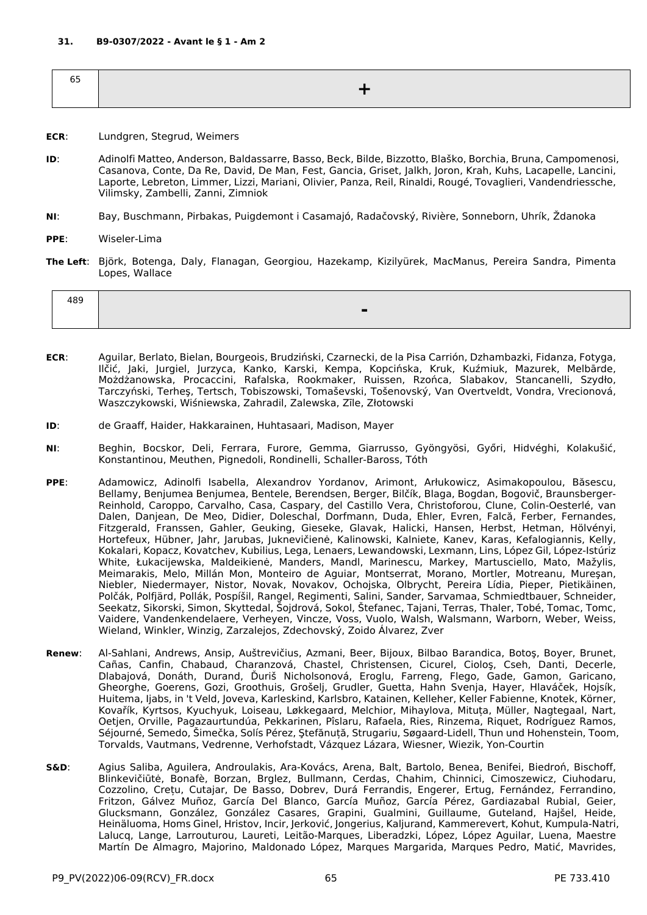**31. B9-0307/2022 - Avant le § 1 - Am 2**

| 65 | + |
|---|---|

**ECR**: Lundgren, Stegrud, Weimers

**ID**: Adinolfi Matteo, Anderson, Baldassarre, Basso, Beck, Bilde, Bizzotto, Blaško, Borchia, Bruna, Campomenosi, Casanova, Conte, Da Re, David, De Man, Fest, Gancia, Griset, Jalkh, Joron, Krah, Kuhs, Lacapelle, Lancini, Laporte, Lebreton, Limmer, Lizzi, Mariani, Olivier, Panza, Reil, Rinaldi, Rougé, Tovaglieri, Vandendriessche, Vilimsky, Zambelli, Zanni, Zimniok

**NI**: Bay, Buschmann, Pirbakas, Puigdemont i Casamajó, Radačovský, Rivière, Sonneborn, Uhrík, Ždanoka

**PPE**: Wiseler-Lima

**The Left**: Björk, Botenga, Daly, Flanagan, Georgiou, Hazekamp, Kizilyürek, MacManus, Pereira Sandra, Pimenta Lopes, Wallace

| 489 | - |
|---|---|

**ECR**: Aguilar, Berlato, Bielan, Bourgeois, Brudziński, Czarnecki, de la Pisa Carrión, Dzhambazki, Fidanza, Fotyga, Ilčić, Jaki, Jurgiel, Jurzyca, Kanko, Karski, Kempa, Kopcińska, Kruk, Kuźmiuk, Mazurek, Melbārde, Możdżanowska, Procaccini, Rafalska, Rookmaker, Ruissen, Rzońca, Slabakov, Stancanelli, Szydło, Tarczyński, Terheş, Tertsch, Tobiszowski, Tomaševski, Tošenovský, Van Overtveldt, Vondra, Vrecionová, Waszczykowski, Wiśniewska, Zahradil, Zalewska, Zīle, Złotowski

**ID**: de Graaff, Haider, Hakkarainen, Huhtasaari, Madison, Mayer

**NI**: Beghin, Bocskor, Deli, Ferrara, Furore, Gemma, Giarrusso, Gyöngyösi, Győri, Hidvéghi, Kolakušić, Konstantinou, Meuthen, Pignedoli, Rondinelli, Schaller-Baross, Tóth

**PPE**: Adamowicz, Adinolfi Isabella, Alexandrov Yordanov, Arimont, Arłukowicz, Asimakopoulou, Băsescu, Bellamy, Benjumea Benjumea, Bentele, Berendsen, Berger, Bilčík, Blaga, Bogdan, Bogovič, Braunsberger-Reinhold, Caroppo, Carvalho, Casa, Caspary, del Castillo Vera, Christoforou, Clune, Colin-Oesterlé, van Dalen, Danjean, De Meo, Didier, Doleschal, Dorfmann, Duda, Ehler, Evren, Falcă, Ferber, Fernandes, Fitzgerald, Franssen, Gahler, Geuking, Gieseke, Glavak, Halicki, Hansen, Herbst, Hetman, Hölvényi, Hortefeux, Hübner, Jahr, Jarubas, Juknevičienė, Kalinowski, Kalniete, Kanev, Karas, Kefalogiannis, Kelly, Kokalari, Kopacz, Kovatchev, Kubilius, Lega, Lenaers, Lewandowski, Lexmann, Lins, López Gil, López-Istúriz White, Łukacijewska, Maldeikienė, Manders, Mandl, Marinescu, Markey, Martusciello, Mato, Mažylis, Meimarakis, Melo, Millán Mon, Monteiro de Aguiar, Montserrat, Morano, Mortler, Motreanu, Mureşan, Niebler, Niedermayer, Nistor, Novak, Novakov, Ochojska, Olbrycht, Pereira Lídia, Pieper, Pietikäinen, Polčák, Polfjärd, Pollák, Pospíšil, Rangel, Regimenti, Salini, Sander, Sarvamaa, Schmiedtbauer, Schneider, Seekatz, Sikorski, Simon, Skyttedal, Šojdrová, Sokol, Štefanec, Tajani, Terras, Thaler, Tobé, Tomac, Tomc, Vaidere, Vandenkendelaere, Verheyen, Vincze, Voss, Vuolo, Walsh, Walsmann, Warborn, Weber, Weiss, Wieland, Winkler, Winzig, Zarzalejos, Zdechovský, Zoido Álvarez, Zver

**Renew**: Al-Sahlani, Andrews, Ansip, Auštrevičius, Azmani, Beer, Bijoux, Bilbao Barandica, Botoş, Boyer, Brunet, Cañas, Canfin, Chabaud, Charanzová, Chastel, Christensen, Cicurel, Cioloş, Cseh, Danti, Decerle, Dlabajová, Donáth, Durand, Ďuriš Nicholsonová, Eroglu, Farreng, Flego, Gade, Gamon, Garicano, Gheorghe, Goerens, Gozi, Groothuis, Grošelj, Grudler, Guetta, Hahn Svenja, Hayer, Hlaváček, Hojsík, Huitema, Ijabs, in 't Veld, Joveva, Karleskind, Karlsbro, Katainen, Kelleher, Keller Fabienne, Knotek, Körner, Kovařík, Kyrtsos, Kyuchyuk, Loiseau, Løkkegaard, Melchior, Mihaylova, Mituța, Müller, Nagtegaal, Nart, Oetjen, Orville, Pagazaurtundúa, Pekkarinen, Pîslaru, Rafaela, Ries, Rinzema, Riquet, Rodríguez Ramos, Séjourné, Semedo, Šimečka, Solís Pérez, Ştefănuță, Strugariu, Søgaard-Lidell, Thun und Hohenstein, Toom, Torvalds, Vautmans, Vedrenne, Verhofstadt, Vázquez Lázara, Wiesner, Wiezik, Yon-Courtin

**S&D**: Agius Saliba, Aguilera, Androulakis, Ara-Kovács, Arena, Balt, Bartolo, Benea, Benifei, Biedroń, Bischoff, Blinkevičiūtė, Bonafè, Borzan, Brglez, Bullmann, Cerdas, Chahim, Chinnici, Cimoszewicz, Ciuhodaru, Cozzolino, Crețu, Cutajar, De Basso, Dobrev, Durá Ferrandis, Engerer, Ertug, Fernández, Ferrandino, Fritzon, Gálvez Muñoz, García Del Blanco, García Muñoz, García Pérez, Gardiazabal Rubial, Geier, Glucksmann, González, González Casares, Grapini, Gualmini, Guillaume, Guteland, Hajšel, Heide, Heinäluoma, Homs Ginel, Hristov, Incir, Jerković, Jongerius, Kaljurand, Kammerevert, Kohut, Kumpula-Natri, Lalucq, Lange, Larrouturou, Laureti, Leitão-Marques, Liberadzki, López, López Aguilar, Luena, Maestre Martín De Almagro, Majorino, Maldonado López, Marques Margarida, Marques Pedro, Matić, Mavrides,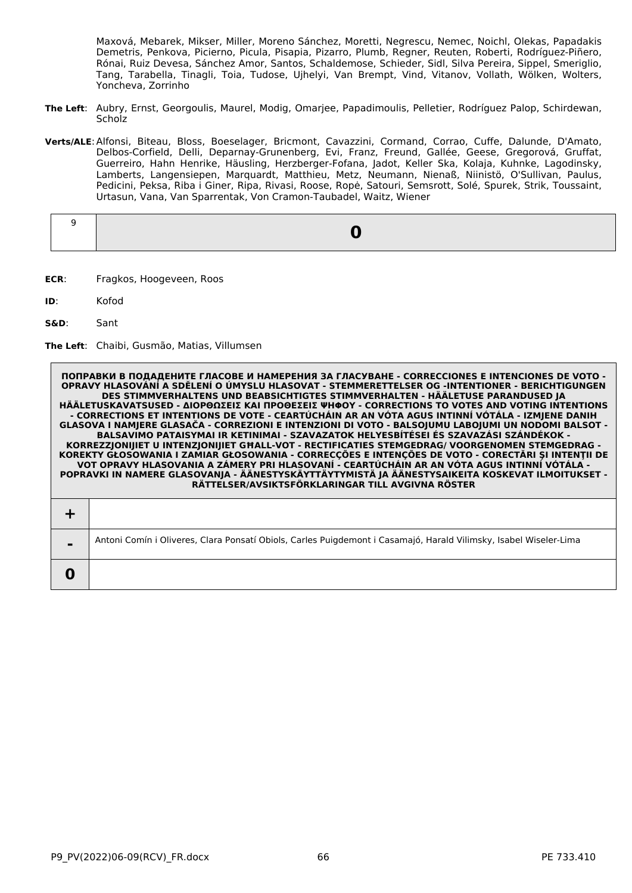Maxová, Mebarek, Mikser, Miller, Moreno Sánchez, Moretti, Negrescu, Nemec, Noichl, Olekas, Papadakis Demetris, Penkova, Picierno, Picula, Pisapia, Pizarro, Plumb, Regner, Reuten, Roberti, Rodríguez-Piñero, Rónai, Ruiz Devesa, Sánchez Amor, Santos, Schaldemose, Schieder, Sidl, Silva Pereira, Sippel, Smeriglio, Tang, Tarabella, Tinagli, Toia, Tudose, Ujhelyi, Van Brempt, Vind, Vitanov, Vollath, Wölken, Wolters, Yoncheva, Zorrinho

**The Left**: Aubry, Ernst, Georgoulis, Maurel, Modig, Omarjee, Papadimoulis, Pelletier, Rodríguez Palop, Schirdewan, Scholz

**Verts/ALE**: Alfonsi, Biteau, Bloss, Boeselager, Bricmont, Cavazzini, Cormand, Corrao, Cuffe, Dalunde, D'Amato, Delbos-Corfield, Delli, Deparnay-Grunenberg, Evi, Franz, Freund, Gallée, Geese, Gregorová, Gruffat, Guerreiro, Hahn Henrike, Häusling, Herzberger-Fofana, Jadot, Keller Ska, Kolaja, Kuhnke, Lagodinsky, Lamberts, Langensiepen, Marquardt, Matthieu, Metz, Neumann, Nienaß, Niinistö, O'Sullivan, Paulus, Pedicini, Peksa, Riba i Giner, Ripa, Rivasi, Roose, Ropė, Satouri, Semsrott, Solé, Spurek, Strik, Toussaint, Urtasun, Vana, Van Sparrentak, Von Cramon-Taubadel, Waitz, Wiener

| 9 | **0** |
|---|---|

**ECR**: Fragkos, Hoogeveen, Roos

**ID**: Kofod

**S&D**: Sant

**The Left**: Chaibi, Gusmão, Matias, Villumsen

| ПОПРАВКИ В ПОДАДЕНИТЕ ГЛАСОВЕ И НАМЕРЕНИЯ ЗА ГЛАСУВАНЕ - CORRECCIONES E INTENCIONES DE VOTO - OPRAVY HLASOVÁNÍ A SDĚLENÍ O ÚMYSLU HLASOVAT - STEMMERETTELSER OG -INTENTIONER - BERICHTIGUNGEN DES STIMMVERHALTENS UND BEABSICHTIGTES STIMMVERHALTEN - HÄÄLETUSE PARANDUSED JA HÄÄLETUSKAVATSUSED - ΔΙΟΡΘΩΣΕΙΣ ΚΑΙ ΠΡΟΘΕΣΕΙΣ ΨΗΦΟΥ - CORRECTIONS TO VOTES AND VOTING INTENTIONS - CORRECTIONS ET INTENTIONS DE VOTE - CEARTÚCHÁIN AR AN VÓTA AGUS INTINNÍ VÓTÁLA - IZMJENE DANIH GLASOVA I NAMJERE GLASAČA - CORREZIONI E INTENZIONI DI VOTO - BALSOJUMU LABOJUMI UN NODOMI BALSOT - BALSAVIMO PATAISYMAI IR KETINIMAI - SZAVAZATOK HELYESBÍTÉSEI ÉS SZAVAZÁSI SZÁNDÉKOK - KORREZZJONIJIET U INTENZJONIJIET GĦALL-VOT - RECTIFICATIES STEMGEDRAG/ VOORGENOMEN STEMGEDRAG - KOREKTY GŁOSOWANIA I ZAMIAR GŁOSOWANIA - CORRECÇÕES E INTENÇÕES DE VOTO - CORECTĂRI ŞI INTENŢII DE VOT OPRAVY HLASOVANIA A ZÁMERY PRI HLASOVANÍ - CEARTÚCHÁIN AR AN VÓTA AGUS INTINNÍ VÓTÁLA - POPRAVKI IN NAMERE GLASOVANJA - ÄÄNESTYSKÄYTTÄYTYMISTÄ JA ÄÄNESTYSAIKEITA KOSKEVAT ILMOITUKSET - RÄTTELSER/AVSIKTSFÖRKLARINGAR TILL AVGIVNA RÖSTER | |
|---|---|
| **+** | |
| **-** | Antoni Comín i Oliveres, Clara Ponsatí Obiols, Carles Puigdemont i Casamajó, Harald Vilimsky, Isabel Wiseler-Lima |
| **0** | |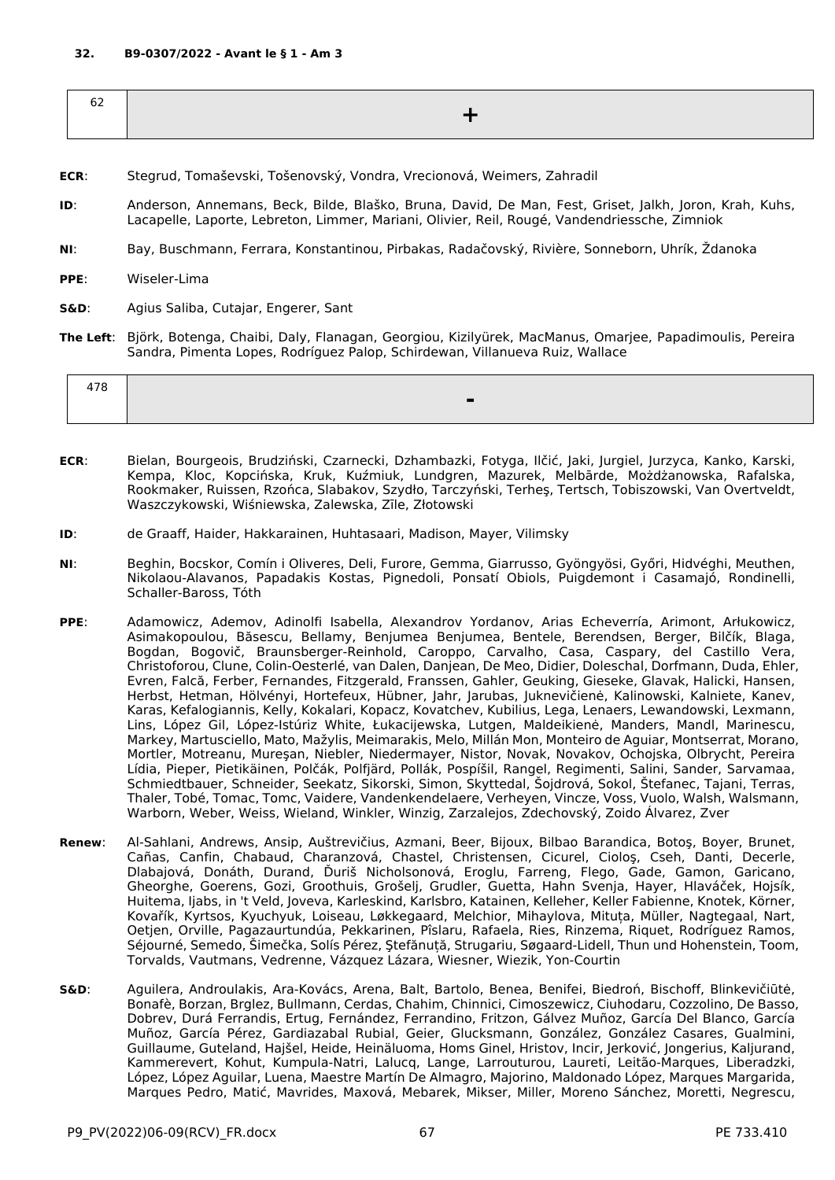**32. B9-0307/2022 - Avant le § 1 - Am 3**

| 62 | + |
|---|---|

**ECR**: Stegrud, Tomaševski, Tošenovský, Vondra, Vrecionová, Weimers, Zahradil

**ID**: Anderson, Annemans, Beck, Bilde, Blaško, Bruna, David, De Man, Fest, Griset, Jalkh, Joron, Krah, Kuhs, Lacapelle, Laporte, Lebreton, Limmer, Mariani, Olivier, Reil, Rougé, Vandendriessche, Zimniok

**NI**: Bay, Buschmann, Ferrara, Konstantinou, Pirbakas, Radačovský, Rivière, Sonneborn, Uhrík, Ždanoka

**PPE**: Wiseler-Lima

**S&D**: Agius Saliba, Cutajar, Engerer, Sant

**The Left**: Björk, Botenga, Chaibi, Daly, Flanagan, Georgiou, Kizilyürek, MacManus, Omarjee, Papadimoulis, Pereira Sandra, Pimenta Lopes, Rodríguez Palop, Schirdewan, Villanueva Ruiz, Wallace

| 478 | - |
|---|---|

**ECR**: Bielan, Bourgeois, Brudziński, Czarnecki, Dzhambazki, Fotyga, Ilčić, Jaki, Jurgiel, Jurzyca, Kanko, Karski, Kempa, Kloc, Kopcińska, Kruk, Kuźmiuk, Lundgren, Mazurek, Melbārde, Możdżanowska, Rafalska, Rookmaker, Ruissen, Rzońca, Slabakov, Szydło, Tarczyński, Terheş, Tertsch, Tobiszowski, Van Overtveldt, Waszczykowski, Wiśniewska, Zalewska, Zīle, Złotowski

**ID**: de Graaff, Haider, Hakkarainen, Huhtasaari, Madison, Mayer, Vilimsky

**NI**: Beghin, Bocskor, Comín i Oliveres, Deli, Furore, Gemma, Giarrusso, Gyöngyösi, Győri, Hidvéghi, Meuthen, Nikolaou-Alavanos, Papadakis Kostas, Pignedoli, Ponsatí Obiols, Puigdemont i Casamajó, Rondinelli, Schaller-Baross, Tóth

**PPE**: Adamowicz, Ademov, Adinolfi Isabella, Alexandrov Yordanov, Arias Echeverría, Arimont, Arłukowicz, Asimakopoulou, Băsescu, Bellamy, Benjumea Benjumea, Bentele, Berendsen, Berger, Bilčík, Blaga, Bogdan, Bogovič, Braunsberger-Reinhold, Caroppo, Carvalho, Casa, Caspary, del Castillo Vera, Christoforou, Clune, Colin-Oesterlé, van Dalen, Danjean, De Meo, Didier, Doleschal, Dorfmann, Duda, Ehler, Evren, Falcă, Ferber, Fernandes, Fitzgerald, Franssen, Gahler, Geuking, Gieseke, Glavak, Halicki, Hansen, Herbst, Hetman, Hölvényi, Hortefeux, Hübner, Jahr, Jarubas, Juknevičienė, Kalinowski, Kalniete, Kanev, Karas, Kefalogiannis, Kelly, Kokalari, Kopacz, Kovatchev, Kubilius, Lega, Lenaers, Lewandowski, Lexmann, Lins, López Gil, López-Istúriz White, Łukacijewska, Lutgen, Maldeikienė, Manders, Mandl, Marinescu, Markey, Martusciello, Mato, Mažylis, Meimarakis, Melo, Millán Mon, Monteiro de Aguiar, Montserrat, Morano, Mortler, Motreanu, Mureşan, Niebler, Niedermayer, Nistor, Novak, Novakov, Ochojska, Olbrycht, Pereira Lídia, Pieper, Pietikäinen, Polčák, Polfjärd, Pollák, Pospíšil, Rangel, Regimenti, Salini, Sander, Sarvamaa, Schmiedtbauer, Schneider, Seekatz, Sikorski, Simon, Skyttedal, Šojdrová, Sokol, Štefanec, Tajani, Terras, Thaler, Tobé, Tomac, Tomc, Vaidere, Vandenkendelaere, Verheyen, Vincze, Voss, Vuolo, Walsh, Walsmann, Warborn, Weber, Weiss, Wieland, Winkler, Winzig, Zarzalejos, Zdechovský, Zoido Álvarez, Zver

**Renew**: Al-Sahlani, Andrews, Ansip, Auštrevičius, Azmani, Beer, Bijoux, Bilbao Barandica, Botoş, Boyer, Brunet, Cañas, Canfin, Chabaud, Charanzová, Chastel, Christensen, Cicurel, Cioloş, Cseh, Danti, Decerle, Dlabajová, Donáth, Durand, Ďuriš Nicholsonová, Eroglu, Farreng, Flego, Gade, Gamon, Garicano, Gheorghe, Goerens, Gozi, Groothuis, Grošelj, Grudler, Guetta, Hahn Svenja, Hayer, Hlaváček, Hojsík, Huitema, Ijabs, in 't Veld, Joveva, Karleskind, Karlsbro, Katainen, Kelleher, Keller Fabienne, Knotek, Körner, Kovařík, Kyrtsos, Kyuchyuk, Loiseau, Løkkegaard, Melchior, Mihaylova, Mituța, Müller, Nagtegaal, Nart, Oetjen, Orville, Pagazaurtundúa, Pekkarinen, Pîslaru, Rafaela, Ries, Rinzema, Riquet, Rodríguez Ramos, Séjourné, Semedo, Šimečka, Solís Pérez, Ştefănuță, Strugariu, Søgaard-Lidell, Thun und Hohenstein, Toom, Torvalds, Vautmans, Vedrenne, Vázquez Lázara, Wiesner, Wiezik, Yon-Courtin

**S&D**: Aguilera, Androulakis, Ara-Kovács, Arena, Balt, Bartolo, Benea, Benifei, Biedroń, Bischoff, Blinkevičiūtė, Bonafè, Borzan, Brglez, Bullmann, Cerdas, Chahim, Chinnici, Cimoszewicz, Ciuhodaru, Cozzolino, De Basso, Dobrev, Durá Ferrandis, Ertug, Fernández, Ferrandino, Fritzon, Gálvez Muñoz, García Del Blanco, García Muñoz, García Pérez, Gardiazabal Rubial, Geier, Glucksmann, González, González Casares, Gualmini, Guillaume, Guteland, Hajšel, Heide, Heinäluoma, Homs Ginel, Hristov, Incir, Jerković, Jongerius, Kaljurand, Kammerevert, Kohut, Kumpula-Natri, Lalucq, Lange, Larrouturou, Laureti, Leitão-Marques, Liberadzki, López, López Aguilar, Luena, Maestre Martín De Almagro, Majorino, Maldonado López, Marques Margarida, Marques Pedro, Matić, Mavrides, Maxová, Mebarek, Mikser, Miller, Moreno Sánchez, Moretti, Negrescu,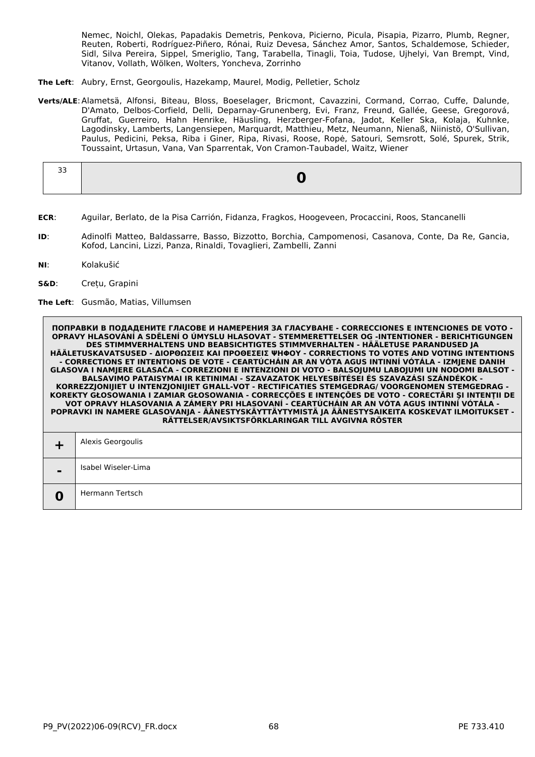Nemec, Noichl, Olekas, Papadakis Demetris, Penkova, Picierno, Picula, Pisapia, Pizarro, Plumb, Regner, Reuten, Roberti, Rodríguez-Piñero, Rónai, Ruiz Devesa, Sánchez Amor, Santos, Schaldemose, Schieder, Sidl, Silva Pereira, Sippel, Smeriglio, Tang, Tarabella, Tinagli, Toia, Tudose, Ujhelyi, Van Brempt, Vind, Vitanov, Vollath, Wölken, Wolters, Yoncheva, Zorrinho

**The Left**: Aubry, Ernst, Georgoulis, Hazekamp, Maurel, Modig, Pelletier, Scholz

**Verts/ALE**: Alametsä, Alfonsi, Biteau, Bloss, Boeselager, Bricmont, Cavazzini, Cormand, Corrao, Cuffe, Dalunde, D'Amato, Delbos-Corfield, Delli, Deparnay-Grunenberg, Evi, Franz, Freund, Gallée, Geese, Gregorová, Gruffat, Guerreiro, Hahn Henrike, Häusling, Herzberger-Fofana, Jadot, Keller Ska, Kolaja, Kuhnke, Lagodinsky, Lamberts, Langensiepen, Marquardt, Matthieu, Metz, Neumann, Nienaß, Niinistö, O'Sullivan, Paulus, Pedicini, Peksa, Riba i Giner, Ripa, Rivasi, Roose, Ropė, Satouri, Semsrott, Solé, Spurek, Strik, Toussaint, Urtasun, Vana, Van Sparrentak, Von Cramon-Taubadel, Waitz, Wiener

| 33 | **0** |
|---|---|

**ECR**: Aguilar, Berlato, de la Pisa Carrión, Fidanza, Fragkos, Hoogeveen, Procaccini, Roos, Stancanelli

**ID**: Adinolfi Matteo, Baldassarre, Basso, Bizzotto, Borchia, Campomenosi, Casanova, Conte, Da Re, Gancia, Kofod, Lancini, Lizzi, Panza, Rinaldi, Tovaglieri, Zambelli, Zanni

**NI**: Kolakušić

**S&D**: Crețu, Grapini

**The Left**: Gusmão, Matias, Villumsen

| ПОПРАВКИ В ПОДАДЕНИТЕ ГЛАСОВЕ И НАМЕРЕНИЯ ЗА ГЛАСУВАНЕ - CORRECCIONES E INTENCIONES DE VOTO - OPRAVY HLASOVÁNÍ A SDĚLENÍ O ÚMYSLU HLASOVAT - STEMMERETTELSER OG -INTENTIONER - BERICHTIGUNGEN DES STIMMVERHALTENS UND BEABSICHTIGTES STIMMVERHALTEN - HÄÄLETUSE PARANDUSED JA HÄÄLETUSKAVATSUSED - ΔΙΟΡΘΩΣΕΙΣ ΚΑΙ ΠΡΟΘΕΣΕΙΣ ΨΗΦΟΥ - CORRECTIONS TO VOTES AND VOTING INTENTIONS - CORRECTIONS ET INTENTIONS DE VOTE - CEARTÚCHÁIN AR AN VÓTA AGUS INTINNÍ VÓTÁLA - IZMJENE DANIH GLASOVA I NAMJERE GLASAČA - CORREZIONI E INTENZIONI DI VOTO - BALSOJUMU LABOJUMI UN NODOMI BALSOT - BALSAVIMO PATAISYMAI IR KETINIMAI - SZAVAZATOK HELYESBÍTÉSEI ÉS SZAVAZÁSI SZÁNDÉKOK - KORREZZJONIJIET U INTENZJONIJIET GĦALL-VOT - RECTIFICATIES STEMGEDRAG/ VOORGENOMEN STEMGEDRAG - KOREKTY GŁOSOWANIA I ZAMIAR GŁOSOWANIA - CORRECÇÕES E INTENÇÕES DE VOTO - CORECTĂRI ŞI INTENŢII DE VOT OPRAVY HLASOVANIA A ZÁMERY PRI HLASOVANÍ - CEARTÚCHÁIN AR AN VÓTA AGUS INTINNÍ VÓTÁLA - POPRAVKI IN NAMERE GLASOVANJA - ÄÄNESTYSKÄYTTÄYTYMISTÄ JA ÄÄNESTYSAIKEITA KOSKEVAT ILMOITUKSET - RÄTTELSER/AVSIKTSFÖRKLARINGAR TILL AVGIVNA RÖSTER | |
|---|---|
| **+** | Alexis Georgoulis |
| **-** | Isabel Wiseler-Lima |
| **0** | Hermann Tertsch |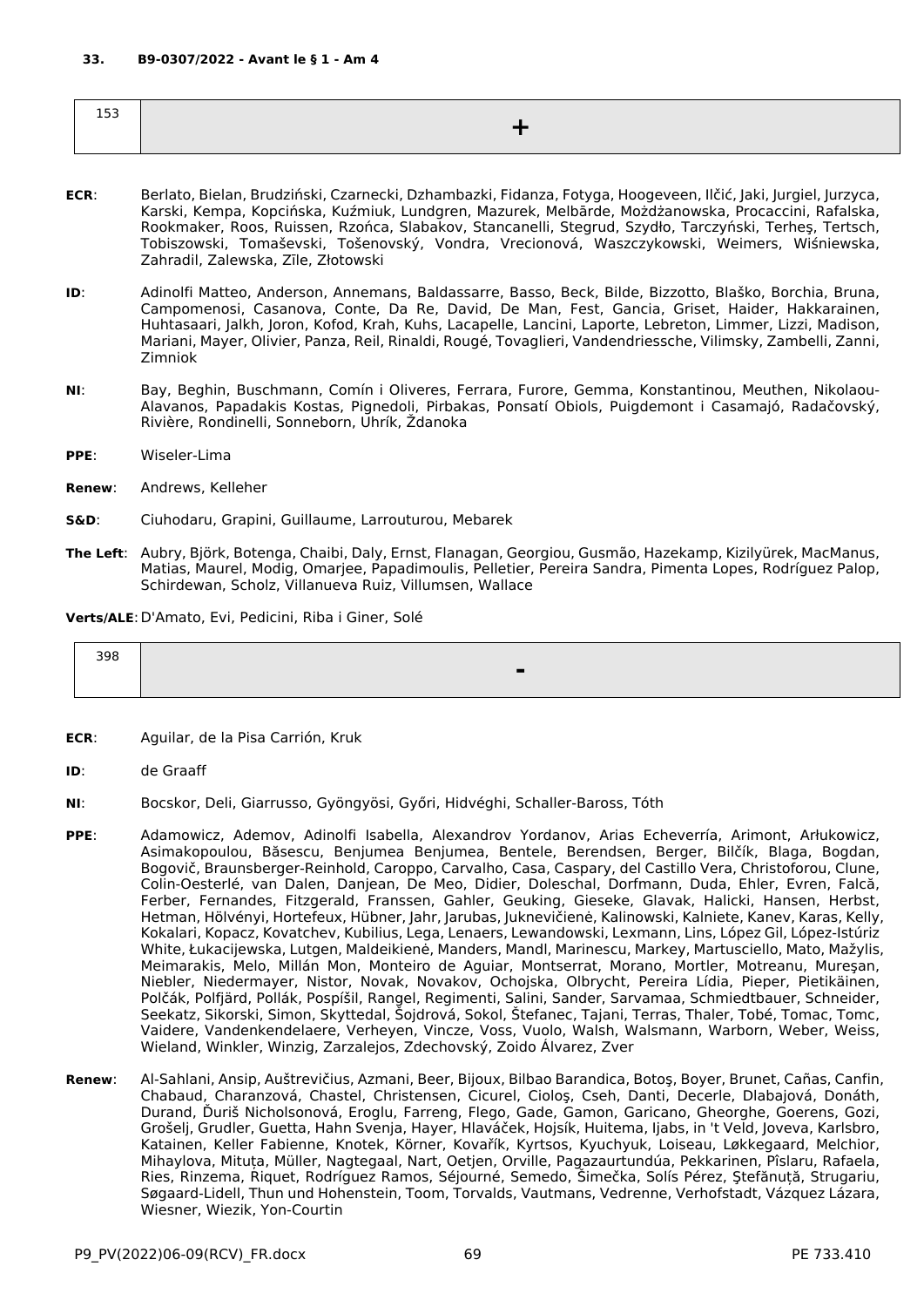### 33. B9-0307/2022 - Avant le § 1 - Am 4

| 153 | + |
|---|---|

**ECR**: Berlato, Bielan, Brudziński, Czarnecki, Dzhambazki, Fidanza, Fotyga, Hoogeveen, Ilčić, Jaki, Jurgiel, Jurzyca, Karski, Kempa, Kopcińska, Kuźmiuk, Lundgren, Mazurek, Melbārde, Możdżanowska, Procaccini, Rafalska, Rookmaker, Roos, Ruissen, Rzońca, Slabakov, Stancanelli, Stegrud, Szydło, Tarczyński, Terheş, Tertsch, Tobiszowski, Tomaševski, Tošenovský, Vondra, Vrecionová, Waszczykowski, Weimers, Wiśniewska, Zahradil, Zalewska, Zīle, Złotowski

**ID**: Adinolfi Matteo, Anderson, Annemans, Baldassarre, Basso, Beck, Bilde, Bizzotto, Blaško, Borchia, Bruna, Campomenosi, Casanova, Conte, Da Re, David, De Man, Fest, Gancia, Griset, Haider, Hakkarainen, Huhtasaari, Jalkh, Joron, Kofod, Krah, Kuhs, Lacapelle, Lancini, Laporte, Lebreton, Limmer, Lizzi, Madison, Mariani, Mayer, Olivier, Panza, Reil, Rinaldi, Rougé, Tovaglieri, Vandendriessche, Vilimsky, Zambelli, Zanni, Zimniok

**NI**: Bay, Beghin, Buschmann, Comín i Oliveres, Ferrara, Furore, Gemma, Konstantinou, Meuthen, Nikolaou-Alavanos, Papadakis Kostas, Pignedoli, Pirbakas, Ponsatí Obiols, Puigdemont i Casamajó, Radačovský, Rivière, Rondinelli, Sonneborn, Uhrík, Ždanoka

**PPE**: Wiseler-Lima

**Renew**: Andrews, Kelleher

**S&D**: Ciuhodaru, Grapini, Guillaume, Larrouturou, Mebarek

**The Left**: Aubry, Björk, Botenga, Chaibi, Daly, Ernst, Flanagan, Georgiou, Gusmão, Hazekamp, Kizilyürek, MacManus, Matias, Maurel, Modig, Omarjee, Papadimoulis, Pelletier, Pereira Sandra, Pimenta Lopes, Rodríguez Palop, Schirdewan, Scholz, Villanueva Ruiz, Villumsen, Wallace

**Verts/ALE**: D'Amato, Evi, Pedicini, Riba i Giner, Solé

| 398 | - |
|---|---|

**ECR**: Aguilar, de la Pisa Carrión, Kruk

**ID**: de Graaff

**NI**: Bocskor, Deli, Giarrusso, Gyöngyösi, Győri, Hidvéghi, Schaller-Baross, Tóth

**PPE**: Adamowicz, Ademov, Adinolfi Isabella, Alexandrov Yordanov, Arias Echeverría, Arimont, Arłukowicz, Asimakopoulou, Băsescu, Benjumea Benjumea, Bentele, Berendsen, Berger, Bilčík, Blaga, Bogdan, Bogovič, Braunsberger-Reinhold, Caroppo, Carvalho, Casa, Caspary, del Castillo Vera, Christoforou, Clune, Colin-Oesterlé, van Dalen, Danjean, De Meo, Didier, Doleschal, Dorfmann, Duda, Ehler, Evren, Falcă, Ferber, Fernandes, Fitzgerald, Franssen, Gahler, Geuking, Gieseke, Glavak, Halicki, Hansen, Herbst, Hetman, Hölvényi, Hortefeux, Hübner, Jahr, Jarubas, Juknevičienė, Kalinowski, Kalniete, Kanev, Karas, Kelly, Kokalari, Kopacz, Kovatchev, Kubilius, Lega, Lenaers, Lewandowski, Lexmann, Lins, López Gil, López-Istúriz White, Łukacijewska, Lutgen, Maldeikienė, Manders, Mandl, Marinescu, Markey, Martusciello, Mato, Mažylis, Meimarakis, Melo, Millán Mon, Monteiro de Aguiar, Montserrat, Morano, Mortler, Motreanu, Mureşan, Niebler, Niedermayer, Nistor, Novak, Novakov, Ochojska, Olbrycht, Pereira Lídia, Pieper, Pietikäinen, Polčák, Polfjärd, Pollák, Pospíšil, Rangel, Regimenti, Salini, Sander, Sarvamaa, Schmiedtbauer, Schneider, Seekatz, Sikorski, Simon, Skyttedal, Šojdrová, Sokol, Štefanec, Tajani, Terras, Thaler, Tobé, Tomac, Tomc, Vaidere, Vandenkendelaere, Verheyen, Vincze, Voss, Vuolo, Walsh, Walsmann, Warborn, Weber, Weiss, Wieland, Winkler, Winzig, Zarzalejos, Zdechovský, Zoido Álvarez, Zver

**Renew**: Al-Sahlani, Ansip, Auštrevičius, Azmani, Beer, Bijoux, Bilbao Barandica, Botoş, Boyer, Brunet, Cañas, Canfin, Chabaud, Charanzová, Chastel, Christensen, Cicurel, Cioloş, Cseh, Danti, Decerle, Dlabajová, Donáth, Durand, Ďuriš Nicholsonová, Eroglu, Farreng, Flego, Gade, Gamon, Garicano, Gheorghe, Goerens, Gozi, Grošelj, Grudler, Guetta, Hahn Svenja, Hayer, Hlaváček, Hojsík, Huitema, Ijabs, in 't Veld, Joveva, Karlsbro, Katainen, Keller Fabienne, Knotek, Körner, Kovařík, Kyrtsos, Kyuchyuk, Loiseau, Løkkegaard, Melchior, Mihaylova, Mituța, Müller, Nagtegaal, Nart, Oetjen, Orville, Pagazaurtundúa, Pekkarinen, Pîslaru, Rafaela, Ries, Rinzema, Riquet, Rodríguez Ramos, Séjourné, Semedo, Šimečka, Solís Pérez, Ştefănuță, Strugariu, Søgaard-Lidell, Thun und Hohenstein, Toom, Torvalds, Vautmans, Vedrenne, Verhofstadt, Vázquez Lázara, Wiesner, Wiezik, Yon-Courtin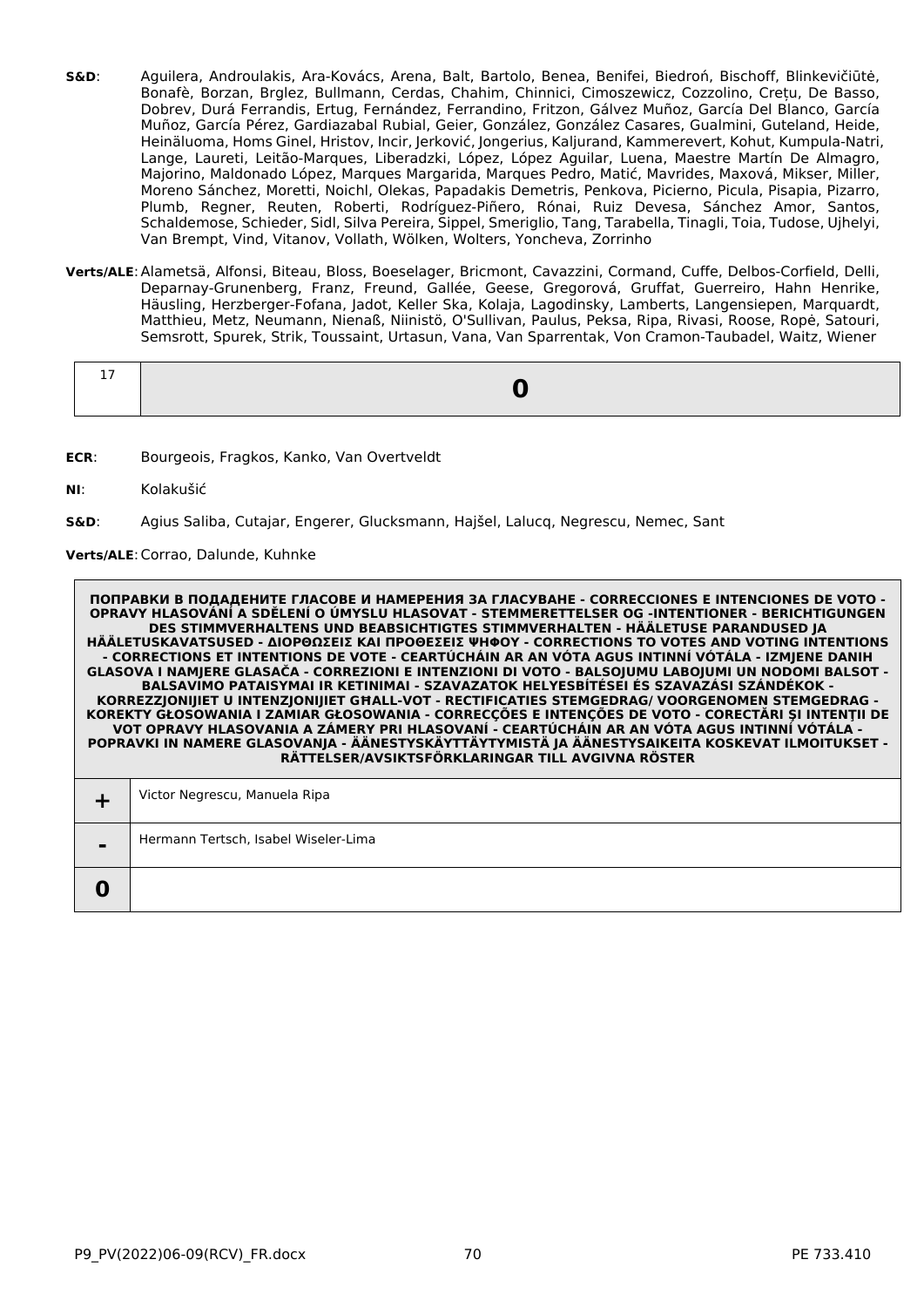**S&D**: Aguilera, Androulakis, Ara-Kovács, Arena, Balt, Bartolo, Benea, Benifei, Biedroń, Bischoff, Blinkevičiūtė, Bonafè, Borzan, Brglez, Bullmann, Cerdas, Chahim, Chinnici, Cimoszewicz, Cozzolino, Crețu, De Basso, Dobrev, Durá Ferrandis, Ertug, Fernández, Ferrandino, Fritzon, Gálvez Muñoz, García Del Blanco, García Muñoz, García Pérez, Gardiazabal Rubial, Geier, González, González Casares, Gualmini, Guteland, Heide, Heinäluoma, Homs Ginel, Hristov, Incir, Jerković, Jongerius, Kaljurand, Kammerevert, Kohut, Kumpula-Natri, Lange, Laureti, Leitão-Marques, Liberadzki, López, López Aguilar, Luena, Maestre Martín De Almagro, Majorino, Maldonado López, Marques Margarida, Marques Pedro, Matić, Mavrides, Maxová, Mikser, Miller, Moreno Sánchez, Moretti, Noichl, Olekas, Papadakis Demetris, Penkova, Picierno, Picula, Pisapia, Pizarro, Plumb, Regner, Reuten, Roberti, Rodríguez-Piñero, Rónai, Ruiz Devesa, Sánchez Amor, Santos, Schaldemose, Schieder, Sidl, Silva Pereira, Sippel, Smeriglio, Tang, Tarabella, Tinagli, Toia, Tudose, Ujhelyi, Van Brempt, Vind, Vitanov, Vollath, Wölken, Wolters, Yoncheva, Zorrinho

**Verts/ALE**: Alametsä, Alfonsi, Biteau, Bloss, Boeselager, Bricmont, Cavazzini, Cormand, Cuffe, Delbos-Corfield, Delli, Deparnay-Grunenberg, Franz, Freund, Gallée, Geese, Gregorová, Gruffat, Guerreiro, Hahn Henrike, Häusling, Herzberger-Fofana, Jadot, Keller Ska, Kolaja, Lagodinsky, Lamberts, Langensiepen, Marquardt, Matthieu, Metz, Neumann, Nienaß, Niinistö, O'Sullivan, Paulus, Peksa, Ripa, Rivasi, Roose, Ropė, Satouri, Semsrott, Spurek, Strik, Toussaint, Urtasun, Vana, Van Sparrentak, Von Cramon-Taubadel, Waitz, Wiener

| 17 | **0** |
|---|---|

**ECR**: Bourgeois, Fragkos, Kanko, Van Overtveldt

**NI**: Kolakušić

**S&D**: Agius Saliba, Cutajar, Engerer, Glucksmann, Hajšel, Lalucq, Negrescu, Nemec, Sant

**Verts/ALE**: Corrao, Dalunde, Kuhnke

| **ПОПРАВКИ В ПОДАДЕНИТЕ ГЛАСОВЕ И НАМЕРЕНИЯ ЗА ГЛАСУВАНЕ - CORRECCIONES E INTENCIONES DE VOTO - OPRAVY HLASOVÁNÍ A SDĚLENÍ O ÚMYSLU HLASOVAT - STEMMERETTELSER OG -INTENTIONER - BERICHTIGUNGEN DES STIMMVERHALTENS UND BEABSICHTIGTES STIMMVERHALTEN - HÄÄLETUSE PARANDUSED JA HÄÄLETUSKAVATSUSED - ΔΙΟΡΘΩΣΕΙΣ ΚΑΙ ΠΡΟΘΕΣΕΙΣ ΨΗΦΟΥ - CORRECTIONS TO VOTES AND VOTING INTENTIONS - CORRECTIONS ET INTENTIONS DE VOTE - CEARTÚCHÁIN AR AN VÓTA AGUS INTINNÍ VÓTÁLA - IZMJENE DANIH GLASOVA I NAMJERE GLASAČA - CORREZIONI E INTENZIONI DI VOTO - BALSOJUMU LABOJUMI UN NODOMI BALSOT - BALSAVIMO PATAISYMAI IR KETINIMAI - SZAVAZATOK HELYESBÍTÉSEI ÉS SZAVAZÁSI SZÁNDÉKOK - KORREZZJONIJIET U INTENZJONIJIET GĦALL-VOT - RECTIFICATIES STEMGEDRAG/ VOORGENOMEN STEMGEDRAG - KOREKTY GŁOSOWANIA I ZAMIAR GŁOSOWANIA - CORRECÇÕES E INTENÇÕES DE VOTO - CORECTĂRI ŞI INTENŢII DE VOT OPRAVY HLASOVANIA A ZÁMERY PRI HLASOVANÍ - CEARTÚCHÁIN AR AN VÓTA AGUS INTINNÍ VÓTÁLA - POPRAVKI IN NAMERE GLASOVANJA - ÄÄNESTYSKÄYTTÄYTYMISTÄ JA ÄÄNESTYSAIKEITA KOSKEVAT ILMOITUKSET - RÄTTELSER/AVSIKTSFÖRKLARINGAR TILL AVGIVNA RÖSTER** | |
|---|---|
| **+** | Victor Negrescu, Manuela Ripa |
| **-** | Hermann Tertsch, Isabel Wiseler-Lima |
| **0** | |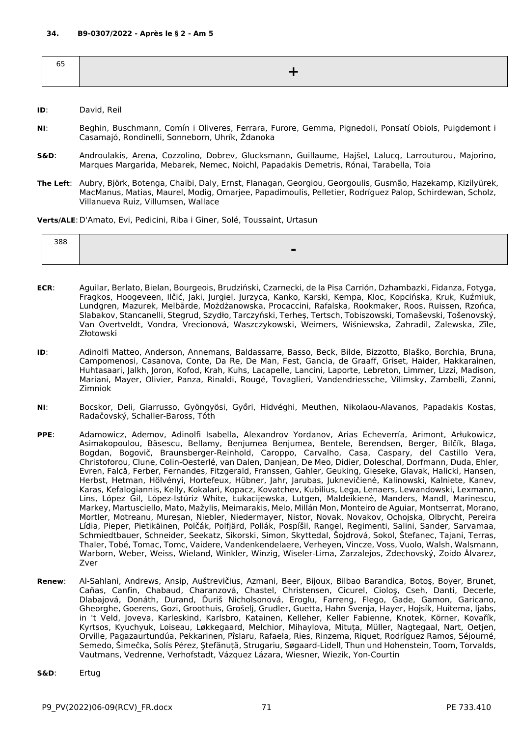**34. B9-0307/2022 - Après le § 2 - Am 5**

| 65 | + |
|---|---|

**ID**: David, Reil

**NI**: Beghin, Buschmann, Comín i Oliveres, Ferrara, Furore, Gemma, Pignedoli, Ponsatí Obiols, Puigdemont i Casamajó, Rondinelli, Sonneborn, Uhrík, Ždanoka

**S&D**: Androulakis, Arena, Cozzolino, Dobrev, Glucksmann, Guillaume, Hajšel, Lalucq, Larrouturou, Majorino, Marques Margarida, Mebarek, Nemec, Noichl, Papadakis Demetris, Rónai, Tarabella, Toia

**The Left**: Aubry, Björk, Botenga, Chaibi, Daly, Ernst, Flanagan, Georgiou, Georgoulis, Gusmão, Hazekamp, Kizilyürek, MacManus, Matias, Maurel, Modig, Omarjee, Papadimoulis, Pelletier, Rodríguez Palop, Schirdewan, Scholz, Villanueva Ruiz, Villumsen, Wallace

**Verts/ALE**: D'Amato, Evi, Pedicini, Riba i Giner, Solé, Toussaint, Urtasun

| 388 | - |
|---|---|

**ECR**: Aguilar, Berlato, Bielan, Bourgeois, Brudziński, Czarnecki, de la Pisa Carrión, Dzhambazki, Fidanza, Fotyga, Fragkos, Hoogeveen, Ilčić, Jaki, Jurgiel, Jurzyca, Kanko, Karski, Kempa, Kloc, Kopcińska, Kruk, Kuźmiuk, Lundgren, Mazurek, Melbārde, Możdżanowska, Procaccini, Rafalska, Rookmaker, Roos, Ruissen, Rzońca, Slabakov, Stancanelli, Stegrud, Szydło, Tarczyński, Terheş, Tertsch, Tobiszowski, Tomaševski, Tošenovský, Van Overtveldt, Vondra, Vrecionová, Waszczykowski, Weimers, Wiśniewska, Zahradil, Zalewska, Zīle, Złotowski

**ID**: Adinolfi Matteo, Anderson, Annemans, Baldassarre, Basso, Beck, Bilde, Bizzotto, Blaško, Borchia, Bruna, Campomenosi, Casanova, Conte, Da Re, De Man, Fest, Gancia, de Graaff, Griset, Haider, Hakkarainen, Huhtasaari, Jalkh, Joron, Kofod, Krah, Kuhs, Lacapelle, Lancini, Laporte, Lebreton, Limmer, Lizzi, Madison, Mariani, Mayer, Olivier, Panza, Rinaldi, Rougé, Tovaglieri, Vandendriessche, Vilimsky, Zambelli, Zanni, Zimniok

**NI**: Bocskor, Deli, Giarrusso, Gyöngyösi, Győri, Hidvéghi, Meuthen, Nikolaou-Alavanos, Papadakis Kostas, Radačovský, Schaller-Baross, Tóth

**PPE**: Adamowicz, Ademov, Adinolfi Isabella, Alexandrov Yordanov, Arias Echeverría, Arimont, Arłukowicz, Asimakopoulou, Băsescu, Bellamy, Benjumea Benjumea, Bentele, Berendsen, Berger, Bilčík, Blaga, Bogdan, Bogovič, Braunsberger-Reinhold, Caroppo, Carvalho, Casa, Caspary, del Castillo Vera, Christoforou, Clune, Colin-Oesterlé, van Dalen, Danjean, De Meo, Didier, Doleschal, Dorfmann, Duda, Ehler, Evren, Falcă, Ferber, Fernandes, Fitzgerald, Franssen, Gahler, Geuking, Gieseke, Glavak, Halicki, Hansen, Herbst, Hetman, Hölvényi, Hortefeux, Hübner, Jahr, Jarubas, Juknevičienė, Kalinowski, Kalniete, Kanev, Karas, Kefalogiannis, Kelly, Kokalari, Kopacz, Kovatchev, Kubilius, Lega, Lenaers, Lewandowski, Lexmann, Lins, López Gil, López-Istúriz White, Łukacijewska, Lutgen, Maldeikienė, Manders, Mandl, Marinescu, Markey, Martusciello, Mato, Mažylis, Meimarakis, Melo, Millán Mon, Monteiro de Aguiar, Montserrat, Morano, Mortler, Motreanu, Mureşan, Niebler, Niedermayer, Nistor, Novak, Novakov, Ochojska, Olbrycht, Pereira Lídia, Pieper, Pietikäinen, Polčák, Polfjärd, Pollák, Pospíšil, Rangel, Regimenti, Salini, Sander, Sarvamaa, Schmiedtbauer, Schneider, Seekatz, Sikorski, Simon, Skyttedal, Šojdrová, Sokol, Štefanec, Tajani, Terras, Thaler, Tobé, Tomac, Tomc, Vaidere, Vandenkendelaere, Verheyen, Vincze, Voss, Vuolo, Walsh, Walsmann, Warborn, Weber, Weiss, Wieland, Winkler, Winzig, Wiseler-Lima, Zarzalejos, Zdechovský, Zoido Álvarez, Zver

**Renew**: Al-Sahlani, Andrews, Ansip, Auštrevičius, Azmani, Beer, Bijoux, Bilbao Barandica, Botoş, Boyer, Brunet, Cañas, Canfin, Chabaud, Charanzová, Chastel, Christensen, Cicurel, Cioloş, Cseh, Danti, Decerle, Dlabajová, Donáth, Durand, Ďuriš Nicholsonová, Eroglu, Farreng, Flego, Gade, Gamon, Garicano, Gheorghe, Goerens, Gozi, Groothuis, Grošelj, Grudler, Guetta, Hahn Svenja, Hayer, Hojsík, Huitema, Ijabs, in 't Veld, Joveva, Karleskind, Karlsbro, Katainen, Kelleher, Keller Fabienne, Knotek, Körner, Kovařík, Kyrtsos, Kyuchyuk, Loiseau, Løkkegaard, Melchior, Mihaylova, Mituța, Müller, Nagtegaal, Nart, Oetjen, Orville, Pagazaurtundúa, Pekkarinen, Pîslaru, Rafaela, Ries, Rinzema, Riquet, Rodríguez Ramos, Séjourné, Semedo, Šimečka, Solís Pérez, Ştefănuță, Strugariu, Søgaard-Lidell, Thun und Hohenstein, Toom, Torvalds, Vautmans, Vedrenne, Verhofstadt, Vázquez Lázara, Wiesner, Wiezik, Yon-Courtin

**S&D**: Ertug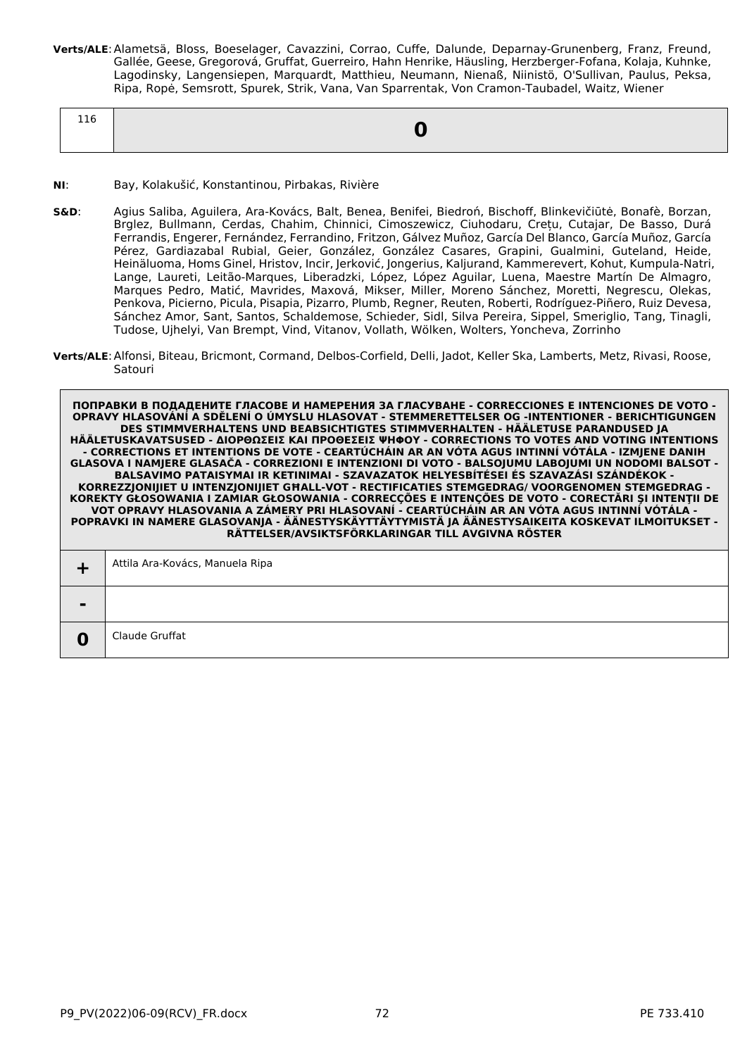**Verts/ALE**: Alametsä, Bloss, Boeselager, Cavazzini, Corrao, Cuffe, Dalunde, Deparnay-Grunenberg, Franz, Freund, Gallée, Geese, Gregorová, Gruffat, Guerreiro, Hahn Henrike, Häusling, Herzberger-Fofana, Kolaja, Kuhnke, Lagodinsky, Langensiepen, Marquardt, Matthieu, Neumann, Nienaß, Niinistö, O'Sullivan, Paulus, Peksa, Ripa, Ropė, Semsrott, Spurek, Strik, Vana, Van Sparrentak, Von Cramon-Taubadel, Waitz, Wiener

| 116 | **0** |
|---|---|

**NI**: Bay, Kolakušić, Konstantinou, Pirbakas, Rivière

**S&D**: Agius Saliba, Aguilera, Ara-Kovács, Balt, Benea, Benifei, Biedroń, Bischoff, Blinkevičiūtė, Bonafè, Borzan, Brglez, Bullmann, Cerdas, Chahim, Chinnici, Cimoszewicz, Ciuhodaru, Crețu, Cutajar, De Basso, Durá Ferrandis, Engerer, Fernández, Ferrandino, Fritzon, Gálvez Muñoz, García Del Blanco, García Muñoz, García Pérez, Gardiazabal Rubial, Geier, González, González Casares, Grapini, Gualmini, Guteland, Heide, Heinäluoma, Homs Ginel, Hristov, Incir, Jerković, Jongerius, Kaljurand, Kammerevert, Kohut, Kumpula-Natri, Lange, Laureti, Leitão-Marques, Liberadzki, López, López Aguilar, Luena, Maestre Martín De Almagro, Marques Pedro, Matić, Mavrides, Maxová, Mikser, Miller, Moreno Sánchez, Moretti, Negrescu, Olekas, Penkova, Picierno, Picula, Pisapia, Pizarro, Plumb, Regner, Reuten, Roberti, Rodríguez-Piñero, Ruiz Devesa, Sánchez Amor, Sant, Santos, Schaldemose, Schieder, Sidl, Silva Pereira, Sippel, Smeriglio, Tang, Tinagli, Tudose, Ujhelyi, Van Brempt, Vind, Vitanov, Vollath, Wölken, Wolters, Yoncheva, Zorrinho

**Verts/ALE**: Alfonsi, Biteau, Bricmont, Cormand, Delbos-Corfield, Delli, Jadot, Keller Ska, Lamberts, Metz, Rivasi, Roose, Satouri

| ПОПРАВКИ В ПОДАДЕНИТЕ ГЛАСОВЕ И НАМЕРЕНИЯ ЗА ГЛАСУВАНЕ - CORRECCIONES E INTENCIONES DE VOTO - OPRAVY HLASOVÁNÍ A SDĚLENÍ O ÚMYSLU HLASOVAT - STEMMERETTELSER OG -INTENTIONER - BERICHTIGUNGEN DES STIMMVERHALTENS UND BEABSICHTIGTES STIMMVERHALTEN - HÄÄLETUSE PARANDUSED JA HÄÄLETUSKAVATSUSED - ΔΙΟΡΘΩΣΕΙΣ ΚΑΙ ΠΡΟΘΕΣΕΙΣ ΨΗΦΟΥ - CORRECTIONS TO VOTES AND VOTING INTENTIONS - CORRECTIONS ET INTENTIONS DE VOTE - CEARTÚCHÁIN AR AN VÓTA AGUS INTINNÍ VÓTÁLA - IZMJENE DANIH GLASOVA I NAMJERE GLASAČA - CORREZIONI E INTENZIONI DI VOTO - BALSOJUMU LABOJUMI UN NODOMI BALSOT - BALSAVIMO PATAISYMAI IR KETINIMAI - SZAVAZATOK HELYESBÍTÉSEI ÉS SZAVAZÁSI SZÁNDÉKOK - KORREZZJONIJIET U INTENZJONIJIET GĦALL-VOT - RECTIFICATIES STEMGEDRAG/ VOORGENOMEN STEMGEDRAG - KOREKTY GŁOSOWANIA I ZAMIAR GŁOSOWANIA - CORRECÇÕES E INTENÇÕES DE VOTO - CORECTĂRI ŞI INTENŢII DE VOT OPRAVY HLASOVANIA A ZÁMERY PRI HLASOVANÍ - CEARTÚCHÁIN AR AN VÓTA AGUS INTINNÍ VÓTÁLA - POPRAVKI IN NAMERE GLASOVANJA - ÄÄNESTYSKÄYTTÄYTYMISTÄ JA ÄÄNESTYSAIKEITA KOSKEVAT ILMOITUKSET - RÄTTELSER/AVSIKTSFÖRKLARINGAR TILL AVGIVNA RÖSTER | |
|---|---|
| **+** | Attila Ara-Kovács, Manuela Ripa |
| **-** | |
| **0** | Claude Gruffat |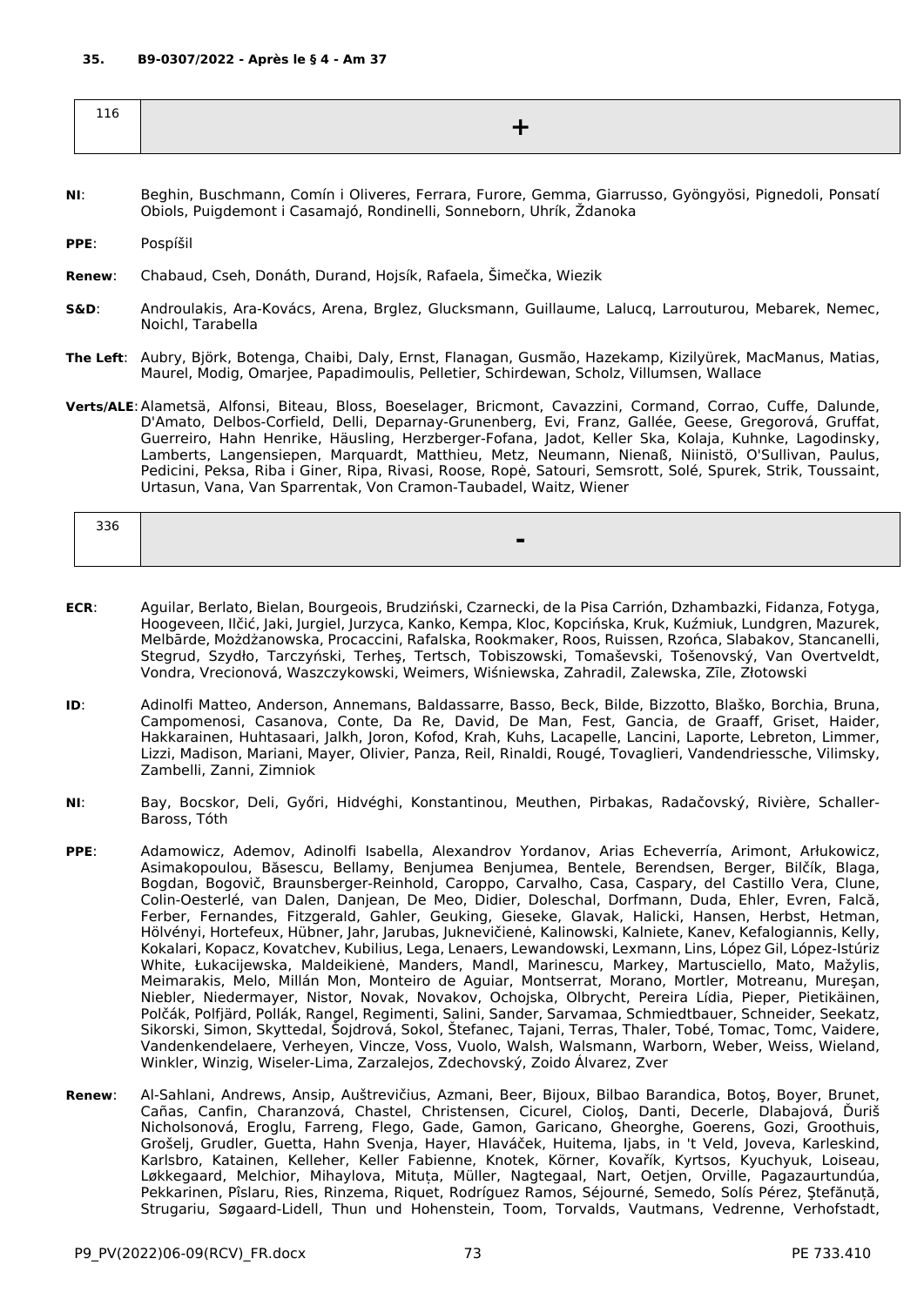**35. B9-0307/2022 - Après le § 4 - Am 37**

| 116 | + |
|---|---|

**NI**: Beghin, Buschmann, Comín i Oliveres, Ferrara, Furore, Gemma, Giarrusso, Gyöngyösi, Pignedoli, Ponsatí Obiols, Puigdemont i Casamajó, Rondinelli, Sonneborn, Uhrík, Ždanoka

**PPE**: Pospíšil

**Renew**: Chabaud, Cseh, Donáth, Durand, Hojsík, Rafaela, Šimečka, Wiezik

**S&D**: Androulakis, Ara-Kovács, Arena, Brglez, Glucksmann, Guillaume, Lalucq, Larrouturou, Mebarek, Nemec, Noichl, Tarabella

**The Left**: Aubry, Björk, Botenga, Chaibi, Daly, Ernst, Flanagan, Gusmão, Hazekamp, Kizilyürek, MacManus, Matias, Maurel, Modig, Omarjee, Papadimoulis, Pelletier, Schirdewan, Scholz, Villumsen, Wallace

**Verts/ALE**: Alametsä, Alfonsi, Biteau, Bloss, Boeselager, Bricmont, Cavazzini, Cormand, Corrao, Cuffe, Dalunde, D'Amato, Delbos-Corfield, Delli, Deparnay-Grunenberg, Evi, Franz, Gallée, Geese, Gregorová, Gruffat, Guerreiro, Hahn Henrike, Häusling, Herzberger-Fofana, Jadot, Keller Ska, Kolaja, Kuhnke, Lagodinsky, Lamberts, Langensiepen, Marquardt, Matthieu, Metz, Neumann, Nienaß, Niinistö, O'Sullivan, Paulus, Pedicini, Peksa, Riba i Giner, Ripa, Rivasi, Roose, Ropė, Satouri, Semsrott, Solé, Spurek, Strik, Toussaint, Urtasun, Vana, Van Sparrentak, Von Cramon-Taubadel, Waitz, Wiener

| 336 | - |
|---|---|

**ECR**: Aguilar, Berlato, Bielan, Bourgeois, Brudziński, Czarnecki, de la Pisa Carrión, Dzhambazki, Fidanza, Fotyga, Hoogeveen, Ilčić, Jaki, Jurgiel, Jurzyca, Kanko, Kempa, Kloc, Kopcińska, Kruk, Kuźmiuk, Lundgren, Mazurek, Melbārde, Możdżanowska, Procaccini, Rafalska, Rookmaker, Roos, Ruissen, Rzońca, Slabakov, Stancanelli, Stegrud, Szydło, Tarczyński, Terheş, Tertsch, Tobiszowski, Tomaševski, Tošenovský, Van Overtveldt, Vondra, Vrecionová, Waszczykowski, Weimers, Wiśniewska, Zahradil, Zalewska, Zīle, Złotowski

**ID**: Adinolfi Matteo, Anderson, Annemans, Baldassarre, Basso, Beck, Bilde, Bizzotto, Blaško, Borchia, Bruna, Campomenosi, Casanova, Conte, Da Re, David, De Man, Fest, Gancia, de Graaff, Griset, Haider, Hakkarainen, Huhtasaari, Jalkh, Joron, Kofod, Krah, Kuhs, Lacapelle, Lancini, Laporte, Lebreton, Limmer, Lizzi, Madison, Mariani, Mayer, Olivier, Panza, Reil, Rinaldi, Rougé, Tovaglieri, Vandendriessche, Vilimsky, Zambelli, Zanni, Zimniok

**NI**: Bay, Bocskor, Deli, Győri, Hidvéghi, Konstantinou, Meuthen, Pirbakas, Radačovský, Rivière, Schaller-Baross, Tóth

**PPE**: Adamowicz, Ademov, Adinolfi Isabella, Alexandrov Yordanov, Arias Echeverría, Arimont, Arłukowicz, Asimakopoulou, Băsescu, Bellamy, Benjumea Benjumea, Bentele, Berendsen, Berger, Bilčík, Blaga, Bogdan, Bogovič, Braunsberger-Reinhold, Caroppo, Carvalho, Casa, Caspary, del Castillo Vera, Clune, Colin-Oesterlé, van Dalen, Danjean, De Meo, Didier, Doleschal, Dorfmann, Duda, Ehler, Evren, Falcă, Ferber, Fernandes, Fitzgerald, Gahler, Geuking, Gieseke, Glavak, Halicki, Hansen, Herbst, Hetman, Hölvényi, Hortefeux, Hübner, Jahr, Jarubas, Juknevičienė, Kalinowski, Kalniete, Kanev, Kefalogiannis, Kelly, Kokalari, Kopacz, Kovatchev, Kubilius, Lega, Lenaers, Lewandowski, Lexmann, Lins, López Gil, López-Istúriz White, Łukacijewska, Maldeikienė, Manders, Mandl, Marinescu, Markey, Martusciello, Mato, Mažylis, Meimarakis, Melo, Millán Mon, Monteiro de Aguiar, Montserrat, Morano, Mortler, Motreanu, Mureşan, Niebler, Niedermayer, Nistor, Novak, Novakov, Ochojska, Olbrycht, Pereira Lídia, Pieper, Pietikäinen, Polčák, Polfjärd, Pollák, Rangel, Regimenti, Salini, Sander, Sarvamaa, Schmiedtbauer, Schneider, Seekatz, Sikorski, Simon, Skyttedal, Šojdrová, Sokol, Štefanec, Tajani, Terras, Thaler, Tobé, Tomac, Tomc, Vaidere, Vandenkendelaere, Verheyen, Vincze, Voss, Vuolo, Walsh, Walsmann, Warborn, Weber, Weiss, Wieland, Winkler, Winzig, Wiseler-Lima, Zarzalejos, Zdechovský, Zoido Álvarez, Zver

**Renew**: Al-Sahlani, Andrews, Ansip, Auštrevičius, Azmani, Beer, Bijoux, Bilbao Barandica, Botoş, Boyer, Brunet, Cañas, Canfin, Charanzová, Chastel, Christensen, Cicurel, Cioloş, Danti, Decerle, Dlabajová, Ďuriš Nicholsonová, Eroglu, Farreng, Flego, Gade, Gamon, Garicano, Gheorghe, Goerens, Gozi, Groothuis, Grošelj, Grudler, Guetta, Hahn Svenja, Hayer, Hlaváček, Huitema, Ijabs, in 't Veld, Joveva, Karleskind, Karlsbro, Katainen, Kelleher, Keller Fabienne, Knotek, Körner, Kovařík, Kyrtsos, Kyuchyuk, Loiseau, Løkkegaard, Melchior, Mihaylova, Mituța, Müller, Nagtegaal, Nart, Oetjen, Orville, Pagazaurtundúa, Pekkarinen, Pîslaru, Ries, Rinzema, Riquet, Rodríguez Ramos, Séjourné, Semedo, Solís Pérez, Ştefănuță, Strugariu, Søgaard-Lidell, Thun und Hohenstein, Toom, Torvalds, Vautmans, Vedrenne, Verhofstadt,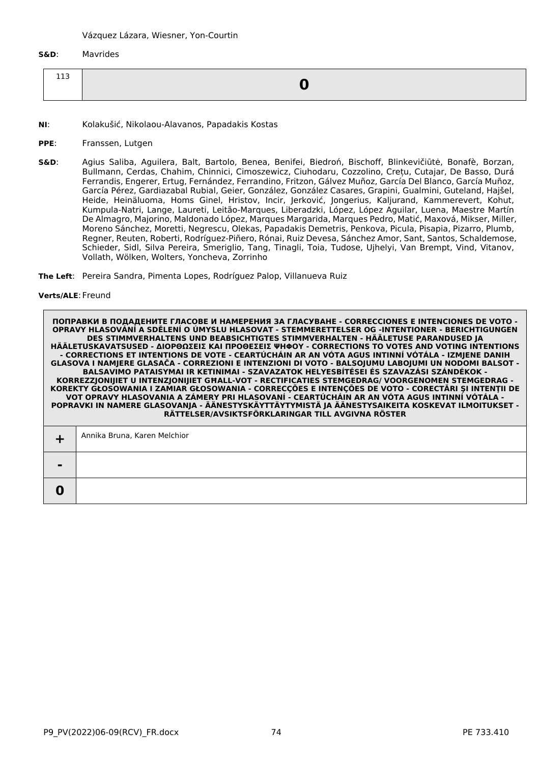Vázquez Lázara, Wiesner, Yon-Courtin

**S&D**: Mavrides

| 113 | **0** |
|---|---|

**NI**: Kolakušić, Nikolaou-Alavanos, Papadakis Kostas

**PPE**: Franssen, Lutgen

**S&D**: Agius Saliba, Aguilera, Balt, Bartolo, Benea, Benifei, Biedroń, Bischoff, Blinkevičiūtė, Bonafè, Borzan, Bullmann, Cerdas, Chahim, Chinnici, Cimoszewicz, Ciuhodaru, Cozzolino, Crețu, Cutajar, De Basso, Durá Ferrandis, Engerer, Ertug, Fernández, Ferrandino, Fritzon, Gálvez Muñoz, García Del Blanco, García Muñoz, García Pérez, Gardiazabal Rubial, Geier, González, González Casares, Grapini, Gualmini, Guteland, Hajšel, Heide, Heinäluoma, Homs Ginel, Hristov, Incir, Jerković, Jongerius, Kaljurand, Kammerevert, Kohut, Kumpula-Natri, Lange, Laureti, Leitão-Marques, Liberadzki, López, López Aguilar, Luena, Maestre Martín De Almagro, Majorino, Maldonado López, Marques Margarida, Marques Pedro, Matić, Maxová, Mikser, Miller, Moreno Sánchez, Moretti, Negrescu, Olekas, Papadakis Demetris, Penkova, Picula, Pisapia, Pizarro, Plumb, Regner, Reuten, Roberti, Rodríguez-Piñero, Rónai, Ruiz Devesa, Sánchez Amor, Sant, Santos, Schaldemose, Schieder, Sidl, Silva Pereira, Smeriglio, Tang, Tinagli, Toia, Tudose, Ujhelyi, Van Brempt, Vind, Vitanov, Vollath, Wölken, Wolters, Yoncheva, Zorrinho

**The Left**: Pereira Sandra, Pimenta Lopes, Rodríguez Palop, Villanueva Ruiz

**Verts/ALE**: Freund

| ПОПРАВКИ В ПОДАДЕНИТЕ ГЛАСОВЕ И НАМЕРЕНИЯ ЗА ГЛАСУВАНЕ - CORRECCIONES E INTENCIONES DE VOTO - OPRAVY HLASOVÁNÍ A SDĚLENÍ O ÚMYSLU HLASOVAT - STEMMERETTELSER OG -INTENTIONER - BERICHTIGUNGEN DES STIMMVERHALTENS UND BEABSICHTIGTES STIMMVERHALTEN - HÄÄLETUSE PARANDUSED JA HÄÄLETUSKAVATSUSED - ΔΙΟΡΘΩΣΕΙΣ ΚΑΙ ΠΡΟΘΕΣΕΙΣ ΨΗΦΟΥ - CORRECTIONS TO VOTES AND VOTING INTENTIONS - CORRECTIONS ET INTENTIONS DE VOTE - CEARTÚCHÁIN AR AN VÓTA AGUS INTINNÍ VÓTÁLA - IZMJENE DANIH GLASOVA I NAMJERE GLASAČA - CORREZIONI E INTENZIONI DI VOTO - BALSOJUMU LABOJUMI UN NODOMI BALSOT - BALSAVIMO PATAISYMAI IR KETINIMAI - SZAVAZATOK HELYESBÍTÉSEI ÉS SZAVAZÁSI SZÁNDÉKOK - KORREZZJONIJIET U INTENZJONIJIET GĦALL-VOT - RECTIFICATIES STEMGEDRAG/ VOORGENOMEN STEMGEDRAG - KOREKTY GŁOSOWANIA I ZAMIAR GŁOSOWANIA - CORRECÇÕES E INTENÇÕES DE VOTO - CORECTĂRI ŞI INTENŢII DE VOT OPRAVY HLASOVANIA A ZÁMERY PRI HLASOVANÍ - CEARTÚCHÁIN AR AN VÓTA AGUS INTINNÍ VÓTÁLA - POPRAVKI IN NAMERE GLASOVANJA - ÄÄNESTYSKÄYTTÄYTYMISTÄ JA ÄÄNESTYSAIKEITA KOSKEVAT ILMOITUKSET - RÄTTELSER/AVSIKTSFÖRKLARINGAR TILL AVGIVNA RÖSTER | |
|---|---|
| **+** | Annika Bruna, Karen Melchior |
| **-** | |
| **0** | |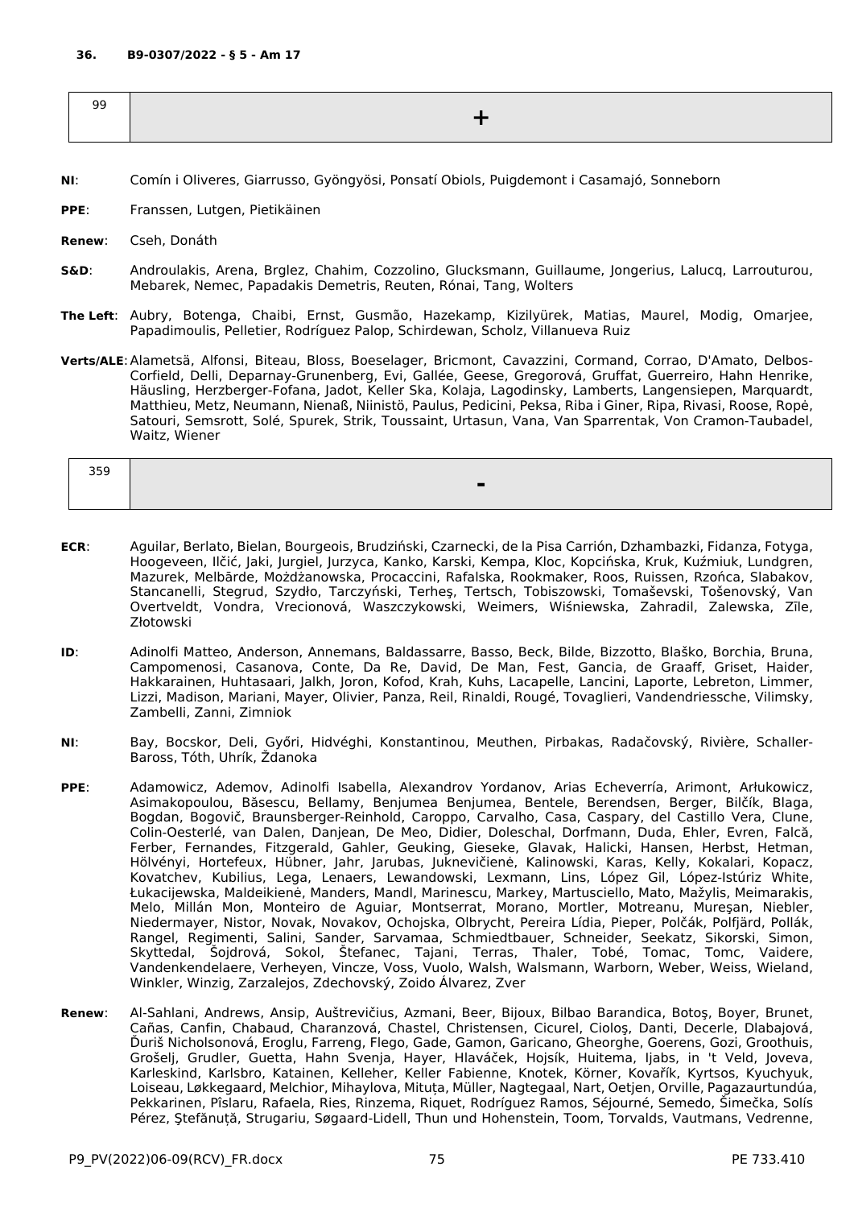**36. B9-0307/2022 - § 5 - Am 17**

| 99 | + |
|---|---|

**NI**: Comín i Oliveres, Giarrusso, Gyöngyösi, Ponsatí Obiols, Puigdemont i Casamajó, Sonneborn

**PPE**: Franssen, Lutgen, Pietikäinen

**Renew**: Cseh, Donáth

**S&D**: Androulakis, Arena, Brglez, Chahim, Cozzolino, Glucksmann, Guillaume, Jongerius, Lalucq, Larrouturou, Mebarek, Nemec, Papadakis Demetris, Reuten, Rónai, Tang, Wolters

**The Left**: Aubry, Botenga, Chaibi, Ernst, Gusmão, Hazekamp, Kizilyürek, Matias, Maurel, Modig, Omarjee, Papadimoulis, Pelletier, Rodríguez Palop, Schirdewan, Scholz, Villanueva Ruiz

**Verts/ALE**: Alametsä, Alfonsi, Biteau, Bloss, Boeselager, Bricmont, Cavazzini, Cormand, Corrao, D'Amato, Delbos-Corfield, Delli, Deparnay-Grunenberg, Evi, Gallée, Geese, Gregorová, Gruffat, Guerreiro, Hahn Henrike, Häusling, Herzberger-Fofana, Jadot, Keller Ska, Kolaja, Lagodinsky, Lamberts, Langensiepen, Marquardt, Matthieu, Metz, Neumann, Nienaß, Niinistö, Paulus, Pedicini, Peksa, Riba i Giner, Ripa, Rivasi, Roose, Ropė, Satouri, Semsrott, Solé, Spurek, Strik, Toussaint, Urtasun, Vana, Van Sparrentak, Von Cramon-Taubadel, Waitz, Wiener

| 359 | - |
|---|---|

**ECR**: Aguilar, Berlato, Bielan, Bourgeois, Brudziński, Czarnecki, de la Pisa Carrión, Dzhambazki, Fidanza, Fotyga, Hoogeveen, Ilčić, Jaki, Jurgiel, Jurzyca, Kanko, Karski, Kempa, Kloc, Kopcińska, Kruk, Kuźmiuk, Lundgren, Mazurek, Melbārde, Możdżanowska, Procaccini, Rafalska, Rookmaker, Roos, Ruissen, Rzońca, Slabakov, Stancanelli, Stegrud, Szydło, Tarczyński, Terheş, Tertsch, Tobiszowski, Tomaševski, Tošenovský, Van Overtveldt, Vondra, Vrecionová, Waszczykowski, Weimers, Wiśniewska, Zahradil, Zalewska, Zīle, Złotowski

**ID**: Adinolfi Matteo, Anderson, Annemans, Baldassarre, Basso, Beck, Bilde, Bizzotto, Blaško, Borchia, Bruna, Campomenosi, Casanova, Conte, Da Re, David, De Man, Fest, Gancia, de Graaff, Griset, Haider, Hakkarainen, Huhtasaari, Jalkh, Joron, Kofod, Krah, Kuhs, Lacapelle, Lancini, Laporte, Lebreton, Limmer, Lizzi, Madison, Mariani, Mayer, Olivier, Panza, Reil, Rinaldi, Rougé, Tovaglieri, Vandendriessche, Vilimsky, Zambelli, Zanni, Zimniok

**NI**: Bay, Bocskor, Deli, Győri, Hidvéghi, Konstantinou, Meuthen, Pirbakas, Radačovský, Rivière, Schaller-Baross, Tóth, Uhrík, Ždanoka

**PPE**: Adamowicz, Ademov, Adinolfi Isabella, Alexandrov Yordanov, Arias Echeverría, Arimont, Arłukowicz, Asimakopoulou, Băsescu, Bellamy, Benjumea Benjumea, Bentele, Berendsen, Berger, Bilčík, Blaga, Bogdan, Bogovič, Braunsberger-Reinhold, Caroppo, Carvalho, Casa, Caspary, del Castillo Vera, Clune, Colin-Oesterlé, van Dalen, Danjean, De Meo, Didier, Doleschal, Dorfmann, Duda, Ehler, Evren, Falcă, Ferber, Fernandes, Fitzgerald, Gahler, Geuking, Gieseke, Glavak, Halicki, Hansen, Herbst, Hetman, Hölvényi, Hortefeux, Hübner, Jahr, Jarubas, Juknevičienė, Kalinowski, Karas, Kelly, Kokalari, Kopacz, Kovatchev, Kubilius, Lega, Lenaers, Lewandowski, Lexmann, Lins, López Gil, López-Istúriz White, Łukacijewska, Maldeikienė, Manders, Mandl, Marinescu, Markey, Martusciello, Mato, Mažylis, Meimarakis, Melo, Millán Mon, Monteiro de Aguiar, Montserrat, Morano, Mortler, Motreanu, Mureşan, Niebler, Niedermayer, Nistor, Novak, Novakov, Ochojska, Olbrycht, Pereira Lídia, Pieper, Polčák, Polfjärd, Pollák, Rangel, Regimenti, Salini, Sander, Sarvamaa, Schmiedtbauer, Schneider, Seekatz, Sikorski, Simon, Skyttedal, Šojdrová, Sokol, Štefanec, Tajani, Terras, Thaler, Tobé, Tomac, Tomc, Vaidere, Vandenkendelaere, Verheyen, Vincze, Voss, Vuolo, Walsh, Walsmann, Warborn, Weber, Weiss, Wieland, Winkler, Winzig, Zarzalejos, Zdechovský, Zoido Álvarez, Zver

**Renew**: Al-Sahlani, Andrews, Ansip, Auštrevičius, Azmani, Beer, Bijoux, Bilbao Barandica, Botoş, Boyer, Brunet, Cañas, Canfin, Chabaud, Charanzová, Chastel, Christensen, Cicurel, Cioloş, Danti, Decerle, Dlabajová, Ďuriš Nicholsonová, Eroglu, Farreng, Flego, Gade, Gamon, Garicano, Gheorghe, Goerens, Gozi, Groothuis, Grošelj, Grudler, Guetta, Hahn Svenja, Hayer, Hlaváček, Hojsík, Huitema, Ijabs, in 't Veld, Joveva, Karleskind, Karlsbro, Katainen, Kelleher, Keller Fabienne, Knotek, Körner, Kovařík, Kyrtsos, Kyuchyuk, Loiseau, Løkkegaard, Melchior, Mihaylova, Mituța, Müller, Nagtegaal, Nart, Oetjen, Orville, Pagazaurtundúa, Pekkarinen, Pîslaru, Rafaela, Ries, Rinzema, Riquet, Rodríguez Ramos, Séjourné, Semedo, Šimečka, Solís Pérez, Ştefănuță, Strugariu, Søgaard-Lidell, Thun und Hohenstein, Toom, Torvalds, Vautmans, Vedrenne,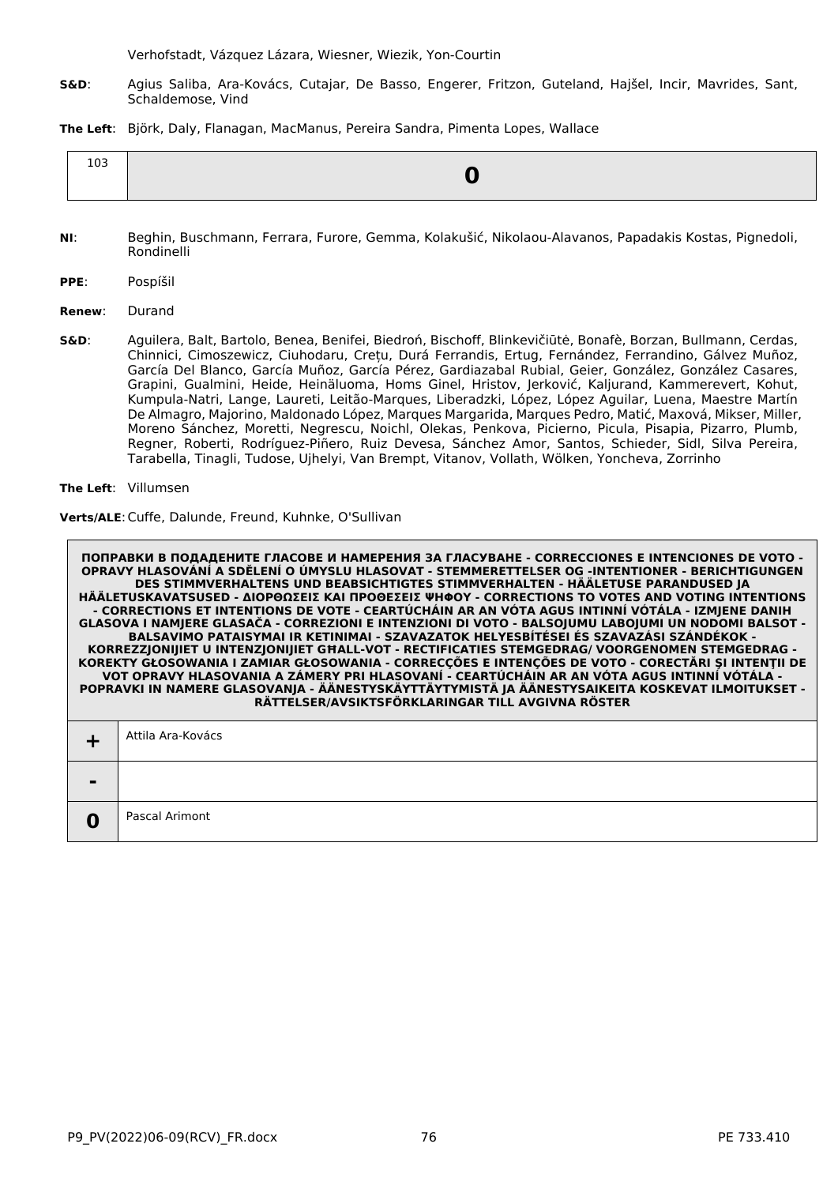Verhofstadt, Vázquez Lázara, Wiesner, Wiezik, Yon-Courtin

**S&D**: Agius Saliba, Ara-Kovács, Cutajar, De Basso, Engerer, Fritzon, Guteland, Hajšel, Incir, Mavrides, Sant, Schaldemose, Vind

**The Left**: Björk, Daly, Flanagan, MacManus, Pereira Sandra, Pimenta Lopes, Wallace

| 103 | **0** |
|---|---|

**NI**: Beghin, Buschmann, Ferrara, Furore, Gemma, Kolakušić, Nikolaou-Alavanos, Papadakis Kostas, Pignedoli, Rondinelli

**PPE**: Pospíšil

**Renew**: Durand

**S&D**: Aguilera, Balt, Bartolo, Benea, Benifei, Biedroń, Bischoff, Blinkevičiūtė, Bonafè, Borzan, Bullmann, Cerdas, Chinnici, Cimoszewicz, Ciuhodaru, Crețu, Durá Ferrandis, Ertug, Fernández, Ferrandino, Gálvez Muñoz, García Del Blanco, García Muñoz, García Pérez, Gardiazabal Rubial, Geier, González, González Casares, Grapini, Gualmini, Heide, Heinäluoma, Homs Ginel, Hristov, Jerković, Kaljurand, Kammerevert, Kohut, Kumpula-Natri, Lange, Laureti, Leitão-Marques, Liberadzki, López, López Aguilar, Luena, Maestre Martín De Almagro, Majorino, Maldonado López, Marques Margarida, Marques Pedro, Matić, Maxová, Mikser, Miller, Moreno Sánchez, Moretti, Negrescu, Noichl, Olekas, Penkova, Picierno, Picula, Pisapia, Pizarro, Plumb, Regner, Roberti, Rodríguez-Piñero, Ruiz Devesa, Sánchez Amor, Santos, Schieder, Sidl, Silva Pereira, Tarabella, Tinagli, Tudose, Ujhelyi, Van Brempt, Vitanov, Vollath, Wölken, Yoncheva, Zorrinho

**The Left**: Villumsen

**Verts/ALE**: Cuffe, Dalunde, Freund, Kuhnke, O'Sullivan

| ПОПРАВКИ В ПОДАДЕНИТЕ ГЛАСОВЕ И НАМЕРЕНИЯ ЗА ГЛАСУВАНЕ - CORRECCIONES E INTENCIONES DE VOTO - OPRAVY HLASOVÁNÍ A SDĚLENÍ O ÚMYSLU HLASOVAT - STEMMERETTELSER OG -INTENTIONER - BERICHTIGUNGEN DES STIMMVERHALTENS UND BEABSICHTIGTES STIMMVERHALTEN - HÄÄLETUSE PARANDUSED JA HÄÄLETUSKAVATSUSED - ΔΙΟΡΘΩΣΕΙΣ ΚΑΙ ΠΡΟΘΕΣΕΙΣ ΨΗΦΟΥ - CORRECTIONS TO VOTES AND VOTING INTENTIONS - CORRECTIONS ET INTENTIONS DE VOTE - CEARTÚCHÁIN AR AN VÓTA AGUS INTINNÍ VÓTÁLA - IZMJENE DANIH GLASOVA I NAMJERE GLASAČA - CORREZIONI E INTENZIONI DI VOTO - BALSOJUMU LABOJUMI UN NODOMI BALSOT - BALSAVIMO PATAISYMAI IR KETINIMAI - SZAVAZATOK HELYESBÍTÉSEI ÉS SZAVAZÁSI SZÁNDÉKOK - KORREZZJONIJIET U INTENZJONIJIET GĦALL-VOT - RECTIFICATIES STEMGEDRAG/ VOORGENOMEN STEMGEDRAG - KOREKTY GŁOSOWANIA I ZAMIAR GŁOSOWANIA - CORRECÇÕES E INTENÇÕES DE VOTO - CORECTĂRI ŞI INTENŢII DE VOT OPRAVY HLASOVANIA A ZÁMERY PRI HLASOVANÍ - CEARTÚCHÁIN AR AN VÓTA AGUS INTINNÍ VÓTÁLA - POPRAVKI IN NAMERE GLASOVANJA - ÄÄNESTYSKÄYTTÄYTYMISTÄ JA ÄÄNESTYSAIKEITA KOSKEVAT ILMOITUKSET - RÄTTELSER/AVSIKTSFÖRKLARINGAR TILL AVGIVNA RÖSTER | |
|---|---|
| **+** | Attila Ara-Kovács |
| **-** | |
| **0** | Pascal Arimont |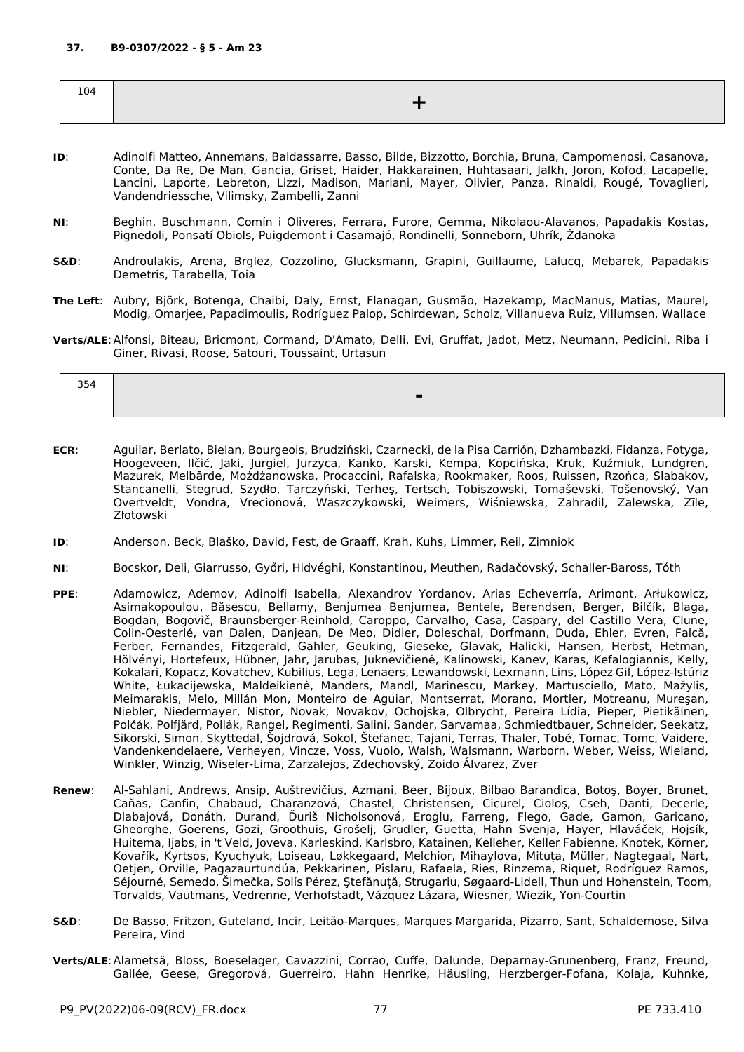**37. B9-0307/2022 - § 5 - Am 23**

| 104 | + |
|---|---|

**ID**: Adinolfi Matteo, Annemans, Baldassarre, Basso, Bilde, Bizzotto, Borchia, Bruna, Campomenosi, Casanova, Conte, Da Re, De Man, Gancia, Griset, Haider, Hakkarainen, Huhtasaari, Jalkh, Joron, Kofod, Lacapelle, Lancini, Laporte, Lebreton, Lizzi, Madison, Mariani, Mayer, Olivier, Panza, Rinaldi, Rougé, Tovaglieri, Vandendriessche, Vilimsky, Zambelli, Zanni

**NI**: Beghin, Buschmann, Comín i Oliveres, Ferrara, Furore, Gemma, Nikolaou-Alavanos, Papadakis Kostas, Pignedoli, Ponsatí Obiols, Puigdemont i Casamajó, Rondinelli, Sonneborn, Uhrík, Ždanoka

**S&D**: Androulakis, Arena, Brglez, Cozzolino, Glucksmann, Grapini, Guillaume, Lalucq, Mebarek, Papadakis Demetris, Tarabella, Toia

**The Left**: Aubry, Björk, Botenga, Chaibi, Daly, Ernst, Flanagan, Gusmão, Hazekamp, MacManus, Matias, Maurel, Modig, Omarjee, Papadimoulis, Rodríguez Palop, Schirdewan, Scholz, Villanueva Ruiz, Villumsen, Wallace

**Verts/ALE**: Alfonsi, Biteau, Bricmont, Cormand, D'Amato, Delli, Evi, Gruffat, Jadot, Metz, Neumann, Pedicini, Riba i Giner, Rivasi, Roose, Satouri, Toussaint, Urtasun

| 354 | - |
|---|---|

**ECR**: Aguilar, Berlato, Bielan, Bourgeois, Brudziński, Czarnecki, de la Pisa Carrión, Dzhambazki, Fidanza, Fotyga, Hoogeveen, Ilčić, Jaki, Jurgiel, Jurzyca, Kanko, Karski, Kempa, Kopcińska, Kruk, Kuźmiuk, Lundgren, Mazurek, Melbārde, Możdżanowska, Procaccini, Rafalska, Rookmaker, Roos, Ruissen, Rzońca, Slabakov, Stancanelli, Stegrud, Szydło, Tarczyński, Terheş, Tertsch, Tobiszowski, Tomaševski, Tošenovský, Van Overtveldt, Vondra, Vrecionová, Waszczykowski, Weimers, Wiśniewska, Zahradil, Zalewska, Zīle, Złotowski

**ID**: Anderson, Beck, Blaško, David, Fest, de Graaff, Krah, Kuhs, Limmer, Reil, Zimniok

**NI**: Bocskor, Deli, Giarrusso, Győri, Hidvéghi, Konstantinou, Meuthen, Radačovský, Schaller-Baross, Tóth

**PPE**: Adamowicz, Ademov, Adinolfi Isabella, Alexandrov Yordanov, Arias Echeverría, Arimont, Arłukowicz, Asimakopoulou, Băsescu, Bellamy, Benjumea Benjumea, Bentele, Berendsen, Berger, Bilčík, Blaga, Bogdan, Bogovič, Braunsberger-Reinhold, Caroppo, Carvalho, Casa, Caspary, del Castillo Vera, Clune, Colin-Oesterlé, van Dalen, Danjean, De Meo, Didier, Doleschal, Dorfmann, Duda, Ehler, Evren, Falcă, Ferber, Fernandes, Fitzgerald, Gahler, Geuking, Gieseke, Glavak, Halicki, Hansen, Herbst, Hetman, Hölvényi, Hortefeux, Hübner, Jahr, Jarubas, Juknevičienė, Kalinowski, Kanev, Karas, Kefalogiannis, Kelly, Kokalari, Kopacz, Kovatchev, Kubilius, Lega, Lenaers, Lewandowski, Lexmann, Lins, López Gil, López-Istúriz White, Łukacijewska, Maldeikienė, Manders, Mandl, Marinescu, Markey, Martusciello, Mato, Mažylis, Meimarakis, Melo, Millán Mon, Monteiro de Aguiar, Montserrat, Morano, Mortler, Motreanu, Mureşan, Niebler, Niedermayer, Nistor, Novak, Novakov, Ochojska, Olbrycht, Pereira Lídia, Pieper, Pietikäinen, Polčák, Polfjärd, Pollák, Rangel, Regimenti, Salini, Sander, Sarvamaa, Schmiedtbauer, Schneider, Seekatz, Sikorski, Simon, Skyttedal, Šojdrová, Sokol, Štefanec, Tajani, Terras, Thaler, Tobé, Tomac, Tomc, Vaidere, Vandenkendelaere, Verheyen, Vincze, Voss, Vuolo, Walsh, Walsmann, Warborn, Weber, Weiss, Wieland, Winkler, Winzig, Wiseler-Lima, Zarzalejos, Zdechovský, Zoido Álvarez, Zver

**Renew**: Al-Sahlani, Andrews, Ansip, Auštrevičius, Azmani, Beer, Bijoux, Bilbao Barandica, Botoş, Boyer, Brunet, Cañas, Canfin, Chabaud, Charanzová, Chastel, Christensen, Cicurel, Cioloş, Cseh, Danti, Decerle, Dlabajová, Donáth, Durand, Ďuriš Nicholsonová, Eroglu, Farreng, Flego, Gade, Gamon, Garicano, Gheorghe, Goerens, Gozi, Groothuis, Grošelj, Grudler, Guetta, Hahn Svenja, Hayer, Hlaváček, Hojsík, Huitema, Ijabs, in 't Veld, Joveva, Karleskind, Karlsbro, Katainen, Kelleher, Keller Fabienne, Knotek, Körner, Kovařík, Kyrtsos, Kyuchyuk, Loiseau, Løkkegaard, Melchior, Mihaylova, Mituța, Müller, Nagtegaal, Nart, Oetjen, Orville, Pagazaurtundúa, Pekkarinen, Pîslaru, Rafaela, Ries, Rinzema, Riquet, Rodríguez Ramos, Séjourné, Semedo, Šimečka, Solís Pérez, Ştefănuță, Strugariu, Søgaard-Lidell, Thun und Hohenstein, Toom, Torvalds, Vautmans, Vedrenne, Verhofstadt, Vázquez Lázara, Wiesner, Wiezik, Yon-Courtin

**S&D**: De Basso, Fritzon, Guteland, Incir, Leitão-Marques, Marques Margarida, Pizarro, Sant, Schaldemose, Silva Pereira, Vind

**Verts/ALE**: Alametsä, Bloss, Boeselager, Cavazzini, Corrao, Cuffe, Dalunde, Deparnay-Grunenberg, Franz, Freund, Gallée, Geese, Gregorová, Guerreiro, Hahn Henrike, Häusling, Herzberger-Fofana, Kolaja, Kuhnke,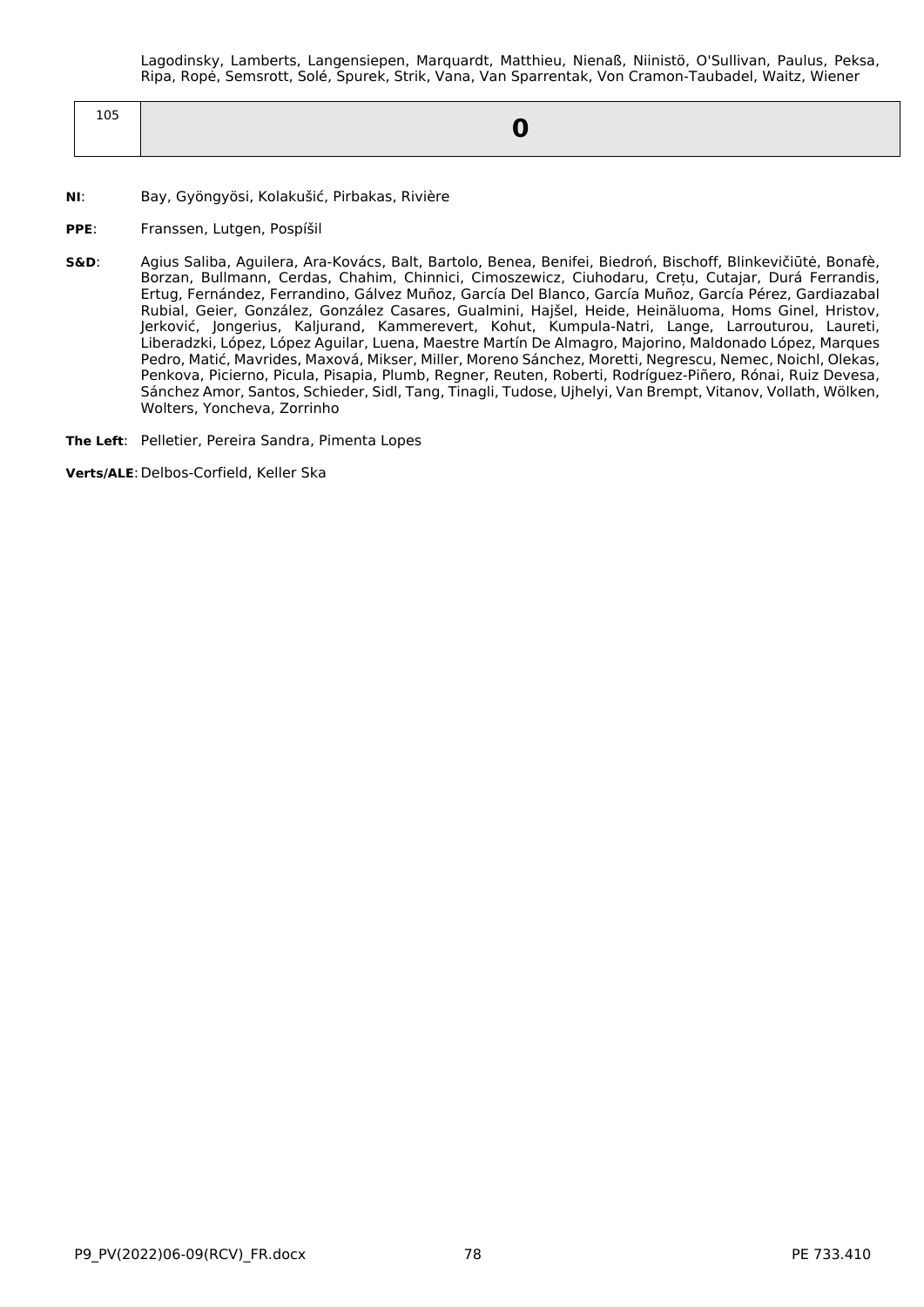Lagodinsky, Lamberts, Langensiepen, Marquardt, Matthieu, Nienaß, Niinistö, O'Sullivan, Paulus, Peksa, Ripa, Ropė, Semsrott, Solé, Spurek, Strik, Vana, Van Sparrentak, Von Cramon-Taubadel, Waitz, Wiener

| 105 | **0** |
|---|---|

**NI**: Bay, Gyöngyösi, Kolakušić, Pirbakas, Rivière

**PPE**: Franssen, Lutgen, Pospíšil

**S&D**: Agius Saliba, Aguilera, Ara-Kovács, Balt, Bartolo, Benea, Benifei, Biedroń, Bischoff, Blinkevičiūtė, Bonafè, Borzan, Bullmann, Cerdas, Chahim, Chinnici, Cimoszewicz, Ciuhodaru, Crețu, Cutajar, Durá Ferrandis, Ertug, Fernández, Ferrandino, Gálvez Muñoz, García Del Blanco, García Muñoz, García Pérez, Gardiazabal Rubial, Geier, González, González Casares, Gualmini, Hajšel, Heide, Heinäluoma, Homs Ginel, Hristov, Jerković, Jongerius, Kaljurand, Kammerevert, Kohut, Kumpula-Natri, Lange, Larrouturou, Laureti, Liberadzki, López, López Aguilar, Luena, Maestre Martín De Almagro, Majorino, Maldonado López, Marques Pedro, Matić, Mavrides, Maxová, Mikser, Miller, Moreno Sánchez, Moretti, Negrescu, Nemec, Noichl, Olekas, Penkova, Picierno, Picula, Pisapia, Plumb, Regner, Reuten, Roberti, Rodríguez-Piñero, Rónai, Ruiz Devesa, Sánchez Amor, Santos, Schieder, Sidl, Tang, Tinagli, Tudose, Ujhelyi, Van Brempt, Vitanov, Vollath, Wölken, Wolters, Yoncheva, Zorrinho

**The Left**: Pelletier, Pereira Sandra, Pimenta Lopes

**Verts/ALE**: Delbos-Corfield, Keller Ska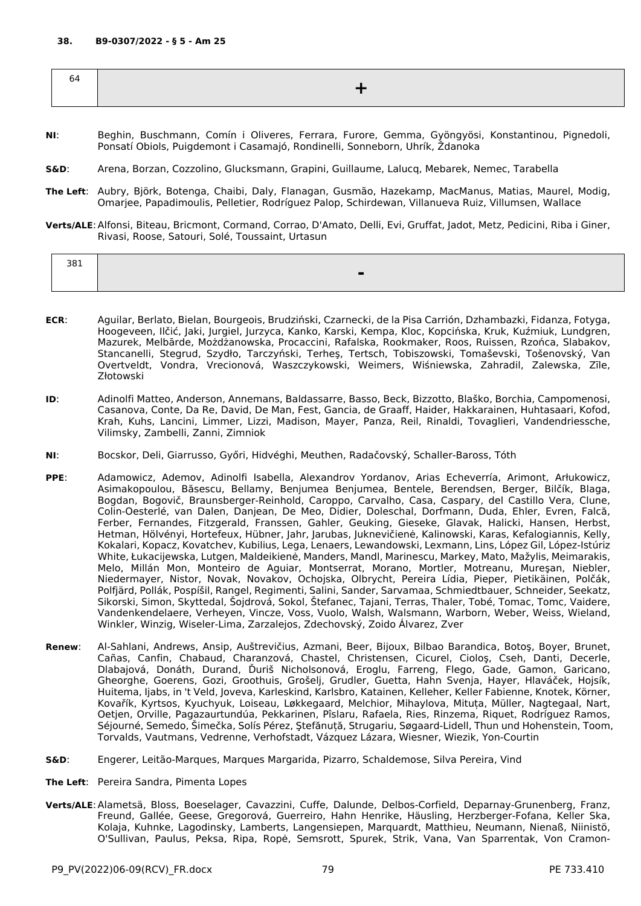**38. B9-0307/2022 - § 5 - Am 25**

| 64 | + |
|---|---|

**NI**: Beghin, Buschmann, Comín i Oliveres, Ferrara, Furore, Gemma, Gyöngyösi, Konstantinou, Pignedoli, Ponsatí Obiols, Puigdemont i Casamajó, Rondinelli, Sonneborn, Uhrík, Ždanoka

**S&D**: Arena, Borzan, Cozzolino, Glucksmann, Grapini, Guillaume, Lalucq, Mebarek, Nemec, Tarabella

**The Left**: Aubry, Björk, Botenga, Chaibi, Daly, Flanagan, Gusmão, Hazekamp, MacManus, Matias, Maurel, Modig, Omarjee, Papadimoulis, Pelletier, Rodríguez Palop, Schirdewan, Villanueva Ruiz, Villumsen, Wallace

**Verts/ALE**: Alfonsi, Biteau, Bricmont, Cormand, Corrao, D'Amato, Delli, Evi, Gruffat, Jadot, Metz, Pedicini, Riba i Giner, Rivasi, Roose, Satouri, Solé, Toussaint, Urtasun

| 381 | - |
|---|---|

**ECR**: Aguilar, Berlato, Bielan, Bourgeois, Brudziński, Czarnecki, de la Pisa Carrión, Dzhambazki, Fidanza, Fotyga, Hoogeveen, Ilčić, Jaki, Jurgiel, Jurzyca, Kanko, Karski, Kempa, Kloc, Kopcińska, Kruk, Kuźmiuk, Lundgren, Mazurek, Melbārde, Możdżanowska, Procaccini, Rafalska, Rookmaker, Roos, Ruissen, Rzońca, Slabakov, Stancanelli, Stegrud, Szydło, Tarczyński, Terheş, Tertsch, Tobiszowski, Tomaševski, Tošenovský, Van Overtveldt, Vondra, Vrecionová, Waszczykowski, Weimers, Wiśniewska, Zahradil, Zalewska, Zīle, Złotowski

**ID**: Adinolfi Matteo, Anderson, Annemans, Baldassarre, Basso, Beck, Bizzotto, Blaško, Borchia, Campomenosi, Casanova, Conte, Da Re, David, De Man, Fest, Gancia, de Graaff, Haider, Hakkarainen, Huhtasaari, Kofod, Krah, Kuhs, Lancini, Limmer, Lizzi, Madison, Mayer, Panza, Reil, Rinaldi, Tovaglieri, Vandendriessche, Vilimsky, Zambelli, Zanni, Zimniok

**NI**: Bocskor, Deli, Giarrusso, Győri, Hidvéghi, Meuthen, Radačovský, Schaller-Baross, Tóth

**PPE**: Adamowicz, Ademov, Adinolfi Isabella, Alexandrov Yordanov, Arias Echeverría, Arimont, Arłukowicz, Asimakopoulou, Băsescu, Bellamy, Benjumea Benjumea, Bentele, Berendsen, Berger, Bilčík, Blaga, Bogdan, Bogovič, Braunsberger-Reinhold, Caroppo, Carvalho, Casa, Caspary, del Castillo Vera, Clune, Colin-Oesterlé, van Dalen, Danjean, De Meo, Didier, Doleschal, Dorfmann, Duda, Ehler, Evren, Falcă, Ferber, Fernandes, Fitzgerald, Franssen, Gahler, Geuking, Gieseke, Glavak, Halicki, Hansen, Herbst, Hetman, Hölvényi, Hortefeux, Hübner, Jahr, Jarubas, Juknevičienė, Kalinowski, Karas, Kefalogiannis, Kelly, Kokalari, Kopacz, Kovatchev, Kubilius, Lega, Lenaers, Lewandowski, Lexmann, Lins, López Gil, López-Istúriz White, Łukacijewska, Lutgen, Maldeikienė, Manders, Mandl, Marinescu, Markey, Mato, Mažylis, Meimarakis, Melo, Millán Mon, Monteiro de Aguiar, Montserrat, Morano, Mortler, Motreanu, Mureşan, Niebler, Niedermayer, Nistor, Novak, Novakov, Ochojska, Olbrycht, Pereira Lídia, Pieper, Pietikäinen, Polčák, Polfjärd, Pollák, Pospíšil, Rangel, Regimenti, Salini, Sander, Sarvamaa, Schmiedtbauer, Schneider, Seekatz, Sikorski, Simon, Skyttedal, Šojdrová, Sokol, Štefanec, Tajani, Terras, Thaler, Tobé, Tomac, Tomc, Vaidere, Vandenkendelaere, Verheyen, Vincze, Voss, Vuolo, Walsh, Walsmann, Warborn, Weber, Weiss, Wieland, Winkler, Winzig, Wiseler-Lima, Zarzalejos, Zdechovský, Zoido Álvarez, Zver

**Renew**: Al-Sahlani, Andrews, Ansip, Auštrevičius, Azmani, Beer, Bijoux, Bilbao Barandica, Botoş, Boyer, Brunet, Cañas, Canfin, Chabaud, Charanzová, Chastel, Christensen, Cicurel, Cioloş, Cseh, Danti, Decerle, Dlabajová, Donáth, Durand, Ďuriš Nicholsonová, Eroglu, Farreng, Flego, Gade, Gamon, Garicano, Gheorghe, Goerens, Gozi, Groothuis, Grošelj, Grudler, Guetta, Hahn Svenja, Hayer, Hlaváček, Hojsík, Huitema, Ijabs, in 't Veld, Joveva, Karleskind, Karlsbro, Katainen, Kelleher, Keller Fabienne, Knotek, Körner, Kovařík, Kyrtsos, Kyuchyuk, Loiseau, Løkkegaard, Melchior, Mihaylova, Mituța, Müller, Nagtegaal, Nart, Oetjen, Orville, Pagazaurtundúa, Pekkarinen, Pîslaru, Rafaela, Ries, Rinzema, Riquet, Rodríguez Ramos, Séjourné, Semedo, Šimečka, Solís Pérez, Ştefănuță, Strugariu, Søgaard-Lidell, Thun und Hohenstein, Toom, Torvalds, Vautmans, Vedrenne, Verhofstadt, Vázquez Lázara, Wiesner, Wiezik, Yon-Courtin

**S&D**: Engerer, Leitão-Marques, Marques Margarida, Pizarro, Schaldemose, Silva Pereira, Vind

**The Left**: Pereira Sandra, Pimenta Lopes

**Verts/ALE**: Alametsä, Bloss, Boeselager, Cavazzini, Cuffe, Dalunde, Delbos-Corfield, Deparnay-Grunenberg, Franz, Freund, Gallée, Geese, Gregorová, Guerreiro, Hahn Henrike, Häusling, Herzberger-Fofana, Keller Ska, Kolaja, Kuhnke, Lagodinsky, Lamberts, Langensiepen, Marquardt, Matthieu, Neumann, Nienaß, Niinistö, O'Sullivan, Paulus, Peksa, Ripa, Ropė, Semsrott, Spurek, Strik, Vana, Van Sparrentak, Von Cramon-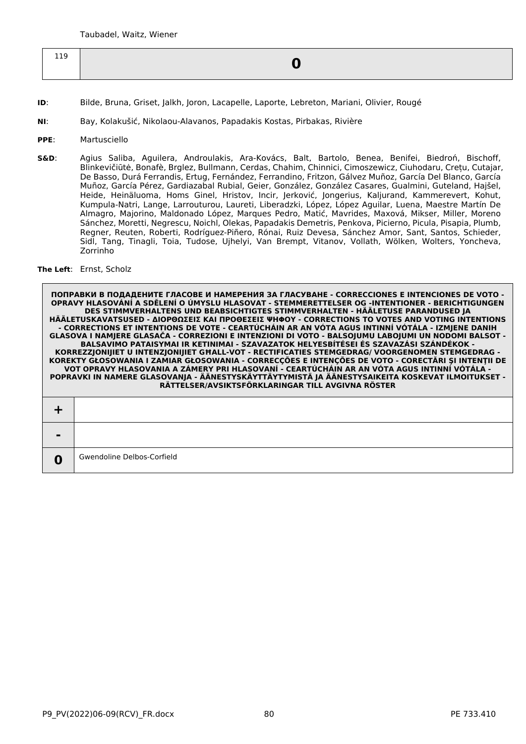Taubadel, Waitz, Wiener

| 119 | **0** |
|---|---|

**ID**: Bilde, Bruna, Griset, Jalkh, Joron, Lacapelle, Laporte, Lebreton, Mariani, Olivier, Rougé

**NI**: Bay, Kolakušić, Nikolaou-Alavanos, Papadakis Kostas, Pirbakas, Rivière

**PPE**: Martusciello

**S&D**: Agius Saliba, Aguilera, Androulakis, Ara-Kovács, Balt, Bartolo, Benea, Benifei, Biedroń, Bischoff, Blinkevičiūtė, Bonafè, Brglez, Bullmann, Cerdas, Chahim, Chinnici, Cimoszewicz, Ciuhodaru, Crețu, Cutajar, De Basso, Durá Ferrandis, Ertug, Fernández, Ferrandino, Fritzon, Gálvez Muñoz, García Del Blanco, García Muñoz, García Pérez, Gardiazabal Rubial, Geier, González, González Casares, Gualmini, Guteland, Hajšel, Heide, Heinäluoma, Homs Ginel, Hristov, Incir, Jerković, Jongerius, Kaljurand, Kammerevert, Kohut, Kumpula-Natri, Lange, Larrouturou, Laureti, Liberadzki, López, López Aguilar, Luena, Maestre Martín De Almagro, Majorino, Maldonado López, Marques Pedro, Matić, Mavrides, Maxová, Mikser, Miller, Moreno Sánchez, Moretti, Negrescu, Noichl, Olekas, Papadakis Demetris, Penkova, Picierno, Picula, Pisapia, Plumb, Regner, Reuten, Roberti, Rodríguez-Piñero, Rónai, Ruiz Devesa, Sánchez Amor, Sant, Santos, Schieder, Sidl, Tang, Tinagli, Toia, Tudose, Ujhelyi, Van Brempt, Vitanov, Vollath, Wölken, Wolters, Yoncheva, Zorrinho

**The Left**: Ernst, Scholz

| **ПОПРАВКИ В ПОДАДЕНИТЕ ГЛАСОВЕ И НАМЕРЕНИЯ ЗА ГЛАСУВАНЕ - CORRECCIONES E INTENCIONES DE VOTO - OPRAVY HLASOVÁNÍ A SDĚLENÍ O ÚMYSLU HLASOVAT - STEMMERETTELSER OG -INTENTIONER - BERICHTIGUNGEN DES STIMMVERHALTENS UND BEABSICHTIGTES STIMMVERHALTEN - HÄÄLETUSE PARANDUSED JA HÄÄLETUSKAVATSUSED - ΔΙΟΡΘΩΣΕΙΣ ΚΑΙ ΠΡΟΘΕΣΕΙΣ ΨΗΦΟΥ - CORRECTIONS TO VOTES AND VOTING INTENTIONS - CORRECTIONS ET INTENTIONS DE VOTE - CEARTÚCHÁIN AR AN VÓTA AGUS INTINNÍ VÓTÁLA - IZMJENE DANIH GLASOVA I NAMJERE GLASAČA - CORREZIONI E INTENZIONI DI VOTO - BALSOJUMU LABOJUMI UN NODOMI BALSOT - BALSAVIMO PATAISYMAI IR KETINIMAI - SZAVAZATOK HELYESBÍTÉSEI ÉS SZAVAZÁSI SZÁNDÉKOK - KORREZZJONIJIET U INTENZJONIJIET GĦALL-VOT - RECTIFICATIES STEMGEDRAG/ VOORGENOMEN STEMGEDRAG - KOREKTY GŁOSOWANIA I ZAMIAR GŁOSOWANIA - CORRECÇÕES E INTENÇÕES DE VOTO - CORECTĂRI ŞI INTENŢII DE VOT OPRAVY HLASOVANIA A ZÁMERY PRI HLASOVANÍ - CEARTÚCHÁIN AR AN VÓTA AGUS INTINNÍ VÓTÁLA - POPRAVKI IN NAMERE GLASOVANJA - ÄÄNESTYSKÄYTTÄYTYMISTÄ JA ÄÄNESTYSAIKEITA KOSKEVAT ILMOITUKSET - RÄTTELSER/AVSIKTSFÖRKLARINGAR TILL AVGIVNA RÖSTER** | |
|---|---|
| **+** | |
| **-** | |
| **0** | Gwendoline Delbos-Corfield |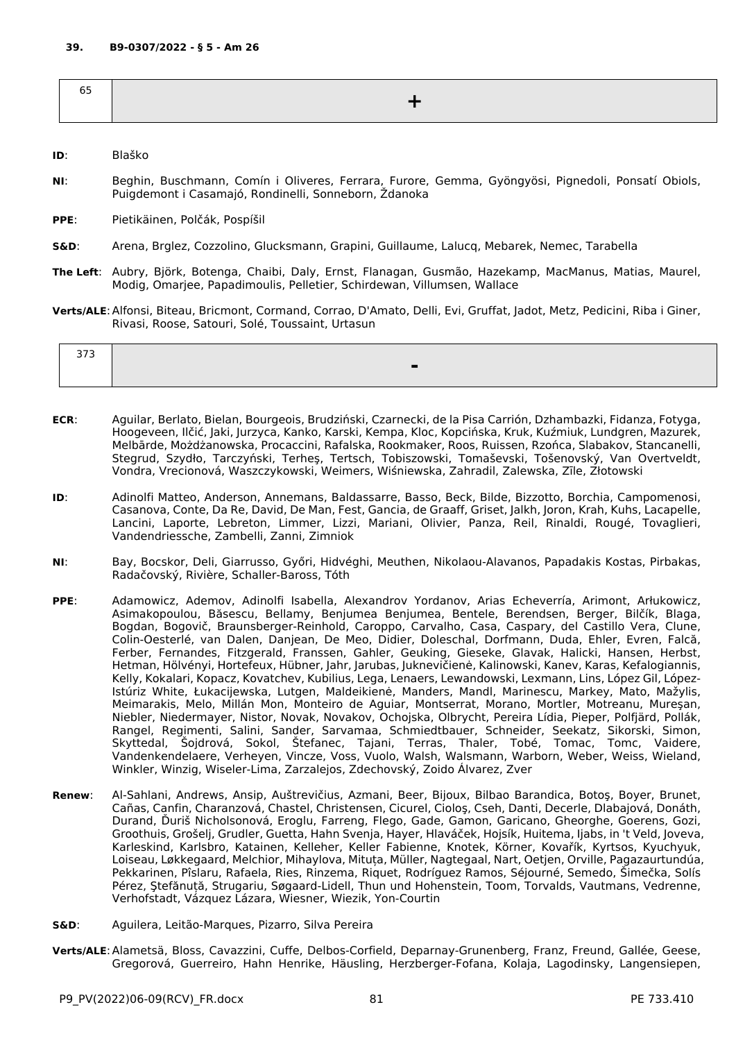**39. B9-0307/2022 - § 5 - Am 26**

| 65 | + |
|---|---|

**ID**: Blaško

**NI**: Beghin, Buschmann, Comín i Oliveres, Ferrara, Furore, Gemma, Gyöngyösi, Pignedoli, Ponsatí Obiols, Puigdemont i Casamajó, Rondinelli, Sonneborn, Ždanoka

**PPE**: Pietikäinen, Polčák, Pospíšil

**S&D**: Arena, Brglez, Cozzolino, Glucksmann, Grapini, Guillaume, Lalucq, Mebarek, Nemec, Tarabella

**The Left**: Aubry, Björk, Botenga, Chaibi, Daly, Ernst, Flanagan, Gusmão, Hazekamp, MacManus, Matias, Maurel, Modig, Omarjee, Papadimoulis, Pelletier, Schirdewan, Villumsen, Wallace

**Verts/ALE**: Alfonsi, Biteau, Bricmont, Cormand, Corrao, D'Amato, Delli, Evi, Gruffat, Jadot, Metz, Pedicini, Riba i Giner, Rivasi, Roose, Satouri, Solé, Toussaint, Urtasun

| 373 | - |
|---|---|

**ECR**: Aguilar, Berlato, Bielan, Bourgeois, Brudziński, Czarnecki, de la Pisa Carrión, Dzhambazki, Fidanza, Fotyga, Hoogeveen, Ilčić, Jaki, Jurzyca, Kanko, Karski, Kempa, Kloc, Kopcińska, Kruk, Kuźmiuk, Lundgren, Mazurek, Melbārde, Możdżanowska, Procaccini, Rafalska, Rookmaker, Roos, Ruissen, Rzońca, Slabakov, Stancanelli, Stegrud, Szydło, Tarczyński, Terheş, Tertsch, Tobiszowski, Tomaševski, Tošenovský, Van Overtveldt, Vondra, Vrecionová, Waszczykowski, Weimers, Wiśniewska, Zahradil, Zalewska, Zīle, Złotowski

**ID**: Adinolfi Matteo, Anderson, Annemans, Baldassarre, Basso, Beck, Bilde, Bizzotto, Borchia, Campomenosi, Casanova, Conte, Da Re, David, De Man, Fest, Gancia, de Graaff, Griset, Jalkh, Joron, Krah, Kuhs, Lacapelle, Lancini, Laporte, Lebreton, Limmer, Lizzi, Mariani, Olivier, Panza, Reil, Rinaldi, Rougé, Tovaglieri, Vandendriessche, Zambelli, Zanni, Zimniok

**NI**: Bay, Bocskor, Deli, Giarrusso, Győri, Hidvéghi, Meuthen, Nikolaou-Alavanos, Papadakis Kostas, Pirbakas, Radačovský, Rivière, Schaller-Baross, Tóth

**PPE**: Adamowicz, Ademov, Adinolfi Isabella, Alexandrov Yordanov, Arias Echeverría, Arimont, Arłukowicz, Asimakopoulou, Băsescu, Bellamy, Benjumea Benjumea, Bentele, Berendsen, Berger, Bilčík, Blaga, Bogdan, Bogovič, Braunsberger-Reinhold, Caroppo, Carvalho, Casa, Caspary, del Castillo Vera, Clune, Colin-Oesterlé, van Dalen, Danjean, De Meo, Didier, Doleschal, Dorfmann, Duda, Ehler, Evren, Falcă, Ferber, Fernandes, Fitzgerald, Franssen, Gahler, Geuking, Gieseke, Glavak, Halicki, Hansen, Herbst, Hetman, Hölvényi, Hortefeux, Hübner, Jahr, Jarubas, Juknevičienė, Kalinowski, Kanev, Karas, Kefalogiannis, Kelly, Kokalari, Kopacz, Kovatchev, Kubilius, Lega, Lenaers, Lewandowski, Lexmann, Lins, López Gil, López-Istúriz White, Łukacijewska, Lutgen, Maldeikienė, Manders, Mandl, Marinescu, Markey, Mato, Mažylis, Meimarakis, Melo, Millán Mon, Monteiro de Aguiar, Montserrat, Morano, Mortler, Motreanu, Mureşan, Niebler, Niedermayer, Nistor, Novak, Novakov, Ochojska, Olbrycht, Pereira Lídia, Pieper, Polfjärd, Pollák, Rangel, Regimenti, Salini, Sander, Sarvamaa, Schmiedtbauer, Schneider, Seekatz, Sikorski, Simon, Skyttedal, Šojdrová, Sokol, Štefanec, Tajani, Terras, Thaler, Tobé, Tomac, Tomc, Vaidere, Vandenkendelaere, Verheyen, Vincze, Voss, Vuolo, Walsh, Walsmann, Warborn, Weber, Weiss, Wieland, Winkler, Winzig, Wiseler-Lima, Zarzalejos, Zdechovský, Zoido Álvarez, Zver

**Renew**: Al-Sahlani, Andrews, Ansip, Auštrevičius, Azmani, Beer, Bijoux, Bilbao Barandica, Botoş, Boyer, Brunet, Cañas, Canfin, Charanzová, Chastel, Christensen, Cicurel, Cioloş, Cseh, Danti, Decerle, Dlabajová, Donáth, Durand, Ďuriš Nicholsonová, Eroglu, Farreng, Flego, Gade, Gamon, Garicano, Gheorghe, Goerens, Gozi, Groothuis, Grošelj, Grudler, Guetta, Hahn Svenja, Hayer, Hlaváček, Hojsík, Huitema, Ijabs, in 't Veld, Joveva, Karleskind, Karlsbro, Katainen, Kelleher, Keller Fabienne, Knotek, Körner, Kovařík, Kyrtsos, Kyuchyuk, Loiseau, Løkkegaard, Melchior, Mihaylova, Mituța, Müller, Nagtegaal, Nart, Oetjen, Orville, Pagazaurtundúa, Pekkarinen, Pîslaru, Rafaela, Ries, Rinzema, Riquet, Rodríguez Ramos, Séjourné, Semedo, Šimečka, Solís Pérez, Ştefănuță, Strugariu, Søgaard-Lidell, Thun und Hohenstein, Toom, Torvalds, Vautmans, Vedrenne, Verhofstadt, Vázquez Lázara, Wiesner, Wiezik, Yon-Courtin

**S&D**: Aguilera, Leitão-Marques, Pizarro, Silva Pereira

**Verts/ALE**: Alametsä, Bloss, Cavazzini, Cuffe, Delbos-Corfield, Deparnay-Grunenberg, Franz, Freund, Gallée, Geese, Gregorová, Guerreiro, Hahn Henrike, Häusling, Herzberger-Fofana, Kolaja, Lagodinsky, Langensiepen,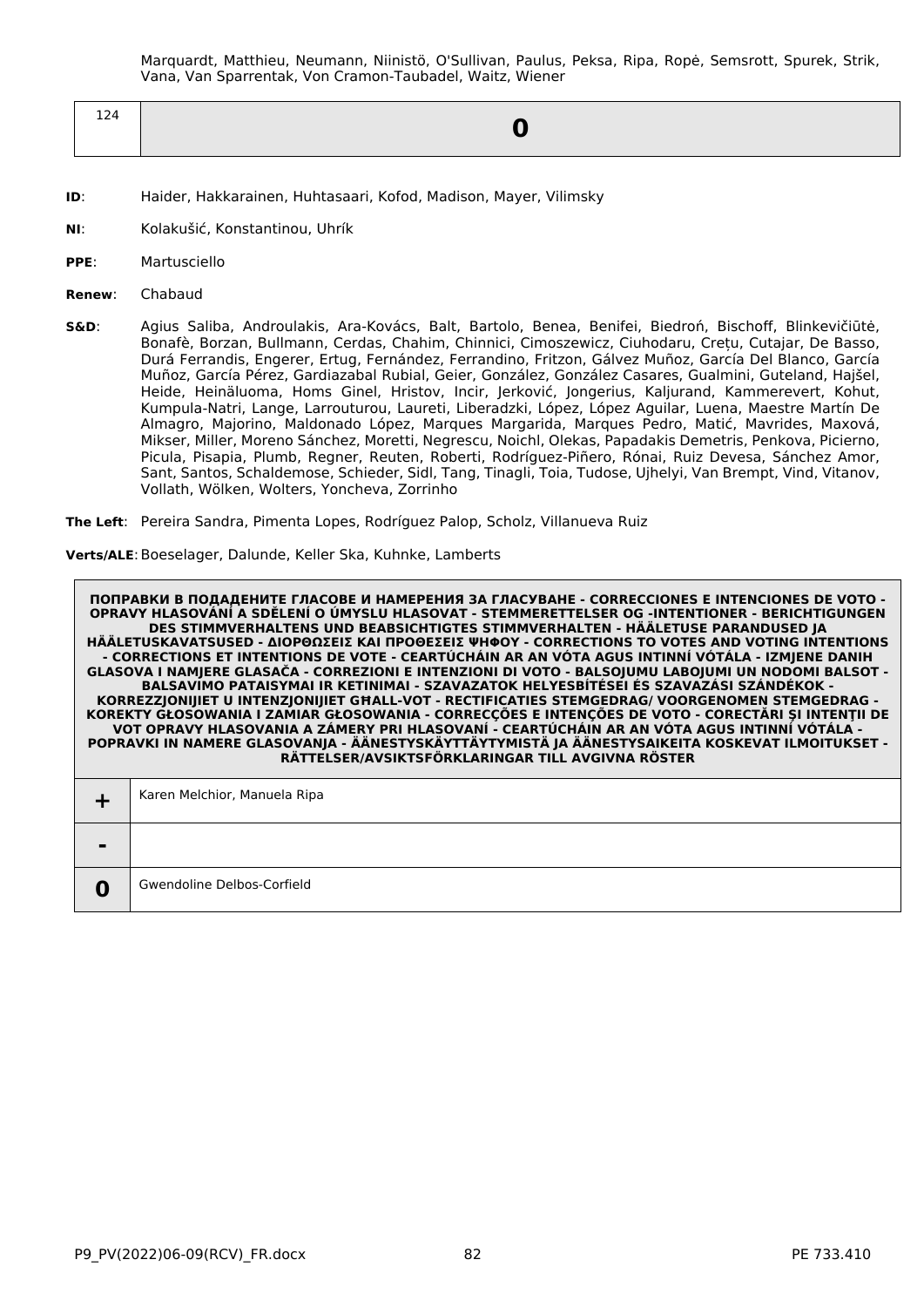Marquardt, Matthieu, Neumann, Niinistö, O'Sullivan, Paulus, Peksa, Ripa, Ropė, Semsrott, Spurek, Strik, Vana, Van Sparrentak, Von Cramon-Taubadel, Waitz, Wiener

| 124 | **0** |
|---|---|

**ID**: Haider, Hakkarainen, Huhtasaari, Kofod, Madison, Mayer, Vilimsky

**NI**: Kolakušić, Konstantinou, Uhrík

**PPE**: Martusciello

**Renew**: Chabaud

**S&D**: Agius Saliba, Androulakis, Ara-Kovács, Balt, Bartolo, Benea, Benifei, Biedroń, Bischoff, Blinkevičiūtė, Bonafè, Borzan, Bullmann, Cerdas, Chahim, Chinnici, Cimoszewicz, Ciuhodaru, Crețu, Cutajar, De Basso, Durá Ferrandis, Engerer, Ertug, Fernández, Ferrandino, Fritzon, Gálvez Muñoz, García Del Blanco, García Muñoz, García Pérez, Gardiazabal Rubial, Geier, González, González Casares, Gualmini, Guteland, Hajšel, Heide, Heinäluoma, Homs Ginel, Hristov, Incir, Jerković, Jongerius, Kaljurand, Kammerevert, Kohut, Kumpula-Natri, Lange, Larrouturou, Laureti, Liberadzki, López, López Aguilar, Luena, Maestre Martín De Almagro, Majorino, Maldonado López, Marques Margarida, Marques Pedro, Matić, Mavrides, Maxová, Mikser, Miller, Moreno Sánchez, Moretti, Negrescu, Noichl, Olekas, Papadakis Demetris, Penkova, Picierno, Picula, Pisapia, Plumb, Regner, Reuten, Roberti, Rodríguez-Piñero, Rónai, Ruiz Devesa, Sánchez Amor, Sant, Santos, Schaldemose, Schieder, Sidl, Tang, Tinagli, Toia, Tudose, Ujhelyi, Van Brempt, Vind, Vitanov, Vollath, Wölken, Wolters, Yoncheva, Zorrinho

**The Left**: Pereira Sandra, Pimenta Lopes, Rodríguez Palop, Scholz, Villanueva Ruiz

**Verts/ALE**: Boeselager, Dalunde, Keller Ska, Kuhnke, Lamberts

| ПОПРАВКИ В ПОДАДЕНИТЕ ГЛАСОВЕ И НАМЕРЕНИЯ ЗА ГЛАСУВАНЕ - CORRECCIONES E INTENCIONES DE VOTO - OPRAVY HLASOVÁNÍ A SDĚLENÍ O ÚMYSLU HLASOVAT - STEMMERETTELSER OG -INTENTIONER - BERICHTIGUNGEN DES STIMMVERHALTENS UND BEABSICHTIGTES STIMMVERHALTEN - HÄÄLETUSE PARANDUSED JA HÄÄLETUSKAVATSUSED - ΔΙΟΡΘΩΣΕΙΣ ΚΑΙ ΠΡΟΘΕΣΕΙΣ ΨΗΦΟΥ - CORRECTIONS TO VOTES AND VOTING INTENTIONS - CORRECTIONS ET INTENTIONS DE VOTE - CEARTÚCHÁIN AR AN VÓTA AGUS INTINNÍ VÓTÁLA - IZMJENE DANIH GLASOVA I NAMJERE GLASAČA - CORREZIONI E INTENZIONI DI VOTO - BALSOJUMU LABOJUMI UN NODOMI BALSOT - BALSAVIMO PATAISYMAI IR KETINIMAI - SZAVAZATOK HELYESBÍTÉSEI ÉS SZAVAZÁSI SZÁNDÉKOK - KORREZZJONIJIET U INTENZJONIJIET GĦALL-VOT - RECTIFICATIES STEMGEDRAG/ VOORGENOMEN STEMGEDRAG - KOREKTY GŁOSOWANIA I ZAMIAR GŁOSOWANIA - CORRECÇÕES E INTENÇÕES DE VOTO - CORECTĂRI ŞI INTENŢII DE VOT OPRAVY HLASOVANIA A ZÁMERY PRI HLASOVANÍ - CEARTÚCHÁIN AR AN VÓTA AGUS INTINNÍ VÓTÁLA - POPRAVKI IN NAMERE GLASOVANJA - ÄÄNESTYSKÄYTTÄYTYMISTÄ JA ÄÄNESTYSAIKEITA KOSKEVAT ILMOITUKSET - RÄTTELSER/AVSIKTSFÖRKLARINGAR TILL AVGIVNA RÖSTER | |
|---|---|
| **+** | Karen Melchior, Manuela Ripa |
| **-** | |
| **0** | Gwendoline Delbos-Corfield |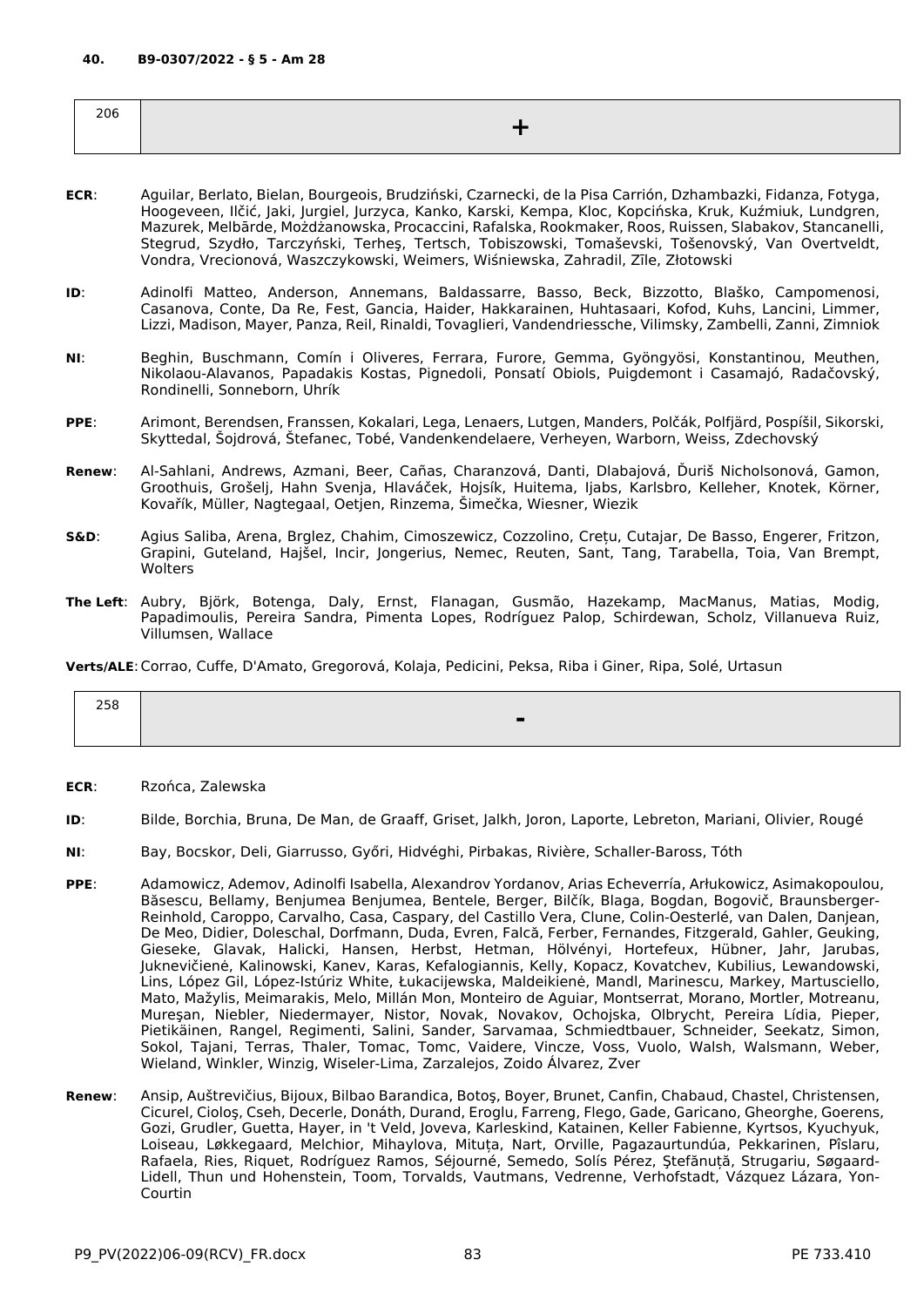**40. B9-0307/2022 - § 5 - Am 28**

| 206 | + |
|---|---|

**ECR**: Aguilar, Berlato, Bielan, Bourgeois, Brudziński, Czarnecki, de la Pisa Carrión, Dzhambazki, Fidanza, Fotyga, Hoogeveen, Ilčić, Jaki, Jurgiel, Jurzyca, Kanko, Karski, Kempa, Kloc, Kopcińska, Kruk, Kuźmiuk, Lundgren, Mazurek, Melbārde, Możdżanowska, Procaccini, Rafalska, Rookmaker, Roos, Ruissen, Slabakov, Stancanelli, Stegrud, Szydło, Tarczyński, Terheş, Tertsch, Tobiszowski, Tomaševski, Tošenovský, Van Overtveldt, Vondra, Vrecionová, Waszczykowski, Weimers, Wiśniewska, Zahradil, Zīle, Złotowski

**ID**: Adinolfi Matteo, Anderson, Annemans, Baldassarre, Basso, Beck, Bizzotto, Blaško, Campomenosi, Casanova, Conte, Da Re, Fest, Gancia, Haider, Hakkarainen, Huhtasaari, Kofod, Kuhs, Lancini, Limmer, Lizzi, Madison, Mayer, Panza, Reil, Rinaldi, Tovaglieri, Vandendriessche, Vilimsky, Zambelli, Zanni, Zimniok

**NI**: Beghin, Buschmann, Comín i Oliveres, Ferrara, Furore, Gemma, Gyöngyösi, Konstantinou, Meuthen, Nikolaou-Alavanos, Papadakis Kostas, Pignedoli, Ponsatí Obiols, Puigdemont i Casamajó, Radačovský, Rondinelli, Sonneborn, Uhrík

**PPE**: Arimont, Berendsen, Franssen, Kokalari, Lega, Lenaers, Lutgen, Manders, Polčák, Polfjärd, Pospíšil, Sikorski, Skyttedal, Šojdrová, Štefanec, Tobé, Vandenkendelaere, Verheyen, Warborn, Weiss, Zdechovský

**Renew**: Al-Sahlani, Andrews, Azmani, Beer, Cañas, Charanzová, Danti, Dlabajová, Ďuriš Nicholsonová, Gamon, Groothuis, Grošelj, Hahn Svenja, Hlaváček, Hojsík, Huitema, Ijabs, Karlsbro, Kelleher, Knotek, Körner, Kovařík, Müller, Nagtegaal, Oetjen, Rinzema, Šimečka, Wiesner, Wiezik

**S&D**: Agius Saliba, Arena, Brglez, Chahim, Cimoszewicz, Cozzolino, Crețu, Cutajar, De Basso, Engerer, Fritzon, Grapini, Guteland, Hajšel, Incir, Jongerius, Nemec, Reuten, Sant, Tang, Tarabella, Toia, Van Brempt, Wolters

**The Left**: Aubry, Björk, Botenga, Daly, Ernst, Flanagan, Gusmão, Hazekamp, MacManus, Matias, Modig, Papadimoulis, Pereira Sandra, Pimenta Lopes, Rodríguez Palop, Schirdewan, Scholz, Villanueva Ruiz, Villumsen, Wallace

**Verts/ALE**: Corrao, Cuffe, D'Amato, Gregorová, Kolaja, Pedicini, Peksa, Riba i Giner, Ripa, Solé, Urtasun

| 258 | - |
|---|---|

**ECR**: Rzońca, Zalewska

**ID**: Bilde, Borchia, Bruna, De Man, de Graaff, Griset, Jalkh, Joron, Laporte, Lebreton, Mariani, Olivier, Rougé

**NI**: Bay, Bocskor, Deli, Giarrusso, Győri, Hidvéghi, Pirbakas, Rivière, Schaller-Baross, Tóth

**PPE**: Adamowicz, Ademov, Adinolfi Isabella, Alexandrov Yordanov, Arias Echeverría, Arłukowicz, Asimakopoulou, Băsescu, Bellamy, Benjumea Benjumea, Bentele, Berger, Bilčík, Blaga, Bogdan, Bogovič, Braunsberger-Reinhold, Caroppo, Carvalho, Casa, Caspary, del Castillo Vera, Clune, Colin-Oesterlé, van Dalen, Danjean, De Meo, Didier, Doleschal, Dorfmann, Duda, Evren, Falcă, Ferber, Fernandes, Fitzgerald, Gahler, Geuking, Gieseke, Glavak, Halicki, Hansen, Herbst, Hetman, Hölvényi, Hortefeux, Hübner, Jahr, Jarubas, Juknevičienė, Kalinowski, Kanev, Karas, Kefalogiannis, Kelly, Kopacz, Kovatchev, Kubilius, Lewandowski, Lins, López Gil, López-Istúriz White, Łukacijewska, Maldeikienė, Mandl, Marinescu, Markey, Martusciello, Mato, Mažylis, Meimarakis, Melo, Millán Mon, Monteiro de Aguiar, Montserrat, Morano, Mortler, Motreanu, Mureşan, Niebler, Niedermayer, Nistor, Novak, Novakov, Ochojska, Olbrycht, Pereira Lídia, Pieper, Pietikäinen, Rangel, Regimenti, Salini, Sander, Sarvamaa, Schmiedtbauer, Schneider, Seekatz, Simon, Sokol, Tajani, Terras, Thaler, Tomac, Tomc, Vaidere, Vincze, Voss, Vuolo, Walsh, Walsmann, Weber, Wieland, Winkler, Winzig, Wiseler-Lima, Zarzalejos, Zoido Álvarez, Zver

**Renew**: Ansip, Auštrevičius, Bijoux, Bilbao Barandica, Botoş, Boyer, Brunet, Canfin, Chabaud, Chastel, Christensen, Cicurel, Cioloş, Cseh, Decerle, Donáth, Durand, Eroglu, Farreng, Flego, Gade, Garicano, Gheorghe, Goerens, Gozi, Grudler, Guetta, Hayer, in 't Veld, Joveva, Karleskind, Katainen, Keller Fabienne, Kyrtsos, Kyuchyuk, Loiseau, Løkkegaard, Melchior, Mihaylova, Mituța, Nart, Orville, Pagazaurtundúa, Pekkarinen, Pîslaru, Rafaela, Ries, Riquet, Rodríguez Ramos, Séjourné, Semedo, Solís Pérez, Ştefănuță, Strugariu, Søgaard-Lidell, Thun und Hohenstein, Toom, Torvalds, Vautmans, Vedrenne, Verhofstadt, Vázquez Lázara, Yon-Courtin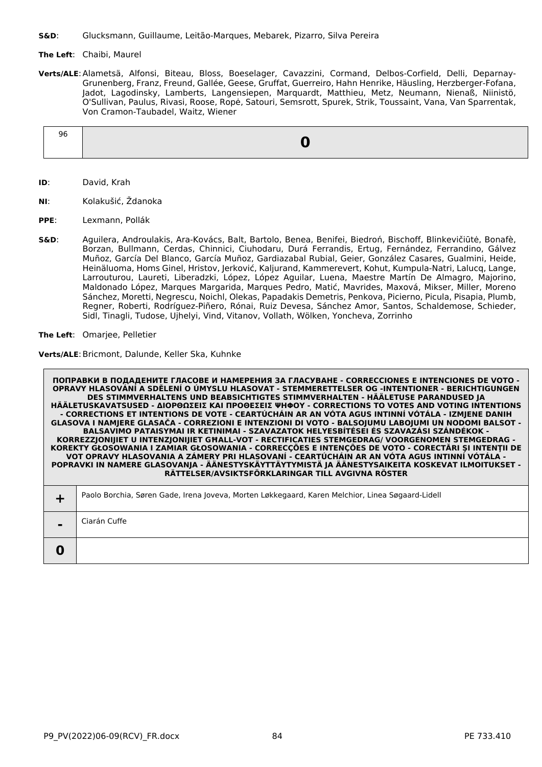**S&D**: Glucksmann, Guillaume, Leitão-Marques, Mebarek, Pizarro, Silva Pereira

**The Left**: Chaibi, Maurel

**Verts/ALE**: Alametsä, Alfonsi, Biteau, Bloss, Boeselager, Cavazzini, Cormand, Delbos-Corfield, Delli, Deparnay-Grunenberg, Franz, Freund, Gallée, Geese, Gruffat, Guerreiro, Hahn Henrike, Häusling, Herzberger-Fofana, Jadot, Lagodinsky, Lamberts, Langensiepen, Marquardt, Matthieu, Metz, Neumann, Nienaß, Niinistö, O'Sullivan, Paulus, Rivasi, Roose, Ropė, Satouri, Semsrott, Spurek, Strik, Toussaint, Vana, Van Sparrentak, Von Cramon-Taubadel, Waitz, Wiener

| 96 | **0** |
|---|---|

**ID**: David, Krah

**NI**: Kolakušić, Ždanoka

**PPE**: Lexmann, Pollák

**S&D**: Aguilera, Androulakis, Ara-Kovács, Balt, Bartolo, Benea, Benifei, Biedroń, Bischoff, Blinkevičiūtė, Bonafè, Borzan, Bullmann, Cerdas, Chinnici, Ciuhodaru, Durá Ferrandis, Ertug, Fernández, Ferrandino, Gálvez Muñoz, García Del Blanco, García Muñoz, Gardiazabal Rubial, Geier, González Casares, Gualmini, Heide, Heinäluoma, Homs Ginel, Hristov, Jerković, Kaljurand, Kammerevert, Kohut, Kumpula-Natri, Lalucq, Lange, Larrouturou, Laureti, Liberadzki, López, López Aguilar, Luena, Maestre Martín De Almagro, Majorino, Maldonado López, Marques Margarida, Marques Pedro, Matić, Mavrides, Maxová, Mikser, Miller, Moreno Sánchez, Moretti, Negrescu, Noichl, Olekas, Papadakis Demetris, Penkova, Picierno, Picula, Pisapia, Plumb, Regner, Roberti, Rodríguez-Piñero, Rónai, Ruiz Devesa, Sánchez Amor, Santos, Schaldemose, Schieder, Sidl, Tinagli, Tudose, Ujhelyi, Vind, Vitanov, Vollath, Wölken, Yoncheva, Zorrinho

**The Left**: Omarjee, Pelletier

**Verts/ALE**: Bricmont, Dalunde, Keller Ska, Kuhnke

| **ПОПРАВКИ В ПОДАДЕНИТЕ ГЛАСОВЕ И НАМЕРЕНИЯ ЗА ГЛАСУВАНЕ - CORRECCIONES E INTENCIONES DE VOTO - OPRAVY HLASOVÁNÍ A SDĚLENÍ O ÚMYSLU HLASOVAT - STEMMERETTELSER OG -INTENTIONER - BERICHTIGUNGEN DES STIMMVERHALTENS UND BEABSICHTIGTES STIMMVERHALTEN - HÄÄLETUSE PARANDUSED JA HÄÄLETUSKAVATSUSED - ΔΙΟΡΘΩΣΕΙΣ ΚΑΙ ΠΡΟΘΕΣΕΙΣ ΨΗΦΟΥ - CORRECTIONS TO VOTES AND VOTING INTENTIONS - CORRECTIONS ET INTENTIONS DE VOTE - CEARTÚCHÁIN AR AN VÓTA AGUS INTINNÍ VÓTÁLA - IZMJENE DANIH GLASOVA I NAMJERE GLASAČA - CORREZIONI E INTENZIONI DI VOTO - BALSOJUMU LABOJUMI UN NODOMI BALSOT - BALSAVIMO PATAISYMAI IR KETINIMAI - SZAVAZATOK HELYESBÍTÉSEI ÉS SZAVAZÁSI SZÁNDÉKOK - KORREZZJONIJIET U INTENZJONIJIET GĦALL-VOT - RECTIFICATIES STEMGEDRAG/ VOORGENOMEN STEMGEDRAG - KOREKTY GŁOSOWANIA I ZAMIAR GŁOSOWANIA - CORRECÇÕES E INTENÇÕES DE VOTO - CORECTĂRI ŞI INTENŢII DE VOT OPRAVY HLASOVANIA A ZÁMERY PRI HLASOVANÍ - CEARTÚCHÁIN AR AN VÓTA AGUS INTINNÍ VÓTÁLA - POPRAVKI IN NAMERE GLASOVANJA - ÄÄNESTYSKÄYTTÄYTYMISTÄ JA ÄÄNESTYSAIKEITA KOSKEVAT ILMOITUKSET - RÄTTELSER/AVSIKTSFÖRKLARINGAR TILL AVGIVNA RÖSTER** | |
|---|---|
| **+** | Paolo Borchia, Søren Gade, Irena Joveva, Morten Løkkegaard, Karen Melchior, Linea Søgaard-Lidell |
| **-** | Ciarán Cuffe |
| **0** | |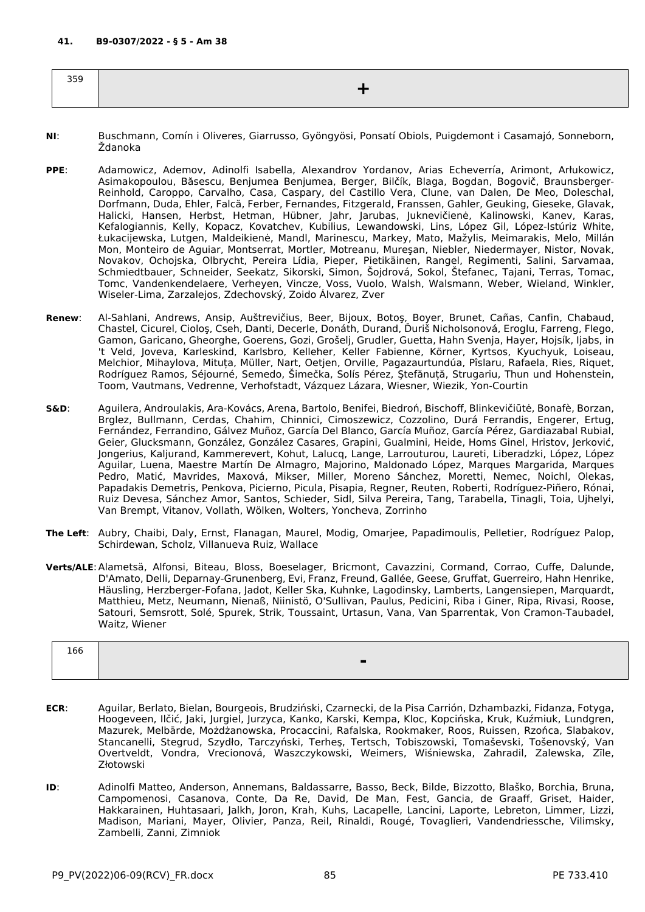**41. B9-0307/2022 - § 5 - Am 38**

| 359 | + |
|---|---|

**NI**: Buschmann, Comín i Oliveres, Giarrusso, Gyöngyösi, Ponsatí Obiols, Puigdemont i Casamajó, Sonneborn, Ždanoka

**PPE**: Adamowicz, Ademov, Adinolfi Isabella, Alexandrov Yordanov, Arias Echeverría, Arimont, Arłukowicz, Asimakopoulou, Băsescu, Benjumea Benjumea, Berger, Bilčík, Blaga, Bogdan, Bogovič, Braunsberger-Reinhold, Caroppo, Carvalho, Casa, Caspary, del Castillo Vera, Clune, van Dalen, De Meo, Doleschal, Dorfmann, Duda, Ehler, Falcă, Ferber, Fernandes, Fitzgerald, Franssen, Gahler, Geuking, Gieseke, Glavak, Halicki, Hansen, Herbst, Hetman, Hübner, Jahr, Jarubas, Juknevičienė, Kalinowski, Kanev, Karas, Kefalogiannis, Kelly, Kopacz, Kovatchev, Kubilius, Lewandowski, Lins, López Gil, López-Istúriz White, Łukacijewska, Lutgen, Maldeikienė, Mandl, Marinescu, Markey, Mato, Mažylis, Meimarakis, Melo, Millán Mon, Monteiro de Aguiar, Montserrat, Mortler, Motreanu, Mureşan, Niebler, Niedermayer, Nistor, Novak, Novakov, Ochojska, Olbrycht, Pereira Lídia, Pieper, Pietikäinen, Rangel, Regimenti, Salini, Sarvamaa, Schmiedtbauer, Schneider, Seekatz, Sikorski, Simon, Šojdrová, Sokol, Štefanec, Tajani, Terras, Tomac, Tomc, Vandenkendelaere, Verheyen, Vincze, Voss, Vuolo, Walsh, Walsmann, Weber, Wieland, Winkler, Wiseler-Lima, Zarzalejos, Zdechovský, Zoido Álvarez, Zver

**Renew**: Al-Sahlani, Andrews, Ansip, Auštrevičius, Beer, Bijoux, Botoş, Boyer, Brunet, Cañas, Canfin, Chabaud, Chastel, Cicurel, Cioloş, Cseh, Danti, Decerle, Donáth, Durand, Ďuriš Nicholsonová, Eroglu, Farreng, Flego, Gamon, Garicano, Gheorghe, Goerens, Gozi, Grošelj, Grudler, Guetta, Hahn Svenja, Hayer, Hojsík, Ijabs, in 't Veld, Joveva, Karleskind, Karlsbro, Kelleher, Keller Fabienne, Körner, Kyrtsos, Kyuchyuk, Loiseau, Melchior, Mihaylova, Mituța, Müller, Nart, Oetjen, Orville, Pagazaurtundúa, Pîslaru, Rafaela, Ries, Riquet, Rodríguez Ramos, Séjourné, Semedo, Šimečka, Solís Pérez, Ştefănuță, Strugariu, Thun und Hohenstein, Toom, Vautmans, Vedrenne, Verhofstadt, Vázquez Lázara, Wiesner, Wiezik, Yon-Courtin

**S&D**: Aguilera, Androulakis, Ara-Kovács, Arena, Bartolo, Benifei, Biedroń, Bischoff, Blinkevičiūtė, Bonafè, Borzan, Brglez, Bullmann, Cerdas, Chahim, Chinnici, Cimoszewicz, Cozzolino, Durá Ferrandis, Engerer, Ertug, Fernández, Ferrandino, Gálvez Muñoz, García Del Blanco, García Muñoz, García Pérez, Gardiazabal Rubial, Geier, Glucksmann, González, González Casares, Grapini, Gualmini, Heide, Homs Ginel, Hristov, Jerković, Jongerius, Kaljurand, Kammerevert, Kohut, Lalucq, Lange, Larrouturou, Laureti, Liberadzki, López, López Aguilar, Luena, Maestre Martín De Almagro, Majorino, Maldonado López, Marques Margarida, Marques Pedro, Matić, Mavrides, Maxová, Mikser, Miller, Moreno Sánchez, Moretti, Nemec, Noichl, Olekas, Papadakis Demetris, Penkova, Picierno, Picula, Pisapia, Regner, Reuten, Roberti, Rodríguez-Piñero, Rónai, Ruiz Devesa, Sánchez Amor, Santos, Schieder, Sidl, Silva Pereira, Tang, Tarabella, Tinagli, Toia, Ujhelyi, Van Brempt, Vitanov, Vollath, Wölken, Wolters, Yoncheva, Zorrinho

**The Left**: Aubry, Chaibi, Daly, Ernst, Flanagan, Maurel, Modig, Omarjee, Papadimoulis, Pelletier, Rodríguez Palop, Schirdewan, Scholz, Villanueva Ruiz, Wallace

**Verts/ALE**: Alametsä, Alfonsi, Biteau, Bloss, Boeselager, Bricmont, Cavazzini, Cormand, Corrao, Cuffe, Dalunde, D'Amato, Delli, Deparnay-Grunenberg, Evi, Franz, Freund, Gallée, Geese, Gruffat, Guerreiro, Hahn Henrike, Häusling, Herzberger-Fofana, Jadot, Keller Ska, Kuhnke, Lagodinsky, Lamberts, Langensiepen, Marquardt, Matthieu, Metz, Neumann, Nienaß, Niinistö, O'Sullivan, Paulus, Pedicini, Riba i Giner, Ripa, Rivasi, Roose, Satouri, Semsrott, Solé, Spurek, Strik, Toussaint, Urtasun, Vana, Van Sparrentak, Von Cramon-Taubadel, Waitz, Wiener

| 166 | - |
|---|---|

**ECR**: Aguilar, Berlato, Bielan, Bourgeois, Brudziński, Czarnecki, de la Pisa Carrión, Dzhambazki, Fidanza, Fotyga, Hoogeveen, Ilčić, Jaki, Jurgiel, Jurzyca, Kanko, Karski, Kempa, Kloc, Kopcińska, Kruk, Kuźmiuk, Lundgren, Mazurek, Melbārde, Możdżanowska, Procaccini, Rafalska, Rookmaker, Roos, Ruissen, Rzońca, Slabakov, Stancanelli, Stegrud, Szydło, Tarczyński, Terheş, Tertsch, Tobiszowski, Tomaševski, Tošenovský, Van Overtveldt, Vondra, Vrecionová, Waszczykowski, Weimers, Wiśniewska, Zahradil, Zalewska, Zīle, Złotowski

**ID**: Adinolfi Matteo, Anderson, Annemans, Baldassarre, Basso, Beck, Bilde, Bizzotto, Blaško, Borchia, Bruna, Campomenosi, Casanova, Conte, Da Re, David, De Man, Fest, Gancia, de Graaff, Griset, Haider, Hakkarainen, Huhtasaari, Jalkh, Joron, Krah, Kuhs, Lacapelle, Lancini, Laporte, Lebreton, Limmer, Lizzi, Madison, Mariani, Mayer, Olivier, Panza, Reil, Rinaldi, Rougé, Tovaglieri, Vandendriessche, Vilimsky, Zambelli, Zanni, Zimniok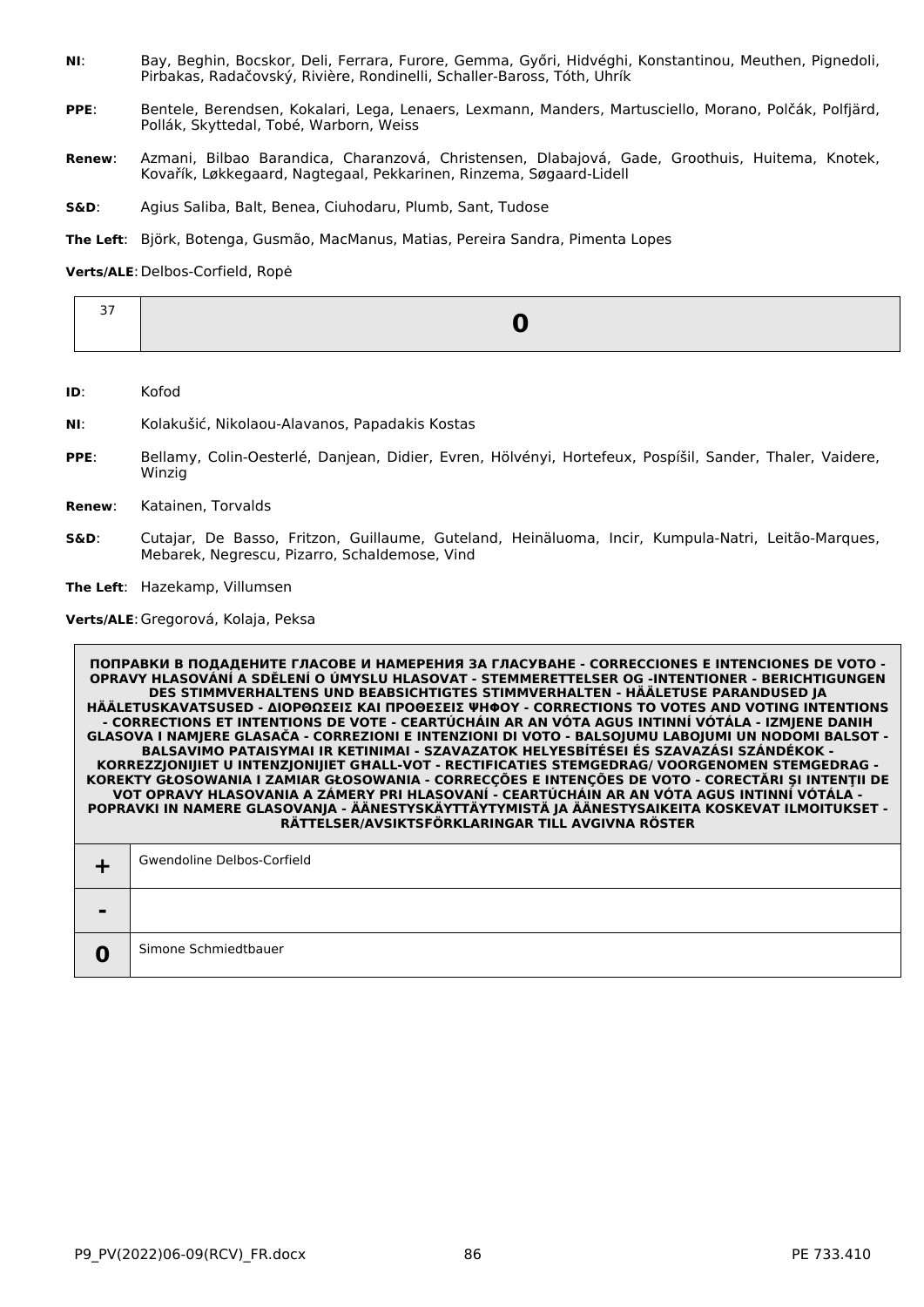**NI**: Bay, Beghin, Bocskor, Deli, Ferrara, Furore, Gemma, Győri, Hidvéghi, Konstantinou, Meuthen, Pignedoli, Pirbakas, Radačovský, Rivière, Rondinelli, Schaller-Baross, Tóth, Uhrík

**PPE**: Bentele, Berendsen, Kokalari, Lega, Lenaers, Lexmann, Manders, Martusciello, Morano, Polčák, Polfjärd, Pollák, Skyttedal, Tobé, Warborn, Weiss

**Renew**: Azmani, Bilbao Barandica, Charanzová, Christensen, Dlabajová, Gade, Groothuis, Huitema, Knotek, Kovařík, Løkkegaard, Nagtegaal, Pekkarinen, Rinzema, Søgaard-Lidell

**S&D**: Agius Saliba, Balt, Benea, Ciuhodaru, Plumb, Sant, Tudose

**The Left**: Björk, Botenga, Gusmão, MacManus, Matias, Pereira Sandra, Pimenta Lopes

**Verts/ALE**: Delbos-Corfield, Ropė

| 37 | **0** |
|---|---|

**ID**: Kofod

**NI**: Kolakušić, Nikolaou-Alavanos, Papadakis Kostas

**PPE**: Bellamy, Colin-Oesterlé, Danjean, Didier, Evren, Hölvényi, Hortefeux, Pospíšil, Sander, Thaler, Vaidere, Winzig

**Renew**: Katainen, Torvalds

**S&D**: Cutajar, De Basso, Fritzon, Guillaume, Guteland, Heinäluoma, Incir, Kumpula-Natri, Leitão-Marques, Mebarek, Negrescu, Pizarro, Schaldemose, Vind

**The Left**: Hazekamp, Villumsen

**Verts/ALE**: Gregorová, Kolaja, Peksa

| ПОПРАВКИ В ПОДАДЕНИТЕ ГЛАСОВЕ И НАМЕРЕНИЯ ЗА ГЛАСУВАНЕ - CORRECCIONES E INTENCIONES DE VOTO - OPRAVY HLASOVÁNÍ A SDĚLENÍ O ÚMYSLU HLASOVAT - STEMMERETTELSER OG -INTENTIONER - BERICHTIGUNGEN DES STIMMVERHALTENS UND BEABSICHTIGTES STIMMVERHALTEN - HÄÄLETUSE PARANDUSED JA HÄÄLETUSKAVATSUSED - ΔΙΟΡΘΩΣΕΙΣ ΚΑΙ ΠΡΟΘΕΣΕΙΣ ΨΗΦΟΥ - CORRECTIONS TO VOTES AND VOTING INTENTIONS - CORRECTIONS ET INTENTIONS DE VOTE - CEARTÚCHÁIN AR AN VÓTA AGUS INTINNÍ VÓTÁLA - IZMJENE DANIH GLASOVA I NAMJERE GLASAČA - CORREZIONI E INTENZIONI DI VOTO - BALSOJUMU LABOJUMI UN NODOMI BALSOT - BALSAVIMO PATAISYMAI IR KETINIMAI - SZAVAZATOK HELYESBÍTÉSEI ÉS SZAVAZÁSI SZÁNDÉKOK - KORREZZJONIJIET U INTENZJONIJIET GĦALL-VOT - RECTIFICATIES STEMGEDRAG/ VOORGENOMEN STEMGEDRAG - KOREKTY GŁOSOWANIA I ZAMIAR GŁOSOWANIA - CORRECÇÕES E INTENÇÕES DE VOTO - CORECTĂRI ŞI INTENŢII DE VOT OPRAVY HLASOVANIA A ZÁMERY PRI HLASOVANÍ - CEARTÚCHÁIN AR AN VÓTA AGUS INTINNÍ VÓTÁLA - POPRAVKI IN NAMERE GLASOVANJA - ÄÄNESTYSKÄYTTÄYTYMISTÄ JA ÄÄNESTYSAIKEITA KOSKEVAT ILMOITUKSET - RÄTTELSER/AVSIKTSFÖRKLARINGAR TILL AVGIVNA RÖSTER | |
|---|---|
| **+** | Gwendoline Delbos-Corfield |
| **-** | |
| **0** | Simone Schmiedtbauer |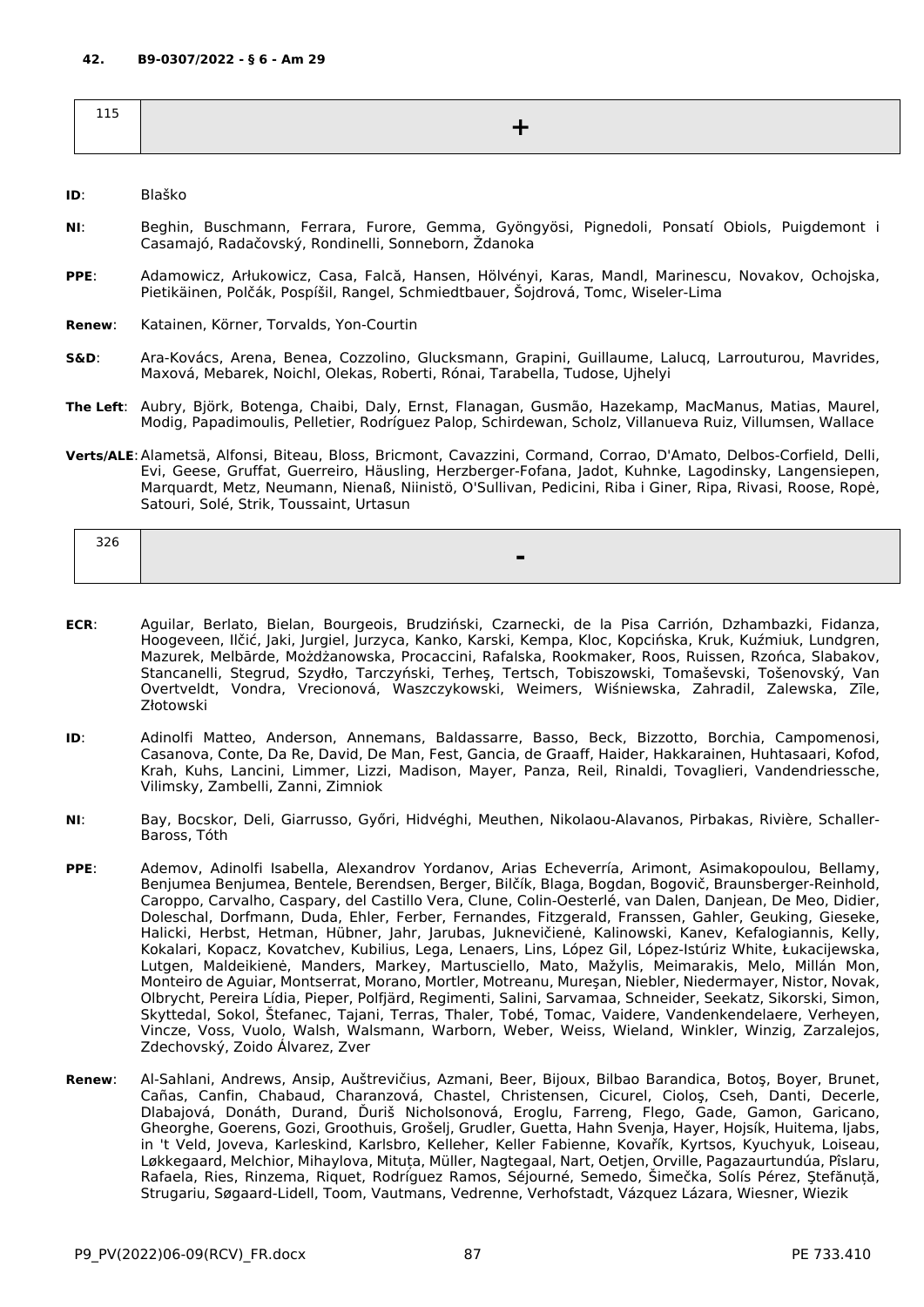**42. B9-0307/2022 - § 6 - Am 29**

| 115 | + |
|---|---|

**ID**: Blaško

**NI**: Beghin, Buschmann, Ferrara, Furore, Gemma, Gyöngyösi, Pignedoli, Ponsatí Obiols, Puigdemont i Casamajó, Radačovský, Rondinelli, Sonneborn, Ždanoka

**PPE**: Adamowicz, Arłukowicz, Casa, Falcă, Hansen, Hölvényi, Karas, Mandl, Marinescu, Novakov, Ochojska, Pietikäinen, Polčák, Pospíšil, Rangel, Schmiedtbauer, Šojdrová, Tomc, Wiseler-Lima

**Renew**: Katainen, Körner, Torvalds, Yon-Courtin

**S&D**: Ara-Kovács, Arena, Benea, Cozzolino, Glucksmann, Grapini, Guillaume, Lalucq, Larrouturou, Mavrides, Maxová, Mebarek, Noichl, Olekas, Roberti, Rónai, Tarabella, Tudose, Ujhelyi

**The Left**: Aubry, Björk, Botenga, Chaibi, Daly, Ernst, Flanagan, Gusmão, Hazekamp, MacManus, Matias, Maurel, Modig, Papadimoulis, Pelletier, Rodríguez Palop, Schirdewan, Scholz, Villanueva Ruiz, Villumsen, Wallace

**Verts/ALE**: Alametsä, Alfonsi, Biteau, Bloss, Bricmont, Cavazzini, Cormand, Corrao, D'Amato, Delbos-Corfield, Delli, Evi, Geese, Gruffat, Guerreiro, Häusling, Herzberger-Fofana, Jadot, Kuhnke, Lagodinsky, Langensiepen, Marquardt, Metz, Neumann, Nienaß, Niinistö, O'Sullivan, Pedicini, Riba i Giner, Ripa, Rivasi, Roose, Ropė, Satouri, Solé, Strik, Toussaint, Urtasun

| 326 | - |
|---|---|

**ECR**: Aguilar, Berlato, Bielan, Bourgeois, Brudziński, Czarnecki, de la Pisa Carrión, Dzhambazki, Fidanza, Hoogeveen, Ilčić, Jaki, Jurgiel, Jurzyca, Kanko, Karski, Kempa, Kloc, Kopcińska, Kruk, Kuźmiuk, Lundgren, Mazurek, Melbārde, Możdżanowska, Procaccini, Rafalska, Rookmaker, Roos, Ruissen, Rzońca, Slabakov, Stancanelli, Stegrud, Szydło, Tarczyński, Terheş, Tertsch, Tobiszowski, Tomaševski, Tošenovský, Van Overtveldt, Vondra, Vrecionová, Waszczykowski, Weimers, Wiśniewska, Zahradil, Zalewska, Zīle, Złotowski

**ID**: Adinolfi Matteo, Anderson, Annemans, Baldassarre, Basso, Beck, Bizzotto, Borchia, Campomenosi, Casanova, Conte, Da Re, David, De Man, Fest, Gancia, de Graaff, Haider, Hakkarainen, Huhtasaari, Kofod, Krah, Kuhs, Lancini, Limmer, Lizzi, Madison, Mayer, Panza, Reil, Rinaldi, Tovaglieri, Vandendriessche, Vilimsky, Zambelli, Zanni, Zimniok

**NI**: Bay, Bocskor, Deli, Giarrusso, Győri, Hidvéghi, Meuthen, Nikolaou-Alavanos, Pirbakas, Rivière, Schaller-Baross, Tóth

**PPE**: Ademov, Adinolfi Isabella, Alexandrov Yordanov, Arias Echeverría, Arimont, Asimakopoulou, Bellamy, Benjumea Benjumea, Bentele, Berendsen, Berger, Bilčík, Blaga, Bogdan, Bogovič, Braunsberger-Reinhold, Caroppo, Carvalho, Caspary, del Castillo Vera, Clune, Colin-Oesterlé, van Dalen, Danjean, De Meo, Didier, Doleschal, Dorfmann, Duda, Ehler, Ferber, Fernandes, Fitzgerald, Franssen, Gahler, Geuking, Gieseke, Halicki, Herbst, Hetman, Hübner, Jahr, Jarubas, Juknevičienė, Kalinowski, Kanev, Kefalogiannis, Kelly, Kokalari, Kopacz, Kovatchev, Kubilius, Lega, Lenaers, Lins, López Gil, López-Istúriz White, Łukacijewska, Lutgen, Maldeikienė, Manders, Markey, Martusciello, Mato, Mažylis, Meimarakis, Melo, Millán Mon, Monteiro de Aguiar, Montserrat, Morano, Mortler, Motreanu, Mureşan, Niebler, Niedermayer, Nistor, Novak, Olbrycht, Pereira Lídia, Pieper, Polfjärd, Regimenti, Salini, Sarvamaa, Schneider, Seekatz, Sikorski, Simon, Skyttedal, Sokol, Štefanec, Tajani, Terras, Thaler, Tobé, Tomac, Vaidere, Vandenkendelaere, Verheyen, Vincze, Voss, Vuolo, Walsh, Walsmann, Warborn, Weber, Weiss, Wieland, Winkler, Winzig, Zarzalejos, Zdechovský, Zoido Álvarez, Zver

**Renew**: Al-Sahlani, Andrews, Ansip, Auštrevičius, Azmani, Beer, Bijoux, Bilbao Barandica, Botoş, Boyer, Brunet, Cañas, Canfin, Chabaud, Charanzová, Chastel, Christensen, Cicurel, Cioloş, Cseh, Danti, Decerle, Dlabajová, Donáth, Durand, Ďuriš Nicholsonová, Eroglu, Farreng, Flego, Gade, Gamon, Garicano, Gheorghe, Goerens, Gozi, Groothuis, Grošelj, Grudler, Guetta, Hahn Svenja, Hayer, Hojsík, Huitema, Ijabs, in 't Veld, Joveva, Karleskind, Karlsbro, Kelleher, Keller Fabienne, Kovařík, Kyrtsos, Kyuchyuk, Loiseau, Løkkegaard, Melchior, Mihaylova, Mituța, Müller, Nagtegaal, Nart, Oetjen, Orville, Pagazaurtundúa, Pîslaru, Rafaela, Ries, Rinzema, Riquet, Rodríguez Ramos, Séjourné, Semedo, Šimečka, Solís Pérez, Ştefănuță, Strugariu, Søgaard-Lidell, Toom, Vautmans, Vedrenne, Verhofstadt, Vázquez Lázara, Wiesner, Wiezik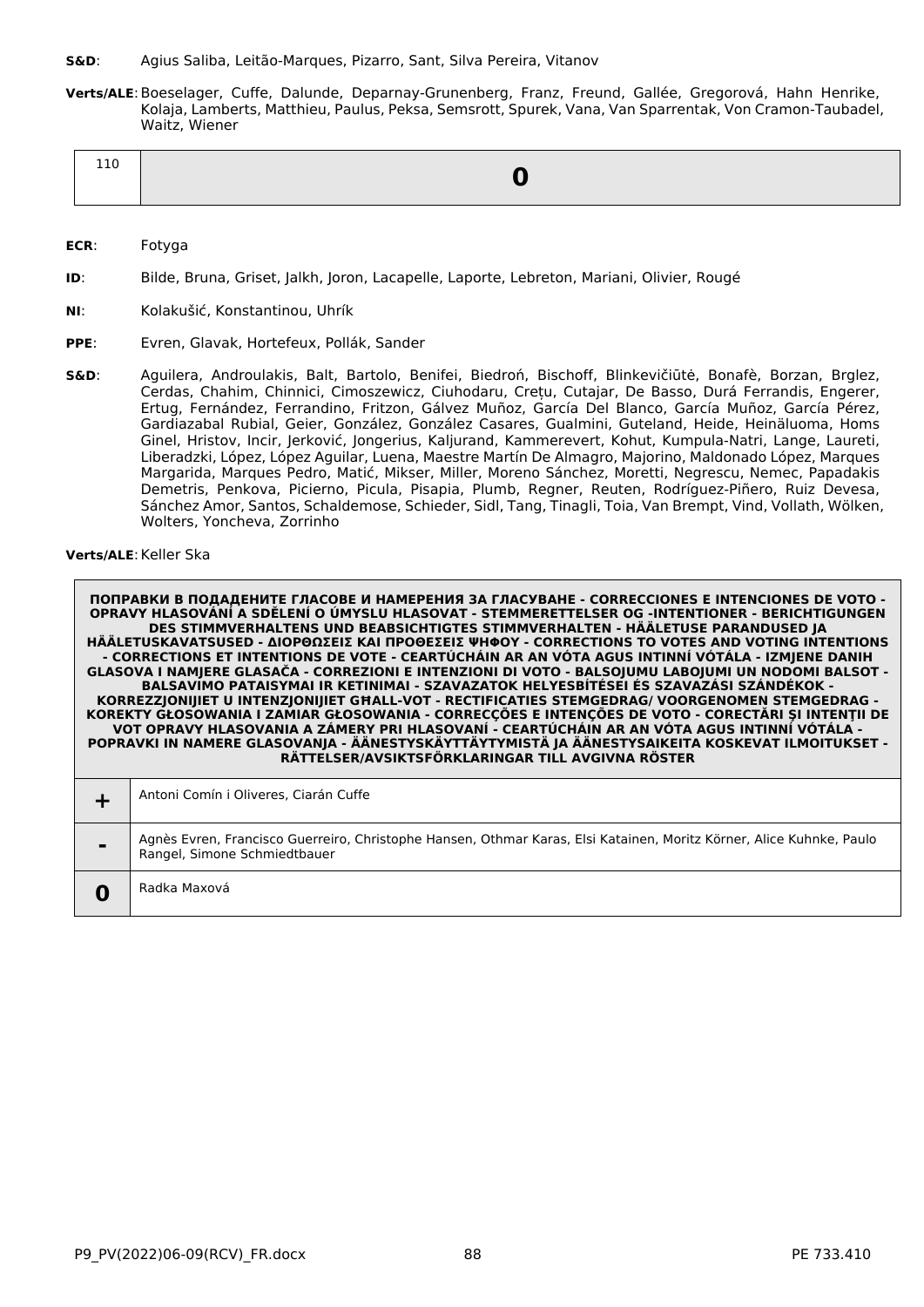**S&D**: Agius Saliba, Leitão-Marques, Pizarro, Sant, Silva Pereira, Vitanov

**Verts/ALE**: Boeselager, Cuffe, Dalunde, Deparnay-Grunenberg, Franz, Freund, Gallée, Gregorová, Hahn Henrike, Kolaja, Lamberts, Matthieu, Paulus, Peksa, Semsrott, Spurek, Vana, Van Sparrentak, Von Cramon-Taubadel, Waitz, Wiener

| 110 | **0** |
|---|---|

**ECR**: Fotyga

**ID**: Bilde, Bruna, Griset, Jalkh, Joron, Lacapelle, Laporte, Lebreton, Mariani, Olivier, Rougé

**NI**: Kolakušić, Konstantinou, Uhrík

**PPE**: Evren, Glavak, Hortefeux, Pollák, Sander

**S&D**: Aguilera, Androulakis, Balt, Bartolo, Benifei, Biedroń, Bischoff, Blinkevičiūtė, Bonafè, Borzan, Brglez, Cerdas, Chahim, Chinnici, Cimoszewicz, Ciuhodaru, Crețu, Cutajar, De Basso, Durá Ferrandis, Engerer, Ertug, Fernández, Ferrandino, Fritzon, Gálvez Muñoz, García Del Blanco, García Muñoz, García Pérez, Gardiazabal Rubial, Geier, González, González Casares, Gualmini, Guteland, Heide, Heinäluoma, Homs Ginel, Hristov, Incir, Jerković, Jongerius, Kaljurand, Kammerevert, Kohut, Kumpula-Natri, Lange, Laureti, Liberadzki, López, López Aguilar, Luena, Maestre Martín De Almagro, Majorino, Maldonado López, Marques Margarida, Marques Pedro, Matić, Mikser, Miller, Moreno Sánchez, Moretti, Negrescu, Nemec, Papadakis Demetris, Penkova, Picierno, Picula, Pisapia, Plumb, Regner, Reuten, Rodríguez-Piñero, Ruiz Devesa, Sánchez Amor, Santos, Schaldemose, Schieder, Sidl, Tang, Tinagli, Toia, Van Brempt, Vind, Vollath, Wölken, Wolters, Yoncheva, Zorrinho

**Verts/ALE**: Keller Ska

| **ПОПРАВКИ В ПОДАДЕНИТЕ ГЛАСОВЕ И НАМЕРЕНИЯ ЗА ГЛАСУВАНЕ - CORRECCIONES E INTENCIONES DE VOTO - OPRAVY HLASOVÁNÍ A SDĚLENÍ O ÚMYSLU HLASOVAT - STEMMERETTELSER OG -INTENTIONER - BERICHTIGUNGEN DES STIMMVERHALTENS UND BEABSICHTIGTES STIMMVERHALTEN - HÄÄLETUSE PARANDUSED JA HÄÄLETUSKAVATSUSED - ΔΙΟΡΘΩΣΕΙΣ ΚΑΙ ΠΡΟΘΕΣΕΙΣ ΨΗΦΟΥ - CORRECTIONS TO VOTES AND VOTING INTENTIONS - CORRECTIONS ET INTENTIONS DE VOTE - CEARTÚCHÁIN AR AN VÓTA AGUS INTINNÍ VÓTÁLA - IZMJENE DANIH GLASOVA I NAMJERE GLASAČA - CORREZIONI E INTENZIONI DI VOTO - BALSOJUMU LABOJUMI UN NODOMI BALSOT - BALSAVIMO PATAISYMAI IR KETINIMAI - SZAVAZATOK HELYESBÍTÉSEI ÉS SZAVAZÁSI SZÁNDÉKOK - KORREZZJONIJIET U INTENZJONIJIET GĦALL-VOT - RECTIFICATIES STEMGEDRAG/ VOORGENOMEN STEMGEDRAG - KOREKTY GŁOSOWANIA I ZAMIAR GŁOSOWANIA - CORRECÇÕES E INTENÇÕES DE VOTO - CORECTĂRI ȘI INTENȚII DE VOT OPRAVY HLASOVANIA A ZÁMERY PRI HLASOVANÍ - CEARTÚCHÁIN AR AN VÓTA AGUS INTINNÍ VÓTÁLA - POPRAVKI IN NAMERE GLASOVANJA - ÄÄNESTYSKÄYTTÄYTYMISTÄ JA ÄÄNESTYSAIKEITA KOSKEVAT ILMOITUKSET - RÄTTELSER/AVSIKTSFÖRKLARINGAR TILL AVGIVNA RÖSTER** | |
|---|---|
| **+** | Antoni Comín i Oliveres, Ciarán Cuffe |
| **-** | Agnès Evren, Francisco Guerreiro, Christophe Hansen, Othmar Karas, Elsi Katainen, Moritz Körner, Alice Kuhnke, Paulo Rangel, Simone Schmiedtbauer |
| **0** | Radka Maxová |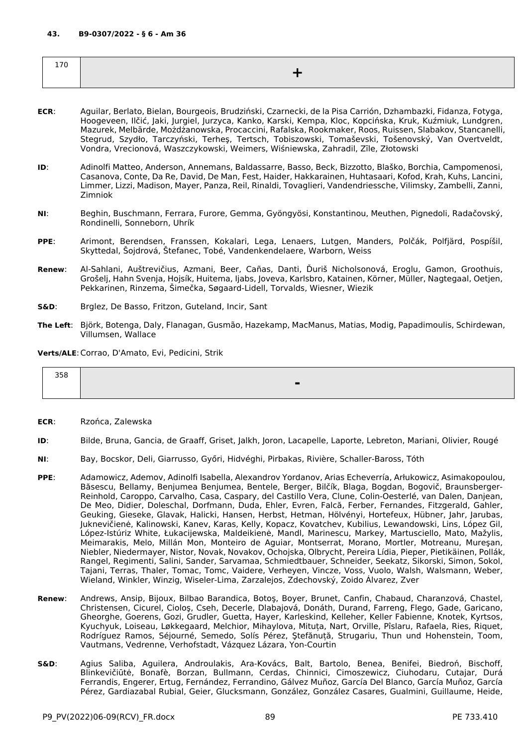**43. B9-0307/2022 - § 6 - Am 36**

| 170 | + |
|---|---|

**ECR**: Aguilar, Berlato, Bielan, Bourgeois, Brudziński, Czarnecki, de la Pisa Carrión, Dzhambazki, Fidanza, Fotyga, Hoogeveen, Ilčić, Jaki, Jurgiel, Jurzyca, Kanko, Karski, Kempa, Kloc, Kopcińska, Kruk, Kuźmiuk, Lundgren, Mazurek, Melbārde, Możdżanowska, Procaccini, Rafalska, Rookmaker, Roos, Ruissen, Slabakov, Stancanelli, Stegrud, Szydło, Tarczyński, Terheş, Tertsch, Tobiszowski, Tomaševski, Tošenovský, Van Overtveldt, Vondra, Vrecionová, Waszczykowski, Weimers, Wiśniewska, Zahradil, Zīle, Złotowski

**ID**: Adinolfi Matteo, Anderson, Annemans, Baldassarre, Basso, Beck, Bizzotto, Blaško, Borchia, Campomenosi, Casanova, Conte, Da Re, David, De Man, Fest, Haider, Hakkarainen, Huhtasaari, Kofod, Krah, Kuhs, Lancini, Limmer, Lizzi, Madison, Mayer, Panza, Reil, Rinaldi, Tovaglieri, Vandendriessche, Vilimsky, Zambelli, Zanni, Zimniok

**NI**: Beghin, Buschmann, Ferrara, Furore, Gemma, Gyöngyösi, Konstantinou, Meuthen, Pignedoli, Radačovský, Rondinelli, Sonneborn, Uhrík

**PPE**: Arimont, Berendsen, Franssen, Kokalari, Lega, Lenaers, Lutgen, Manders, Polčák, Polfjärd, Pospíšil, Skyttedal, Šojdrová, Štefanec, Tobé, Vandenkendelaere, Warborn, Weiss

**Renew**: Al-Sahlani, Auštrevičius, Azmani, Beer, Cañas, Danti, Ďuriš Nicholsonová, Eroglu, Gamon, Groothuis, Grošelj, Hahn Svenja, Hojsík, Huitema, Ijabs, Joveva, Karlsbro, Katainen, Körner, Müller, Nagtegaal, Oetjen, Pekkarinen, Rinzema, Šimečka, Søgaard-Lidell, Torvalds, Wiesner, Wiezik

**S&D**: Brglez, De Basso, Fritzon, Guteland, Incir, Sant

**The Left**: Björk, Botenga, Daly, Flanagan, Gusmão, Hazekamp, MacManus, Matias, Modig, Papadimoulis, Schirdewan, Villumsen, Wallace

**Verts/ALE**: Corrao, D'Amato, Evi, Pedicini, Strik

| 358 | - |
|---|---|

**ECR**: Rzońca, Zalewska

**ID**: Bilde, Bruna, Gancia, de Graaff, Griset, Jalkh, Joron, Lacapelle, Laporte, Lebreton, Mariani, Olivier, Rougé

**NI**: Bay, Bocskor, Deli, Giarrusso, Győri, Hidvéghi, Pirbakas, Rivière, Schaller-Baross, Tóth

**PPE**: Adamowicz, Ademov, Adinolfi Isabella, Alexandrov Yordanov, Arias Echeverría, Arłukowicz, Asimakopoulou, Băsescu, Bellamy, Benjumea Benjumea, Bentele, Berger, Bilčík, Blaga, Bogdan, Bogovič, Braunsberger-Reinhold, Caroppo, Carvalho, Casa, Caspary, del Castillo Vera, Clune, Colin-Oesterlé, van Dalen, Danjean, De Meo, Didier, Doleschal, Dorfmann, Duda, Ehler, Evren, Falcă, Ferber, Fernandes, Fitzgerald, Gahler, Geuking, Gieseke, Glavak, Halicki, Hansen, Herbst, Hetman, Hölvényi, Hortefeux, Hübner, Jahr, Jarubas, Juknevičienė, Kalinowski, Kanev, Karas, Kelly, Kopacz, Kovatchev, Kubilius, Lewandowski, Lins, López Gil, López-Istúriz White, Łukacijewska, Maldeikienė, Mandl, Marinescu, Markey, Martusciello, Mato, Mažylis, Meimarakis, Melo, Millán Mon, Monteiro de Aguiar, Montserrat, Morano, Mortler, Motreanu, Mureşan, Niebler, Niedermayer, Nistor, Novak, Novakov, Ochojska, Olbrycht, Pereira Lídia, Pieper, Pietikäinen, Pollák, Rangel, Regimenti, Salini, Sander, Sarvamaa, Schmiedtbauer, Schneider, Seekatz, Sikorski, Simon, Sokol, Tajani, Terras, Thaler, Tomac, Tomc, Vaidere, Verheyen, Vincze, Voss, Vuolo, Walsh, Walsmann, Weber, Wieland, Winkler, Winzig, Wiseler-Lima, Zarzalejos, Zdechovský, Zoido Álvarez, Zver

**Renew**: Andrews, Ansip, Bijoux, Bilbao Barandica, Botoş, Boyer, Brunet, Canfin, Chabaud, Charanzová, Chastel, Christensen, Cicurel, Cioloş, Cseh, Decerle, Dlabajová, Donáth, Durand, Farreng, Flego, Gade, Garicano, Gheorghe, Goerens, Gozi, Grudler, Guetta, Hayer, Karleskind, Kelleher, Keller Fabienne, Knotek, Kyrtsos, Kyuchyuk, Loiseau, Løkkegaard, Melchior, Mihaylova, Mituța, Nart, Orville, Pîslaru, Rafaela, Ries, Riquet, Rodríguez Ramos, Séjourné, Semedo, Solís Pérez, Ştefănuță, Strugariu, Thun und Hohenstein, Toom, Vautmans, Vedrenne, Verhofstadt, Vázquez Lázara, Yon-Courtin

**S&D**: Agius Saliba, Aguilera, Androulakis, Ara-Kovács, Balt, Bartolo, Benea, Benifei, Biedroń, Bischoff, Blinkevičiūtė, Bonafè, Borzan, Bullmann, Cerdas, Chinnici, Cimoszewicz, Ciuhodaru, Cutajar, Durá Ferrandis, Engerer, Ertug, Fernández, Ferrandino, Gálvez Muñoz, García Del Blanco, García Muñoz, García Pérez, Gardiazabal Rubial, Geier, Glucksmann, González, González Casares, Gualmini, Guillaume, Heide,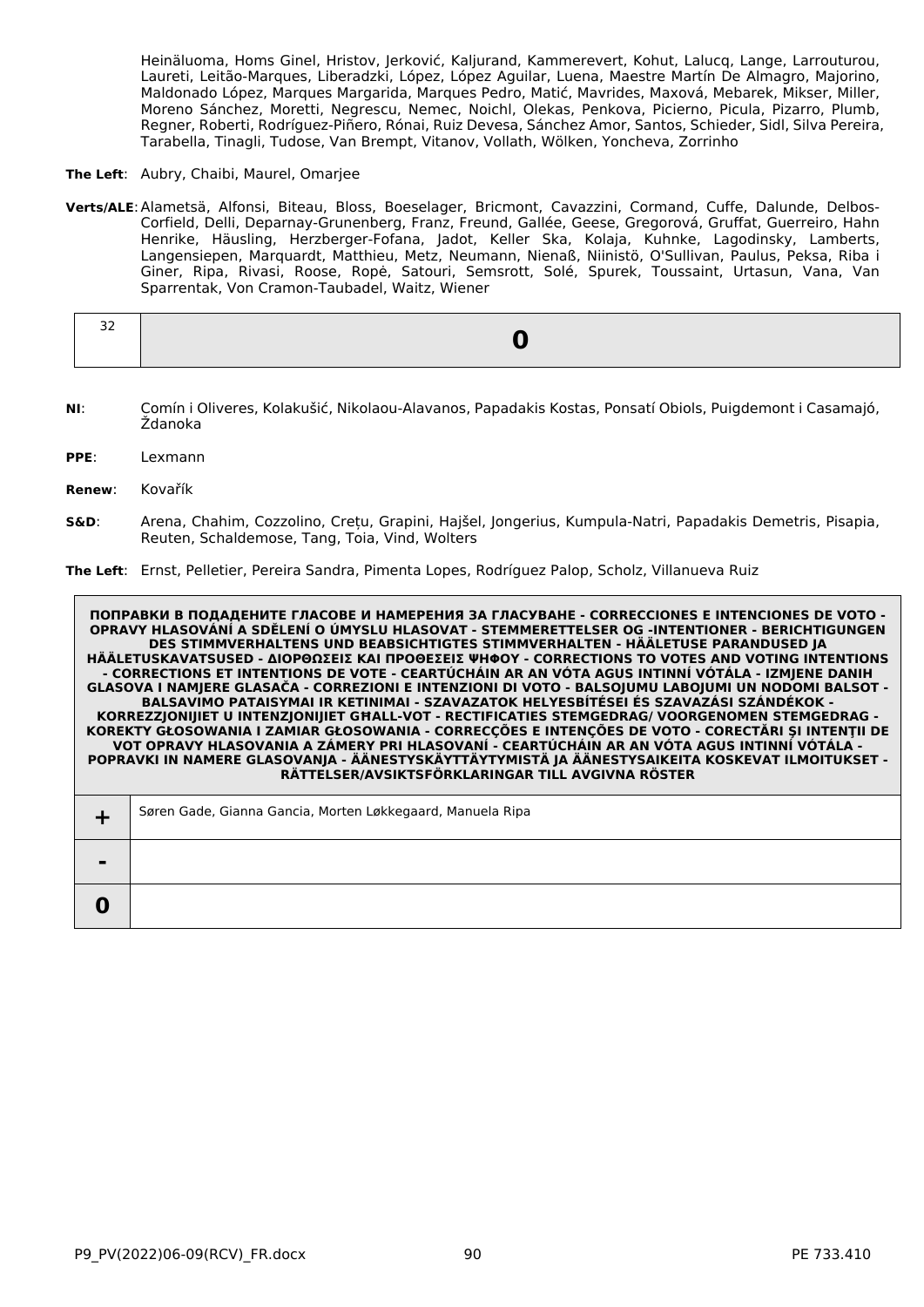Heinäluoma, Homs Ginel, Hristov, Jerković, Kaljurand, Kammerevert, Kohut, Lalucq, Lange, Larrouturou, Laureti, Leitão-Marques, Liberadzki, López, López Aguilar, Luena, Maestre Martín De Almagro, Majorino, Maldonado López, Marques Margarida, Marques Pedro, Matić, Mavrides, Maxová, Mebarek, Mikser, Miller, Moreno Sánchez, Moretti, Negrescu, Nemec, Noichl, Olekas, Penkova, Picierno, Picula, Pizarro, Plumb, Regner, Roberti, Rodríguez-Piñero, Rónai, Ruiz Devesa, Sánchez Amor, Santos, Schieder, Sidl, Silva Pereira, Tarabella, Tinagli, Tudose, Van Brempt, Vitanov, Vollath, Wölken, Yoncheva, Zorrinho

**The Left**: Aubry, Chaibi, Maurel, Omarjee

**Verts/ALE**: Alametsä, Alfonsi, Biteau, Bloss, Boeselager, Bricmont, Cavazzini, Cormand, Cuffe, Dalunde, Delbos-Corfield, Delli, Deparnay-Grunenberg, Franz, Freund, Gallée, Geese, Gregorová, Gruffat, Guerreiro, Hahn Henrike, Häusling, Herzberger-Fofana, Jadot, Keller Ska, Kolaja, Kuhnke, Lagodinsky, Lamberts, Langensiepen, Marquardt, Matthieu, Metz, Neumann, Nienaß, Niinistö, O'Sullivan, Paulus, Peksa, Riba i Giner, Ripa, Rivasi, Roose, Ropė, Satouri, Semsrott, Solé, Spurek, Toussaint, Urtasun, Vana, Van Sparrentak, Von Cramon-Taubadel, Waitz, Wiener

| 32 | **0** |
|---|---|

**NI**: Comín i Oliveres, Kolakušić, Nikolaou-Alavanos, Papadakis Kostas, Ponsatí Obiols, Puigdemont i Casamajó, Ždanoka

**PPE**: Lexmann

**Renew**: Kovařík

**S&D**: Arena, Chahim, Cozzolino, Crețu, Grapini, Hajšel, Jongerius, Kumpula-Natri, Papadakis Demetris, Pisapia, Reuten, Schaldemose, Tang, Toia, Vind, Wolters

**The Left**: Ernst, Pelletier, Pereira Sandra, Pimenta Lopes, Rodríguez Palop, Scholz, Villanueva Ruiz

| **ПОПРАВКИ В ПОДАДЕНИТЕ ГЛАСОВЕ И НАМЕРЕНИЯ ЗА ГЛАСУВАНЕ - CORRECCIONES E INTENCIONES DE VOTO - OPRAVY HLASOVÁNÍ A SDĚLENÍ O ÚMYSLU HLASOVAT - STEMMERETTELSER OG -INTENTIONER - BERICHTIGUNGEN DES STIMMVERHALTENS UND BEABSICHTIGTES STIMMVERHALTEN - HÄÄLETUSE PARANDUSED JA HÄÄLETUSKAVATSUSED - ΔΙΟΡΘΩΣΕΙΣ ΚΑΙ ΠΡΟΘΕΣΕΙΣ ΨΗΦΟΥ - CORRECTIONS TO VOTES AND VOTING INTENTIONS - CORRECTIONS ET INTENTIONS DE VOTE - CEARTÚCHÁIN AR AN VÓTA AGUS INTINNÍ VÓTÁLA - IZMJENE DANIH GLASOVA I NAMJERE GLASAČA - CORREZIONI E INTENZIONI DI VOTO - BALSOJUMU LABOJUMI UN NODOMI BALSOT - BALSAVIMO PATAISYMAI IR KETINIMAI - SZAVAZATOK HELYESBÍTÉSEI ÉS SZAVAZÁSI SZÁNDÉKOK - KORREZZJONIJIET U INTENZJONIJIET GĦALL-VOT - RECTIFICATIES STEMGEDRAG/ VOORGENOMEN STEMGEDRAG - KOREKTY GŁOSOWANIA I ZAMIAR GŁOSOWANIA - CORRECÇÕES E INTENÇÕES DE VOTO - CORECTĂRI ŞI INTENŢII DE VOT OPRAVY HLASOVANIA A ZÁMERY PRI HLASOVANÍ - CEARTÚCHÁIN AR AN VÓTA AGUS INTINNÍ VÓTÁLA - POPRAVKI IN NAMERE GLASOVANJA - ÄÄNESTYSKÄYTTÄYTYMISTÄ JA ÄÄNESTYSAIKEITA KOSKEVAT ILMOITUKSET - RÄTTELSER/AVSIKTSFÖRKLARINGAR TILL AVGIVNA RÖSTER** | |
|---|---|
| **+** | Søren Gade, Gianna Gancia, Morten Løkkegaard, Manuela Ripa |
| **-** | |
| **0** | |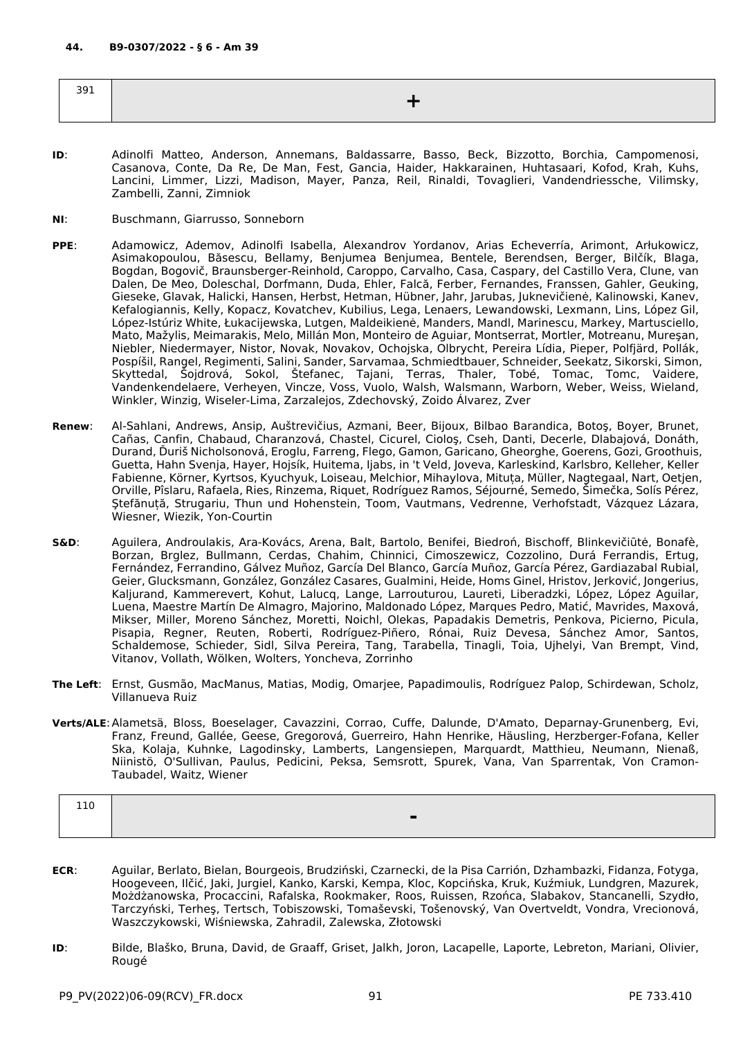**44. B9-0307/2022 - § 6 - Am 39**

| 391 | + |
|---|---|

**ID**: Adinolfi Matteo, Anderson, Annemans, Baldassarre, Basso, Beck, Bizzotto, Borchia, Campomenosi, Casanova, Conte, Da Re, De Man, Fest, Gancia, Haider, Hakkarainen, Huhtasaari, Kofod, Krah, Kuhs, Lancini, Limmer, Lizzi, Madison, Mayer, Panza, Reil, Rinaldi, Tovaglieri, Vandendriessche, Vilimsky, Zambelli, Zanni, Zimniok

**NI**: Buschmann, Giarrusso, Sonneborn

**PPE**: Adamowicz, Ademov, Adinolfi Isabella, Alexandrov Yordanov, Arias Echeverría, Arimont, Arłukowicz, Asimakopoulou, Băsescu, Bellamy, Benjumea Benjumea, Bentele, Berendsen, Berger, Bilčík, Blaga, Bogdan, Bogovič, Braunsberger-Reinhold, Caroppo, Carvalho, Casa, Caspary, del Castillo Vera, Clune, van Dalen, De Meo, Doleschal, Dorfmann, Duda, Ehler, Falcă, Ferber, Fernandes, Franssen, Gahler, Geuking, Gieseke, Glavak, Halicki, Hansen, Herbst, Hetman, Hübner, Jahr, Jarubas, Juknevičienė, Kalinowski, Kanev, Kefalogiannis, Kelly, Kopacz, Kovatchev, Kubilius, Lega, Lenaers, Lewandowski, Lexmann, Lins, López Gil, López-Istúriz White, Łukacijewska, Lutgen, Maldeikienė, Manders, Mandl, Marinescu, Markey, Martusciello, Mato, Mažylis, Meimarakis, Melo, Millán Mon, Monteiro de Aguiar, Montserrat, Mortler, Motreanu, Mureşan, Niebler, Niedermayer, Nistor, Novak, Novakov, Ochojska, Olbrycht, Pereira Lídia, Pieper, Polfjärd, Pollák, Pospíšil, Rangel, Regimenti, Salini, Sander, Sarvamaa, Schmiedtbauer, Schneider, Seekatz, Sikorski, Simon, Skyttedal, Šojdrová, Sokol, Štefanec, Tajani, Terras, Thaler, Tobé, Tomac, Tomc, Vaidere, Vandenkendelaere, Verheyen, Vincze, Voss, Vuolo, Walsh, Walsmann, Warborn, Weber, Weiss, Wieland, Winkler, Winzig, Wiseler-Lima, Zarzalejos, Zdechovský, Zoido Álvarez, Zver

**Renew**: Al-Sahlani, Andrews, Ansip, Auštrevičius, Azmani, Beer, Bijoux, Bilbao Barandica, Botoş, Boyer, Brunet, Cañas, Canfin, Chabaud, Charanzová, Chastel, Cicurel, Cioloş, Cseh, Danti, Decerle, Dlabajová, Donáth, Durand, Ďuriš Nicholsonová, Eroglu, Farreng, Flego, Gamon, Garicano, Gheorghe, Goerens, Gozi, Groothuis, Guetta, Hahn Svenja, Hayer, Hojsík, Huitema, Ijabs, in 't Veld, Joveva, Karleskind, Karlsbro, Kelleher, Keller Fabienne, Körner, Kyrtsos, Kyuchyuk, Loiseau, Melchior, Mihaylova, Mituța, Müller, Nagtegaal, Nart, Oetjen, Orville, Pîslaru, Rafaela, Ries, Rinzema, Riquet, Rodríguez Ramos, Séjourné, Semedo, Šimečka, Solís Pérez, Ştefănuță, Strugariu, Thun und Hohenstein, Toom, Vautmans, Vedrenne, Verhofstadt, Vázquez Lázara, Wiesner, Wiezik, Yon-Courtin

**S&D**: Aguilera, Androulakis, Ara-Kovács, Arena, Balt, Bartolo, Benifei, Biedroń, Bischoff, Blinkevičiūtė, Bonafè, Borzan, Brglez, Bullmann, Cerdas, Chahim, Chinnici, Cimoszewicz, Cozzolino, Durá Ferrandis, Ertug, Fernández, Ferrandino, Gálvez Muñoz, García Del Blanco, García Muñoz, García Pérez, Gardiazabal Rubial, Geier, Glucksmann, González, González Casares, Gualmini, Heide, Homs Ginel, Hristov, Jerković, Jongerius, Kaljurand, Kammerevert, Kohut, Lalucq, Lange, Larrouturou, Laureti, Liberadzki, López, López Aguilar, Luena, Maestre Martín De Almagro, Majorino, Maldonado López, Marques Pedro, Matić, Mavrides, Maxová, Mikser, Miller, Moreno Sánchez, Moretti, Noichl, Olekas, Papadakis Demetris, Penkova, Picierno, Picula, Pisapia, Regner, Reuten, Roberti, Rodríguez-Piñero, Rónai, Ruiz Devesa, Sánchez Amor, Santos, Schaldemose, Schieder, Sidl, Silva Pereira, Tang, Tarabella, Tinagli, Toia, Ujhelyi, Van Brempt, Vind, Vitanov, Vollath, Wölken, Wolters, Yoncheva, Zorrinho

**The Left**: Ernst, Gusmão, MacManus, Matias, Modig, Omarjee, Papadimoulis, Rodríguez Palop, Schirdewan, Scholz, Villanueva Ruiz

**Verts/ALE**: Alametsä, Bloss, Boeselager, Cavazzini, Corrao, Cuffe, Dalunde, D'Amato, Deparnay-Grunenberg, Evi, Franz, Freund, Gallée, Geese, Gregorová, Guerreiro, Hahn Henrike, Häusling, Herzberger-Fofana, Keller Ska, Kolaja, Kuhnke, Lagodinsky, Lamberts, Langensiepen, Marquardt, Matthieu, Neumann, Nienaß, Niinistö, O'Sullivan, Paulus, Pedicini, Peksa, Semsrott, Spurek, Vana, Van Sparrentak, Von Cramon-Taubadel, Waitz, Wiener

| 110 | - |
|---|---|

**ECR**: Aguilar, Berlato, Bielan, Bourgeois, Brudziński, Czarnecki, de la Pisa Carrión, Dzhambazki, Fidanza, Fotyga, Hoogeveen, Ilčić, Jaki, Jurgiel, Kanko, Karski, Kempa, Kloc, Kopcińska, Kruk, Kuźmiuk, Lundgren, Mazurek, Możdżanowska, Procaccini, Rafalska, Rookmaker, Roos, Ruissen, Rzońca, Slabakov, Stancanelli, Szydło, Tarczyński, Terheş, Tertsch, Tobiszowski, Tomaševski, Tošenovský, Van Overtveldt, Vondra, Vrecionová, Waszczykowski, Wiśniewska, Zahradil, Zalewska, Złotowski

**ID**: Bilde, Blaško, Bruna, David, de Graaff, Griset, Jalkh, Joron, Lacapelle, Laporte, Lebreton, Mariani, Olivier, Rougé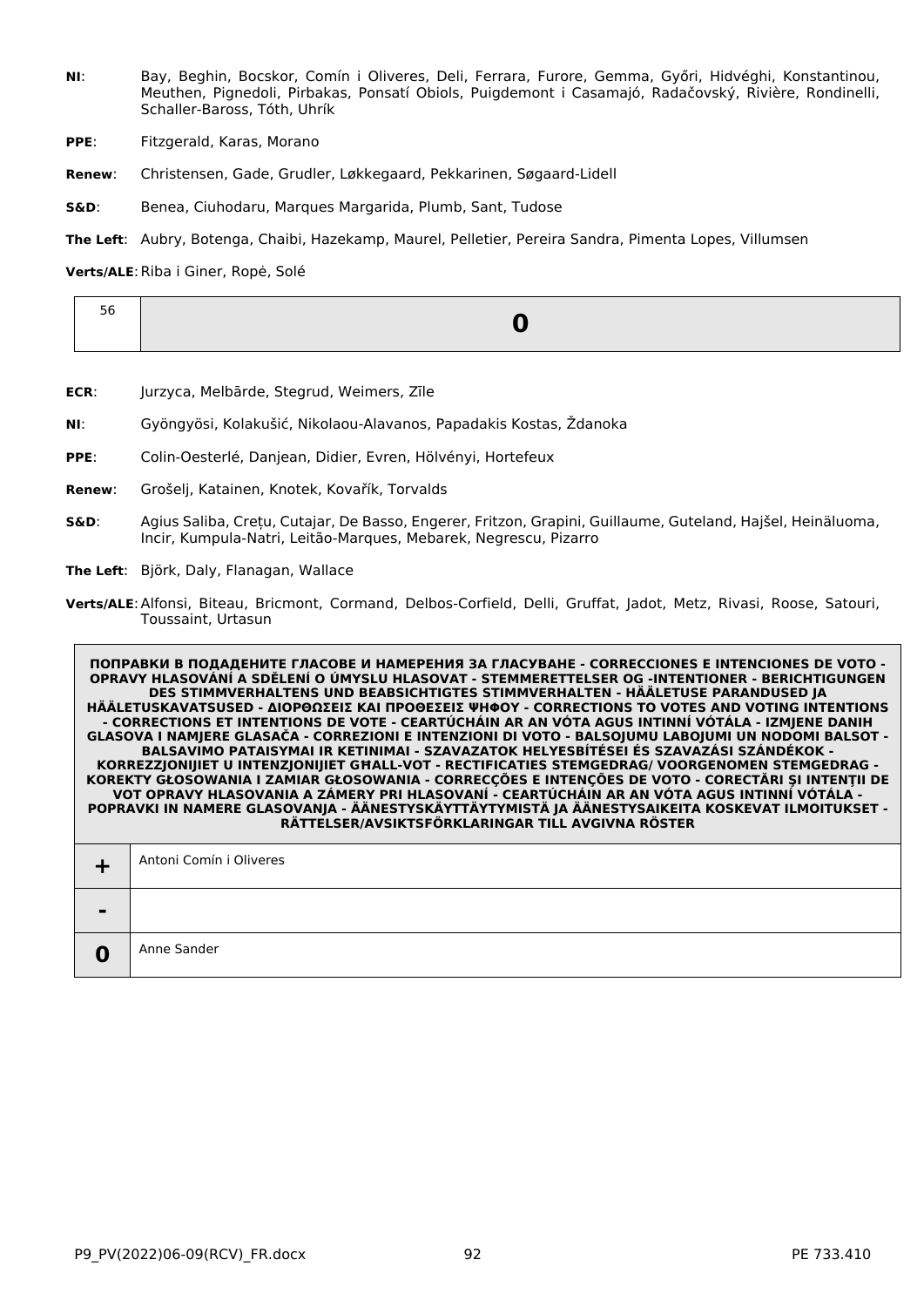**NI**: Bay, Beghin, Bocskor, Comín i Oliveres, Deli, Ferrara, Furore, Gemma, Győri, Hidvéghi, Konstantinou, Meuthen, Pignedoli, Pirbakas, Ponsatí Obiols, Puigdemont i Casamajó, Radačovský, Rivière, Rondinelli, Schaller-Baross, Tóth, Uhrík

**PPE**: Fitzgerald, Karas, Morano

**Renew**: Christensen, Gade, Grudler, Løkkegaard, Pekkarinen, Søgaard-Lidell

**S&D**: Benea, Ciuhodaru, Marques Margarida, Plumb, Sant, Tudose

**The Left**: Aubry, Botenga, Chaibi, Hazekamp, Maurel, Pelletier, Pereira Sandra, Pimenta Lopes, Villumsen

**Verts/ALE**: Riba i Giner, Ropė, Solé

| 56 | **0** |
|---|---|

**ECR**: Jurzyca, Melbārde, Stegrud, Weimers, Zīle

**NI**: Gyöngyösi, Kolakušić, Nikolaou-Alavanos, Papadakis Kostas, Ždanoka

**PPE**: Colin-Oesterlé, Danjean, Didier, Evren, Hölvényi, Hortefeux

**Renew**: Grošelj, Katainen, Knotek, Kovařík, Torvalds

**S&D**: Agius Saliba, Crețu, Cutajar, De Basso, Engerer, Fritzon, Grapini, Guillaume, Guteland, Hajšel, Heinäluoma, Incir, Kumpula-Natri, Leitão-Marques, Mebarek, Negrescu, Pizarro

**The Left**: Björk, Daly, Flanagan, Wallace

**Verts/ALE**: Alfonsi, Biteau, Bricmont, Cormand, Delbos-Corfield, Delli, Gruffat, Jadot, Metz, Rivasi, Roose, Satouri, Toussaint, Urtasun

| **ПОПРАВКИ В ПОДАДЕНИТЕ ГЛАСОВЕ И НАМЕРЕНИЯ ЗА ГЛАСУВАНЕ - CORRECCIONES E INTENCIONES DE VOTO - OPRAVY HLASOVÁNÍ A SDĚLENÍ O ÚMYSLU HLASOVAT - STEMMERETTELSER OG -INTENTIONER - BERICHTIGUNGEN DES STIMMVERHALTENS UND BEABSICHTIGTES STIMMVERHALTEN - HÄÄLETUSE PARANDUSED JA HÄÄLETUSKAVATSUSED - ΔΙΟΡΘΩΣΕΙΣ ΚΑΙ ΠΡΟΘΕΣΕΙΣ ΨΗΦΟΥ - CORRECTIONS TO VOTES AND VOTING INTENTIONS - CORRECTIONS ET INTENTIONS DE VOTE - CEARTÚCHÁIN AR AN VÓTA AGUS INTINNÍ VÓTÁLA - IZMJENE DANIH GLASOVA I NAMJERE GLASAČA - CORREZIONI E INTENZIONI DI VOTO - BALSOJUMU LABOJUMI UN NODOMI BALSOT - BALSAVIMO PATAISYMAI IR KETINIMAI - SZAVAZATOK HELYESBÍTÉSEI ÉS SZAVAZÁSI SZÁNDÉKOK - KORREZZJONIJIET U INTENZJONIJIET GĦALL-VOT - RECTIFICATIES STEMGEDRAG/ VOORGENOMEN STEMGEDRAG - KOREKTY GŁOSOWANIA I ZAMIAR GŁOSOWANIA - CORRECÇÕES E INTENÇÕES DE VOTO - CORECTĂRI ŞI INTENŢII DE VOT OPRAVY HLASOVANIA A ZÁMERY PRI HLASOVANÍ - CEARTÚCHÁIN AR AN VÓTA AGUS INTINNÍ VÓTÁLA - POPRAVKI IN NAMERE GLASOVANJA - ÄÄNESTYSKÄYTTÄYTYMISTÄ JA ÄÄNESTYSAIKEITA KOSKEVAT ILMOITUKSET - RÄTTELSER/AVSIKTSFÖRKLARINGAR TILL AVGIVNA RÖSTER** | |
|---|---|
| **+** | Antoni Comín i Oliveres |
| **-** | |
| **0** | Anne Sander |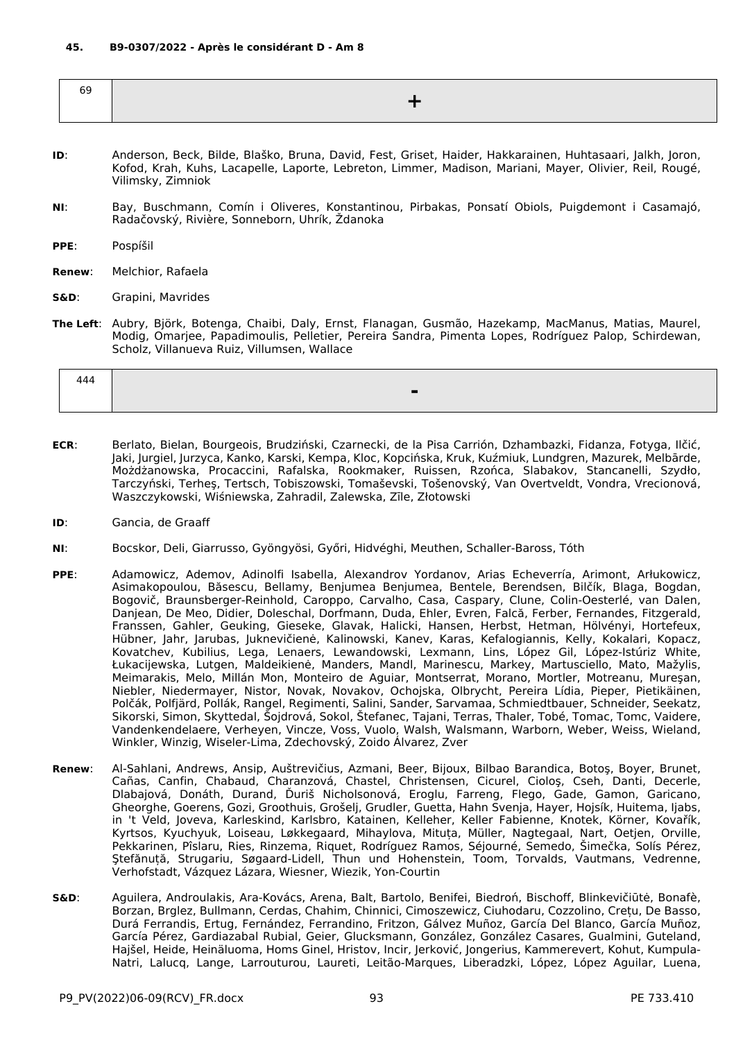**45. B9-0307/2022 - Après le considérant D - Am 8**

| 69 | + |
|---|---|

**ID**: Anderson, Beck, Bilde, Blaško, Bruna, David, Fest, Griset, Haider, Hakkarainen, Huhtasaari, Jalkh, Joron, Kofod, Krah, Kuhs, Lacapelle, Laporte, Lebreton, Limmer, Madison, Mariani, Mayer, Olivier, Reil, Rougé, Vilimsky, Zimniok

**NI**: Bay, Buschmann, Comín i Oliveres, Konstantinou, Pirbakas, Ponsatí Obiols, Puigdemont i Casamajó, Radačovský, Rivière, Sonneborn, Uhrík, Ždanoka

**PPE**: Pospíšil

**Renew**: Melchior, Rafaela

**S&D**: Grapini, Mavrides

**The Left**: Aubry, Björk, Botenga, Chaibi, Daly, Ernst, Flanagan, Gusmão, Hazekamp, MacManus, Matias, Maurel, Modig, Omarjee, Papadimoulis, Pelletier, Pereira Sandra, Pimenta Lopes, Rodríguez Palop, Schirdewan, Scholz, Villanueva Ruiz, Villumsen, Wallace

| 444 | - |
|---|---|

**ECR**: Berlato, Bielan, Bourgeois, Brudziński, Czarnecki, de la Pisa Carrión, Dzhambazki, Fidanza, Fotyga, Ilčić, Jaki, Jurgiel, Jurzyca, Kanko, Karski, Kempa, Kloc, Kopcińska, Kruk, Kuźmiuk, Lundgren, Mazurek, Melbārde, Możdżanowska, Procaccini, Rafalska, Rookmaker, Ruissen, Rzońca, Slabakov, Stancanelli, Szydło, Tarczyński, Terheş, Tertsch, Tobiszowski, Tomaševski, Tošenovský, Van Overtveldt, Vondra, Vrecionová, Waszczykowski, Wiśniewska, Zahradil, Zalewska, Zīle, Złotowski

**ID**: Gancia, de Graaff

**NI**: Bocskor, Deli, Giarrusso, Gyöngyösi, Győri, Hidvéghi, Meuthen, Schaller-Baross, Tóth

**PPE**: Adamowicz, Ademov, Adinolfi Isabella, Alexandrov Yordanov, Arias Echeverría, Arimont, Arłukowicz, Asimakopoulou, Băsescu, Bellamy, Benjumea Benjumea, Bentele, Berendsen, Bilčík, Blaga, Bogdan, Bogovič, Braunsberger-Reinhold, Caroppo, Carvalho, Casa, Caspary, Clune, Colin-Oesterlé, van Dalen, Danjean, De Meo, Didier, Doleschal, Dorfmann, Duda, Ehler, Evren, Falcă, Ferber, Fernandes, Fitzgerald, Franssen, Gahler, Geuking, Gieseke, Glavak, Halicki, Hansen, Herbst, Hetman, Hölvényi, Hortefeux, Hübner, Jahr, Jarubas, Juknevičienė, Kalinowski, Kanev, Karas, Kefalogiannis, Kelly, Kokalari, Kopacz, Kovatchev, Kubilius, Lega, Lenaers, Lewandowski, Lexmann, Lins, López Gil, López-Istúriz White, Łukacijewska, Lutgen, Maldeikienė, Manders, Mandl, Marinescu, Markey, Martusciello, Mato, Mažylis, Meimarakis, Melo, Millán Mon, Monteiro de Aguiar, Montserrat, Morano, Mortler, Motreanu, Mureşan, Niebler, Niedermayer, Nistor, Novak, Novakov, Ochojska, Olbrycht, Pereira Lídia, Pieper, Pietikäinen, Polčák, Polfjärd, Pollák, Rangel, Regimenti, Salini, Sander, Sarvamaa, Schmiedtbauer, Schneider, Seekatz, Sikorski, Simon, Skyttedal, Šojdrová, Sokol, Štefanec, Tajani, Terras, Thaler, Tobé, Tomac, Tomc, Vaidere, Vandenkendelaere, Verheyen, Vincze, Voss, Vuolo, Walsh, Walsmann, Warborn, Weber, Weiss, Wieland, Winkler, Winzig, Wiseler-Lima, Zdechovský, Zoido Álvarez, Zver

**Renew**: Al-Sahlani, Andrews, Ansip, Auštrevičius, Azmani, Beer, Bijoux, Bilbao Barandica, Botoş, Boyer, Brunet, Cañas, Canfin, Chabaud, Charanzová, Chastel, Christensen, Cicurel, Cioloş, Cseh, Danti, Decerle, Dlabajová, Donáth, Durand, Ďuriš Nicholsonová, Eroglu, Farreng, Flego, Gade, Gamon, Garicano, Gheorghe, Goerens, Gozi, Groothuis, Grošelj, Grudler, Guetta, Hahn Svenja, Hayer, Hojsík, Huitema, Ijabs, in 't Veld, Joveva, Karleskind, Karlsbro, Katainen, Kelleher, Keller Fabienne, Knotek, Körner, Kovařík, Kyrtsos, Kyuchyuk, Loiseau, Løkkegaard, Mihaylova, Mituța, Müller, Nagtegaal, Nart, Oetjen, Orville, Pekkarinen, Pîslaru, Ries, Rinzema, Riquet, Rodríguez Ramos, Séjourné, Semedo, Šimečka, Solís Pérez, Ştefănuță, Strugariu, Søgaard-Lidell, Thun und Hohenstein, Toom, Torvalds, Vautmans, Vedrenne, Verhofstadt, Vázquez Lázara, Wiesner, Wiezik, Yon-Courtin

**S&D**: Aguilera, Androulakis, Ara-Kovács, Arena, Balt, Bartolo, Benifei, Biedroń, Bischoff, Blinkevičiūtė, Bonafè, Borzan, Brglez, Bullmann, Cerdas, Chahim, Chinnici, Cimoszewicz, Ciuhodaru, Cozzolino, Crețu, De Basso, Durá Ferrandis, Ertug, Fernández, Ferrandino, Fritzon, Gálvez Muñoz, García Del Blanco, García Muñoz, García Pérez, Gardiazabal Rubial, Geier, Glucksmann, González, González Casares, Gualmini, Guteland, Hajšel, Heide, Heinäluoma, Homs Ginel, Hristov, Incir, Jerković, Jongerius, Kammerevert, Kohut, Kumpula-Natri, Lalucq, Lange, Larrouturou, Laureti, Leitão-Marques, Liberadzki, López, López Aguilar, Luena,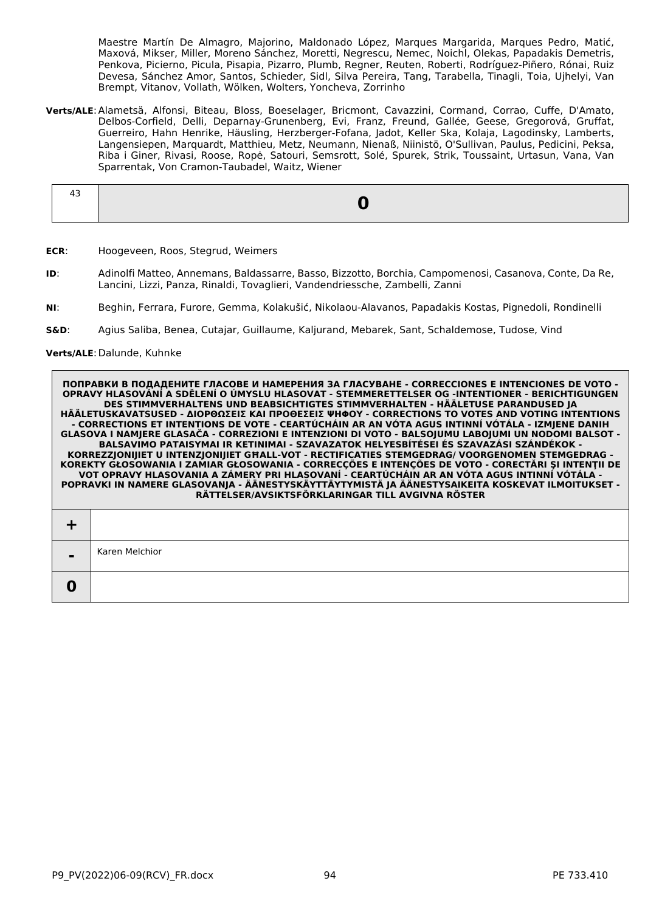Maestre Martín De Almagro, Majorino, Maldonado López, Marques Margarida, Marques Pedro, Matić, Maxová, Mikser, Miller, Moreno Sánchez, Moretti, Negrescu, Nemec, Noichl, Olekas, Papadakis Demetris, Penkova, Picierno, Picula, Pisapia, Pizarro, Plumb, Regner, Reuten, Roberti, Rodríguez-Piñero, Rónai, Ruiz Devesa, Sánchez Amor, Santos, Schieder, Sidl, Silva Pereira, Tang, Tarabella, Tinagli, Toia, Ujhelyi, Van Brempt, Vitanov, Vollath, Wölken, Wolters, Yoncheva, Zorrinho

**Verts/ALE**: Alametsä, Alfonsi, Biteau, Bloss, Boeselager, Bricmont, Cavazzini, Cormand, Corrao, Cuffe, D'Amato, Delbos-Corfield, Delli, Deparnay-Grunenberg, Evi, Franz, Freund, Gallée, Geese, Gregorová, Gruffat, Guerreiro, Hahn Henrike, Häusling, Herzberger-Fofana, Jadot, Keller Ska, Kolaja, Lagodinsky, Lamberts, Langensiepen, Marquardt, Matthieu, Metz, Neumann, Nienaß, Niinistö, O'Sullivan, Paulus, Pedicini, Peksa, Riba i Giner, Rivasi, Roose, Ropė, Satouri, Semsrott, Solé, Spurek, Strik, Toussaint, Urtasun, Vana, Van Sparrentak, Von Cramon-Taubadel, Waitz, Wiener

| 43 | **0** |
|---|---|

**ECR**: Hoogeveen, Roos, Stegrud, Weimers

**ID**: Adinolfi Matteo, Annemans, Baldassarre, Basso, Bizzotto, Borchia, Campomenosi, Casanova, Conte, Da Re, Lancini, Lizzi, Panza, Rinaldi, Tovaglieri, Vandendriessche, Zambelli, Zanni

**NI**: Beghin, Ferrara, Furore, Gemma, Kolakušić, Nikolaou-Alavanos, Papadakis Kostas, Pignedoli, Rondinelli

**S&D**: Agius Saliba, Benea, Cutajar, Guillaume, Kaljurand, Mebarek, Sant, Schaldemose, Tudose, Vind

**Verts/ALE**: Dalunde, Kuhnke

| ПОПРАВКИ В ПОДАДЕНИТЕ ГЛАСОВЕ И НАМЕРЕНИЯ ЗА ГЛАСУВАНЕ - CORRECCIONES E INTENCIONES DE VOTO - OPRAVY HLASOVÁNÍ A SDĚLENÍ O ÚMYSLU HLASOVAT - STEMMERETTELSER OG -INTENTIONER - BERICHTIGUNGEN DES STIMMVERHALTENS UND BEABSICHTIGTES STIMMVERHALTEN - HÄÄLETUSE PARANDUSED JA HÄÄLETUSKAVATSUSED - ΔΙΟΡΘΩΣΕΙΣ ΚΑΙ ΠΡΟΘΕΣΕΙΣ ΨΗΦΟΥ - CORRECTIONS TO VOTES AND VOTING INTENTIONS - CORRECTIONS ET INTENTIONS DE VOTE - CEARTÚCHÁIN AR AN VÓTA AGUS INTINNÍ VÓTÁLA - IZMJENE DANIH GLASOVA I NAMJERE GLASAČA - CORREZIONI E INTENZIONI DI VOTO - BALSOJUMU LABOJUMI UN NODOMI BALSOT - BALSAVIMO PATAISYMAI IR KETINIMAI - SZAVAZATOK HELYESBÍTÉSEI ÉS SZAVAZÁSI SZÁNDÉKOK - KORREZZJONIJIET U INTENZJONIJIET GĦALL-VOT - RECTIFICATIES STEMGEDRAG/ VOORGENOMEN STEMGEDRAG - KOREKTY GŁOSOWANIA I ZAMIAR GŁOSOWANIA - CORRECÇÕES E INTENÇÕES DE VOTO - CORECTĂRI ȘI INTENȚII DE VOT OPRAVY HLASOVANIA A ZÁMERY PRI HLASOVANÍ - CEARTÚCHÁIN AR AN VÓTA AGUS INTINNÍ VÓTÁLA - POPRAVKI IN NAMERE GLASOVANJA - ÄÄNESTYSKÄYTTÄYTYMISTÄ JA ÄÄNESTYSAIKEITA KOSKEVAT ILMOITUKSET - RÄTTELSER/AVSIKTSFÖRKLARINGAR TILL AVGIVNA RÖSTER | |
|---|---|
| **+** | |
| **-** | Karen Melchior |
| **0** | |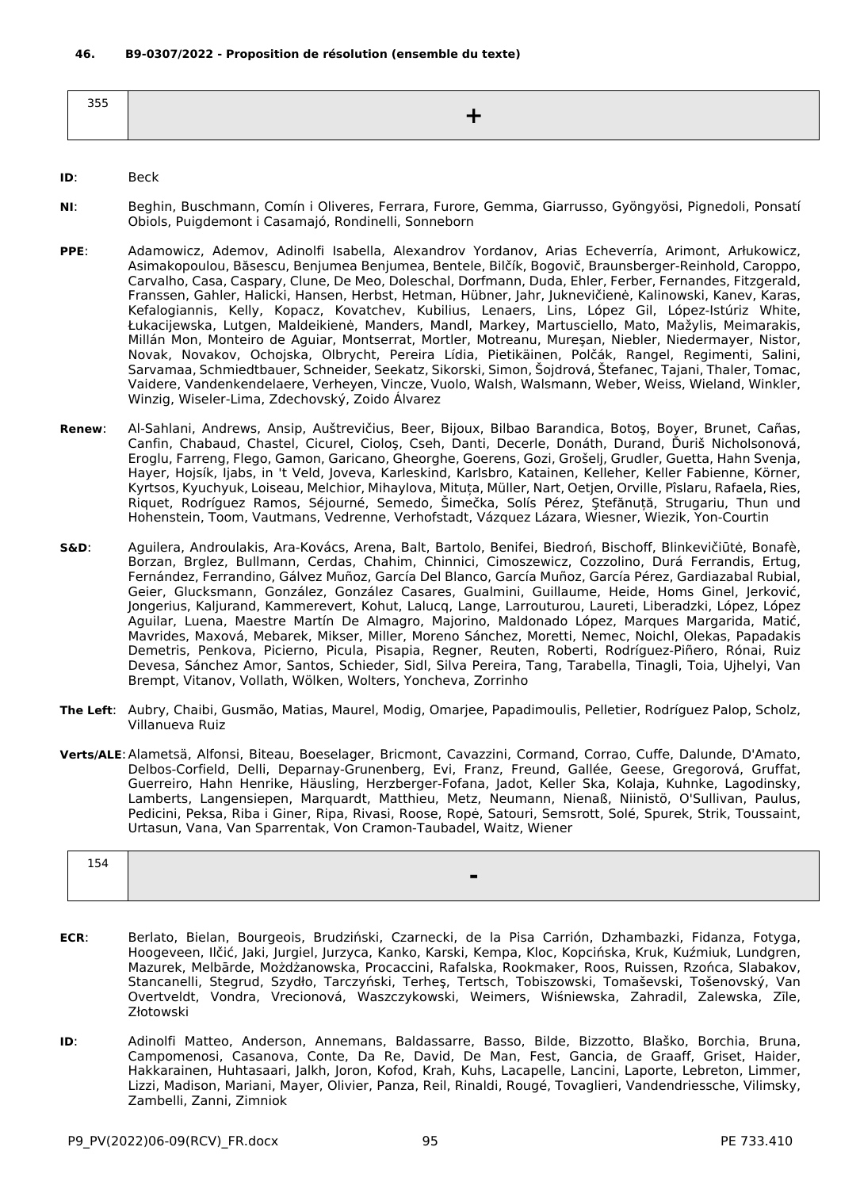**46. B9-0307/2022 - Proposition de résolution (ensemble du texte)**

| 355 | + |
|---|---|

**ID**: Beck

**NI**: Beghin, Buschmann, Comín i Oliveres, Ferrara, Furore, Gemma, Giarrusso, Gyöngyösi, Pignedoli, Ponsatí Obiols, Puigdemont i Casamajó, Rondinelli, Sonneborn

**PPE**: Adamowicz, Ademov, Adinolfi Isabella, Alexandrov Yordanov, Arias Echeverría, Arimont, Arłukowicz, Asimakopoulou, Băsescu, Benjumea Benjumea, Bentele, Bilčík, Bogovič, Braunsberger-Reinhold, Caroppo, Carvalho, Casa, Caspary, Clune, De Meo, Doleschal, Dorfmann, Duda, Ehler, Ferber, Fernandes, Fitzgerald, Franssen, Gahler, Halicki, Hansen, Herbst, Hetman, Hübner, Jahr, Juknevičienė, Kalinowski, Kanev, Karas, Kefalogiannis, Kelly, Kopacz, Kovatchev, Kubilius, Lenaers, Lins, López Gil, López-Istúriz White, Łukacijewska, Lutgen, Maldeikienė, Manders, Mandl, Markey, Martusciello, Mato, Mažylis, Meimarakis, Millán Mon, Monteiro de Aguiar, Montserrat, Mortler, Motreanu, Mureşan, Niebler, Niedermayer, Nistor, Novak, Novakov, Ochojska, Olbrycht, Pereira Lídia, Pietikäinen, Polčák, Rangel, Regimenti, Salini, Sarvamaa, Schmiedtbauer, Schneider, Seekatz, Sikorski, Simon, Šojdrová, Štefanec, Tajani, Thaler, Tomac, Vaidere, Vandenkendelaere, Verheyen, Vincze, Vuolo, Walsh, Walsmann, Weber, Weiss, Wieland, Winkler, Winzig, Wiseler-Lima, Zdechovský, Zoido Álvarez

**Renew**: Al-Sahlani, Andrews, Ansip, Auštrevičius, Beer, Bijoux, Bilbao Barandica, Botoş, Boyer, Brunet, Cañas, Canfin, Chabaud, Chastel, Cicurel, Cioloş, Cseh, Danti, Decerle, Donáth, Durand, Ďuriš Nicholsonová, Eroglu, Farreng, Flego, Gamon, Garicano, Gheorghe, Goerens, Gozi, Grošelj, Grudler, Guetta, Hahn Svenja, Hayer, Hojsík, Ijabs, in 't Veld, Joveva, Karleskind, Karlsbro, Katainen, Kelleher, Keller Fabienne, Körner, Kyrtsos, Kyuchyuk, Loiseau, Melchior, Mihaylova, Mituța, Müller, Nart, Oetjen, Orville, Pîslaru, Rafaela, Ries, Riquet, Rodríguez Ramos, Séjourné, Semedo, Šimečka, Solís Pérez, Ştefănuță, Strugariu, Thun und Hohenstein, Toom, Vautmans, Vedrenne, Verhofstadt, Vázquez Lázara, Wiesner, Wiezik, Yon-Courtin

**S&D**: Aguilera, Androulakis, Ara-Kovács, Arena, Balt, Bartolo, Benifei, Biedroń, Bischoff, Blinkevičiūtė, Bonafè, Borzan, Brglez, Bullmann, Cerdas, Chahim, Chinnici, Cimoszewicz, Cozzolino, Durá Ferrandis, Ertug, Fernández, Ferrandino, Gálvez Muñoz, García Del Blanco, García Muñoz, García Pérez, Gardiazabal Rubial, Geier, Glucksmann, González, González Casares, Gualmini, Guillaume, Heide, Homs Ginel, Jerković, Jongerius, Kaljurand, Kammerevert, Kohut, Lalucq, Lange, Larrouturou, Laureti, Liberadzki, López, López Aguilar, Luena, Maestre Martín De Almagro, Majorino, Maldonado López, Marques Margarida, Matić, Mavrides, Maxová, Mebarek, Mikser, Miller, Moreno Sánchez, Moretti, Nemec, Noichl, Olekas, Papadakis Demetris, Penkova, Picierno, Picula, Pisapia, Regner, Reuten, Roberti, Rodríguez-Piñero, Rónai, Ruiz Devesa, Sánchez Amor, Santos, Schieder, Sidl, Silva Pereira, Tang, Tarabella, Tinagli, Toia, Ujhelyi, Van Brempt, Vitanov, Vollath, Wölken, Wolters, Yoncheva, Zorrinho

**The Left**: Aubry, Chaibi, Gusmão, Matias, Maurel, Modig, Omarjee, Papadimoulis, Pelletier, Rodríguez Palop, Scholz, Villanueva Ruiz

**Verts/ALE**: Alametsä, Alfonsi, Biteau, Boeselager, Bricmont, Cavazzini, Cormand, Corrao, Cuffe, Dalunde, D'Amato, Delbos-Corfield, Delli, Deparnay-Grunenberg, Evi, Franz, Freund, Gallée, Geese, Gregorová, Gruffat, Guerreiro, Hahn Henrike, Häusling, Herzberger-Fofana, Jadot, Keller Ska, Kolaja, Kuhnke, Lagodinsky, Lamberts, Langensiepen, Marquardt, Matthieu, Metz, Neumann, Nienaß, Niinistö, O'Sullivan, Paulus, Pedicini, Peksa, Riba i Giner, Ripa, Rivasi, Roose, Ropė, Satouri, Semsrott, Solé, Spurek, Strik, Toussaint, Urtasun, Vana, Van Sparrentak, Von Cramon-Taubadel, Waitz, Wiener

| 154 | - |
|---|---|

**ECR**: Berlato, Bielan, Bourgeois, Brudziński, Czarnecki, de la Pisa Carrión, Dzhambazki, Fidanza, Fotyga, Hoogeveen, Ilčić, Jaki, Jurgiel, Jurzyca, Kanko, Karski, Kempa, Kloc, Kopcińska, Kruk, Kuźmiuk, Lundgren, Mazurek, Melbārde, Możdżanowska, Procaccini, Rafalska, Rookmaker, Roos, Ruissen, Rzońca, Slabakov, Stancanelli, Stegrud, Szydło, Tarczyński, Terheş, Tertsch, Tobiszowski, Tomaševski, Tošenovský, Van Overtveldt, Vondra, Vrecionová, Waszczykowski, Weimers, Wiśniewska, Zahradil, Zalewska, Zīle, Złotowski

**ID**: Adinolfi Matteo, Anderson, Annemans, Baldassarre, Basso, Bilde, Bizzotto, Blaško, Borchia, Bruna, Campomenosi, Casanova, Conte, Da Re, David, De Man, Fest, Gancia, de Graaff, Griset, Haider, Hakkarainen, Huhtasaari, Jalkh, Joron, Kofod, Krah, Kuhs, Lacapelle, Lancini, Laporte, Lebreton, Limmer, Lizzi, Madison, Mariani, Mayer, Olivier, Panza, Reil, Rinaldi, Rougé, Tovaglieri, Vandendriessche, Vilimsky, Zambelli, Zanni, Zimniok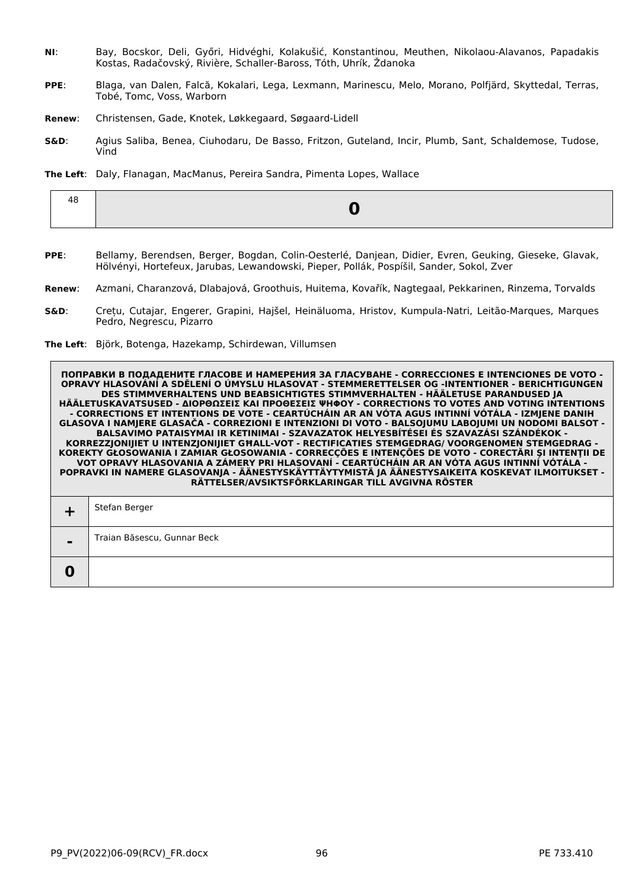**NI**: Bay, Bocskor, Deli, Győri, Hidvéghi, Kolakušić, Konstantinou, Meuthen, Nikolaou-Alavanos, Papadakis Kostas, Radačovský, Rivière, Schaller-Baross, Tóth, Uhrík, Ždanoka

**PPE**: Blaga, van Dalen, Falcă, Kokalari, Lega, Lexmann, Marinescu, Melo, Morano, Polfjärd, Skyttedal, Terras, Tobé, Tomc, Voss, Warborn

**Renew**: Christensen, Gade, Knotek, Løkkegaard, Søgaard-Lidell

**S&D**: Agius Saliba, Benea, Ciuhodaru, De Basso, Fritzon, Guteland, Incir, Plumb, Sant, Schaldemose, Tudose, Vind

**The Left**: Daly, Flanagan, MacManus, Pereira Sandra, Pimenta Lopes, Wallace

| 48 | **0** |
|---|---|

**PPE**: Bellamy, Berendsen, Berger, Bogdan, Colin-Oesterlé, Danjean, Didier, Evren, Geuking, Gieseke, Glavak, Hölvényi, Hortefeux, Jarubas, Lewandowski, Pieper, Pollák, Pospíšil, Sander, Sokol, Zver

**Renew**: Azmani, Charanzová, Dlabajová, Groothuis, Huitema, Kovařík, Nagtegaal, Pekkarinen, Rinzema, Torvalds

**S&D**: Crețu, Cutajar, Engerer, Grapini, Hajšel, Heinäluoma, Hristov, Kumpula-Natri, Leitão-Marques, Marques Pedro, Negrescu, Pizarro

**The Left**: Björk, Botenga, Hazekamp, Schirdewan, Villumsen

| ПОПРАВКИ В ПОДАДЕНИТЕ ГЛАСОВЕ И НАМЕРЕНИЯ ЗА ГЛАСУВАНЕ - CORRECCIONES E INTENCIONES DE VOTO - OPRAVY HLASOVÁNÍ A SDĚLENÍ O ÚMYSLU HLASOVAT - STEMMERETTELSER OG -INTENTIONER - BERICHTIGUNGEN DES STIMMVERHALTENS UND BEABSICHTIGTES STIMMVERHALTEN - HÄÄLETUSE PARANDUSED JA HÄÄLETUSKAVATSUSED - ΔΙΟΡΘΩΣΕΙΣ ΚΑΙ ΠΡΟΘΕΣΕΙΣ ΨΗΦΟΥ - CORRECTIONS TO VOTES AND VOTING INTENTIONS - CORRECTIONS ET INTENTIONS DE VOTE - CEARTÚCHÁIN AR AN VÓTA AGUS INTINNÍ VÓTÁLA - IZMJENE DANIH GLASOVA I NAMJERE GLASAČA - CORREZIONI E INTENZIONI DI VOTO - BALSOJUMU LABOJUMI UN NODOMI BALSOT - BALSAVIMO PATAISYMAI IR KETINIMAI - SZAVAZATOK HELYESBÍTÉSEI ÉS SZAVAZÁSI SZÁNDÉKOK - KORREZZJONIJIET U INTENZJONIJIET GĦALL-VOT - RECTIFICATIES STEMGEDRAG/ VOORGENOMEN STEMGEDRAG - KOREKTY GŁOSOWANIA I ZAMIAR GŁOSOWANIA - CORRECÇÕES E INTENÇÕES DE VOTO - CORECTĂRI ȘI INTENȚII DE VOT OPRAVY HLASOVANIA A ZÁMERY PRI HLASOVANÍ - CEARTÚCHÁIN AR AN VÓTA AGUS INTINNÍ VÓTÁLA - POPRAVKI IN NAMERE GLASOVANJA - ÄÄNESTYSKÄYTTÄYTYMISTÄ JA ÄÄNESTYSAIKEITA KOSKEVAT ILMOITUKSET - RÄTTELSER/AVSIKTSFÖRKLARINGAR TILL AVGIVNA RÖSTER | |
|---|---|
| **+** | Stefan Berger |
| **-** | Traian Băsescu, Gunnar Beck |
| **0** | |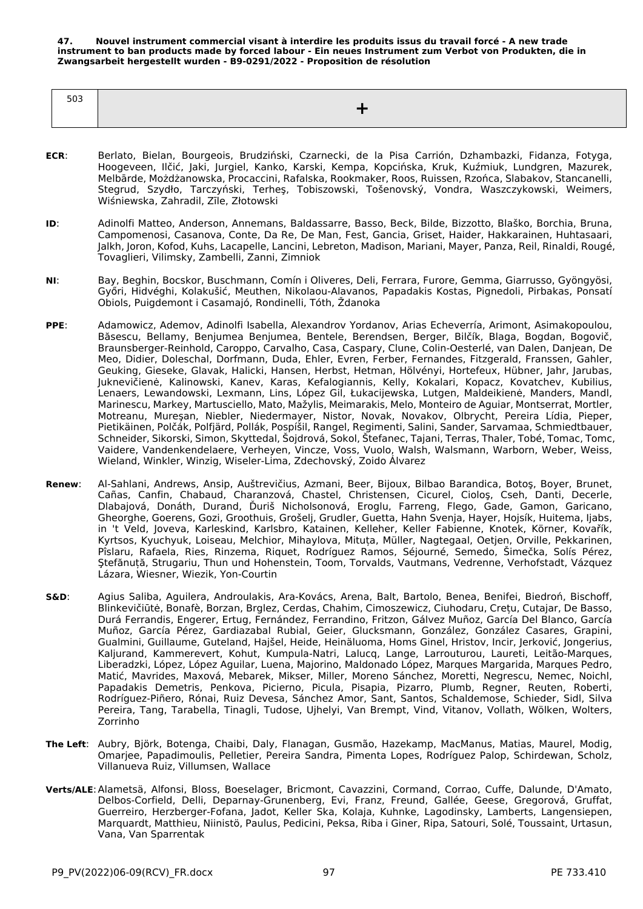**47. Nouvel instrument commercial visant à interdire les produits issus du travail forcé - A new trade instrument to ban products made by forced labour - Ein neues Instrument zum Verbot von Produkten, die in Zwangsarbeit hergestellt wurden - B9-0291/2022 - Proposition de résolution**

| 503 | + |
|---|---|

**ECR**: Berlato, Bielan, Bourgeois, Brudziński, Czarnecki, de la Pisa Carrión, Dzhambazki, Fidanza, Fotyga, Hoogeveen, Ilčić, Jaki, Jurgiel, Kanko, Karski, Kempa, Kopcińska, Kruk, Kuźmiuk, Lundgren, Mazurek, Melbārde, Możdżanowska, Procaccini, Rafalska, Rookmaker, Roos, Ruissen, Rzońca, Slabakov, Stancanelli, Stegrud, Szydło, Tarczyński, Terheş, Tobiszowski, Tošenovský, Vondra, Waszczykowski, Weimers, Wiśniewska, Zahradil, Zīle, Złotowski

**ID**: Adinolfi Matteo, Anderson, Annemans, Baldassarre, Basso, Beck, Bilde, Bizzotto, Blaško, Borchia, Bruna, Campomenosi, Casanova, Conte, Da Re, De Man, Fest, Gancia, Griset, Haider, Hakkarainen, Huhtasaari, Jalkh, Joron, Kofod, Kuhs, Lacapelle, Lancini, Lebreton, Madison, Mariani, Mayer, Panza, Reil, Rinaldi, Rougé, Tovaglieri, Vilimsky, Zambelli, Zanni, Zimniok

**NI**: Bay, Beghin, Bocskor, Buschmann, Comín i Oliveres, Deli, Ferrara, Furore, Gemma, Giarrusso, Gyöngyösi, Győri, Hidvéghi, Kolakušić, Meuthen, Nikolaou-Alavanos, Papadakis Kostas, Pignedoli, Pirbakas, Ponsatí Obiols, Puigdemont i Casamajó, Rondinelli, Tóth, Ždanoka

**PPE**: Adamowicz, Ademov, Adinolfi Isabella, Alexandrov Yordanov, Arias Echeverría, Arimont, Asimakopoulou, Băsescu, Bellamy, Benjumea Benjumea, Bentele, Berendsen, Berger, Bilčík, Blaga, Bogdan, Bogovič, Braunsberger-Reinhold, Caroppo, Carvalho, Casa, Caspary, Clune, Colin-Oesterlé, van Dalen, Danjean, De Meo, Didier, Doleschal, Dorfmann, Duda, Ehler, Evren, Ferber, Fernandes, Fitzgerald, Franssen, Gahler, Geuking, Gieseke, Glavak, Halicki, Hansen, Herbst, Hetman, Hölvényi, Hortefeux, Hübner, Jahr, Jarubas, Juknevičienė, Kalinowski, Kanev, Karas, Kefalogiannis, Kelly, Kokalari, Kopacz, Kovatchev, Kubilius, Lenaers, Lewandowski, Lexmann, Lins, López Gil, Łukacijewska, Lutgen, Maldeikienė, Manders, Mandl, Marinescu, Markey, Martusciello, Mato, Mažylis, Meimarakis, Melo, Monteiro de Aguiar, Montserrat, Mortler, Motreanu, Mureşan, Niebler, Niedermayer, Nistor, Novak, Novakov, Olbrycht, Pereira Lídia, Pieper, Pietikäinen, Polčák, Polfjärd, Pollák, Pospíšil, Rangel, Regimenti, Salini, Sander, Sarvamaa, Schmiedtbauer, Schneider, Sikorski, Simon, Skyttedal, Šojdrová, Sokol, Štefanec, Tajani, Terras, Thaler, Tobé, Tomac, Tomc, Vaidere, Vandenkendelaere, Verheyen, Vincze, Voss, Vuolo, Walsh, Walsmann, Warborn, Weber, Weiss, Wieland, Winkler, Winzig, Wiseler-Lima, Zdechovský, Zoido Álvarez

**Renew**: Al-Sahlani, Andrews, Ansip, Auštrevičius, Azmani, Beer, Bijoux, Bilbao Barandica, Botoş, Boyer, Brunet, Cañas, Canfin, Chabaud, Charanzová, Chastel, Christensen, Cicurel, Cioloş, Cseh, Danti, Decerle, Dlabajová, Donáth, Durand, Ďuriš Nicholsonová, Eroglu, Farreng, Flego, Gade, Gamon, Garicano, Gheorghe, Goerens, Gozi, Groothuis, Grošelj, Grudler, Guetta, Hahn Svenja, Hayer, Hojsík, Huitema, Ijabs, in 't Veld, Joveva, Karleskind, Karlsbro, Katainen, Kelleher, Keller Fabienne, Knotek, Körner, Kovařík, Kyrtsos, Kyuchyuk, Loiseau, Melchior, Mihaylova, Mituța, Müller, Nagtegaal, Oetjen, Orville, Pekkarinen, Pîslaru, Rafaela, Ries, Rinzema, Riquet, Rodríguez Ramos, Séjourné, Semedo, Šimečka, Solís Pérez, Ştefănuță, Strugariu, Thun und Hohenstein, Toom, Torvalds, Vautmans, Vedrenne, Verhofstadt, Vázquez Lázara, Wiesner, Wiezik, Yon-Courtin

**S&D**: Agius Saliba, Aguilera, Androulakis, Ara-Kovács, Arena, Balt, Bartolo, Benea, Benifei, Biedroń, Bischoff, Blinkevičiūtė, Bonafè, Borzan, Brglez, Cerdas, Chahim, Cimoszewicz, Ciuhodaru, Crețu, Cutajar, De Basso, Durá Ferrandis, Engerer, Ertug, Fernández, Ferrandino, Fritzon, Gálvez Muñoz, García Del Blanco, García Muñoz, García Pérez, Gardiazabal Rubial, Geier, Glucksmann, González, González Casares, Grapini, Gualmini, Guillaume, Guteland, Hajšel, Heide, Heinäluoma, Homs Ginel, Hristov, Incir, Jerković, Jongerius, Kaljurand, Kammerevert, Kohut, Kumpula-Natri, Lalucq, Lange, Larrouturou, Laureti, Leitão-Marques, Liberadzki, López, López Aguilar, Luena, Majorino, Maldonado López, Marques Margarida, Marques Pedro, Matić, Mavrides, Maxová, Mebarek, Mikser, Miller, Moreno Sánchez, Moretti, Negrescu, Nemec, Noichl, Papadakis Demetris, Penkova, Picierno, Picula, Pisapia, Pizarro, Plumb, Regner, Reuten, Roberti, Rodríguez-Piñero, Rónai, Ruiz Devesa, Sánchez Amor, Sant, Santos, Schaldemose, Schieder, Sidl, Silva Pereira, Tang, Tarabella, Tinagli, Tudose, Ujhelyi, Van Brempt, Vind, Vitanov, Vollath, Wölken, Wolters, Zorrinho

**The Left**: Aubry, Björk, Botenga, Chaibi, Daly, Flanagan, Gusmão, Hazekamp, MacManus, Matias, Maurel, Modig, Omarjee, Papadimoulis, Pelletier, Pereira Sandra, Pimenta Lopes, Rodríguez Palop, Schirdewan, Scholz, Villanueva Ruiz, Villumsen, Wallace

**Verts/ALE**: Alametsä, Alfonsi, Bloss, Boeselager, Bricmont, Cavazzini, Cormand, Corrao, Cuffe, Dalunde, D'Amato, Delbos-Corfield, Delli, Deparnay-Grunenberg, Evi, Franz, Freund, Gallée, Geese, Gregorová, Gruffat, Guerreiro, Herzberger-Fofana, Jadot, Keller Ska, Kolaja, Kuhnke, Lagodinsky, Lamberts, Langensiepen, Marquardt, Matthieu, Niinistö, Paulus, Pedicini, Peksa, Riba i Giner, Ripa, Satouri, Solé, Toussaint, Urtasun, Vana, Van Sparrentak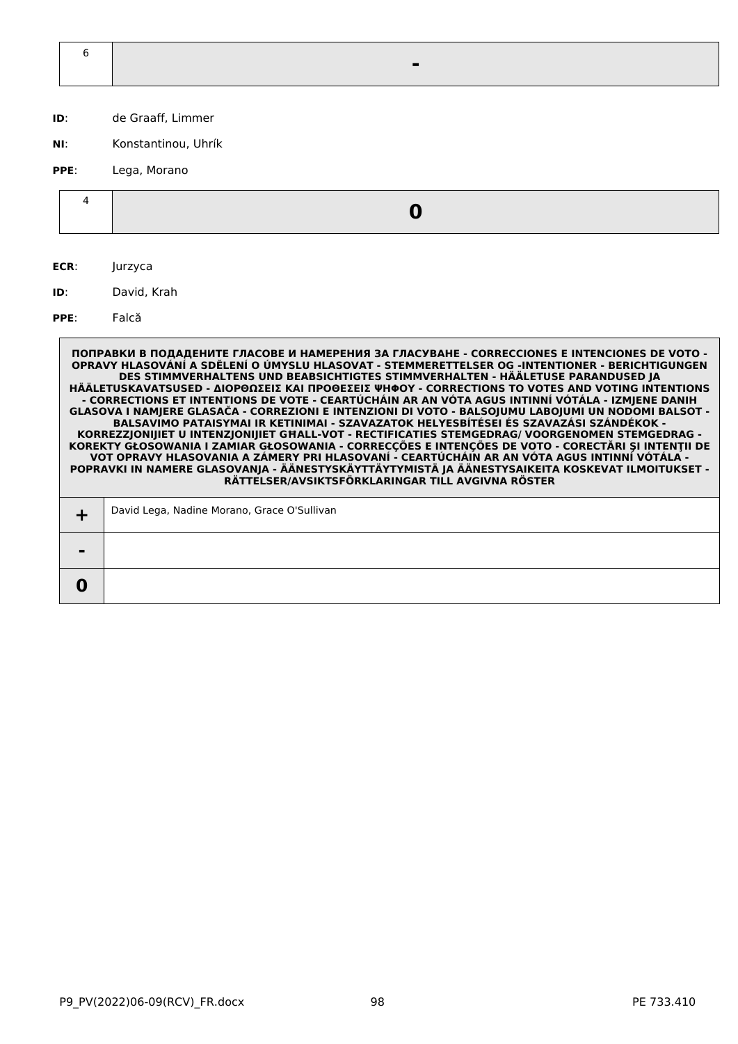| 6 | - |
|---|---|

**ID**: de Graaff, Limmer

**NI**: Konstantinou, Uhrík

**PPE**: Lega, Morano

| 4 | 0 |
|---|---|

**ECR**: Jurzyca

**ID**: David, Krah

**PPE**: Falcă

| ПОПРАВКИ В ПОДАДЕНИТЕ ГЛАСОВЕ И НАМЕРЕНИЯ ЗА ГЛАСУВАНЕ - CORRECCIONES E INTENCIONES DE VOTO - OPRAVY HLASOVÁNÍ A SDĚLENÍ O ÚMYSLU HLASOVAT - STEMMERETTELSER OG -INTENTIONER - BERICHTIGUNGEN DES STIMMVERHALTENS UND BEABSICHTIGTES STIMMVERHALTEN - HÄÄLETUSE PARANDUSED JA HÄÄLETUSKAVATSUSED - ΔΙΟΡΘΩΣΕΙΣ ΚΑΙ ΠΡΟΘΕΣΕΙΣ ΨΗΦΟΥ - CORRECTIONS TO VOTES AND VOTING INTENTIONS - CORRECTIONS ET INTENTIONS DE VOTE - CEARTÚCHÁIN AR AN VÓTA AGUS INTINNÍ VÓTÁLA - IZMJENE DANIH GLASOVA I NAMJERE GLASAČA - CORREZIONI E INTENZIONI DI VOTO - BALSOJUMU LABOJUMI UN NODOMI BALSOT - BALSAVIMO PATAISYMAI IR KETINIMAI - SZAVAZATOK HELYESBÍTÉSEI ÉS SZAVAZÁSI SZÁNDÉKOK - KORREZZJONIJIET U INTENZJONIJIET GĦALL-VOT - RECTIFICATIES STEMGEDRAG/ VOORGENOMEN STEMGEDRAG - KOREKTY GŁOSOWANIA I ZAMIAR GŁOSOWANIA - CORRECÇÕES E INTENÇÕES DE VOTO - CORECTĂRI ŞI INTENŢII DE VOT OPRAVY HLASOVANIA A ZÁMERY PRI HLASOVANÍ - CEARTÚCHÁIN AR AN VÓTA AGUS INTINNÍ VÓTÁLA - POPRAVKI IN NAMERE GLASOVANJA - ÄÄNESTYSKÄYTTÄYTYMISTÄ JA ÄÄNESTYSAIKEITA KOSKEVAT ILMOITUKSET - RÄTTELSER/AVSIKTSFÖRKLARINGAR TILL AVGIVNA RÖSTER | |
|---|---|
| + | David Lega, Nadine Morano, Grace O'Sullivan |
| - | |
| 0 | |